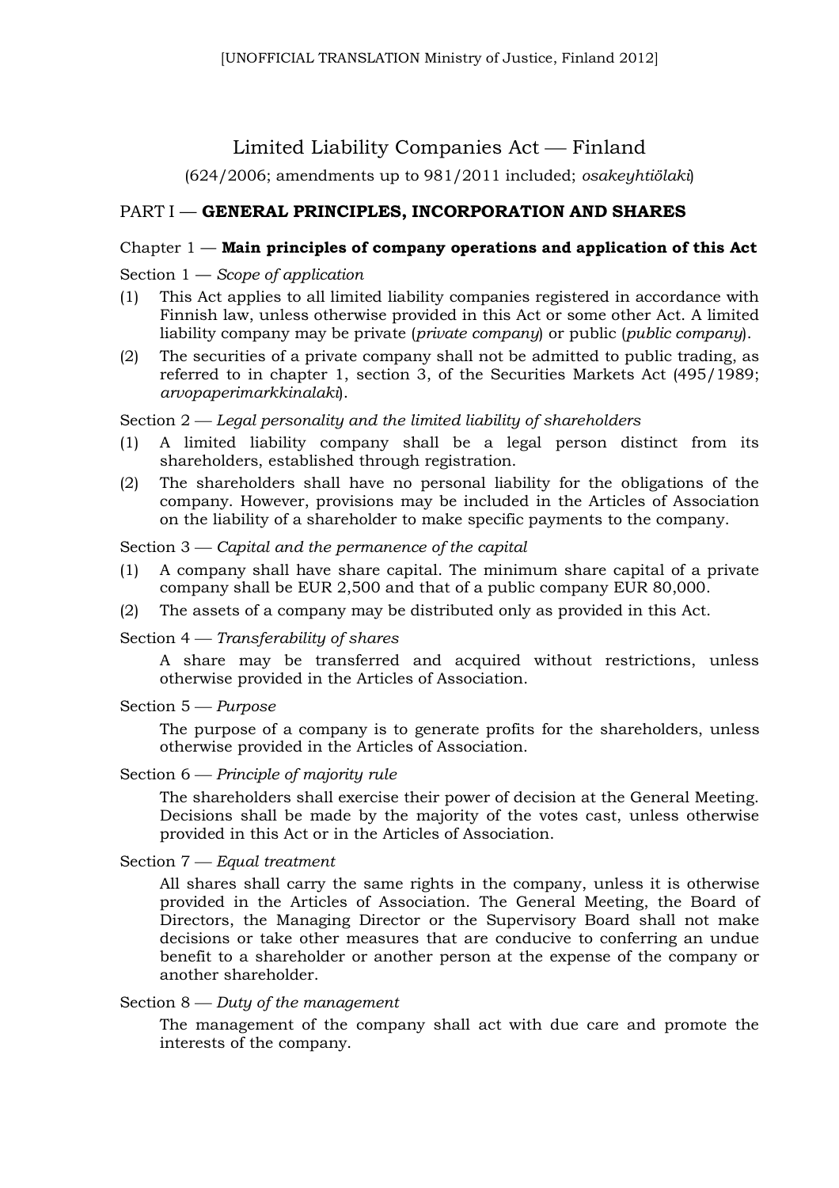[UNOFFICIAL TRANSLATION Ministry of Justice, Finland 2012]

# Limited Liability Companies Act — Finland

(624/2006; amendments up to 981/2011 included; *osakeyhtiölaki*)

## PART I — GENERAL PRINCIPLES, INCORPORATION AND SHARES

### Chapter 1 — Main principles of company operations and application of this Act

Section 1 — *Scope of application*

(1) This Act applies to all limited liability companies registered in accordance with Finnish law, unless otherwise provided in this Act or some other Act. A limited liability company may be private (*private company*) or public (*public company*).

(2) The securities of a private company shall not be admitted to public trading, as referred to in chapter 1, section 3, of the Securities Markets Act (495/1989; *arvopaperimarkkinalaki*).

Section 2 — *Legal personality and the limited liability of shareholders*

(1) A limited liability company shall be a legal person distinct from its shareholders, established through registration.

(2) The shareholders shall have no personal liability for the obligations of the company. However, provisions may be included in the Articles of Association on the liability of a shareholder to make specific payments to the company.

Section 3 — *Capital and the permanence of the capital*

(1) A company shall have share capital. The minimum share capital of a private company shall be EUR 2,500 and that of a public company EUR 80,000.

(2) The assets of a company may be distributed only as provided in this Act.

Section 4 — *Transferability of shares*

A share may be transferred and acquired without restrictions, unless otherwise provided in the Articles of Association.

Section 5 — *Purpose*

The purpose of a company is to generate profits for the shareholders, unless otherwise provided in the Articles of Association.

Section 6 — *Principle of majority rule*

The shareholders shall exercise their power of decision at the General Meeting. Decisions shall be made by the majority of the votes cast, unless otherwise provided in this Act or in the Articles of Association.

Section 7 — *Equal treatment*

All shares shall carry the same rights in the company, unless it is otherwise provided in the Articles of Association. The General Meeting, the Board of Directors, the Managing Director or the Supervisory Board shall not make decisions or take other measures that are conducive to conferring an undue benefit to a shareholder or another person at the expense of the company or another shareholder.

Section 8 — *Duty of the management*

The management of the company shall act with due care and promote the interests of the company.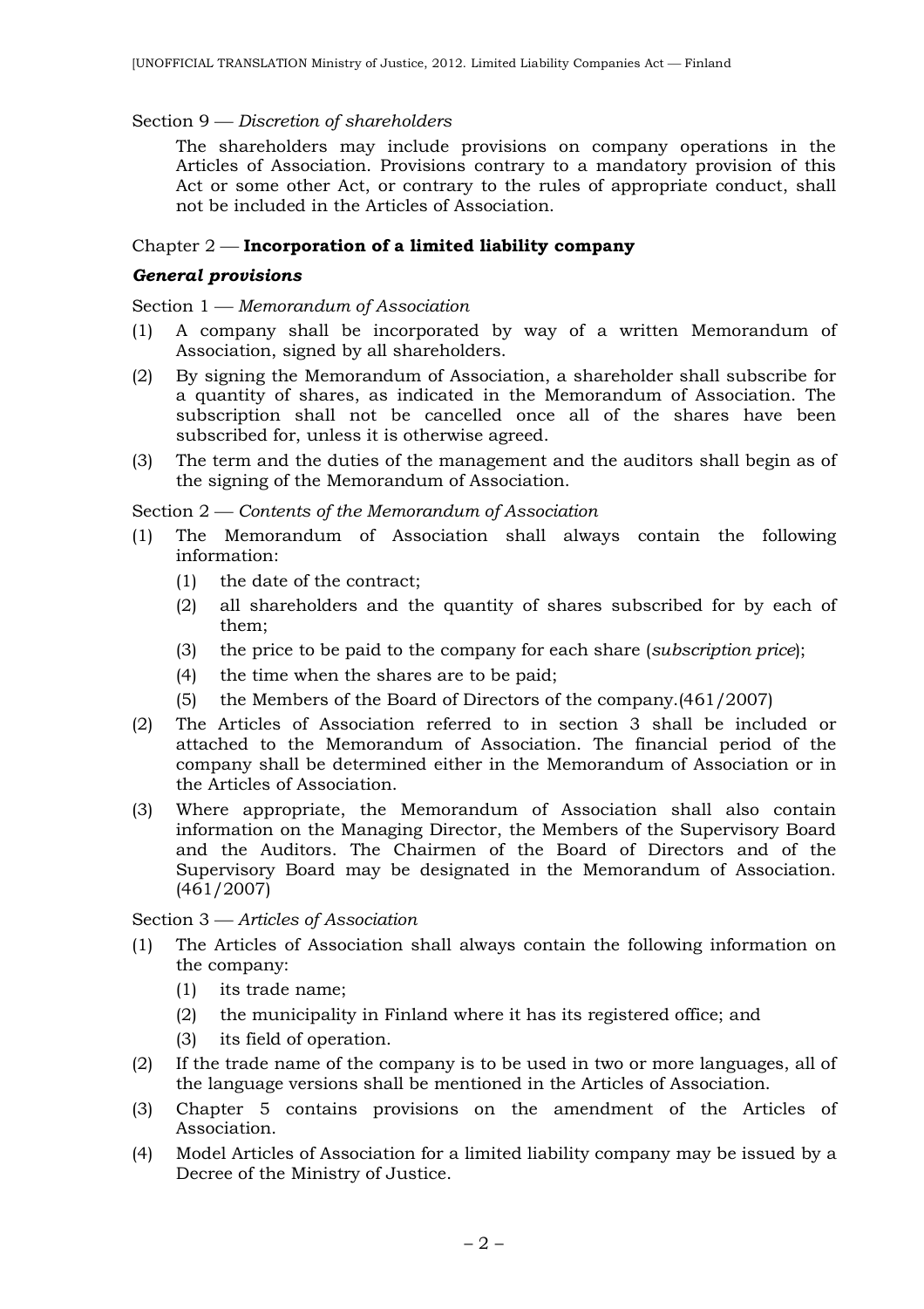Section 9 — *Discretion of shareholders*

The shareholders may include provisions on company operations in the Articles of Association. Provisions contrary to a mandatory provision of this Act or some other Act, or contrary to the rules of appropriate conduct, shall not be included in the Articles of Association.

## Chapter 2 — **Incorporation of a limited liability company**

### ***General provisions***

Section 1 — *Memorandum of Association*

(1) A company shall be incorporated by way of a written Memorandum of Association, signed by all shareholders.

(2) By signing the Memorandum of Association, a shareholder shall subscribe for a quantity of shares, as indicated in the Memorandum of Association. The subscription shall not be cancelled once all of the shares have been subscribed for, unless it is otherwise agreed.

(3) The term and the duties of the management and the auditors shall begin as of the signing of the Memorandum of Association.

Section 2 — *Contents of the Memorandum of Association*

(1) The Memorandum of Association shall always contain the following information:

  (1) the date of the contract;

  (2) all shareholders and the quantity of shares subscribed for by each of them;

  (3) the price to be paid to the company for each share (*subscription price*);

  (4) the time when the shares are to be paid;

  (5) the Members of the Board of Directors of the company.(461/2007)

(2) The Articles of Association referred to in section 3 shall be included or attached to the Memorandum of Association. The financial period of the company shall be determined either in the Memorandum of Association or in the Articles of Association.

(3) Where appropriate, the Memorandum of Association shall also contain information on the Managing Director, the Members of the Supervisory Board and the Auditors. The Chairmen of the Board of Directors and of the Supervisory Board may be designated in the Memorandum of Association. (461/2007)

Section 3 — *Articles of Association*

(1) The Articles of Association shall always contain the following information on the company:

  (1) its trade name;

  (2) the municipality in Finland where it has its registered office; and

  (3) its field of operation.

(2) If the trade name of the company is to be used in two or more languages, all of the language versions shall be mentioned in the Articles of Association.

(3) Chapter 5 contains provisions on the amendment of the Articles of Association.

(4) Model Articles of Association for a limited liability company may be issued by a Decree of the Ministry of Justice.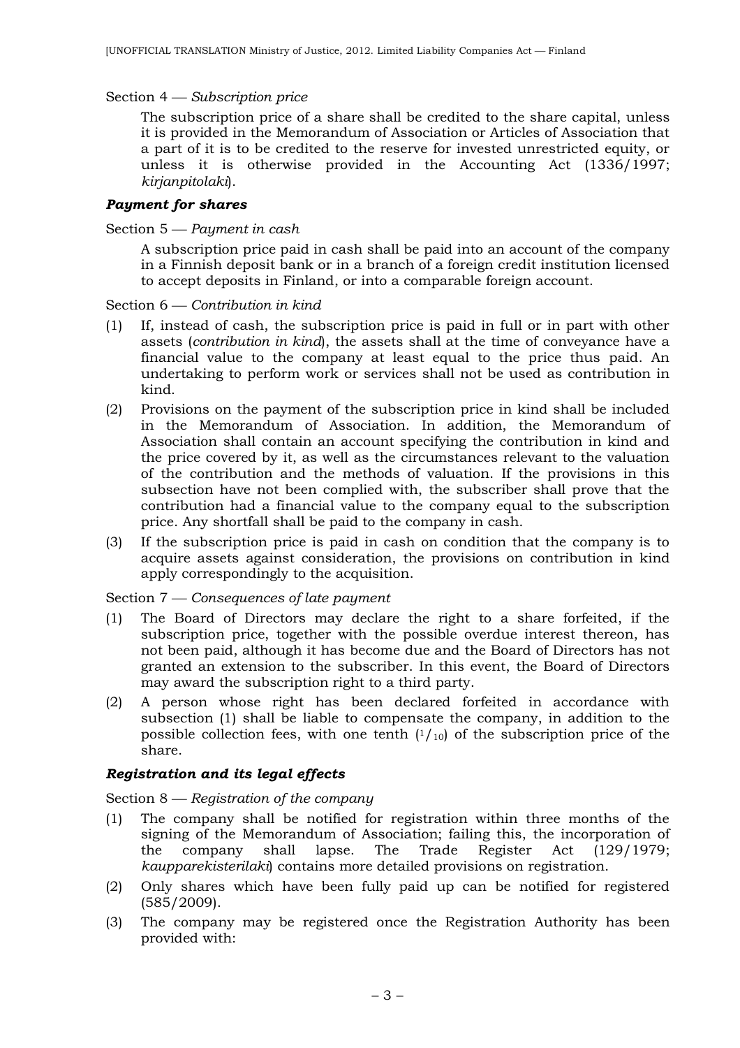Section 4 — *Subscription price*

The subscription price of a share shall be credited to the share capital, unless it is provided in the Memorandum of Association or Articles of Association that a part of it is to be credited to the reserve for invested unrestricted equity, or unless it is otherwise provided in the Accounting Act (1336/1997; *kirjanpitolaki*).

### *Payment for shares*

Section 5 — *Payment in cash*

A subscription price paid in cash shall be paid into an account of the company in a Finnish deposit bank or in a branch of a foreign credit institution licensed to accept deposits in Finland, or into a comparable foreign account.

Section 6 — *Contribution in kind*

(1) If, instead of cash, the subscription price is paid in full or in part with other assets (*contribution in kind*), the assets shall at the time of conveyance have a financial value to the company at least equal to the price thus paid. An undertaking to perform work or services shall not be used as contribution in kind.

(2) Provisions on the payment of the subscription price in kind shall be included in the Memorandum of Association. In addition, the Memorandum of Association shall contain an account specifying the contribution in kind and the price covered by it, as well as the circumstances relevant to the valuation of the contribution and the methods of valuation. If the provisions in this subsection have not been complied with, the subscriber shall prove that the contribution had a financial value to the company equal to the subscription price. Any shortfall shall be paid to the company in cash.

(3) If the subscription price is paid in cash on condition that the company is to acquire assets against consideration, the provisions on contribution in kind apply correspondingly to the acquisition.

Section 7 — *Consequences of late payment*

(1) The Board of Directors may declare the right to a share forfeited, if the subscription price, together with the possible overdue interest thereon, has not been paid, although it has become due and the Board of Directors has not granted an extension to the subscriber. In this event, the Board of Directors may award the subscription right to a third party.

(2) A person whose right has been declared forfeited in accordance with subsection (1) shall be liable to compensate the company, in addition to the possible collection fees, with one tenth ($^{1}/_{10}$) of the subscription price of the share.

### *Registration and its legal effects*

Section 8 — *Registration of the company*

(1) The company shall be notified for registration within three months of the signing of the Memorandum of Association; failing this, the incorporation of the company shall lapse. The Trade Register Act (129/1979; *kaupparekisterilaki*) contains more detailed provisions on registration.

(2) Only shares which have been fully paid up can be notified for registered (585/2009).

(3) The company may be registered once the Registration Authority has been provided with: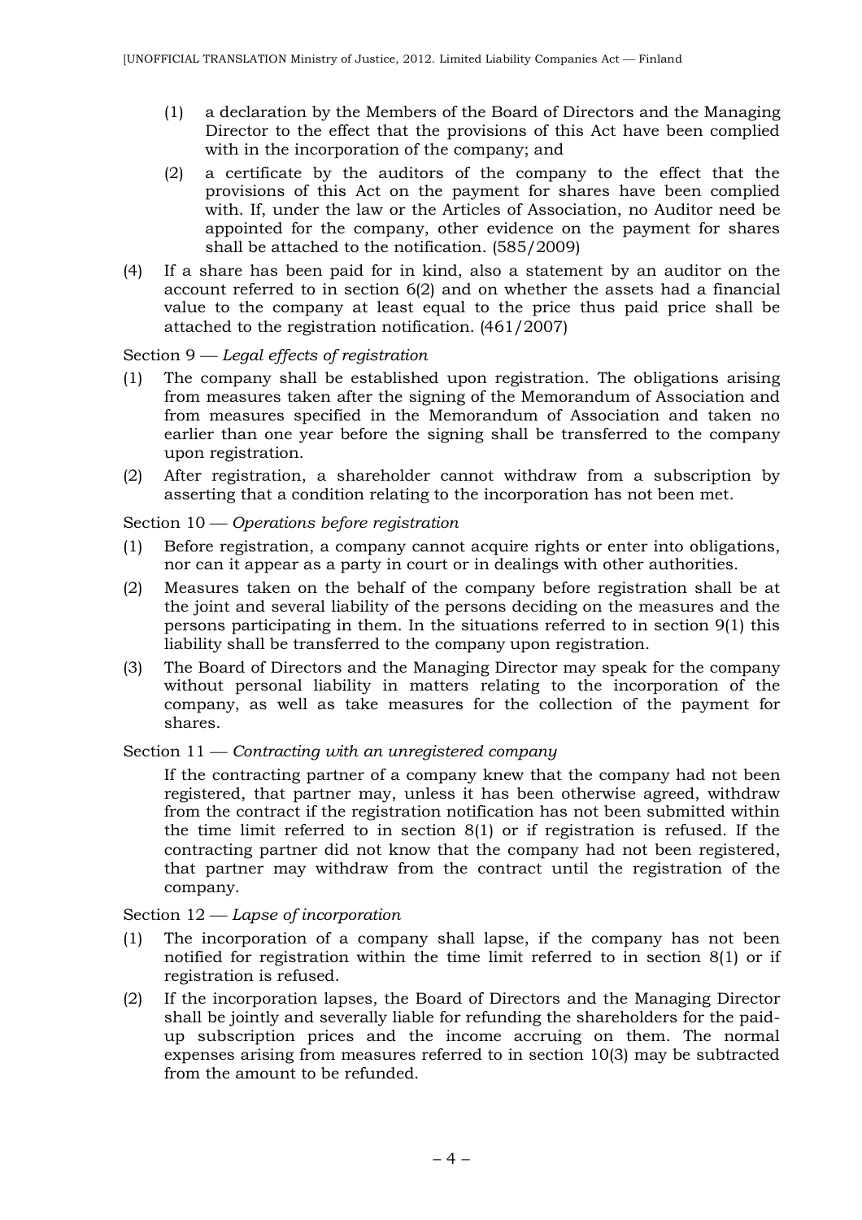(1) a declaration by the Members of the Board of Directors and the Managing Director to the effect that the provisions of this Act have been complied with in the incorporation of the company; and

(2) a certificate by the auditors of the company to the effect that the provisions of this Act on the payment for shares have been complied with. If, under the law or the Articles of Association, no Auditor need be appointed for the company, other evidence on the payment for shares shall be attached to the notification. (585/2009)

(4) If a share has been paid for in kind, also a statement by an auditor on the account referred to in section 6(2) and on whether the assets had a financial value to the company at least equal to the price thus paid price shall be attached to the registration notification. (461/2007)

Section 9 — *Legal effects of registration*

(1) The company shall be established upon registration. The obligations arising from measures taken after the signing of the Memorandum of Association and from measures specified in the Memorandum of Association and taken no earlier than one year before the signing shall be transferred to the company upon registration.

(2) After registration, a shareholder cannot withdraw from a subscription by asserting that a condition relating to the incorporation has not been met.

Section 10 — *Operations before registration*

(1) Before registration, a company cannot acquire rights or enter into obligations, nor can it appear as a party in court or in dealings with other authorities.

(2) Measures taken on the behalf of the company before registration shall be at the joint and several liability of the persons deciding on the measures and the persons participating in them. In the situations referred to in section 9(1) this liability shall be transferred to the company upon registration.

(3) The Board of Directors and the Managing Director may speak for the company without personal liability in matters relating to the incorporation of the company, as well as take measures for the collection of the payment for shares.

Section 11 — *Contracting with an unregistered company*

If the contracting partner of a company knew that the company had not been registered, that partner may, unless it has been otherwise agreed, withdraw from the contract if the registration notification has not been submitted within the time limit referred to in section 8(1) or if registration is refused. If the contracting partner did not know that the company had not been registered, that partner may withdraw from the contract until the registration of the company.

Section 12 — *Lapse of incorporation*

(1) The incorporation of a company shall lapse, if the company has not been notified for registration within the time limit referred to in section 8(1) or if registration is refused.

(2) If the incorporation lapses, the Board of Directors and the Managing Director shall be jointly and severally liable for refunding the shareholders for the paid-up subscription prices and the income accruing on them. The normal expenses arising from measures referred to in section 10(3) may be subtracted from the amount to be refunded.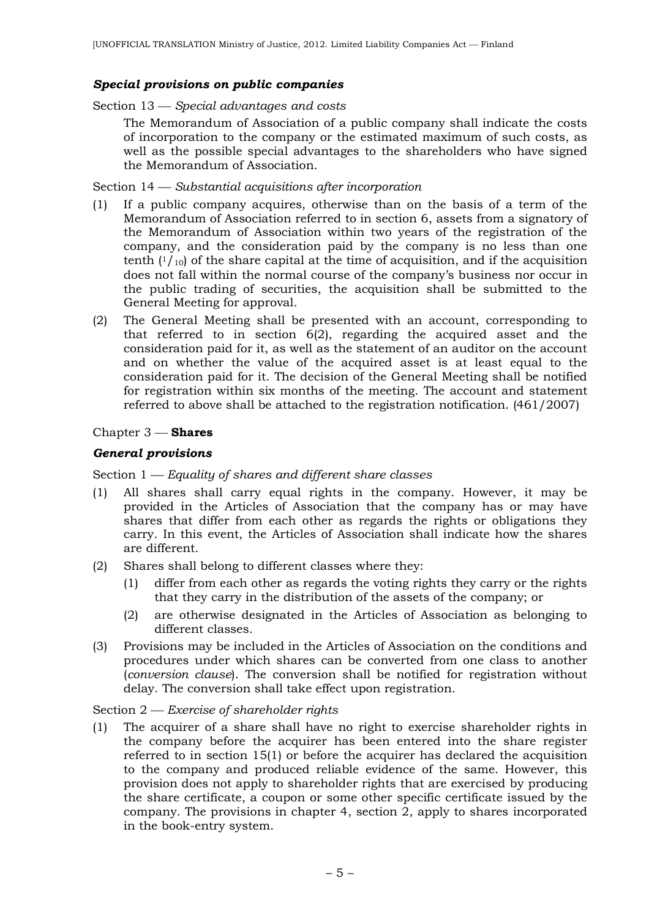### *Special provisions on public companies*

Section 13 — *Special advantages and costs*

The Memorandum of Association of a public company shall indicate the costs of incorporation to the company or the estimated maximum of such costs, as well as the possible special advantages to the shareholders who have signed the Memorandum of Association.

Section 14 — *Substantial acquisitions after incorporation*

(1) If a public company acquires, otherwise than on the basis of a term of the Memorandum of Association referred to in section 6, assets from a signatory of the Memorandum of Association within two years of the registration of the company, and the consideration paid by the company is no less than one tenth ($^1/_{10}$) of the share capital at the time of acquisition, and if the acquisition does not fall within the normal course of the company's business nor occur in the public trading of securities, the acquisition shall be submitted to the General Meeting for approval.

(2) The General Meeting shall be presented with an account, corresponding to that referred to in section 6(2), regarding the acquired asset and the consideration paid for it, as well as the statement of an auditor on the account and on whether the value of the acquired asset is at least equal to the consideration paid for it. The decision of the General Meeting shall be notified for registration within six months of the meeting. The account and statement referred to above shall be attached to the registration notification. (461/2007)

## Chapter 3 — **Shares**

### *General provisions*

Section 1 — *Equality of shares and different share classes*

(1) All shares shall carry equal rights in the company. However, it may be provided in the Articles of Association that the company has or may have shares that differ from each other as regards the rights or obligations they carry. In this event, the Articles of Association shall indicate how the shares are different.

(2) Shares shall belong to different classes where they:
   (1) differ from each other as regards the voting rights they carry or the rights that they carry in the distribution of the assets of the company; or
   (2) are otherwise designated in the Articles of Association as belonging to different classes.

(3) Provisions may be included in the Articles of Association on the conditions and procedures under which shares can be converted from one class to another (*conversion clause*). The conversion shall be notified for registration without delay. The conversion shall take effect upon registration.

Section 2 — *Exercise of shareholder rights*

(1) The acquirer of a share shall have no right to exercise shareholder rights in the company before the acquirer has been entered into the share register referred to in section 15(1) or before the acquirer has declared the acquisition to the company and produced reliable evidence of the same. However, this provision does not apply to shareholder rights that are exercised by producing the share certificate, a coupon or some other specific certificate issued by the company. The provisions in chapter 4, section 2, apply to shares incorporated in the book-entry system.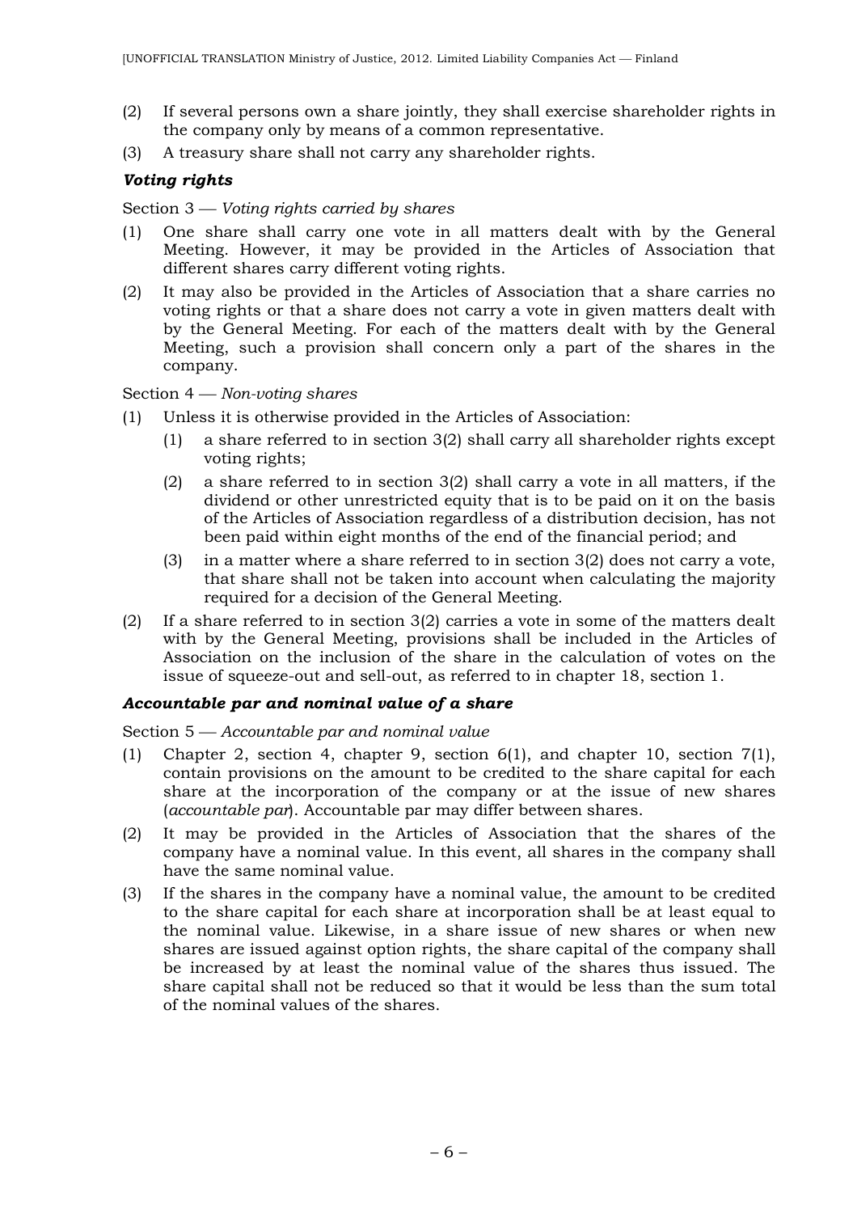(2) If several persons own a share jointly, they shall exercise shareholder rights in the company only by means of a common representative.

(3) A treasury share shall not carry any shareholder rights.

### *Voting rights*

Section 3 — *Voting rights carried by shares*

(1) One share shall carry one vote in all matters dealt with by the General Meeting. However, it may be provided in the Articles of Association that different shares carry different voting rights.

(2) It may also be provided in the Articles of Association that a share carries no voting rights or that a share does not carry a vote in given matters dealt with by the General Meeting. For each of the matters dealt with by the General Meeting, such a provision shall concern only a part of the shares in the company.

Section 4 — *Non-voting shares*

(1) Unless it is otherwise provided in the Articles of Association:

   (1) a share referred to in section 3(2) shall carry all shareholder rights except voting rights;

   (2) a share referred to in section 3(2) shall carry a vote in all matters, if the dividend or other unrestricted equity that is to be paid on it on the basis of the Articles of Association regardless of a distribution decision, has not been paid within eight months of the end of the financial period; and

   (3) in a matter where a share referred to in section 3(2) does not carry a vote, that share shall not be taken into account when calculating the majority required for a decision of the General Meeting.

(2) If a share referred to in section 3(2) carries a vote in some of the matters dealt with by the General Meeting, provisions shall be included in the Articles of Association on the inclusion of the share in the calculation of votes on the issue of squeeze-out and sell-out, as referred to in chapter 18, section 1.

### *Accountable par and nominal value of a share*

Section 5 — *Accountable par and nominal value*

(1) Chapter 2, section 4, chapter 9, section 6(1), and chapter 10, section 7(1), contain provisions on the amount to be credited to the share capital for each share at the incorporation of the company or at the issue of new shares (*accountable par*). Accountable par may differ between shares.

(2) It may be provided in the Articles of Association that the shares of the company have a nominal value. In this event, all shares in the company shall have the same nominal value.

(3) If the shares in the company have a nominal value, the amount to be credited to the share capital for each share at incorporation shall be at least equal to the nominal value. Likewise, in a share issue of new shares or when new shares are issued against option rights, the share capital of the company shall be increased by at least the nominal value of the shares thus issued. The share capital shall not be reduced so that it would be less than the sum total of the nominal values of the shares.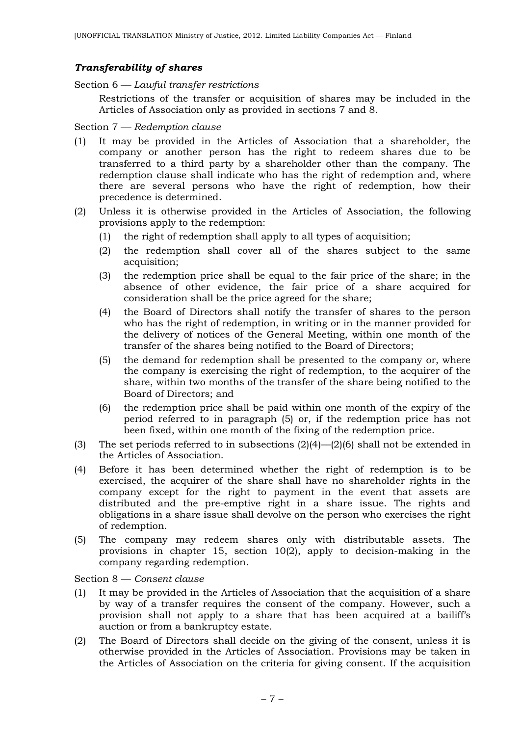### *Transferability of shares*

Section 6 — *Lawful transfer restrictions*

Restrictions of the transfer or acquisition of shares may be included in the Articles of Association only as provided in sections 7 and 8.

Section 7 — *Redemption clause*

(1) It may be provided in the Articles of Association that a shareholder, the company or another person has the right to redeem shares due to be transferred to a third party by a shareholder other than the company. The redemption clause shall indicate who has the right of redemption and, where there are several persons who have the right of redemption, how their precedence is determined.

(2) Unless it is otherwise provided in the Articles of Association, the following provisions apply to the redemption:

   (1) the right of redemption shall apply to all types of acquisition;

   (2) the redemption shall cover all of the shares subject to the same acquisition;

   (3) the redemption price shall be equal to the fair price of the share; in the absence of other evidence, the fair price of a share acquired for consideration shall be the price agreed for the share;

   (4) the Board of Directors shall notify the transfer of shares to the person who has the right of redemption, in writing or in the manner provided for the delivery of notices of the General Meeting, within one month of the transfer of the shares being notified to the Board of Directors;

   (5) the demand for redemption shall be presented to the company or, where the company is exercising the right of redemption, to the acquirer of the share, within two months of the transfer of the share being notified to the Board of Directors; and

   (6) the redemption price shall be paid within one month of the expiry of the period referred to in paragraph (5) or, if the redemption price has not been fixed, within one month of the fixing of the redemption price.

(3) The set periods referred to in subsections (2)(4)—(2)(6) shall not be extended in the Articles of Association.

(4) Before it has been determined whether the right of redemption is to be exercised, the acquirer of the share shall have no shareholder rights in the company except for the right to payment in the event that assets are distributed and the pre-emptive right in a share issue. The rights and obligations in a share issue shall devolve on the person who exercises the right of redemption.

(5) The company may redeem shares only with distributable assets. The provisions in chapter 15, section 10(2), apply to decision-making in the company regarding redemption.

Section 8 — *Consent clause*

(1) It may be provided in the Articles of Association that the acquisition of a share by way of a transfer requires the consent of the company. However, such a provision shall not apply to a share that has been acquired at a bailiff's auction or from a bankruptcy estate.

(2) The Board of Directors shall decide on the giving of the consent, unless it is otherwise provided in the Articles of Association. Provisions may be taken in the Articles of Association on the criteria for giving consent. If the acquisition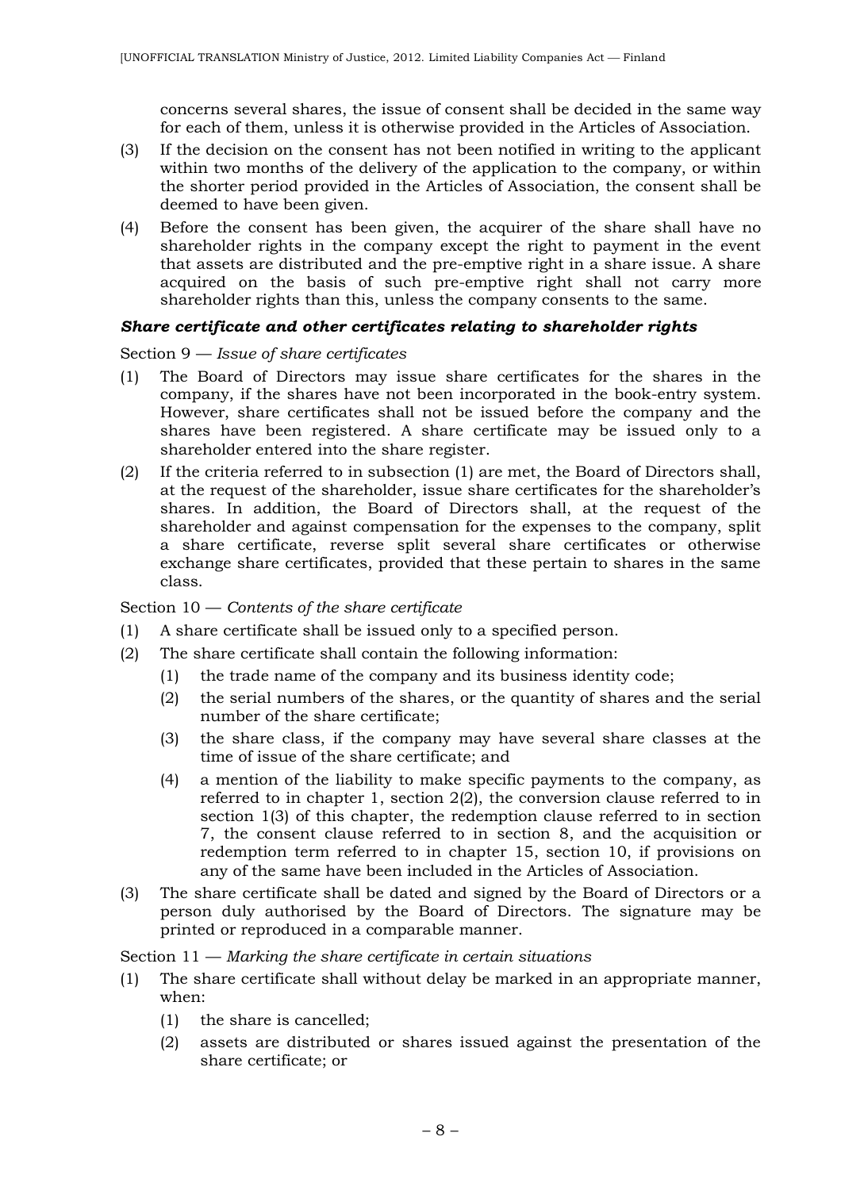concerns several shares, the issue of consent shall be decided in the same way for each of them, unless it is otherwise provided in the Articles of Association.

(3) If the decision on the consent has not been notified in writing to the applicant within two months of the delivery of the application to the company, or within the shorter period provided in the Articles of Association, the consent shall be deemed to have been given.

(4) Before the consent has been given, the acquirer of the share shall have no shareholder rights in the company except the right to payment in the event that assets are distributed and the pre-emptive right in a share issue. A share acquired on the basis of such pre-emptive right shall not carry more shareholder rights than this, unless the company consents to the same.

### ***Share certificate and other certificates relating to shareholder rights***

Section 9 — *Issue of share certificates*

(1) The Board of Directors may issue share certificates for the shares in the company, if the shares have not been incorporated in the book-entry system. However, share certificates shall not be issued before the company and the shares have been registered. A share certificate may be issued only to a shareholder entered into the share register.

(2) If the criteria referred to in subsection (1) are met, the Board of Directors shall, at the request of the shareholder, issue share certificates for the shareholder's shares. In addition, the Board of Directors shall, at the request of the shareholder and against compensation for the expenses to the company, split a share certificate, reverse split several share certificates or otherwise exchange share certificates, provided that these pertain to shares in the same class.

Section 10 — *Contents of the share certificate*

(1) A share certificate shall be issued only to a specified person.

(2) The share certificate shall contain the following information:
   (1) the trade name of the company and its business identity code;
   (2) the serial numbers of the shares, or the quantity of shares and the serial number of the share certificate;
   (3) the share class, if the company may have several share classes at the time of issue of the share certificate; and
   (4) a mention of the liability to make specific payments to the company, as referred to in chapter 1, section 2(2), the conversion clause referred to in section 1(3) of this chapter, the redemption clause referred to in section 7, the consent clause referred to in section 8, and the acquisition or redemption term referred to in chapter 15, section 10, if provisions on any of the same have been included in the Articles of Association.

(3) The share certificate shall be dated and signed by the Board of Directors or a person duly authorised by the Board of Directors. The signature may be printed or reproduced in a comparable manner.

Section 11 — *Marking the share certificate in certain situations*

(1) The share certificate shall without delay be marked in an appropriate manner, when:
   (1) the share is cancelled;
   (2) assets are distributed or shares issued against the presentation of the share certificate; or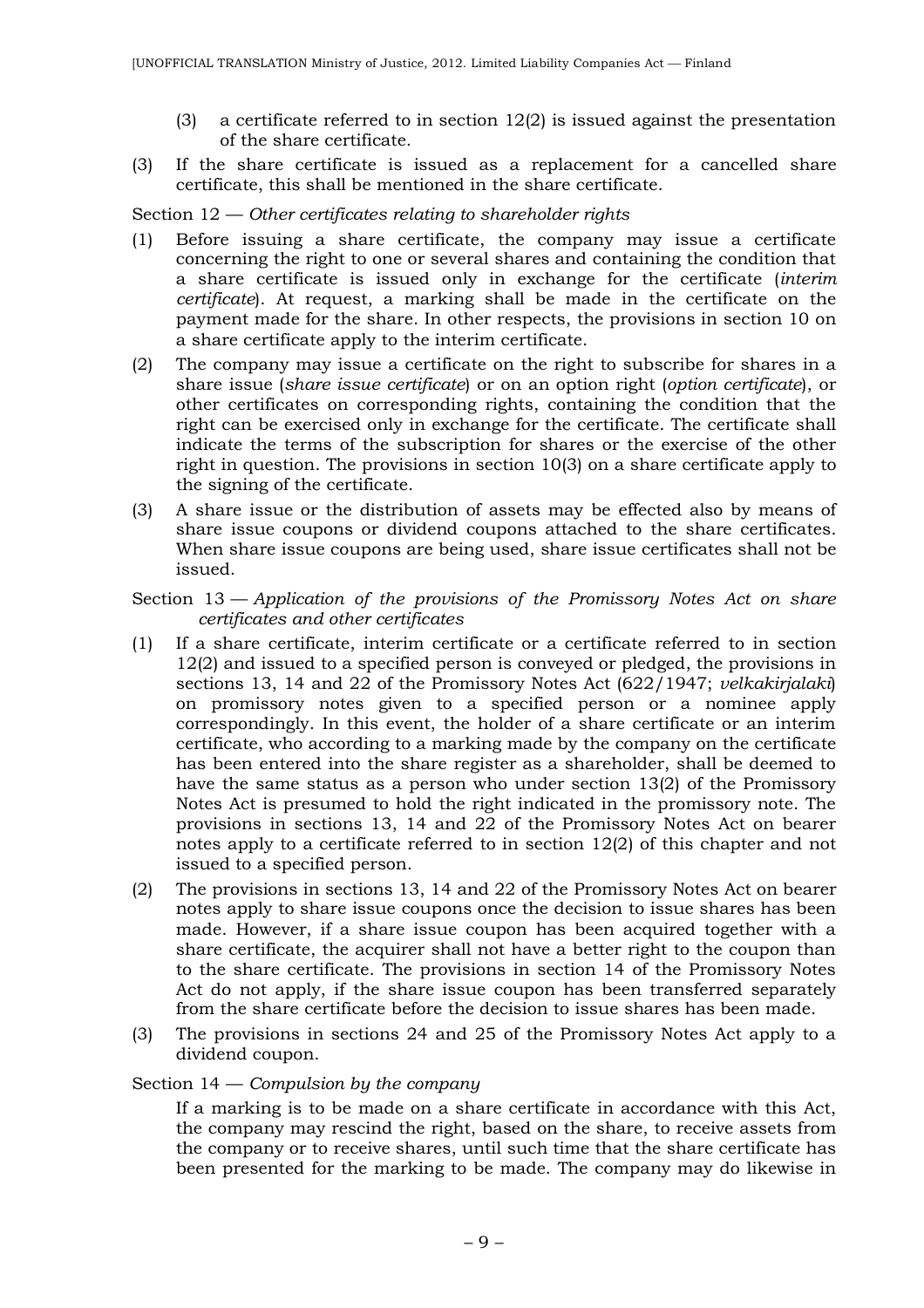(3) a certificate referred to in section 12(2) is issued against the presentation of the share certificate.

(3) If the share certificate is issued as a replacement for a cancelled share certificate, this shall be mentioned in the share certificate.

Section 12 — *Other certificates relating to shareholder rights*

(1) Before issuing a share certificate, the company may issue a certificate concerning the right to one or several shares and containing the condition that a share certificate is issued only in exchange for the certificate (*interim certificate*). At request, a marking shall be made in the certificate on the payment made for the share. In other respects, the provisions in section 10 on a share certificate apply to the interim certificate.

(2) The company may issue a certificate on the right to subscribe for shares in a share issue (*share issue certificate*) or on an option right (*option certificate*), or other certificates on corresponding rights, containing the condition that the right can be exercised only in exchange for the certificate. The certificate shall indicate the terms of the subscription for shares or the exercise of the other right in question. The provisions in section 10(3) on a share certificate apply to the signing of the certificate.

(3) A share issue or the distribution of assets may be effected also by means of share issue coupons or dividend coupons attached to the share certificates. When share issue coupons are being used, share issue certificates shall not be issued.

Section 13 — *Application of the provisions of the Promissory Notes Act on share certificates and other certificates*

(1) If a share certificate, interim certificate or a certificate referred to in section 12(2) and issued to a specified person is conveyed or pledged, the provisions in sections 13, 14 and 22 of the Promissory Notes Act (622/1947; *velkakirjalaki*) on promissory notes given to a specified person or a nominee apply correspondingly. In this event, the holder of a share certificate or an interim certificate, who according to a marking made by the company on the certificate has been entered into the share register as a shareholder, shall be deemed to have the same status as a person who under section 13(2) of the Promissory Notes Act is presumed to hold the right indicated in the promissory note. The provisions in sections 13, 14 and 22 of the Promissory Notes Act on bearer notes apply to a certificate referred to in section 12(2) of this chapter and not issued to a specified person.

(2) The provisions in sections 13, 14 and 22 of the Promissory Notes Act on bearer notes apply to share issue coupons once the decision to issue shares has been made. However, if a share issue coupon has been acquired together with a share certificate, the acquirer shall not have a better right to the coupon than to the share certificate. The provisions in section 14 of the Promissory Notes Act do not apply, if the share issue coupon has been transferred separately from the share certificate before the decision to issue shares has been made.

(3) The provisions in sections 24 and 25 of the Promissory Notes Act apply to a dividend coupon.

Section 14 — *Compulsion by the company*

If a marking is to be made on a share certificate in accordance with this Act, the company may rescind the right, based on the share, to receive assets from the company or to receive shares, until such time that the share certificate has been presented for the marking to be made. The company may do likewise in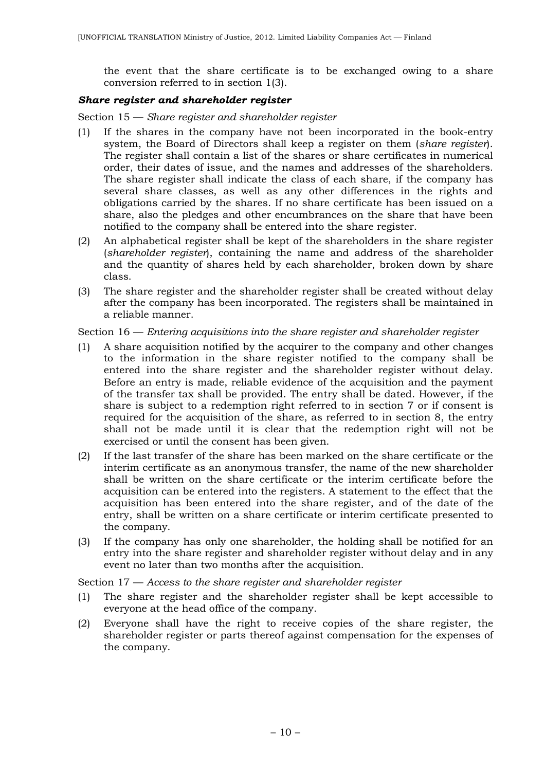the event that the share certificate is to be exchanged owing to a share conversion referred to in section 1(3).

### ***Share register and shareholder register***

Section 15 — *Share register and shareholder register*

(1) If the shares in the company have not been incorporated in the book-entry system, the Board of Directors shall keep a register on them (*share register*). The register shall contain a list of the shares or share certificates in numerical order, their dates of issue, and the names and addresses of the shareholders. The share register shall indicate the class of each share, if the company has several share classes, as well as any other differences in the rights and obligations carried by the shares. If no share certificate has been issued on a share, also the pledges and other encumbrances on the share that have been notified to the company shall be entered into the share register.

(2) An alphabetical register shall be kept of the shareholders in the share register (*shareholder register*), containing the name and address of the shareholder and the quantity of shares held by each shareholder, broken down by share class.

(3) The share register and the shareholder register shall be created without delay after the company has been incorporated. The registers shall be maintained in a reliable manner.

Section 16 — *Entering acquisitions into the share register and shareholder register*

(1) A share acquisition notified by the acquirer to the company and other changes to the information in the share register notified to the company shall be entered into the share register and the shareholder register without delay. Before an entry is made, reliable evidence of the acquisition and the payment of the transfer tax shall be provided. The entry shall be dated. However, if the share is subject to a redemption right referred to in section 7 or if consent is required for the acquisition of the share, as referred to in section 8, the entry shall not be made until it is clear that the redemption right will not be exercised or until the consent has been given.

(2) If the last transfer of the share has been marked on the share certificate or the interim certificate as an anonymous transfer, the name of the new shareholder shall be written on the share certificate or the interim certificate before the acquisition can be entered into the registers. A statement to the effect that the acquisition has been entered into the share register, and of the date of the entry, shall be written on a share certificate or interim certificate presented to the company.

(3) If the company has only one shareholder, the holding shall be notified for an entry into the share register and shareholder register without delay and in any event no later than two months after the acquisition.

Section 17 — *Access to the share register and shareholder register*

(1) The share register and the shareholder register shall be kept accessible to everyone at the head office of the company.

(2) Everyone shall have the right to receive copies of the share register, the shareholder register or parts thereof against compensation for the expenses of the company.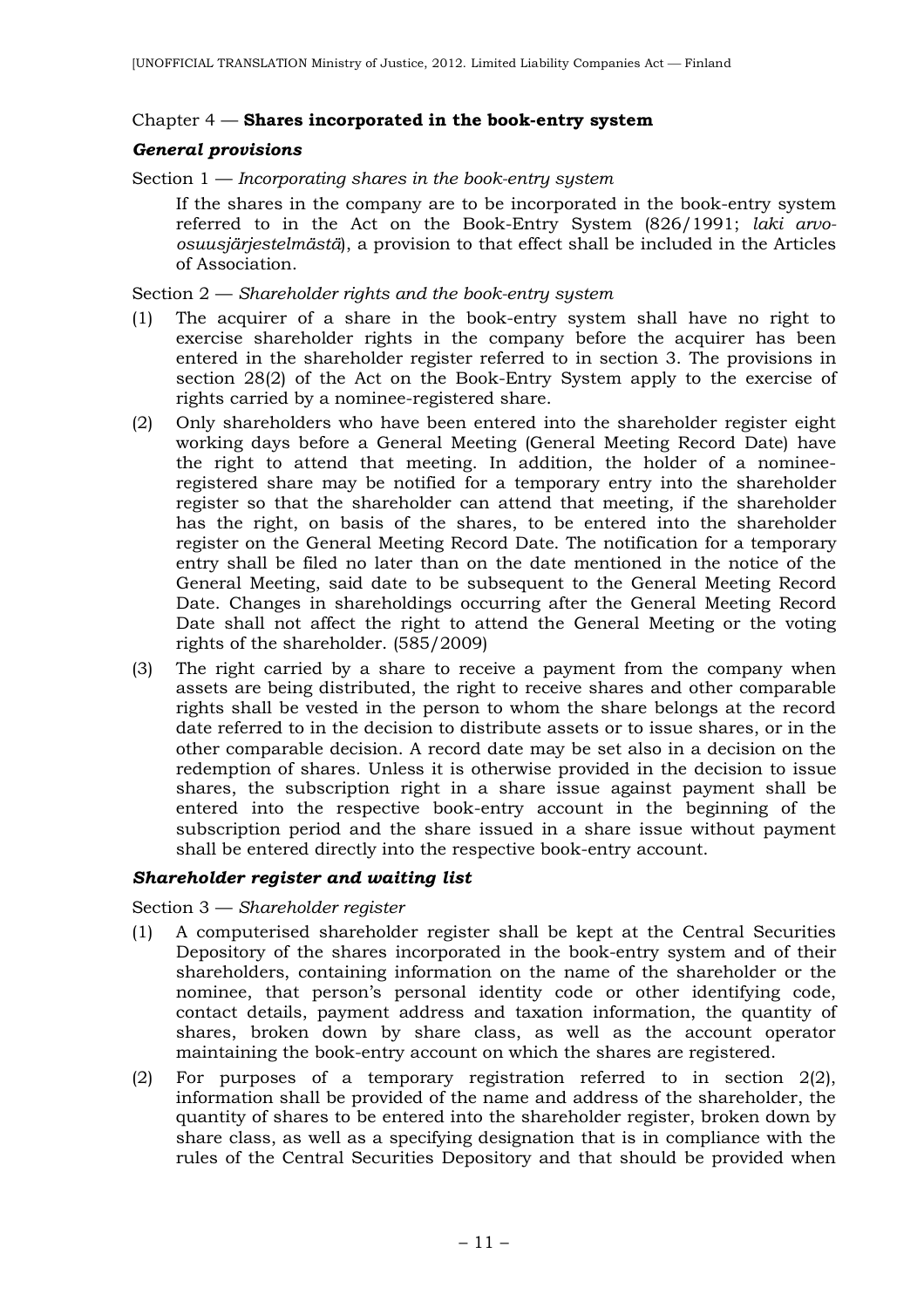## Chapter 4 — **Shares incorporated in the book-entry system**

### *General provisions*

Section 1 — *Incorporating shares in the book-entry system*

If the shares in the company are to be incorporated in the book-entry system referred to in the Act on the Book-Entry System (826/1991; *laki arvo-osuusjärjestelmästä*), a provision to that effect shall be included in the Articles of Association.

Section 2 — *Shareholder rights and the book-entry system*

(1) The acquirer of a share in the book-entry system shall have no right to exercise shareholder rights in the company before the acquirer has been entered in the shareholder register referred to in section 3. The provisions in section 28(2) of the Act on the Book-Entry System apply to the exercise of rights carried by a nominee-registered share.

(2) Only shareholders who have been entered into the shareholder register eight working days before a General Meeting (General Meeting Record Date) have the right to attend that meeting. In addition, the holder of a nominee-registered share may be notified for a temporary entry into the shareholder register so that the shareholder can attend that meeting, if the shareholder has the right, on basis of the shares, to be entered into the shareholder register on the General Meeting Record Date. The notification for a temporary entry shall be filed no later than on the date mentioned in the notice of the General Meeting, said date to be subsequent to the General Meeting Record Date. Changes in shareholdings occurring after the General Meeting Record Date shall not affect the right to attend the General Meeting or the voting rights of the shareholder. (585/2009)

(3) The right carried by a share to receive a payment from the company when assets are being distributed, the right to receive shares and other comparable rights shall be vested in the person to whom the share belongs at the record date referred to in the decision to distribute assets or to issue shares, or in the other comparable decision. A record date may be set also in a decision on the redemption of shares. Unless it is otherwise provided in the decision to issue shares, the subscription right in a share issue against payment shall be entered into the respective book-entry account in the beginning of the subscription period and the share issued in a share issue without payment shall be entered directly into the respective book-entry account.

### *Shareholder register and waiting list*

Section 3 — *Shareholder register*

(1) A computerised shareholder register shall be kept at the Central Securities Depository of the shares incorporated in the book-entry system and of their shareholders, containing information on the name of the shareholder or the nominee, that person's personal identity code or other identifying code, contact details, payment address and taxation information, the quantity of shares, broken down by share class, as well as the account operator maintaining the book-entry account on which the shares are registered.

(2) For purposes of a temporary registration referred to in section 2(2), information shall be provided of the name and address of the shareholder, the quantity of shares to be entered into the shareholder register, broken down by share class, as well as a specifying designation that is in compliance with the rules of the Central Securities Depository and that should be provided when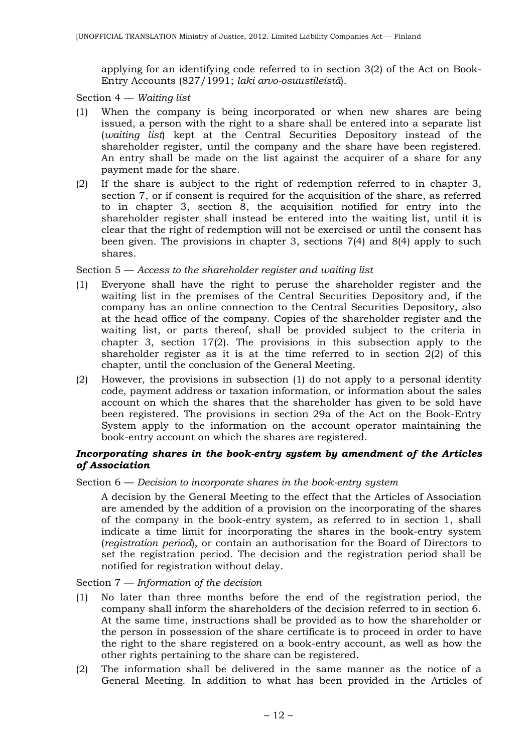applying for an identifying code referred to in section 3(2) of the Act on Book-Entry Accounts (827/1991; *laki arvo-osuustileistä*).

Section 4 — *Waiting list*

(1) When the company is being incorporated or when new shares are being issued, a person with the right to a share shall be entered into a separate list (*waiting list*) kept at the Central Securities Depository instead of the shareholder register, until the company and the share have been registered. An entry shall be made on the list against the acquirer of a share for any payment made for the share.

(2) If the share is subject to the right of redemption referred to in chapter 3, section 7, or if consent is required for the acquisition of the share, as referred to in chapter 3, section 8, the acquisition notified for entry into the shareholder register shall instead be entered into the waiting list, until it is clear that the right of redemption will not be exercised or until the consent has been given. The provisions in chapter 3, sections 7(4) and 8(4) apply to such shares.

Section 5 — *Access to the shareholder register and waiting list*

(1) Everyone shall have the right to peruse the shareholder register and the waiting list in the premises of the Central Securities Depository and, if the company has an online connection to the Central Securities Depository, also at the head office of the company. Copies of the shareholder register and the waiting list, or parts thereof, shall be provided subject to the criteria in chapter 3, section 17(2). The provisions in this subsection apply to the shareholder register as it is at the time referred to in section 2(2) of this chapter, until the conclusion of the General Meeting.

(2) However, the provisions in subsection (1) do not apply to a personal identity code, payment address or taxation information, or information about the sales account on which the shares that the shareholder has given to be sold have been registered. The provisions in section 29a of the Act on the Book-Entry System apply to the information on the account operator maintaining the book-entry account on which the shares are registered.

***Incorporating shares in the book-entry system by amendment of the Articles of Association***

Section 6 — *Decision to incorporate shares in the book-entry system*

A decision by the General Meeting to the effect that the Articles of Association are amended by the addition of a provision on the incorporating of the shares of the company in the book-entry system, as referred to in section 1, shall indicate a time limit for incorporating the shares in the book-entry system (*registration period*), or contain an authorisation for the Board of Directors to set the registration period. The decision and the registration period shall be notified for registration without delay.

Section 7 — *Information of the decision*

(1) No later than three months before the end of the registration period, the company shall inform the shareholders of the decision referred to in section 6. At the same time, instructions shall be provided as to how the shareholder or the person in possession of the share certificate is to proceed in order to have the right to the share registered on a book-entry account, as well as how the other rights pertaining to the share can be registered.

(2) The information shall be delivered in the same manner as the notice of a General Meeting. In addition to what has been provided in the Articles of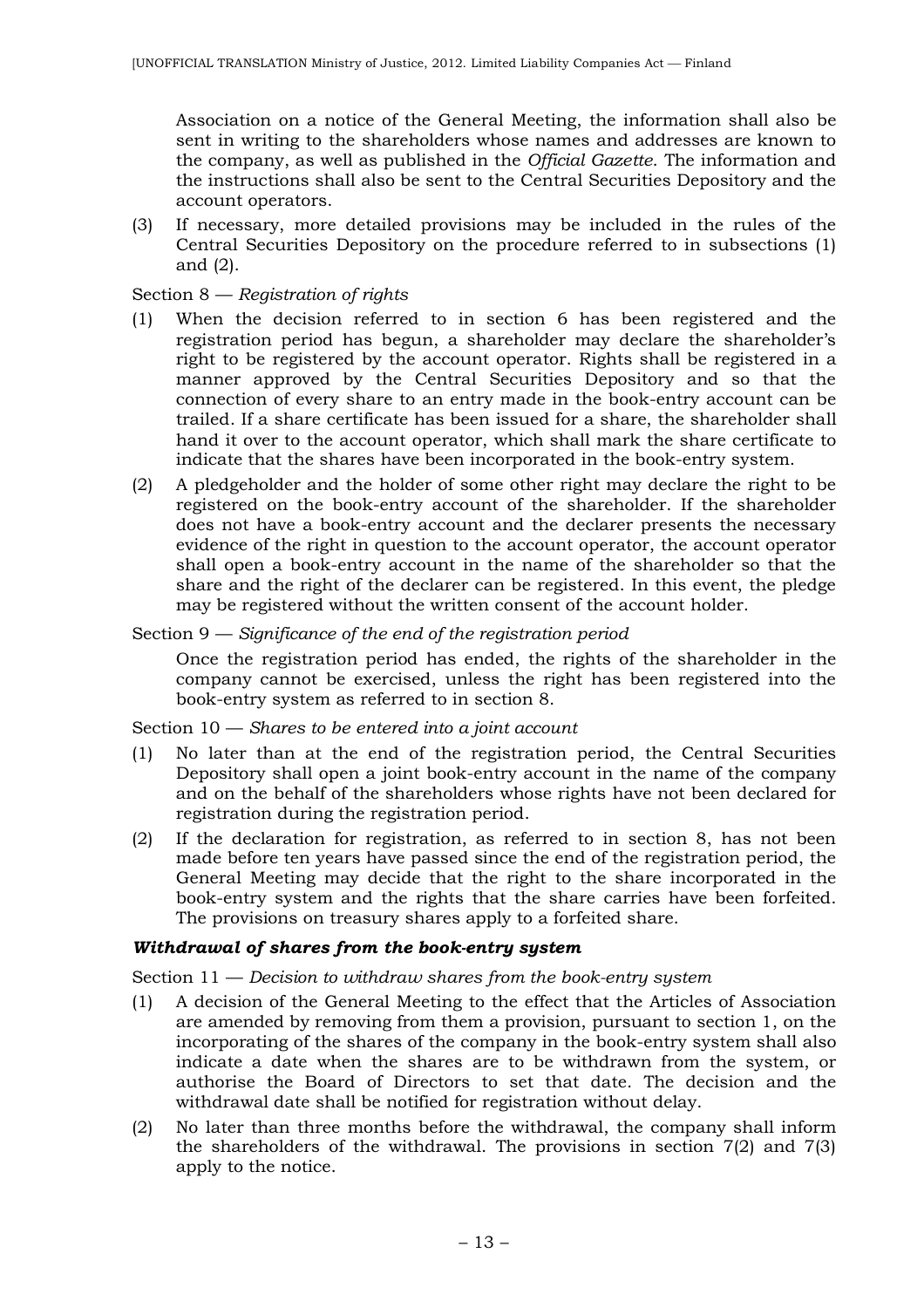Association on a notice of the General Meeting, the information shall also be sent in writing to the shareholders whose names and addresses are known to the company, as well as published in the *Official Gazette*. The information and the instructions shall also be sent to the Central Securities Depository and the account operators.

(3) If necessary, more detailed provisions may be included in the rules of the Central Securities Depository on the procedure referred to in subsections (1) and (2).

Section 8 — *Registration of rights*

(1) When the decision referred to in section 6 has been registered and the registration period has begun, a shareholder may declare the shareholder's right to be registered by the account operator. Rights shall be registered in a manner approved by the Central Securities Depository and so that the connection of every share to an entry made in the book-entry account can be trailed. If a share certificate has been issued for a share, the shareholder shall hand it over to the account operator, which shall mark the share certificate to indicate that the shares have been incorporated in the book-entry system.

(2) A pledgeholder and the holder of some other right may declare the right to be registered on the book-entry account of the shareholder. If the shareholder does not have a book-entry account and the declarer presents the necessary evidence of the right in question to the account operator, the account operator shall open a book-entry account in the name of the shareholder so that the share and the right of the declarer can be registered. In this event, the pledge may be registered without the written consent of the account holder.

Section 9 — *Significance of the end of the registration period*

Once the registration period has ended, the rights of the shareholder in the company cannot be exercised, unless the right has been registered into the book-entry system as referred to in section 8.

Section 10 — *Shares to be entered into a joint account*

(1) No later than at the end of the registration period, the Central Securities Depository shall open a joint book-entry account in the name of the company and on the behalf of the shareholders whose rights have not been declared for registration during the registration period.

(2) If the declaration for registration, as referred to in section 8, has not been made before ten years have passed since the end of the registration period, the General Meeting may decide that the right to the share incorporated in the book-entry system and the rights that the share carries have been forfeited. The provisions on treasury shares apply to a forfeited share.

***Withdrawal of shares from the book-entry system***

Section 11 — *Decision to withdraw shares from the book-entry system*

(1) A decision of the General Meeting to the effect that the Articles of Association are amended by removing from them a provision, pursuant to section 1, on the incorporating of the shares of the company in the book-entry system shall also indicate a date when the shares are to be withdrawn from the system, or authorise the Board of Directors to set that date. The decision and the withdrawal date shall be notified for registration without delay.

(2) No later than three months before the withdrawal, the company shall inform the shareholders of the withdrawal. The provisions in section 7(2) and 7(3) apply to the notice.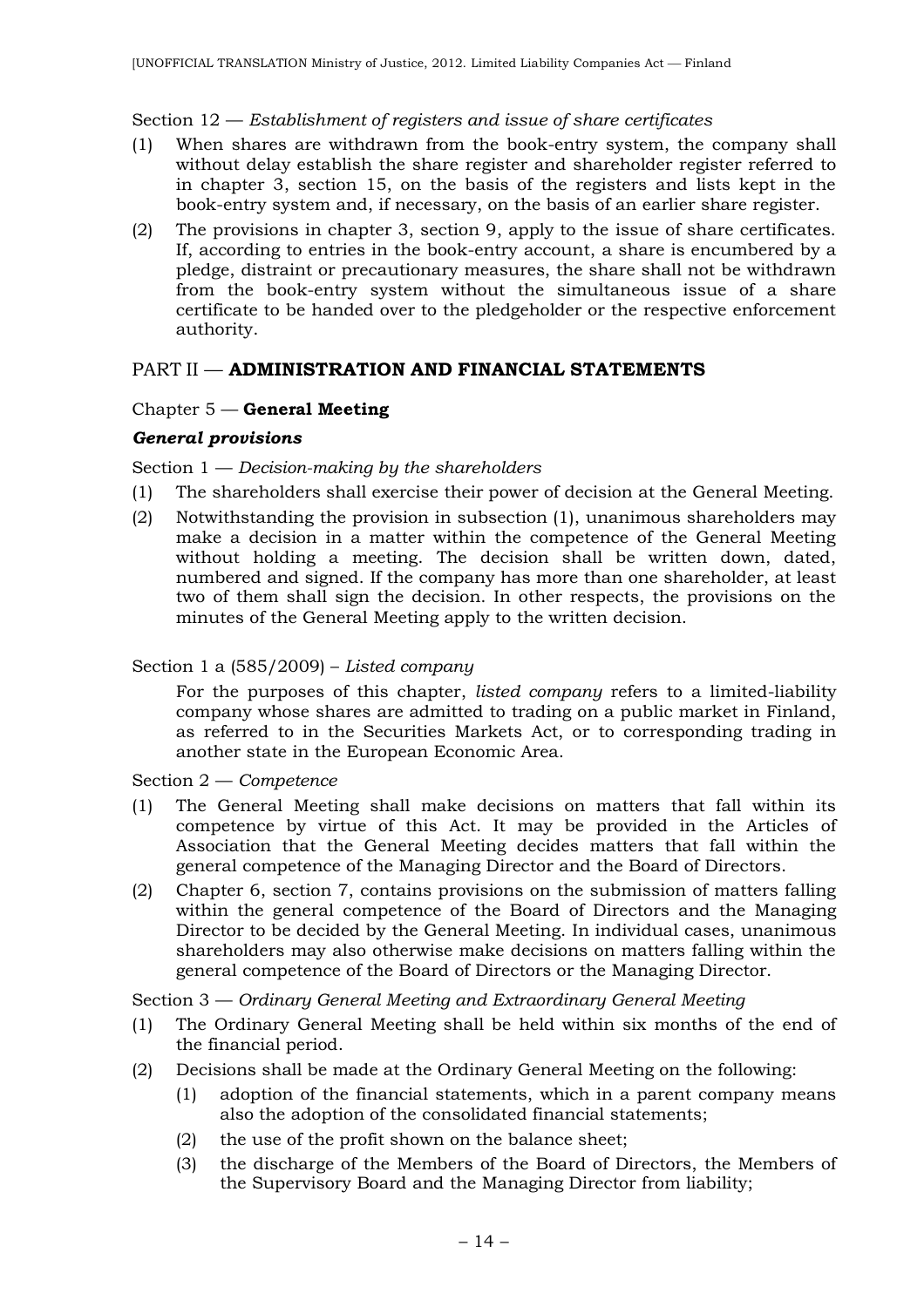Section 12 — *Establishment of registers and issue of share certificates*

(1) When shares are withdrawn from the book-entry system, the company shall without delay establish the share register and shareholder register referred to in chapter 3, section 15, on the basis of the registers and lists kept in the book-entry system and, if necessary, on the basis of an earlier share register.

(2) The provisions in chapter 3, section 9, apply to the issue of share certificates. If, according to entries in the book-entry account, a share is encumbered by a pledge, distraint or precautionary measures, the share shall not be withdrawn from the book-entry system without the simultaneous issue of a share certificate to be handed over to the pledgeholder or the respective enforcement authority.

## PART II — **ADMINISTRATION AND FINANCIAL STATEMENTS**

### Chapter 5 — **General Meeting**

#### ***General provisions***

Section 1 — *Decision-making by the shareholders*

(1) The shareholders shall exercise their power of decision at the General Meeting.

(2) Notwithstanding the provision in subsection (1), unanimous shareholders may make a decision in a matter within the competence of the General Meeting without holding a meeting. The decision shall be written down, dated, numbered and signed. If the company has more than one shareholder, at least two of them shall sign the decision. In other respects, the provisions on the minutes of the General Meeting apply to the written decision.

Section 1 a (585/2009) – *Listed company*

For the purposes of this chapter, *listed company* refers to a limited-liability company whose shares are admitted to trading on a public market in Finland, as referred to in the Securities Markets Act, or to corresponding trading in another state in the European Economic Area.

Section 2 — *Competence*

(1) The General Meeting shall make decisions on matters that fall within its competence by virtue of this Act. It may be provided in the Articles of Association that the General Meeting decides matters that fall within the general competence of the Managing Director and the Board of Directors.

(2) Chapter 6, section 7, contains provisions on the submission of matters falling within the general competence of the Board of Directors and the Managing Director to be decided by the General Meeting. In individual cases, unanimous shareholders may also otherwise make decisions on matters falling within the general competence of the Board of Directors or the Managing Director.

Section 3 — *Ordinary General Meeting and Extraordinary General Meeting*

(1) The Ordinary General Meeting shall be held within six months of the end of the financial period.

(2) Decisions shall be made at the Ordinary General Meeting on the following:

    (1) adoption of the financial statements, which in a parent company means also the adoption of the consolidated financial statements;

    (2) the use of the profit shown on the balance sheet;

    (3) the discharge of the Members of the Board of Directors, the Members of the Supervisory Board and the Managing Director from liability;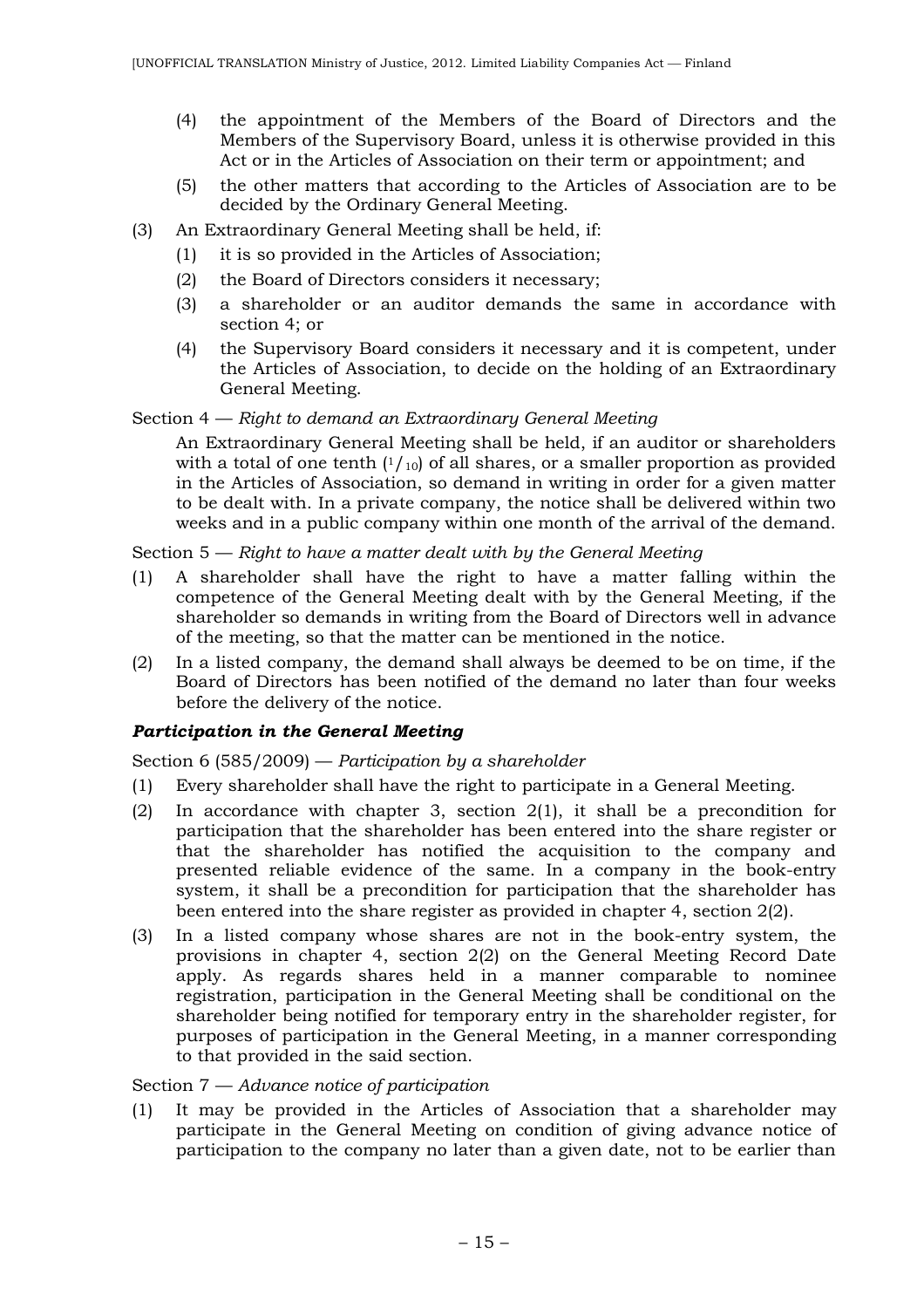(4) the appointment of the Members of the Board of Directors and the Members of the Supervisory Board, unless it is otherwise provided in this Act or in the Articles of Association on their term or appointment; and

(5) the other matters that according to the Articles of Association are to be decided by the Ordinary General Meeting.

(3) An Extraordinary General Meeting shall be held, if:

(1) it is so provided in the Articles of Association;

(2) the Board of Directors considers it necessary;

(3) a shareholder or an auditor demands the same in accordance with section 4; or

(4) the Supervisory Board considers it necessary and it is competent, under the Articles of Association, to decide on the holding of an Extraordinary General Meeting.

Section 4 — *Right to demand an Extraordinary General Meeting*

An Extraordinary General Meeting shall be held, if an auditor or shareholders with a total of one tenth ($^1/_{10}$) of all shares, or a smaller proportion as provided in the Articles of Association, so demand in writing in order for a given matter to be dealt with. In a private company, the notice shall be delivered within two weeks and in a public company within one month of the arrival of the demand.

Section 5 — *Right to have a matter dealt with by the General Meeting*

(1) A shareholder shall have the right to have a matter falling within the competence of the General Meeting dealt with by the General Meeting, if the shareholder so demands in writing from the Board of Directors well in advance of the meeting, so that the matter can be mentioned in the notice.

(2) In a listed company, the demand shall always be deemed to be on time, if the Board of Directors has been notified of the demand no later than four weeks before the delivery of the notice.

### *Participation in the General Meeting*

Section 6 (585/2009) — *Participation by a shareholder*

(1) Every shareholder shall have the right to participate in a General Meeting.

(2) In accordance with chapter 3, section 2(1), it shall be a precondition for participation that the shareholder has been entered into the share register or that the shareholder has notified the acquisition to the company and presented reliable evidence of the same. In a company in the book-entry system, it shall be a precondition for participation that the shareholder has been entered into the share register as provided in chapter 4, section 2(2).

(3) In a listed company whose shares are not in the book-entry system, the provisions in chapter 4, section 2(2) on the General Meeting Record Date apply. As regards shares held in a manner comparable to nominee registration, participation in the General Meeting shall be conditional on the shareholder being notified for temporary entry in the shareholder register, for purposes of participation in the General Meeting, in a manner corresponding to that provided in the said section.

Section 7 — *Advance notice of participation*

(1) It may be provided in the Articles of Association that a shareholder may participate in the General Meeting on condition of giving advance notice of participation to the company no later than a given date, not to be earlier than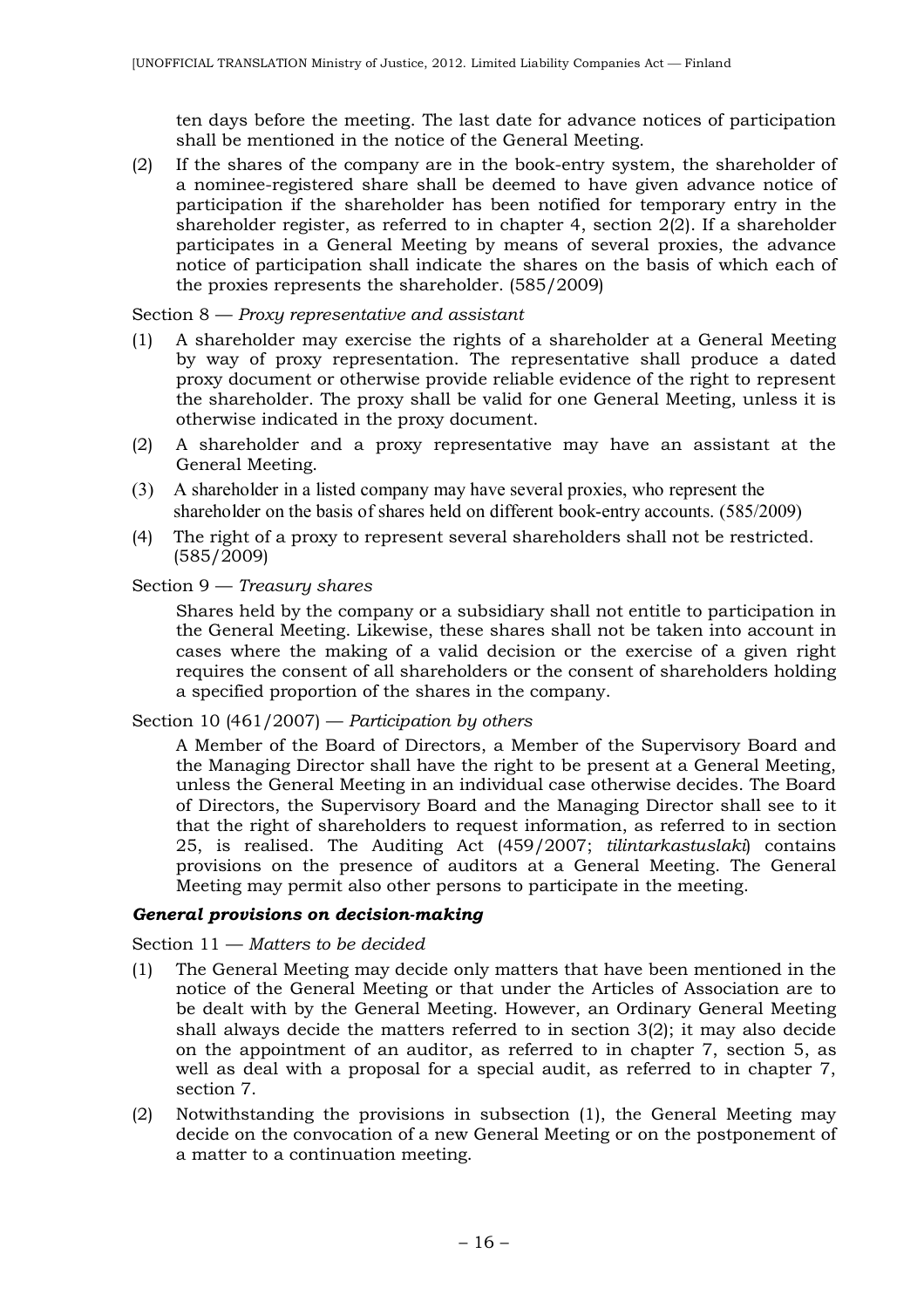ten days before the meeting. The last date for advance notices of participation shall be mentioned in the notice of the General Meeting.

(2) If the shares of the company are in the book-entry system, the shareholder of a nominee-registered share shall be deemed to have given advance notice of participation if the shareholder has been notified for temporary entry in the shareholder register, as referred to in chapter 4, section 2(2). If a shareholder participates in a General Meeting by means of several proxies, the advance notice of participation shall indicate the shares on the basis of which each of the proxies represents the shareholder. (585/2009)

Section 8 — *Proxy representative and assistant*

(1) A shareholder may exercise the rights of a shareholder at a General Meeting by way of proxy representation. The representative shall produce a dated proxy document or otherwise provide reliable evidence of the right to represent the shareholder. The proxy shall be valid for one General Meeting, unless it is otherwise indicated in the proxy document.

(2) A shareholder and a proxy representative may have an assistant at the General Meeting.

(3) A shareholder in a listed company may have several proxies, who represent the shareholder on the basis of shares held on different book-entry accounts. (585/2009)

(4) The right of a proxy to represent several shareholders shall not be restricted. (585/2009)

Section 9 — *Treasury shares*

Shares held by the company or a subsidiary shall not entitle to participation in the General Meeting. Likewise, these shares shall not be taken into account in cases where the making of a valid decision or the exercise of a given right requires the consent of all shareholders or the consent of shareholders holding a specified proportion of the shares in the company.

Section 10 (461/2007) — *Participation by others*

A Member of the Board of Directors, a Member of the Supervisory Board and the Managing Director shall have the right to be present at a General Meeting, unless the General Meeting in an individual case otherwise decides. The Board of Directors, the Supervisory Board and the Managing Director shall see to it that the right of shareholders to request information, as referred to in section 25, is realised. The Auditing Act (459/2007; *tilintarkastuslaki*) contains provisions on the presence of auditors at a General Meeting. The General Meeting may permit also other persons to participate in the meeting.

### ***General provisions on decision-making***

Section 11 — *Matters to be decided*

(1) The General Meeting may decide only matters that have been mentioned in the notice of the General Meeting or that under the Articles of Association are to be dealt with by the General Meeting. However, an Ordinary General Meeting shall always decide the matters referred to in section 3(2); it may also decide on the appointment of an auditor, as referred to in chapter 7, section 5, as well as deal with a proposal for a special audit, as referred to in chapter 7, section 7.

(2) Notwithstanding the provisions in subsection (1), the General Meeting may decide on the convocation of a new General Meeting or on the postponement of a matter to a continuation meeting.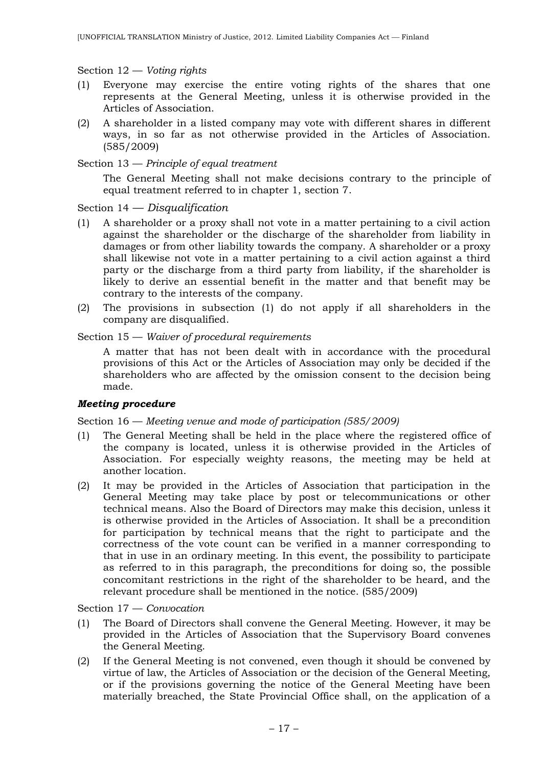Section 12 — *Voting rights*

(1) Everyone may exercise the entire voting rights of the shares that one represents at the General Meeting, unless it is otherwise provided in the Articles of Association.

(2) A shareholder in a listed company may vote with different shares in different ways, in so far as not otherwise provided in the Articles of Association. (585/2009)

Section 13 — *Principle of equal treatment*

The General Meeting shall not make decisions contrary to the principle of equal treatment referred to in chapter 1, section 7.

Section 14 — *Disqualification*

(1) A shareholder or a proxy shall not vote in a matter pertaining to a civil action against the shareholder or the discharge of the shareholder from liability in damages or from other liability towards the company. A shareholder or a proxy shall likewise not vote in a matter pertaining to a civil action against a third party or the discharge from a third party from liability, if the shareholder is likely to derive an essential benefit in the matter and that benefit may be contrary to the interests of the company.

(2) The provisions in subsection (1) do not apply if all shareholders in the company are disqualified.

Section 15 — *Waiver of procedural requirements*

A matter that has not been dealt with in accordance with the procedural provisions of this Act or the Articles of Association may only be decided if the shareholders who are affected by the omission consent to the decision being made.

***Meeting procedure***

Section 16 — *Meeting venue and mode of participation (585/2009)*

(1) The General Meeting shall be held in the place where the registered office of the company is located, unless it is otherwise provided in the Articles of Association. For especially weighty reasons, the meeting may be held at another location.

(2) It may be provided in the Articles of Association that participation in the General Meeting may take place by post or telecommunications or other technical means. Also the Board of Directors may make this decision, unless it is otherwise provided in the Articles of Association. It shall be a precondition for participation by technical means that the right to participate and the correctness of the vote count can be verified in a manner corresponding to that in use in an ordinary meeting. In this event, the possibility to participate as referred to in this paragraph, the preconditions for doing so, the possible concomitant restrictions in the right of the shareholder to be heard, and the relevant procedure shall be mentioned in the notice. (585/2009)

Section 17 — *Convocation*

(1) The Board of Directors shall convene the General Meeting. However, it may be provided in the Articles of Association that the Supervisory Board convenes the General Meeting.

(2) If the General Meeting is not convened, even though it should be convened by virtue of law, the Articles of Association or the decision of the General Meeting, or if the provisions governing the notice of the General Meeting have been materially breached, the State Provincial Office shall, on the application of a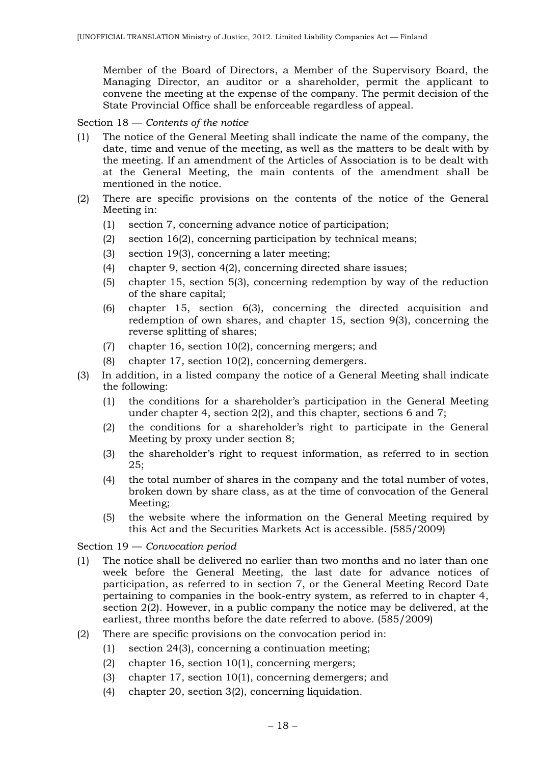Member of the Board of Directors, a Member of the Supervisory Board, the Managing Director, an auditor or a shareholder, permit the applicant to convene the meeting at the expense of the company. The permit decision of the State Provincial Office shall be enforceable regardless of appeal.

Section 18 — *Contents of the notice*

(1) The notice of the General Meeting shall indicate the name of the company, the date, time and venue of the meeting, as well as the matters to be dealt with by the meeting. If an amendment of the Articles of Association is to be dealt with at the General Meeting, the main contents of the amendment shall be mentioned in the notice.

(2) There are specific provisions on the contents of the notice of the General Meeting in:

   (1) section 7, concerning advance notice of participation;
   
   (2) section 16(2), concerning participation by technical means;
   
   (3) section 19(3), concerning a later meeting;
   
   (4) chapter 9, section 4(2), concerning directed share issues;
   
   (5) chapter 15, section 5(3), concerning redemption by way of the reduction of the share capital;
   
   (6) chapter 15, section 6(3), concerning the directed acquisition and redemption of own shares, and chapter 15, section 9(3), concerning the reverse splitting of shares;
   
   (7) chapter 16, section 10(2), concerning mergers; and
   
   (8) chapter 17, section 10(2), concerning demergers.

(3) In addition, in a listed company the notice of a General Meeting shall indicate the following:

   (1) the conditions for a shareholder's participation in the General Meeting under chapter 4, section 2(2), and this chapter, sections 6 and 7;
   
   (2) the conditions for a shareholder's right to participate in the General Meeting by proxy under section 8;
   
   (3) the shareholder's right to request information, as referred to in section 25;
   
   (4) the total number of shares in the company and the total number of votes, broken down by share class, as at the time of convocation of the General Meeting;
   
   (5) the website where the information on the General Meeting required by this Act and the Securities Markets Act is accessible. (585/2009)

Section 19 — *Convocation period*

(1) The notice shall be delivered no earlier than two months and no later than one week before the General Meeting, the last date for advance notices of participation, as referred to in section 7, or the General Meeting Record Date pertaining to companies in the book-entry system, as referred to in chapter 4, section 2(2). However, in a public company the notice may be delivered, at the earliest, three months before the date referred to above. (585/2009)

(2) There are specific provisions on the convocation period in:

   (1) section 24(3), concerning a continuation meeting;
   
   (2) chapter 16, section 10(1), concerning mergers;
   
   (3) chapter 17, section 10(1), concerning demergers; and
   
   (4) chapter 20, section 3(2), concerning liquidation.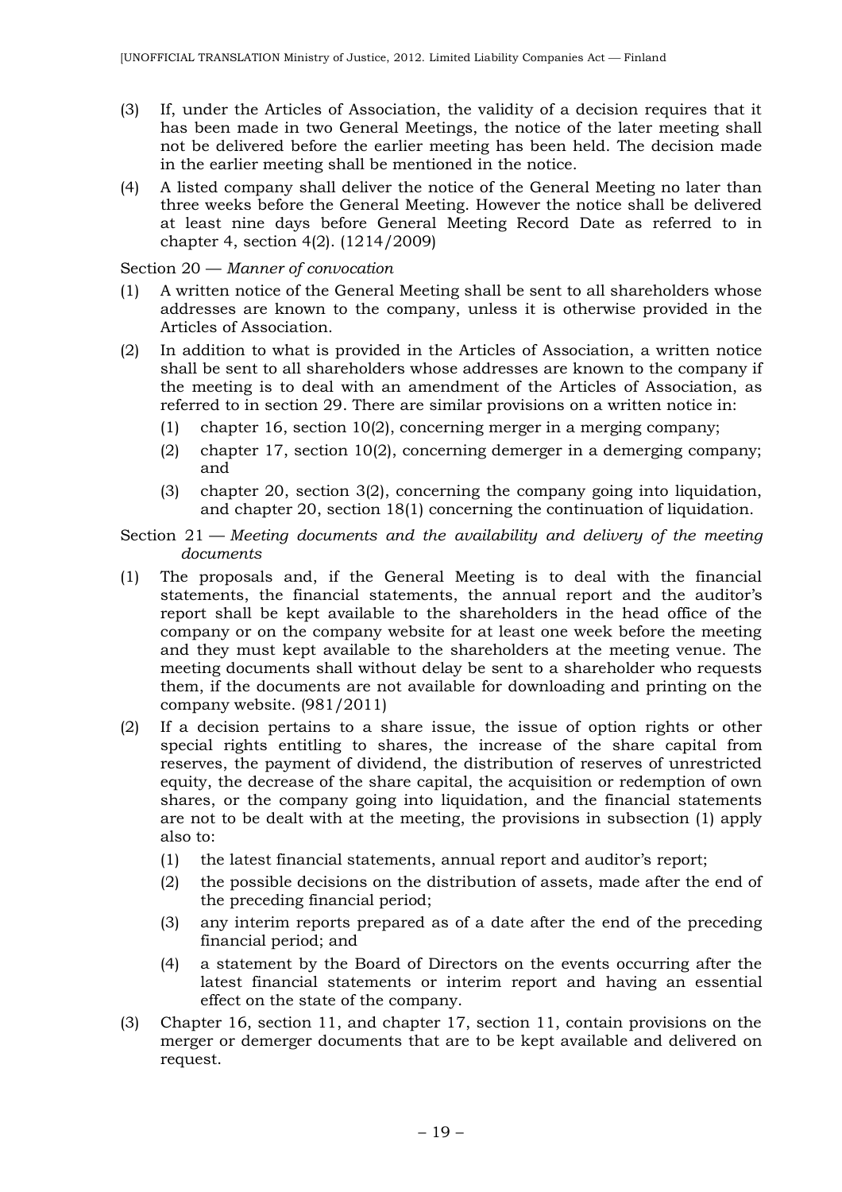(3) If, under the Articles of Association, the validity of a decision requires that it has been made in two General Meetings, the notice of the later meeting shall not be delivered before the earlier meeting has been held. The decision made in the earlier meeting shall be mentioned in the notice.

(4) A listed company shall deliver the notice of the General Meeting no later than three weeks before the General Meeting. However the notice shall be delivered at least nine days before General Meeting Record Date as referred to in chapter 4, section 4(2). (1214/2009)

Section 20 — *Manner of convocation*

(1) A written notice of the General Meeting shall be sent to all shareholders whose addresses are known to the company, unless it is otherwise provided in the Articles of Association.

(2) In addition to what is provided in the Articles of Association, a written notice shall be sent to all shareholders whose addresses are known to the company if the meeting is to deal with an amendment of the Articles of Association, as referred to in section 29. There are similar provisions on a written notice in:
   (1) chapter 16, section 10(2), concerning merger in a merging company;
   (2) chapter 17, section 10(2), concerning demerger in a demerging company; and
   (3) chapter 20, section 3(2), concerning the company going into liquidation, and chapter 20, section 18(1) concerning the continuation of liquidation.

Section 21 — *Meeting documents and the availability and delivery of the meeting documents*

(1) The proposals and, if the General Meeting is to deal with the financial statements, the financial statements, the annual report and the auditor's report shall be kept available to the shareholders in the head office of the company or on the company website for at least one week before the meeting and they must kept available to the shareholders at the meeting venue. The meeting documents shall without delay be sent to a shareholder who requests them, if the documents are not available for downloading and printing on the company website. (981/2011)

(2) If a decision pertains to a share issue, the issue of option rights or other special rights entitling to shares, the increase of the share capital from reserves, the payment of dividend, the distribution of reserves of unrestricted equity, the decrease of the share capital, the acquisition or redemption of own shares, or the company going into liquidation, and the financial statements are not to be dealt with at the meeting, the provisions in subsection (1) apply also to:
   (1) the latest financial statements, annual report and auditor's report;
   (2) the possible decisions on the distribution of assets, made after the end of the preceding financial period;
   (3) any interim reports prepared as of a date after the end of the preceding financial period; and
   (4) a statement by the Board of Directors on the events occurring after the latest financial statements or interim report and having an essential effect on the state of the company.

(3) Chapter 16, section 11, and chapter 17, section 11, contain provisions on the merger or demerger documents that are to be kept available and delivered on request.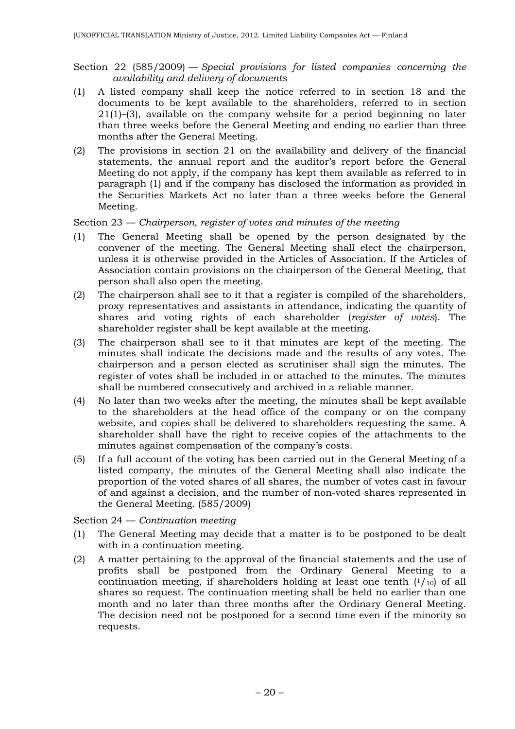Section 22 (585/2009) — *Special provisions for listed companies concerning the availability and delivery of documents*

(1) A listed company shall keep the notice referred to in section 18 and the documents to be kept available to the shareholders, referred to in section 21(1)–(3), available on the company website for a period beginning no later than three weeks before the General Meeting and ending no earlier than three months after the General Meeting.

(2) The provisions in section 21 on the availability and delivery of the financial statements, the annual report and the auditor's report before the General Meeting do not apply, if the company has kept them available as referred to in paragraph (1) and if the company has disclosed the information as provided in the Securities Markets Act no later than a three weeks before the General Meeting.

Section 23 — *Chairperson, register of votes and minutes of the meeting*

(1) The General Meeting shall be opened by the person designated by the convener of the meeting. The General Meeting shall elect the chairperson, unless it is otherwise provided in the Articles of Association. If the Articles of Association contain provisions on the chairperson of the General Meeting, that person shall also open the meeting.

(2) The chairperson shall see to it that a register is compiled of the shareholders, proxy representatives and assistants in attendance, indicating the quantity of shares and voting rights of each shareholder (*register of votes*). The shareholder register shall be kept available at the meeting.

(3) The chairperson shall see to it that minutes are kept of the meeting. The minutes shall indicate the decisions made and the results of any votes. The chairperson and a person elected as scrutiniser shall sign the minutes. The register of votes shall be included in or attached to the minutes. The minutes shall be numbered consecutively and archived in a reliable manner.

(4) No later than two weeks after the meeting, the minutes shall be kept available to the shareholders at the head office of the company or on the company website, and copies shall be delivered to shareholders requesting the same. A shareholder shall have the right to receive copies of the attachments to the minutes against compensation of the company's costs.

(5) If a full account of the voting has been carried out in the General Meeting of a listed company, the minutes of the General Meeting shall also indicate the proportion of the voted shares of all shares, the number of votes cast in favour of and against a decision, and the number of non-voted shares represented in the General Meeting. (585/2009)

Section 24 — *Continuation meeting*

(1) The General Meeting may decide that a matter is to be postponed to be dealt with in a continuation meeting.

(2) A matter pertaining to the approval of the financial statements and the use of profits shall be postponed from the Ordinary General Meeting to a continuation meeting, if shareholders holding at least one tenth ($^1/_{10}$) of all shares so request. The continuation meeting shall be held no earlier than one month and no later than three months after the Ordinary General Meeting. The decision need not be postponed for a second time even if the minority so requests.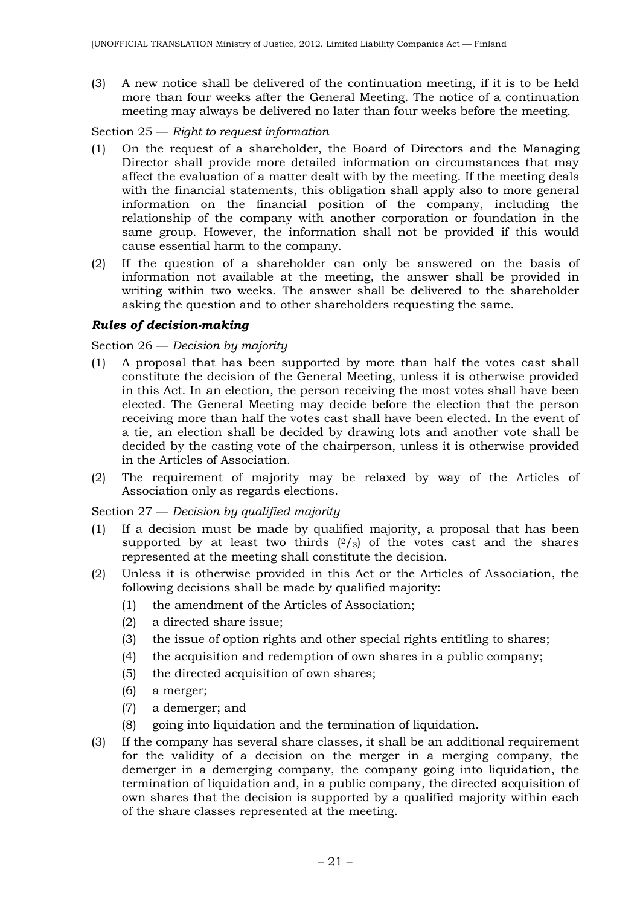(3) A new notice shall be delivered of the continuation meeting, if it is to be held more than four weeks after the General Meeting. The notice of a continuation meeting may always be delivered no later than four weeks before the meeting.

Section 25 — *Right to request information*

(1) On the request of a shareholder, the Board of Directors and the Managing Director shall provide more detailed information on circumstances that may affect the evaluation of a matter dealt with by the meeting. If the meeting deals with the financial statements, this obligation shall apply also to more general information on the financial position of the company, including the relationship of the company with another corporation or foundation in the same group. However, the information shall not be provided if this would cause essential harm to the company.

(2) If the question of a shareholder can only be answered on the basis of information not available at the meeting, the answer shall be provided in writing within two weeks. The answer shall be delivered to the shareholder asking the question and to other shareholders requesting the same.

***Rules of decision-making***

Section 26 — *Decision by majority*

(1) A proposal that has been supported by more than half the votes cast shall constitute the decision of the General Meeting, unless it is otherwise provided in this Act. In an election, the person receiving the most votes shall have been elected. The General Meeting may decide before the election that the person receiving more than half the votes cast shall have been elected. In the event of a tie, an election shall be decided by drawing lots and another vote shall be decided by the casting vote of the chairperson, unless it is otherwise provided in the Articles of Association.

(2) The requirement of majority may be relaxed by way of the Articles of Association only as regards elections.

Section 27 — *Decision by qualified majority*

(1) If a decision must be made by qualified majority, a proposal that has been supported by at least two thirds ($^2/_3$) of the votes cast and the shares represented at the meeting shall constitute the decision.

(2) Unless it is otherwise provided in this Act or the Articles of Association, the following decisions shall be made by qualified majority:
   (1) the amendment of the Articles of Association;
   (2) a directed share issue;
   (3) the issue of option rights and other special rights entitling to shares;
   (4) the acquisition and redemption of own shares in a public company;
   (5) the directed acquisition of own shares;
   (6) a merger;
   (7) a demerger; and
   (8) going into liquidation and the termination of liquidation.

(3) If the company has several share classes, it shall be an additional requirement for the validity of a decision on the merger in a merging company, the demerger in a demerging company, the company going into liquidation, the termination of liquidation and, in a public company, the directed acquisition of own shares that the decision is supported by a qualified majority within each of the share classes represented at the meeting.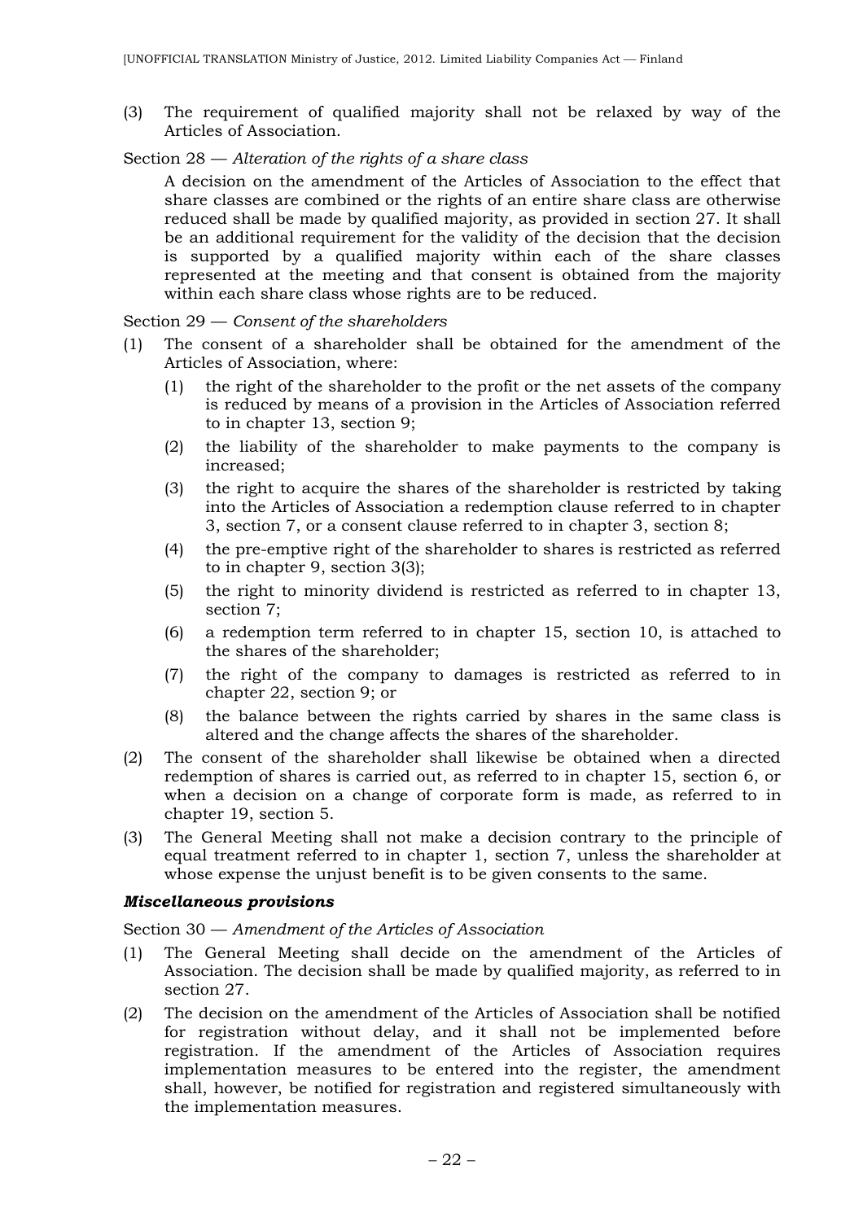(3) The requirement of qualified majority shall not be relaxed by way of the Articles of Association.

Section 28 — *Alteration of the rights of a share class*

A decision on the amendment of the Articles of Association to the effect that share classes are combined or the rights of an entire share class are otherwise reduced shall be made by qualified majority, as provided in section 27. It shall be an additional requirement for the validity of the decision that the decision is supported by a qualified majority within each of the share classes represented at the meeting and that consent is obtained from the majority within each share class whose rights are to be reduced.

Section 29 — *Consent of the shareholders*

(1) The consent of a shareholder shall be obtained for the amendment of the Articles of Association, where:

   (1) the right of the shareholder to the profit or the net assets of the company is reduced by means of a provision in the Articles of Association referred to in chapter 13, section 9;

   (2) the liability of the shareholder to make payments to the company is increased;

   (3) the right to acquire the shares of the shareholder is restricted by taking into the Articles of Association a redemption clause referred to in chapter 3, section 7, or a consent clause referred to in chapter 3, section 8;

   (4) the pre-emptive right of the shareholder to shares is restricted as referred to in chapter 9, section 3(3);

   (5) the right to minority dividend is restricted as referred to in chapter 13, section 7;

   (6) a redemption term referred to in chapter 15, section 10, is attached to the shares of the shareholder;

   (7) the right of the company to damages is restricted as referred to in chapter 22, section 9; or

   (8) the balance between the rights carried by shares in the same class is altered and the change affects the shares of the shareholder.

(2) The consent of the shareholder shall likewise be obtained when a directed redemption of shares is carried out, as referred to in chapter 15, section 6, or when a decision on a change of corporate form is made, as referred to in chapter 19, section 5.

(3) The General Meeting shall not make a decision contrary to the principle of equal treatment referred to in chapter 1, section 7, unless the shareholder at whose expense the unjust benefit is to be given consents to the same.

### ***Miscellaneous provisions***

Section 30 — *Amendment of the Articles of Association*

(1) The General Meeting shall decide on the amendment of the Articles of Association. The decision shall be made by qualified majority, as referred to in section 27.

(2) The decision on the amendment of the Articles of Association shall be notified for registration without delay, and it shall not be implemented before registration. If the amendment of the Articles of Association requires implementation measures to be entered into the register, the amendment shall, however, be notified for registration and registered simultaneously with the implementation measures.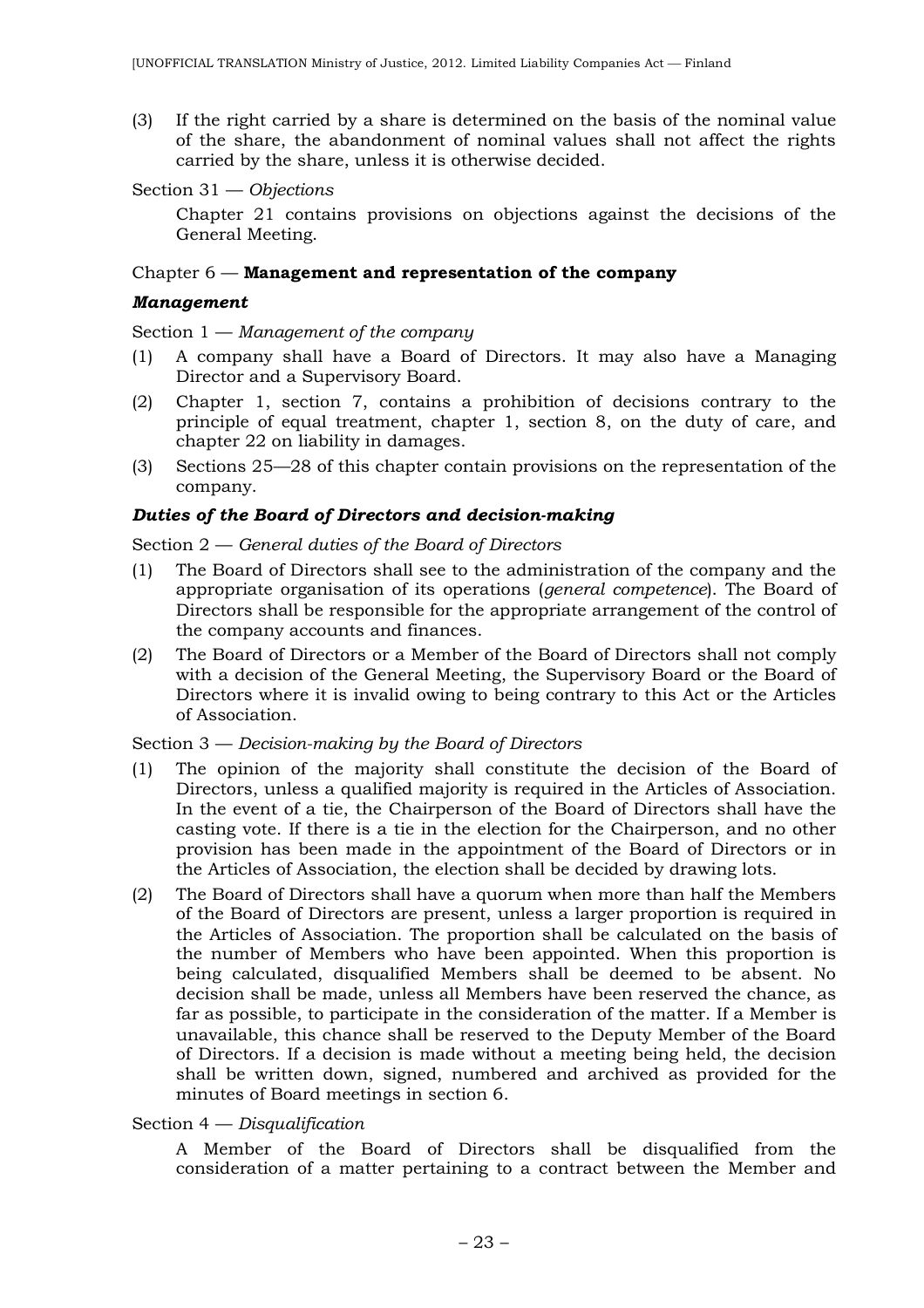(3) If the right carried by a share is determined on the basis of the nominal value of the share, the abandonment of nominal values shall not affect the rights carried by the share, unless it is otherwise decided.

Section 31 — *Objections*

Chapter 21 contains provisions on objections against the decisions of the General Meeting.

## Chapter 6 — **Management and representation of the company**

### ***Management***

Section 1 — *Management of the company*

(1) A company shall have a Board of Directors. It may also have a Managing Director and a Supervisory Board.

(2) Chapter 1, section 7, contains a prohibition of decisions contrary to the principle of equal treatment, chapter 1, section 8, on the duty of care, and chapter 22 on liability in damages.

(3) Sections 25—28 of this chapter contain provisions on the representation of the company.

### ***Duties of the Board of Directors and decision-making***

Section 2 — *General duties of the Board of Directors*

(1) The Board of Directors shall see to the administration of the company and the appropriate organisation of its operations (*general competence*). The Board of Directors shall be responsible for the appropriate arrangement of the control of the company accounts and finances.

(2) The Board of Directors or a Member of the Board of Directors shall not comply with a decision of the General Meeting, the Supervisory Board or the Board of Directors where it is invalid owing to being contrary to this Act or the Articles of Association.

Section 3 — *Decision-making by the Board of Directors*

(1) The opinion of the majority shall constitute the decision of the Board of Directors, unless a qualified majority is required in the Articles of Association. In the event of a tie, the Chairperson of the Board of Directors shall have the casting vote. If there is a tie in the election for the Chairperson, and no other provision has been made in the appointment of the Board of Directors or in the Articles of Association, the election shall be decided by drawing lots.

(2) The Board of Directors shall have a quorum when more than half the Members of the Board of Directors are present, unless a larger proportion is required in the Articles of Association. The proportion shall be calculated on the basis of the number of Members who have been appointed. When this proportion is being calculated, disqualified Members shall be deemed to be absent. No decision shall be made, unless all Members have been reserved the chance, as far as possible, to participate in the consideration of the matter. If a Member is unavailable, this chance shall be reserved to the Deputy Member of the Board of Directors. If a decision is made without a meeting being held, the decision shall be written down, signed, numbered and archived as provided for the minutes of Board meetings in section 6.

Section 4 — *Disqualification*

A Member of the Board of Directors shall be disqualified from the consideration of a matter pertaining to a contract between the Member and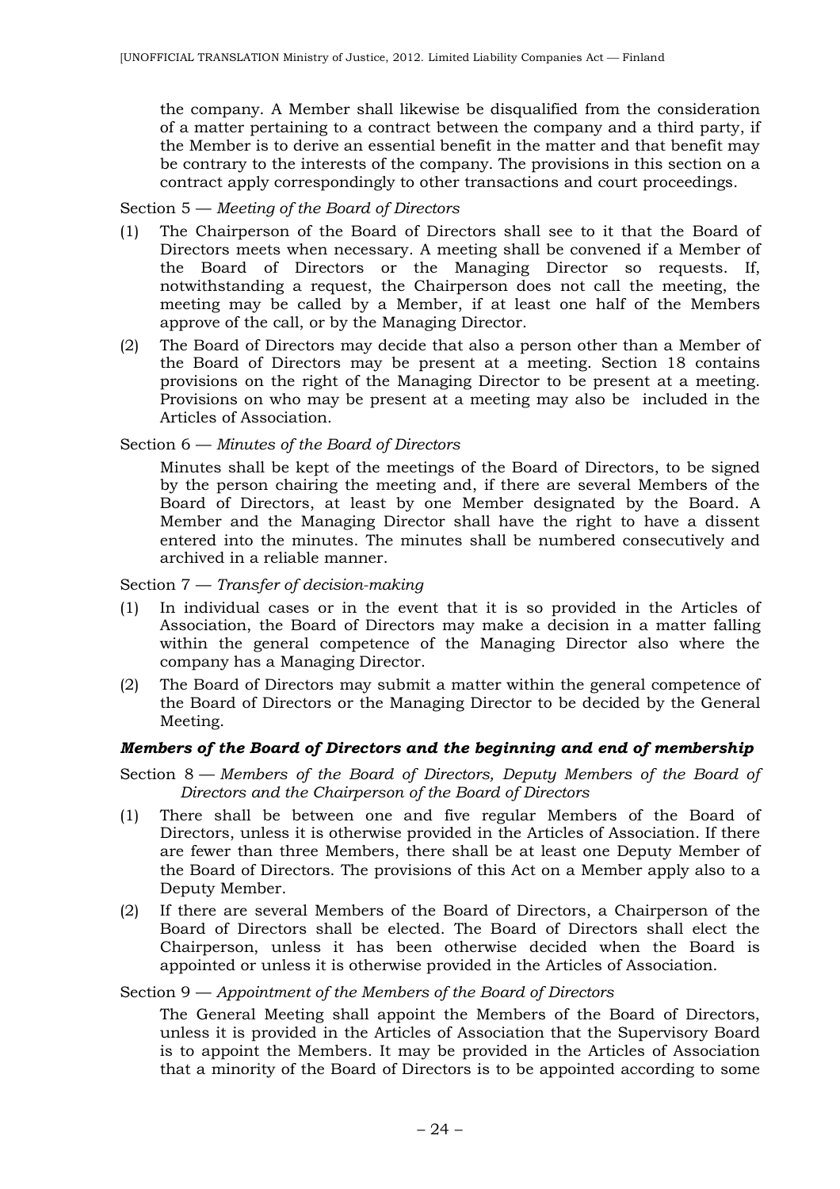the company. A Member shall likewise be disqualified from the consideration of a matter pertaining to a contract between the company and a third party, if the Member is to derive an essential benefit in the matter and that benefit may be contrary to the interests of the company. The provisions in this section on a contract apply correspondingly to other transactions and court proceedings.

Section 5 — *Meeting of the Board of Directors*

(1) The Chairperson of the Board of Directors shall see to it that the Board of Directors meets when necessary. A meeting shall be convened if a Member of the Board of Directors or the Managing Director so requests. If, notwithstanding a request, the Chairperson does not call the meeting, the meeting may be called by a Member, if at least one half of the Members approve of the call, or by the Managing Director.

(2) The Board of Directors may decide that also a person other than a Member of the Board of Directors may be present at a meeting. Section 18 contains provisions on the right of the Managing Director to be present at a meeting. Provisions on who may be present at a meeting may also be included in the Articles of Association.

Section 6 — *Minutes of the Board of Directors*

Minutes shall be kept of the meetings of the Board of Directors, to be signed by the person chairing the meeting and, if there are several Members of the Board of Directors, at least by one Member designated by the Board. A Member and the Managing Director shall have the right to have a dissent entered into the minutes. The minutes shall be numbered consecutively and archived in a reliable manner.

Section 7 — *Transfer of decision-making*

(1) In individual cases or in the event that it is so provided in the Articles of Association, the Board of Directors may make a decision in a matter falling within the general competence of the Managing Director also where the company has a Managing Director.

(2) The Board of Directors may submit a matter within the general competence of the Board of Directors or the Managing Director to be decided by the General Meeting.

***Members of the Board of Directors and the beginning and end of membership***

Section 8 — *Members of the Board of Directors, Deputy Members of the Board of Directors and the Chairperson of the Board of Directors*

(1) There shall be between one and five regular Members of the Board of Directors, unless it is otherwise provided in the Articles of Association. If there are fewer than three Members, there shall be at least one Deputy Member of the Board of Directors. The provisions of this Act on a Member apply also to a Deputy Member.

(2) If there are several Members of the Board of Directors, a Chairperson of the Board of Directors shall be elected. The Board of Directors shall elect the Chairperson, unless it has been otherwise decided when the Board is appointed or unless it is otherwise provided in the Articles of Association.

Section 9 — *Appointment of the Members of the Board of Directors*

The General Meeting shall appoint the Members of the Board of Directors, unless it is provided in the Articles of Association that the Supervisory Board is to appoint the Members. It may be provided in the Articles of Association that a minority of the Board of Directors is to be appointed according to some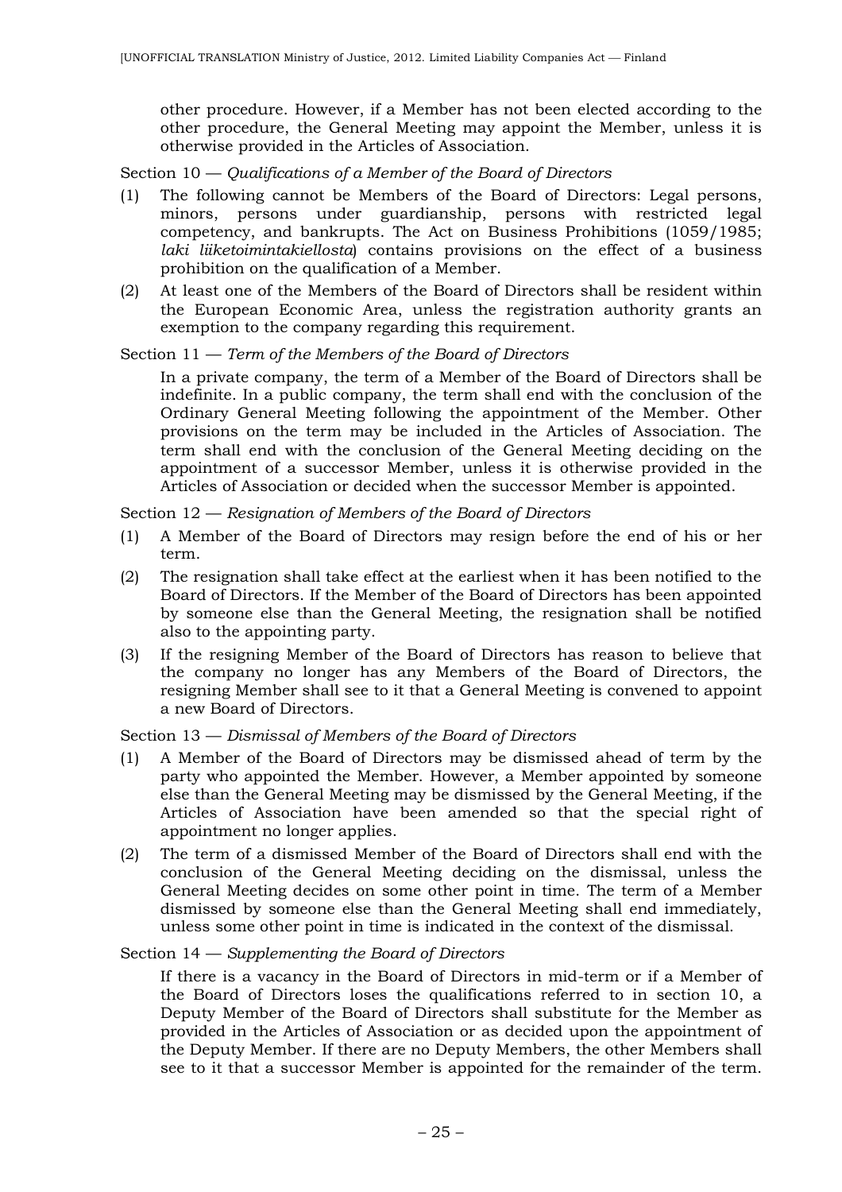other procedure. However, if a Member has not been elected according to the other procedure, the General Meeting may appoint the Member, unless it is otherwise provided in the Articles of Association.

Section 10 — *Qualifications of a Member of the Board of Directors*

(1) The following cannot be Members of the Board of Directors: Legal persons, minors, persons under guardianship, persons with restricted legal competency, and bankrupts. The Act on Business Prohibitions (1059/1985; *laki liiketoimintakiellosta*) contains provisions on the effect of a business prohibition on the qualification of a Member.

(2) At least one of the Members of the Board of Directors shall be resident within the European Economic Area, unless the registration authority grants an exemption to the company regarding this requirement.

Section 11 — *Term of the Members of the Board of Directors*

In a private company, the term of a Member of the Board of Directors shall be indefinite. In a public company, the term shall end with the conclusion of the Ordinary General Meeting following the appointment of the Member. Other provisions on the term may be included in the Articles of Association. The term shall end with the conclusion of the General Meeting deciding on the appointment of a successor Member, unless it is otherwise provided in the Articles of Association or decided when the successor Member is appointed.

Section 12 — *Resignation of Members of the Board of Directors*

(1) A Member of the Board of Directors may resign before the end of his or her term.

(2) The resignation shall take effect at the earliest when it has been notified to the Board of Directors. If the Member of the Board of Directors has been appointed by someone else than the General Meeting, the resignation shall be notified also to the appointing party.

(3) If the resigning Member of the Board of Directors has reason to believe that the company no longer has any Members of the Board of Directors, the resigning Member shall see to it that a General Meeting is convened to appoint a new Board of Directors.

Section 13 — *Dismissal of Members of the Board of Directors*

(1) A Member of the Board of Directors may be dismissed ahead of term by the party who appointed the Member. However, a Member appointed by someone else than the General Meeting may be dismissed by the General Meeting, if the Articles of Association have been amended so that the special right of appointment no longer applies.

(2) The term of a dismissed Member of the Board of Directors shall end with the conclusion of the General Meeting deciding on the dismissal, unless the General Meeting decides on some other point in time. The term of a Member dismissed by someone else than the General Meeting shall end immediately, unless some other point in time is indicated in the context of the dismissal.

Section 14 — *Supplementing the Board of Directors*

If there is a vacancy in the Board of Directors in mid-term or if a Member of the Board of Directors loses the qualifications referred to in section 10, a Deputy Member of the Board of Directors shall substitute for the Member as provided in the Articles of Association or as decided upon the appointment of the Deputy Member. If there are no Deputy Members, the other Members shall see to it that a successor Member is appointed for the remainder of the term.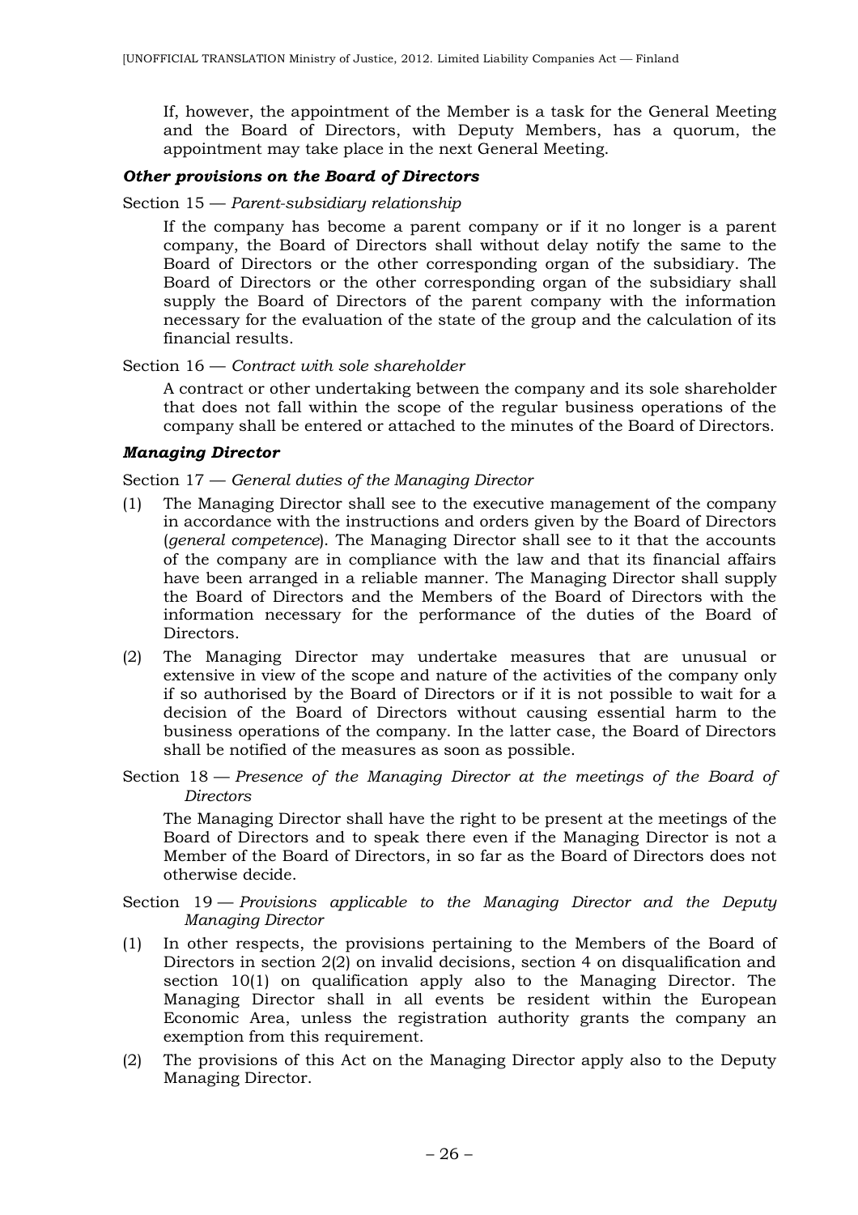If, however, the appointment of the Member is a task for the General Meeting and the Board of Directors, with Deputy Members, has a quorum, the appointment may take place in the next General Meeting.

### *Other provisions on the Board of Directors*

Section 15 — *Parent-subsidiary relationship*

If the company has become a parent company or if it no longer is a parent company, the Board of Directors shall without delay notify the same to the Board of Directors or the other corresponding organ of the subsidiary. The Board of Directors or the other corresponding organ of the subsidiary shall supply the Board of Directors of the parent company with the information necessary for the evaluation of the state of the group and the calculation of its financial results.

Section 16 — *Contract with sole shareholder*

A contract or other undertaking between the company and its sole shareholder that does not fall within the scope of the regular business operations of the company shall be entered or attached to the minutes of the Board of Directors.

### *Managing Director*

Section 17 — *General duties of the Managing Director*

(1) The Managing Director shall see to the executive management of the company in accordance with the instructions and orders given by the Board of Directors (*general competence*). The Managing Director shall see to it that the accounts of the company are in compliance with the law and that its financial affairs have been arranged in a reliable manner. The Managing Director shall supply the Board of Directors and the Members of the Board of Directors with the information necessary for the performance of the duties of the Board of Directors.

(2) The Managing Director may undertake measures that are unusual or extensive in view of the scope and nature of the activities of the company only if so authorised by the Board of Directors or if it is not possible to wait for a decision of the Board of Directors without causing essential harm to the business operations of the company. In the latter case, the Board of Directors shall be notified of the measures as soon as possible.

Section 18 — *Presence of the Managing Director at the meetings of the Board of Directors*

The Managing Director shall have the right to be present at the meetings of the Board of Directors and to speak there even if the Managing Director is not a Member of the Board of Directors, in so far as the Board of Directors does not otherwise decide.

Section 19 — *Provisions applicable to the Managing Director and the Deputy Managing Director*

(1) In other respects, the provisions pertaining to the Members of the Board of Directors in section 2(2) on invalid decisions, section 4 on disqualification and section 10(1) on qualification apply also to the Managing Director. The Managing Director shall in all events be resident within the European Economic Area, unless the registration authority grants the company an exemption from this requirement.

(2) The provisions of this Act on the Managing Director apply also to the Deputy Managing Director.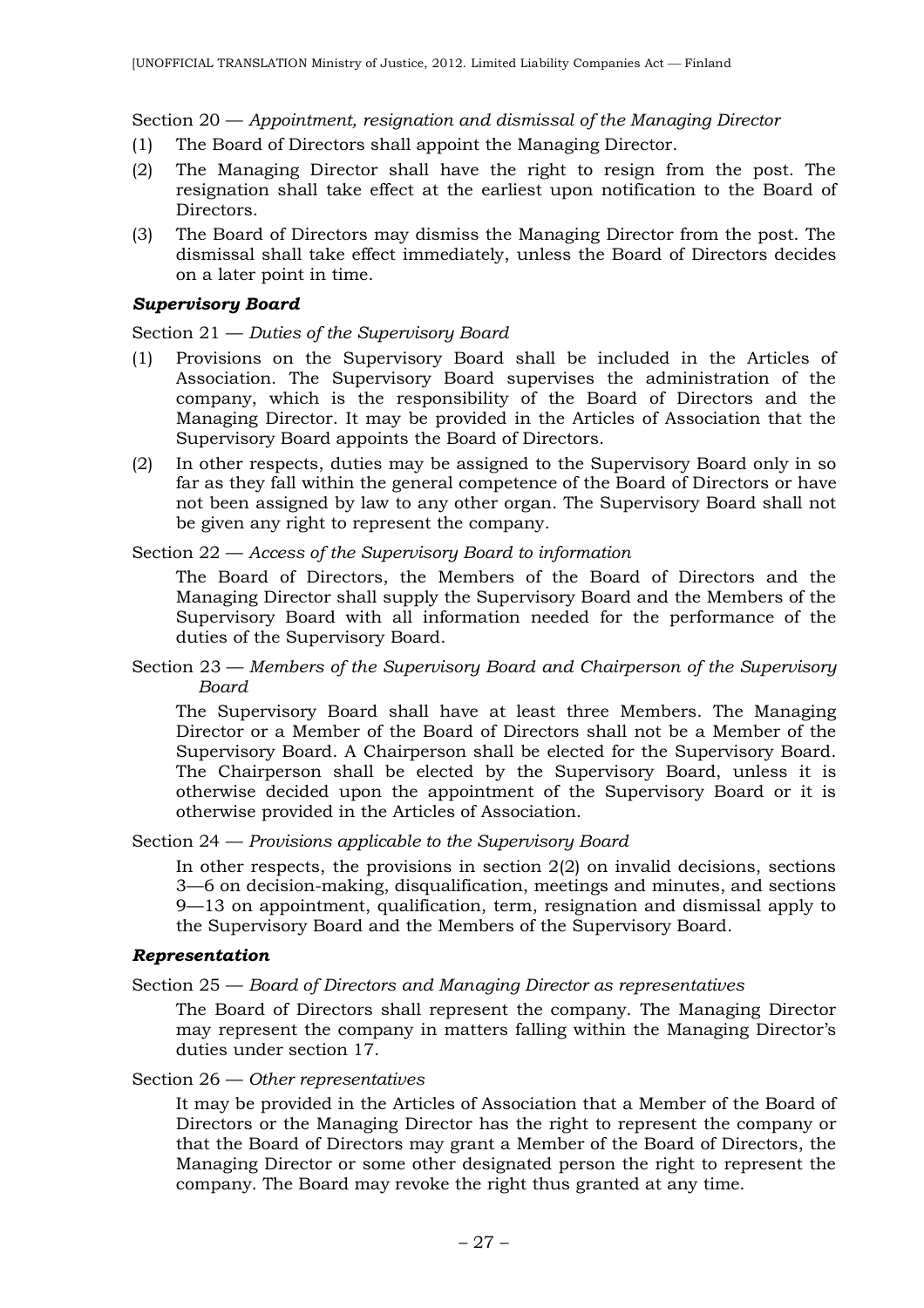Section 20 — *Appointment, resignation and dismissal of the Managing Director*

(1) The Board of Directors shall appoint the Managing Director.

(2) The Managing Director shall have the right to resign from the post. The resignation shall take effect at the earliest upon notification to the Board of Directors.

(3) The Board of Directors may dismiss the Managing Director from the post. The dismissal shall take effect immediately, unless the Board of Directors decides on a later point in time.

### *Supervisory Board*

Section 21 — *Duties of the Supervisory Board*

(1) Provisions on the Supervisory Board shall be included in the Articles of Association. The Supervisory Board supervises the administration of the company, which is the responsibility of the Board of Directors and the Managing Director. It may be provided in the Articles of Association that the Supervisory Board appoints the Board of Directors.

(2) In other respects, duties may be assigned to the Supervisory Board only in so far as they fall within the general competence of the Board of Directors or have not been assigned by law to any other organ. The Supervisory Board shall not be given any right to represent the company.

Section 22 — *Access of the Supervisory Board to information*

The Board of Directors, the Members of the Board of Directors and the Managing Director shall supply the Supervisory Board and the Members of the Supervisory Board with all information needed for the performance of the duties of the Supervisory Board.

Section 23 — *Members of the Supervisory Board and Chairperson of the Supervisory Board*

The Supervisory Board shall have at least three Members. The Managing Director or a Member of the Board of Directors shall not be a Member of the Supervisory Board. A Chairperson shall be elected for the Supervisory Board. The Chairperson shall be elected by the Supervisory Board, unless it is otherwise decided upon the appointment of the Supervisory Board or it is otherwise provided in the Articles of Association.

Section 24 — *Provisions applicable to the Supervisory Board*

In other respects, the provisions in section 2(2) on invalid decisions, sections 3—6 on decision-making, disqualification, meetings and minutes, and sections 9—13 on appointment, qualification, term, resignation and dismissal apply to the Supervisory Board and the Members of the Supervisory Board.

### *Representation*

Section 25 — *Board of Directors and Managing Director as representatives*

The Board of Directors shall represent the company. The Managing Director may represent the company in matters falling within the Managing Director's duties under section 17.

Section 26 — *Other representatives*

It may be provided in the Articles of Association that a Member of the Board of Directors or the Managing Director has the right to represent the company or that the Board of Directors may grant a Member of the Board of Directors, the Managing Director or some other designated person the right to represent the company. The Board may revoke the right thus granted at any time.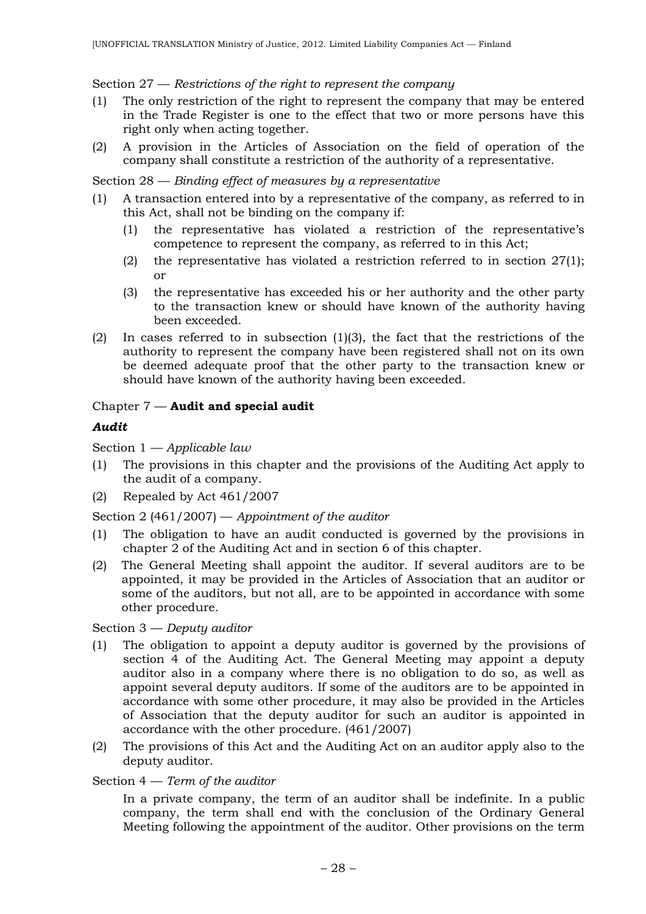Section 27 — *Restrictions of the right to represent the company*

(1) The only restriction of the right to represent the company that may be entered in the Trade Register is one to the effect that two or more persons have this right only when acting together.

(2) A provision in the Articles of Association on the field of operation of the company shall constitute a restriction of the authority of a representative.

Section 28 — *Binding effect of measures by a representative*

(1) A transaction entered into by a representative of the company, as referred to in this Act, shall not be binding on the company if:

   (1) the representative has violated a restriction of the representative's competence to represent the company, as referred to in this Act;

   (2) the representative has violated a restriction referred to in section 27(1); or

   (3) the representative has exceeded his or her authority and the other party to the transaction knew or should have known of the authority having been exceeded.

(2) In cases referred to in subsection (1)(3), the fact that the restrictions of the authority to represent the company have been registered shall not on its own be deemed adequate proof that the other party to the transaction knew or should have known of the authority having been exceeded.

## Chapter 7 — **Audit and special audit**

### ***Audit***

Section 1 — *Applicable law*

(1) The provisions in this chapter and the provisions of the Auditing Act apply to the audit of a company.

(2) Repealed by Act 461/2007

Section 2 (461/2007) — *Appointment of the auditor*

(1) The obligation to have an audit conducted is governed by the provisions in chapter 2 of the Auditing Act and in section 6 of this chapter.

(2) The General Meeting shall appoint the auditor. If several auditors are to be appointed, it may be provided in the Articles of Association that an auditor or some of the auditors, but not all, are to be appointed in accordance with some other procedure.

Section 3 — *Deputy auditor*

(1) The obligation to appoint a deputy auditor is governed by the provisions of section 4 of the Auditing Act. The General Meeting may appoint a deputy auditor also in a company where there is no obligation to do so, as well as appoint several deputy auditors. If some of the auditors are to be appointed in accordance with some other procedure, it may also be provided in the Articles of Association that the deputy auditor for such an auditor is appointed in accordance with the other procedure. (461/2007)

(2) The provisions of this Act and the Auditing Act on an auditor apply also to the deputy auditor.

Section 4 — *Term of the auditor*

In a private company, the term of an auditor shall be indefinite. In a public company, the term shall end with the conclusion of the Ordinary General Meeting following the appointment of the auditor. Other provisions on the term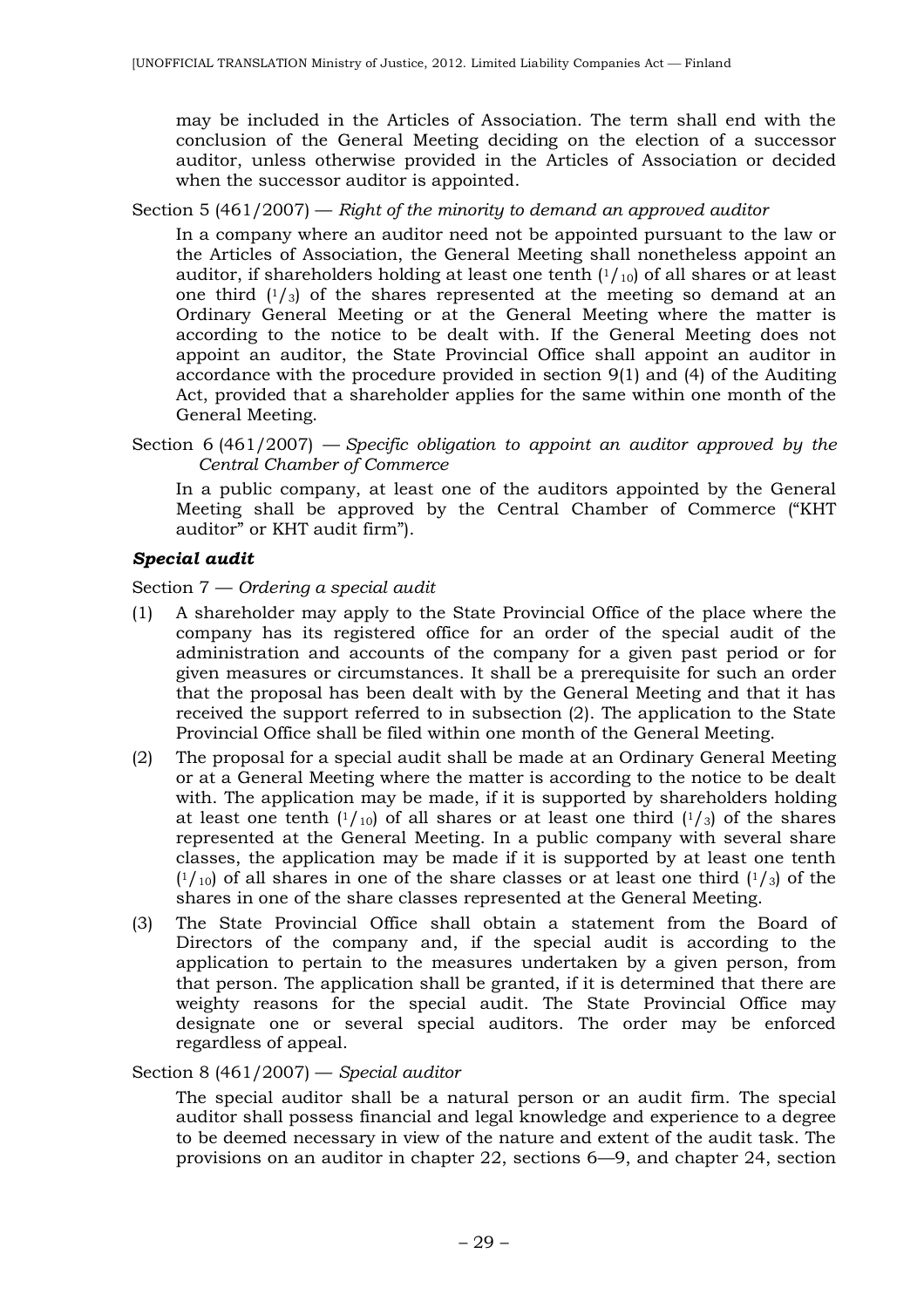may be included in the Articles of Association. The term shall end with the conclusion of the General Meeting deciding on the election of a successor auditor, unless otherwise provided in the Articles of Association or decided when the successor auditor is appointed.

Section 5 (461/2007) — *Right of the minority to demand an approved auditor*

In a company where an auditor need not be appointed pursuant to the law or the Articles of Association, the General Meeting shall nonetheless appoint an auditor, if shareholders holding at least one tenth ($^1/_{10}$) of all shares or at least one third ($^1/_3$) of the shares represented at the meeting so demand at an Ordinary General Meeting or at the General Meeting where the matter is according to the notice to be dealt with. If the General Meeting does not appoint an auditor, the State Provincial Office shall appoint an auditor in accordance with the procedure provided in section 9(1) and (4) of the Auditing Act, provided that a shareholder applies for the same within one month of the General Meeting.

Section 6 (461/2007) — *Specific obligation to appoint an auditor approved by the Central Chamber of Commerce*

In a public company, at least one of the auditors appointed by the General Meeting shall be approved by the Central Chamber of Commerce ("KHT auditor" or KHT audit firm").

### *Special audit*

Section 7 — *Ordering a special audit*

(1) A shareholder may apply to the State Provincial Office of the place where the company has its registered office for an order of the special audit of the administration and accounts of the company for a given past period or for given measures or circumstances. It shall be a prerequisite for such an order that the proposal has been dealt with by the General Meeting and that it has received the support referred to in subsection (2). The application to the State Provincial Office shall be filed within one month of the General Meeting.

(2) The proposal for a special audit shall be made at an Ordinary General Meeting or at a General Meeting where the matter is according to the notice to be dealt with. The application may be made, if it is supported by shareholders holding at least one tenth ($^1/_{10}$) of all shares or at least one third ($^1/_3$) of the shares represented at the General Meeting. In a public company with several share classes, the application may be made if it is supported by at least one tenth ($^1/_{10}$) of all shares in one of the share classes or at least one third ($^1/_3$) of the shares in one of the share classes represented at the General Meeting.

(3) The State Provincial Office shall obtain a statement from the Board of Directors of the company and, if the special audit is according to the application to pertain to the measures undertaken by a given person, from that person. The application shall be granted, if it is determined that there are weighty reasons for the special audit. The State Provincial Office may designate one or several special auditors. The order may be enforced regardless of appeal.

Section 8 (461/2007) — *Special auditor*

The special auditor shall be a natural person or an audit firm. The special auditor shall possess financial and legal knowledge and experience to a degree to be deemed necessary in view of the nature and extent of the audit task. The provisions on an auditor in chapter 22, sections 6—9, and chapter 24, section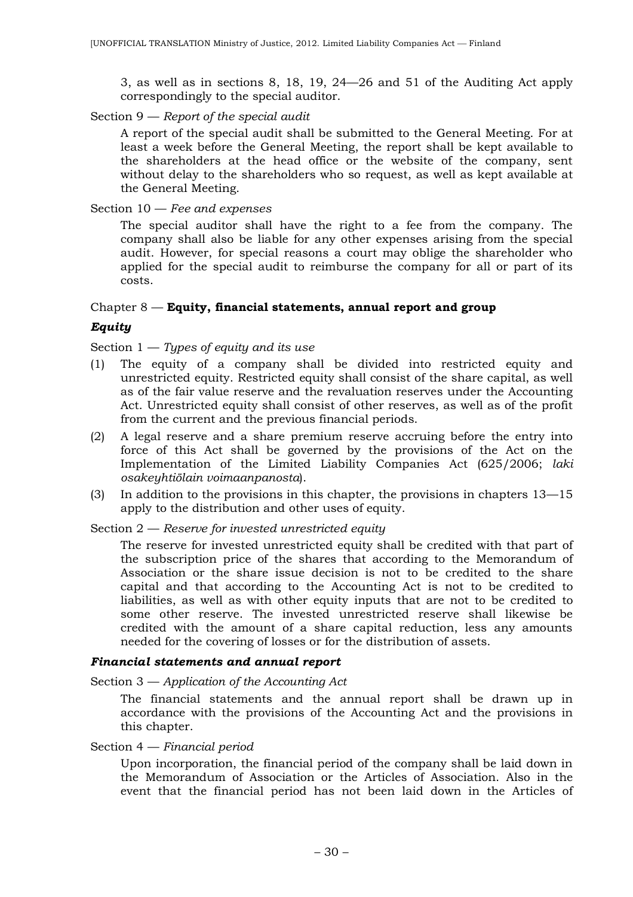3, as well as in sections 8, 18, 19, 24—26 and 51 of the Auditing Act apply correspondingly to the special auditor.

Section 9 — *Report of the special audit*

A report of the special audit shall be submitted to the General Meeting. For at least a week before the General Meeting, the report shall be kept available to the shareholders at the head office or the website of the company, sent without delay to the shareholders who so request, as well as kept available at the General Meeting.

Section 10 — *Fee and expenses*

The special auditor shall have the right to a fee from the company. The company shall also be liable for any other expenses arising from the special audit. However, for special reasons a court may oblige the shareholder who applied for the special audit to reimburse the company for all or part of its costs.

## Chapter 8 — **Equity, financial statements, annual report and group**

### ***Equity***

Section 1 — *Types of equity and its use*

(1) The equity of a company shall be divided into restricted equity and unrestricted equity. Restricted equity shall consist of the share capital, as well as of the fair value reserve and the revaluation reserves under the Accounting Act. Unrestricted equity shall consist of other reserves, as well as of the profit from the current and the previous financial periods.

(2) A legal reserve and a share premium reserve accruing before the entry into force of this Act shall be governed by the provisions of the Act on the Implementation of the Limited Liability Companies Act (625/2006; *laki osakeyhtiölain voimaanpanosta*).

(3) In addition to the provisions in this chapter, the provisions in chapters 13—15 apply to the distribution and other uses of equity.

Section 2 — *Reserve for invested unrestricted equity*

The reserve for invested unrestricted equity shall be credited with that part of the subscription price of the shares that according to the Memorandum of Association or the share issue decision is not to be credited to the share capital and that according to the Accounting Act is not to be credited to liabilities, as well as with other equity inputs that are not to be credited to some other reserve. The invested unrestricted reserve shall likewise be credited with the amount of a share capital reduction, less any amounts needed for the covering of losses or for the distribution of assets.

### ***Financial statements and annual report***

Section 3 — *Application of the Accounting Act*

The financial statements and the annual report shall be drawn up in accordance with the provisions of the Accounting Act and the provisions in this chapter.

Section 4 — *Financial period*

Upon incorporation, the financial period of the company shall be laid down in the Memorandum of Association or the Articles of Association. Also in the event that the financial period has not been laid down in the Articles of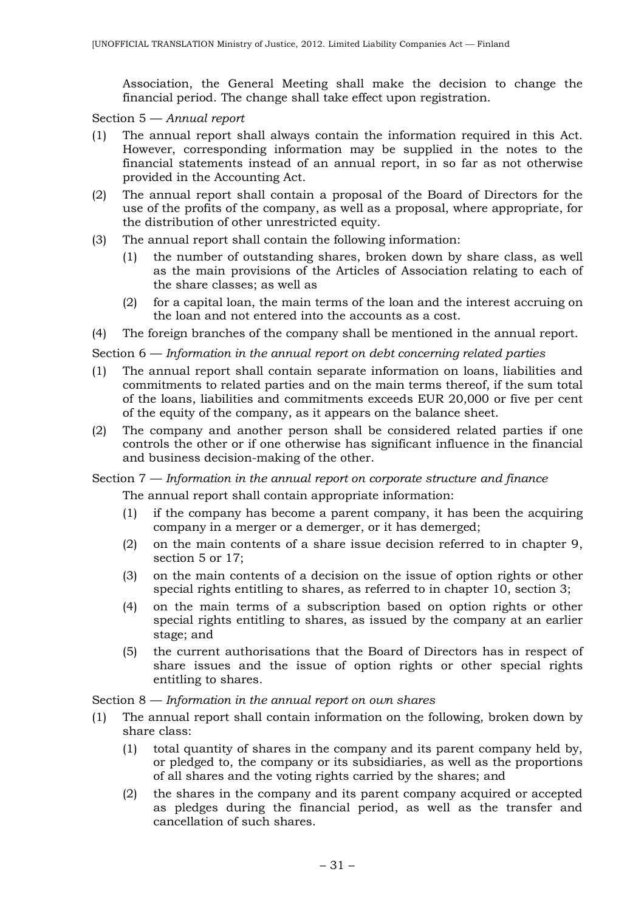Association, the General Meeting shall make the decision to change the financial period. The change shall take effect upon registration.

Section 5 — *Annual report*

(1) The annual report shall always contain the information required in this Act. However, corresponding information may be supplied in the notes to the financial statements instead of an annual report, in so far as not otherwise provided in the Accounting Act.

(2) The annual report shall contain a proposal of the Board of Directors for the use of the profits of the company, as well as a proposal, where appropriate, for the distribution of other unrestricted equity.

(3) The annual report shall contain the following information:

   (1) the number of outstanding shares, broken down by share class, as well as the main provisions of the Articles of Association relating to each of the share classes; as well as

   (2) for a capital loan, the main terms of the loan and the interest accruing on the loan and not entered into the accounts as a cost.

(4) The foreign branches of the company shall be mentioned in the annual report.

Section 6 — *Information in the annual report on debt concerning related parties*

(1) The annual report shall contain separate information on loans, liabilities and commitments to related parties and on the main terms thereof, if the sum total of the loans, liabilities and commitments exceeds EUR 20,000 or five per cent of the equity of the company, as it appears on the balance sheet.

(2) The company and another person shall be considered related parties if one controls the other or if one otherwise has significant influence in the financial and business decision-making of the other.

Section 7 — *Information in the annual report on corporate structure and finance*

The annual report shall contain appropriate information:

   (1) if the company has become a parent company, it has been the acquiring company in a merger or a demerger, or it has demerged;

   (2) on the main contents of a share issue decision referred to in chapter 9, section 5 or 17;

   (3) on the main contents of a decision on the issue of option rights or other special rights entitling to shares, as referred to in chapter 10, section 3;

   (4) on the main terms of a subscription based on option rights or other special rights entitling to shares, as issued by the company at an earlier stage; and

   (5) the current authorisations that the Board of Directors has in respect of share issues and the issue of option rights or other special rights entitling to shares.

Section 8 — *Information in the annual report on own shares*

(1) The annual report shall contain information on the following, broken down by share class:

   (1) total quantity of shares in the company and its parent company held by, or pledged to, the company or its subsidiaries, as well as the proportions of all shares and the voting rights carried by the shares; and

   (2) the shares in the company and its parent company acquired or accepted as pledges during the financial period, as well as the transfer and cancellation of such shares.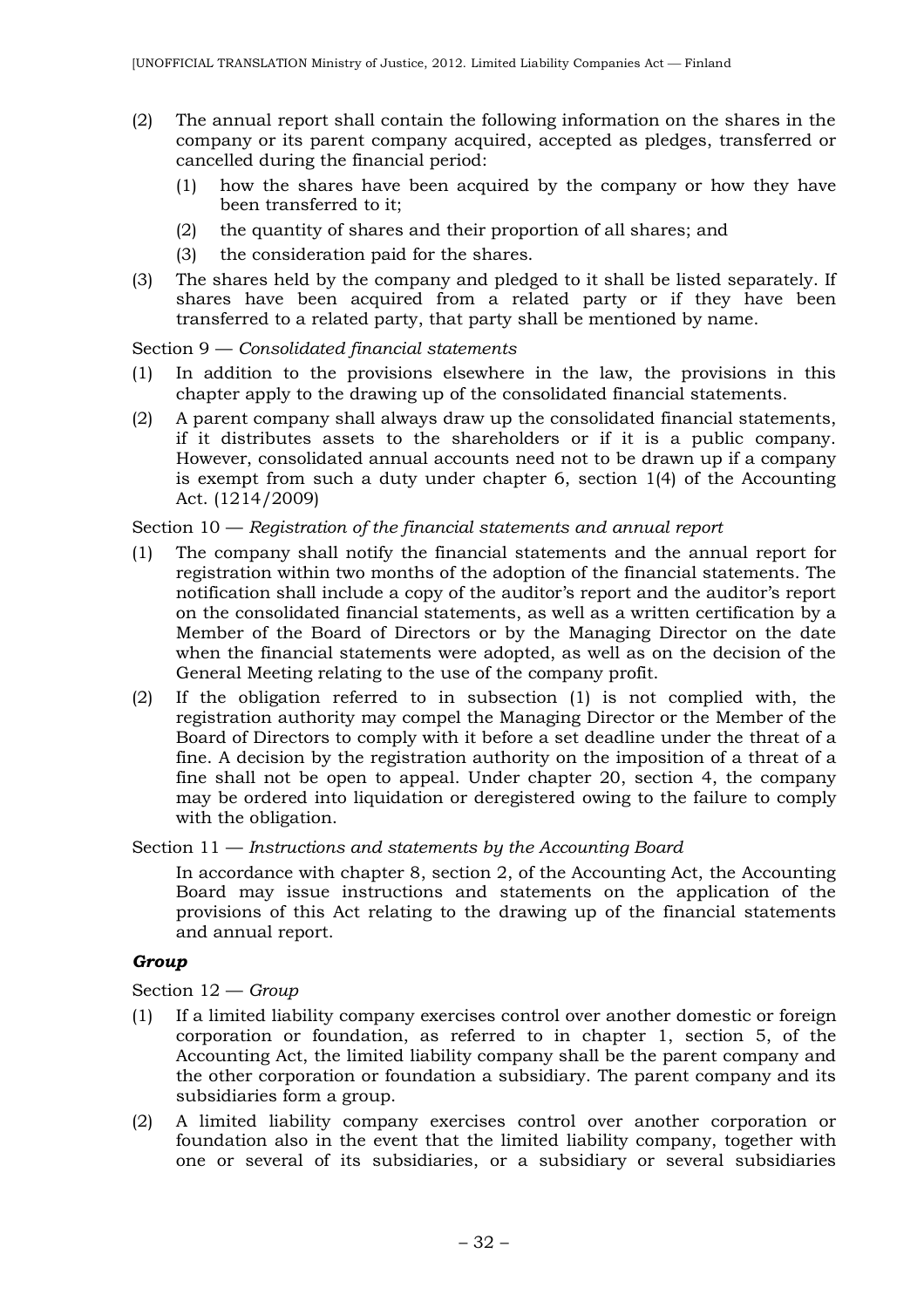(2) The annual report shall contain the following information on the shares in the company or its parent company acquired, accepted as pledges, transferred or cancelled during the financial period:

   (1) how the shares have been acquired by the company or how they have been transferred to it;

   (2) the quantity of shares and their proportion of all shares; and

   (3) the consideration paid for the shares.

(3) The shares held by the company and pledged to it shall be listed separately. If shares have been acquired from a related party or if they have been transferred to a related party, that party shall be mentioned by name.

Section 9 — *Consolidated financial statements*

(1) In addition to the provisions elsewhere in the law, the provisions in this chapter apply to the drawing up of the consolidated financial statements.

(2) A parent company shall always draw up the consolidated financial statements, if it distributes assets to the shareholders or if it is a public company. However, consolidated annual accounts need not to be drawn up if a company is exempt from such a duty under chapter 6, section 1(4) of the Accounting Act. (1214/2009)

Section 10 — *Registration of the financial statements and annual report*

(1) The company shall notify the financial statements and the annual report for registration within two months of the adoption of the financial statements. The notification shall include a copy of the auditor's report and the auditor's report on the consolidated financial statements, as well as a written certification by a Member of the Board of Directors or by the Managing Director on the date when the financial statements were adopted, as well as on the decision of the General Meeting relating to the use of the company profit.

(2) If the obligation referred to in subsection (1) is not complied with, the registration authority may compel the Managing Director or the Member of the Board of Directors to comply with it before a set deadline under the threat of a fine. A decision by the registration authority on the imposition of a threat of a fine shall not be open to appeal. Under chapter 20, section 4, the company may be ordered into liquidation or deregistered owing to the failure to comply with the obligation.

Section 11 — *Instructions and statements by the Accounting Board*

In accordance with chapter 8, section 2, of the Accounting Act, the Accounting Board may issue instructions and statements on the application of the provisions of this Act relating to the drawing up of the financial statements and annual report.

***Group***

Section 12 — *Group*

(1) If a limited liability company exercises control over another domestic or foreign corporation or foundation, as referred to in chapter 1, section 5, of the Accounting Act, the limited liability company shall be the parent company and the other corporation or foundation a subsidiary. The parent company and its subsidiaries form a group.

(2) A limited liability company exercises control over another corporation or foundation also in the event that the limited liability company, together with one or several of its subsidiaries, or a subsidiary or several subsidiaries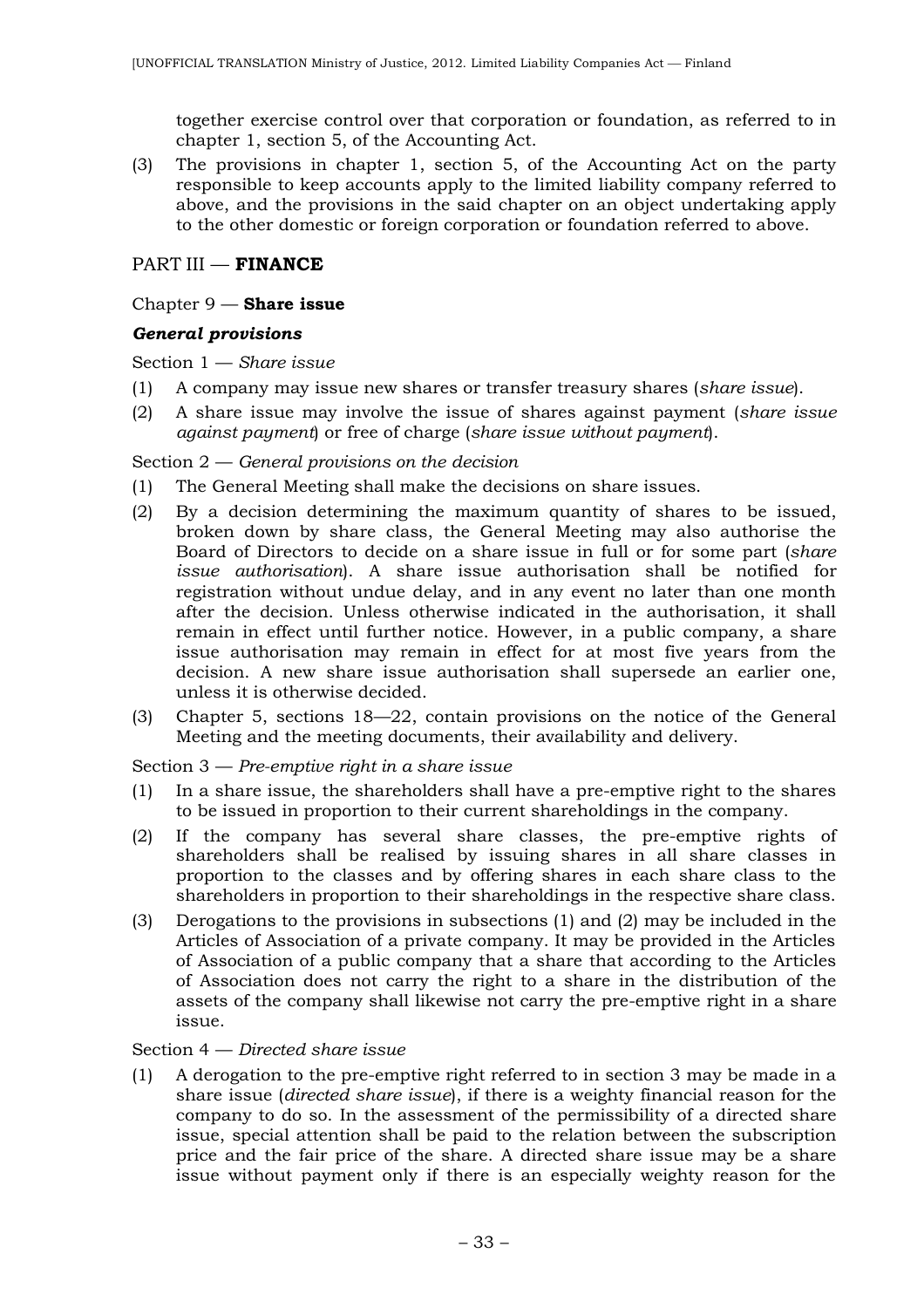together exercise control over that corporation or foundation, as referred to in chapter 1, section 5, of the Accounting Act.

(3) The provisions in chapter 1, section 5, of the Accounting Act on the party responsible to keep accounts apply to the limited liability company referred to above, and the provisions in the said chapter on an object undertaking apply to the other domestic or foreign corporation or foundation referred to above.

## PART III — **FINANCE**

### Chapter 9 — **Share issue**

#### ***General provisions***

Section 1 — *Share issue*

(1) A company may issue new shares or transfer treasury shares (*share issue*).

(2) A share issue may involve the issue of shares against payment (*share issue against payment*) or free of charge (*share issue without payment*).

Section 2 — *General provisions on the decision*

(1) The General Meeting shall make the decisions on share issues.

(2) By a decision determining the maximum quantity of shares to be issued, broken down by share class, the General Meeting may also authorise the Board of Directors to decide on a share issue in full or for some part (*share issue authorisation*). A share issue authorisation shall be notified for registration without undue delay, and in any event no later than one month after the decision. Unless otherwise indicated in the authorisation, it shall remain in effect until further notice. However, in a public company, a share issue authorisation may remain in effect for at most five years from the decision. A new share issue authorisation shall supersede an earlier one, unless it is otherwise decided.

(3) Chapter 5, sections 18—22, contain provisions on the notice of the General Meeting and the meeting documents, their availability and delivery.

Section 3 — *Pre-emptive right in a share issue*

(1) In a share issue, the shareholders shall have a pre-emptive right to the shares to be issued in proportion to their current shareholdings in the company.

(2) If the company has several share classes, the pre-emptive rights of shareholders shall be realised by issuing shares in all share classes in proportion to the classes and by offering shares in each share class to the shareholders in proportion to their shareholdings in the respective share class.

(3) Derogations to the provisions in subsections (1) and (2) may be included in the Articles of Association of a private company. It may be provided in the Articles of Association of a public company that a share that according to the Articles of Association does not carry the right to a share in the distribution of the assets of the company shall likewise not carry the pre-emptive right in a share issue.

Section 4 — *Directed share issue*

(1) A derogation to the pre-emptive right referred to in section 3 may be made in a share issue (*directed share issue*), if there is a weighty financial reason for the company to do so. In the assessment of the permissibility of a directed share issue, special attention shall be paid to the relation between the subscription price and the fair price of the share. A directed share issue may be a share issue without payment only if there is an especially weighty reason for the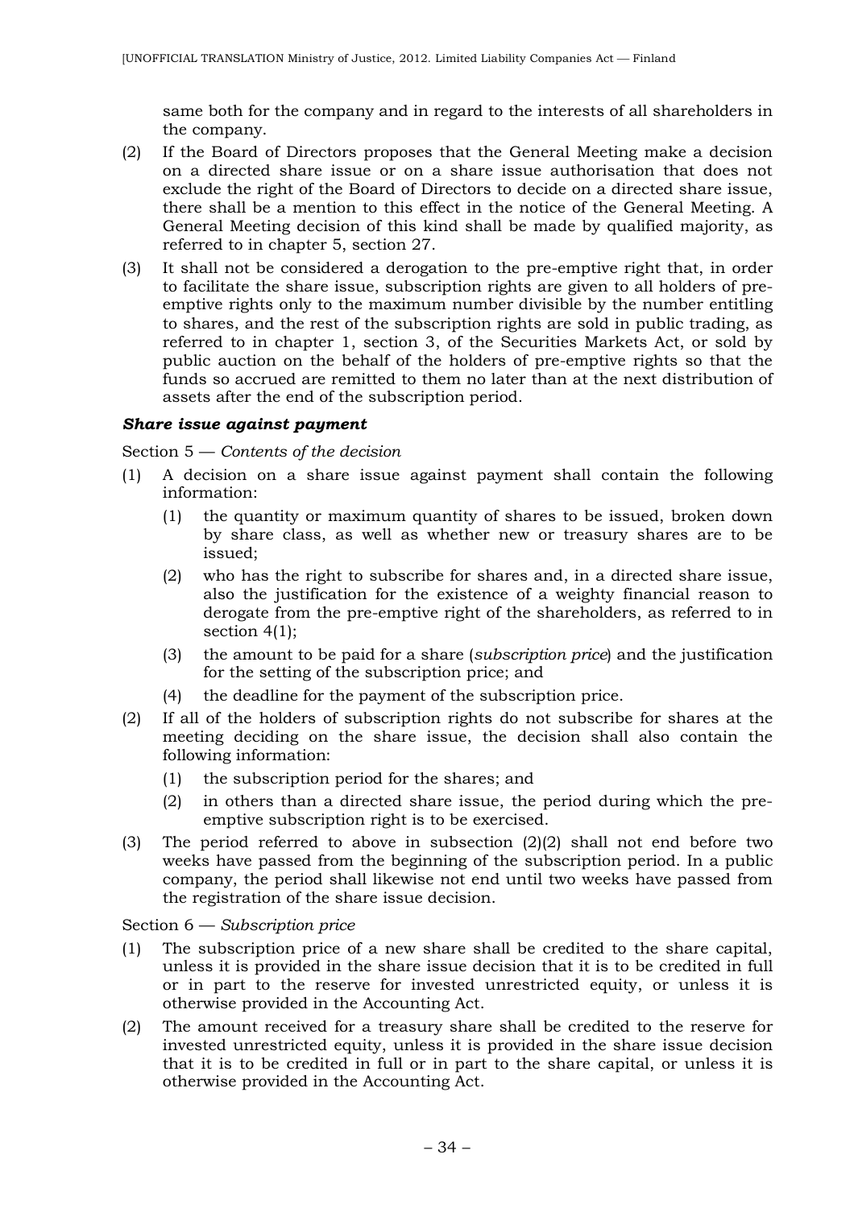same both for the company and in regard to the interests of all shareholders in the company.

(2) If the Board of Directors proposes that the General Meeting make a decision on a directed share issue or on a share issue authorisation that does not exclude the right of the Board of Directors to decide on a directed share issue, there shall be a mention to this effect in the notice of the General Meeting. A General Meeting decision of this kind shall be made by qualified majority, as referred to in chapter 5, section 27.

(3) It shall not be considered a derogation to the pre-emptive right that, in order to facilitate the share issue, subscription rights are given to all holders of pre-emptive rights only to the maximum number divisible by the number entitling to shares, and the rest of the subscription rights are sold in public trading, as referred to in chapter 1, section 3, of the Securities Markets Act, or sold by public auction on the behalf of the holders of pre-emptive rights so that the funds so accrued are remitted to them no later than at the next distribution of assets after the end of the subscription period.

***Share issue against payment***

Section 5 — *Contents of the decision*

(1) A decision on a share issue against payment shall contain the following information:

   (1) the quantity or maximum quantity of shares to be issued, broken down by share class, as well as whether new or treasury shares are to be issued;

   (2) who has the right to subscribe for shares and, in a directed share issue, also the justification for the existence of a weighty financial reason to derogate from the pre-emptive right of the shareholders, as referred to in section 4(1);

   (3) the amount to be paid for a share (*subscription price*) and the justification for the setting of the subscription price; and

   (4) the deadline for the payment of the subscription price.

(2) If all of the holders of subscription rights do not subscribe for shares at the meeting deciding on the share issue, the decision shall also contain the following information:

   (1) the subscription period for the shares; and

   (2) in others than a directed share issue, the period during which the pre-emptive subscription right is to be exercised.

(3) The period referred to above in subsection (2)(2) shall not end before two weeks have passed from the beginning of the subscription period. In a public company, the period shall likewise not end until two weeks have passed from the registration of the share issue decision.

Section 6 — *Subscription price*

(1) The subscription price of a new share shall be credited to the share capital, unless it is provided in the share issue decision that it is to be credited in full or in part to the reserve for invested unrestricted equity, or unless it is otherwise provided in the Accounting Act.

(2) The amount received for a treasury share shall be credited to the reserve for invested unrestricted equity, unless it is provided in the share issue decision that it is to be credited in full or in part to the share capital, or unless it is otherwise provided in the Accounting Act.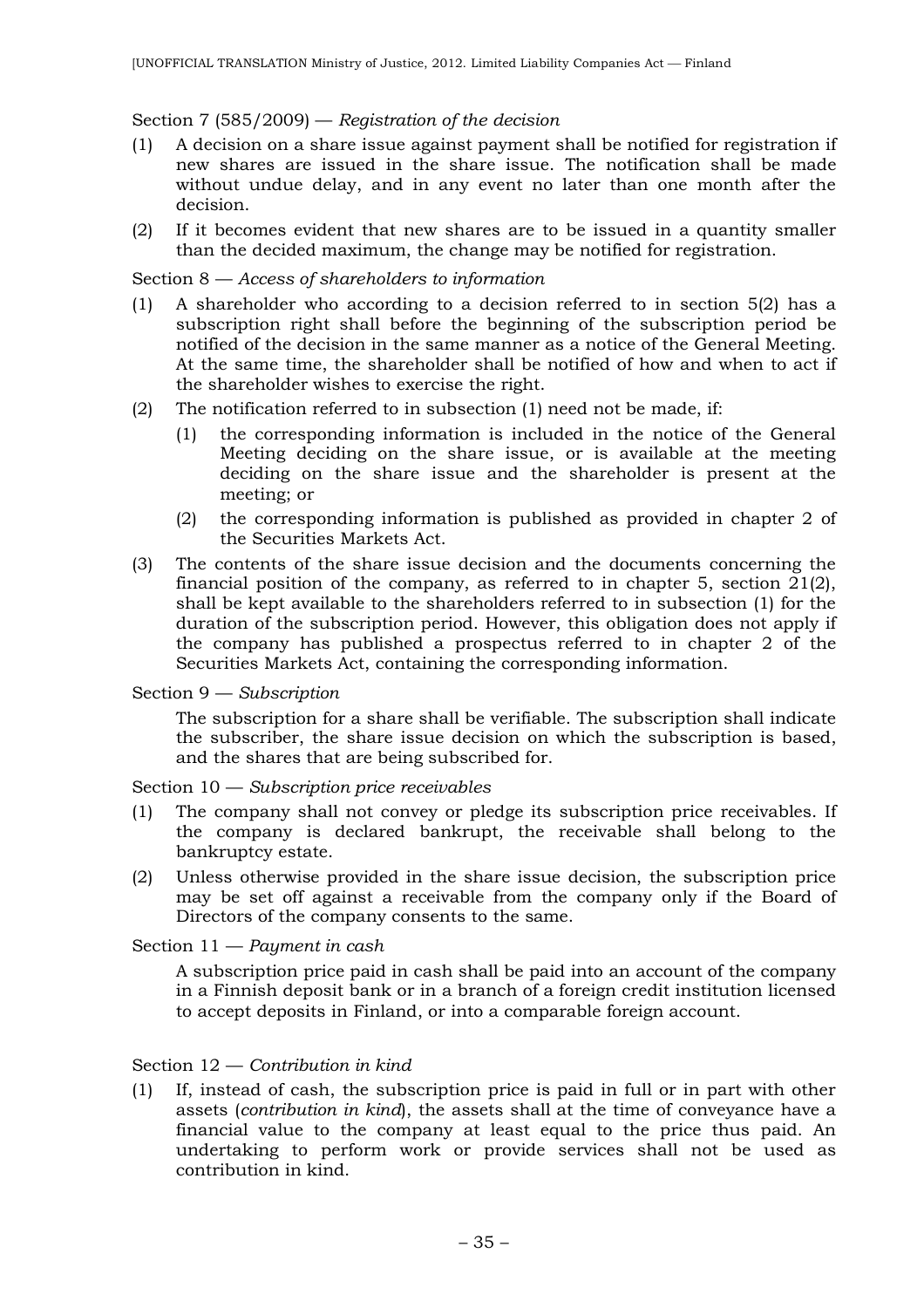Section 7 (585/2009) — *Registration of the decision*

(1) A decision on a share issue against payment shall be notified for registration if new shares are issued in the share issue. The notification shall be made without undue delay, and in any event no later than one month after the decision.

(2) If it becomes evident that new shares are to be issued in a quantity smaller than the decided maximum, the change may be notified for registration.

Section 8 — *Access of shareholders to information*

(1) A shareholder who according to a decision referred to in section 5(2) has a subscription right shall before the beginning of the subscription period be notified of the decision in the same manner as a notice of the General Meeting. At the same time, the shareholder shall be notified of how and when to act if the shareholder wishes to exercise the right.

(2) The notification referred to in subsection (1) need not be made, if:

  (1) the corresponding information is included in the notice of the General Meeting deciding on the share issue, or is available at the meeting deciding on the share issue and the shareholder is present at the meeting; or

  (2) the corresponding information is published as provided in chapter 2 of the Securities Markets Act.

(3) The contents of the share issue decision and the documents concerning the financial position of the company, as referred to in chapter 5, section 21(2), shall be kept available to the shareholders referred to in subsection (1) for the duration of the subscription period. However, this obligation does not apply if the company has published a prospectus referred to in chapter 2 of the Securities Markets Act, containing the corresponding information.

Section 9 — *Subscription*

The subscription for a share shall be verifiable. The subscription shall indicate the subscriber, the share issue decision on which the subscription is based, and the shares that are being subscribed for.

Section 10 — *Subscription price receivables*

(1) The company shall not convey or pledge its subscription price receivables. If the company is declared bankrupt, the receivable shall belong to the bankruptcy estate.

(2) Unless otherwise provided in the share issue decision, the subscription price may be set off against a receivable from the company only if the Board of Directors of the company consents to the same.

Section 11 — *Payment in cash*

A subscription price paid in cash shall be paid into an account of the company in a Finnish deposit bank or in a branch of a foreign credit institution licensed to accept deposits in Finland, or into a comparable foreign account.

Section 12 — *Contribution in kind*

(1) If, instead of cash, the subscription price is paid in full or in part with other assets (*contribution in kind*), the assets shall at the time of conveyance have a financial value to the company at least equal to the price thus paid. An undertaking to perform work or provide services shall not be used as contribution in kind.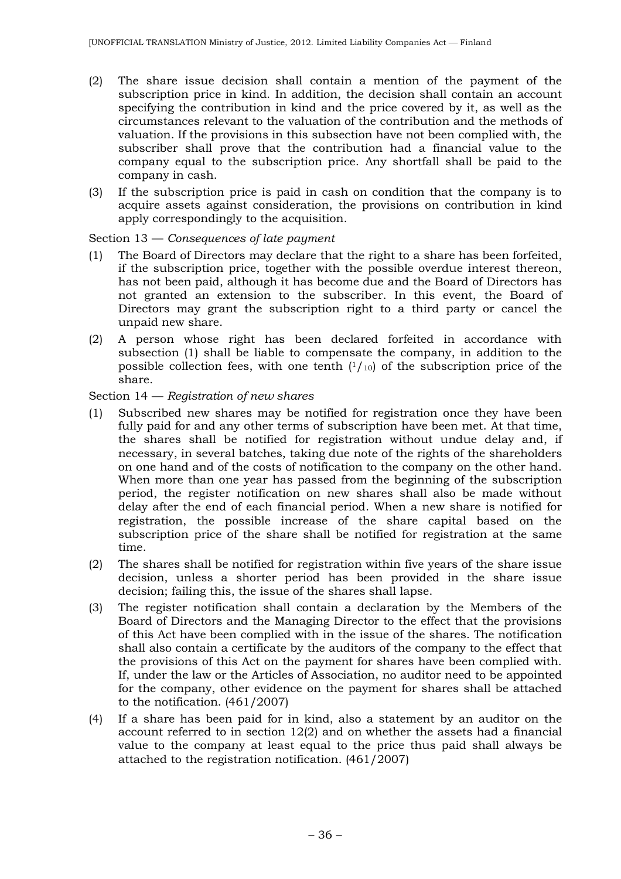(2) The share issue decision shall contain a mention of the payment of the subscription price in kind. In addition, the decision shall contain an account specifying the contribution in kind and the price covered by it, as well as the circumstances relevant to the valuation of the contribution and the methods of valuation. If the provisions in this subsection have not been complied with, the subscriber shall prove that the contribution had a financial value to the company equal to the subscription price. Any shortfall shall be paid to the company in cash.

(3) If the subscription price is paid in cash on condition that the company is to acquire assets against consideration, the provisions on contribution in kind apply correspondingly to the acquisition.

Section 13 — *Consequences of late payment*

(1) The Board of Directors may declare that the right to a share has been forfeited, if the subscription price, together with the possible overdue interest thereon, has not been paid, although it has become due and the Board of Directors has not granted an extension to the subscriber. In this event, the Board of Directors may grant the subscription right to a third party or cancel the unpaid new share.

(2) A person whose right has been declared forfeited in accordance with subsection (1) shall be liable to compensate the company, in addition to the possible collection fees, with one tenth ($^{1}/_{10}$) of the subscription price of the share.

Section 14 — *Registration of new shares*

(1) Subscribed new shares may be notified for registration once they have been fully paid for and any other terms of subscription have been met. At that time, the shares shall be notified for registration without undue delay and, if necessary, in several batches, taking due note of the rights of the shareholders on one hand and of the costs of notification to the company on the other hand. When more than one year has passed from the beginning of the subscription period, the register notification on new shares shall also be made without delay after the end of each financial period. When a new share is notified for registration, the possible increase of the share capital based on the subscription price of the share shall be notified for registration at the same time.

(2) The shares shall be notified for registration within five years of the share issue decision, unless a shorter period has been provided in the share issue decision; failing this, the issue of the shares shall lapse.

(3) The register notification shall contain a declaration by the Members of the Board of Directors and the Managing Director to the effect that the provisions of this Act have been complied with in the issue of the shares. The notification shall also contain a certificate by the auditors of the company to the effect that the provisions of this Act on the payment for shares have been complied with. If, under the law or the Articles of Association, no auditor need to be appointed for the company, other evidence on the payment for shares shall be attached to the notification. (461/2007)

(4) If a share has been paid for in kind, also a statement by an auditor on the account referred to in section 12(2) and on whether the assets had a financial value to the company at least equal to the price thus paid shall always be attached to the registration notification. (461/2007)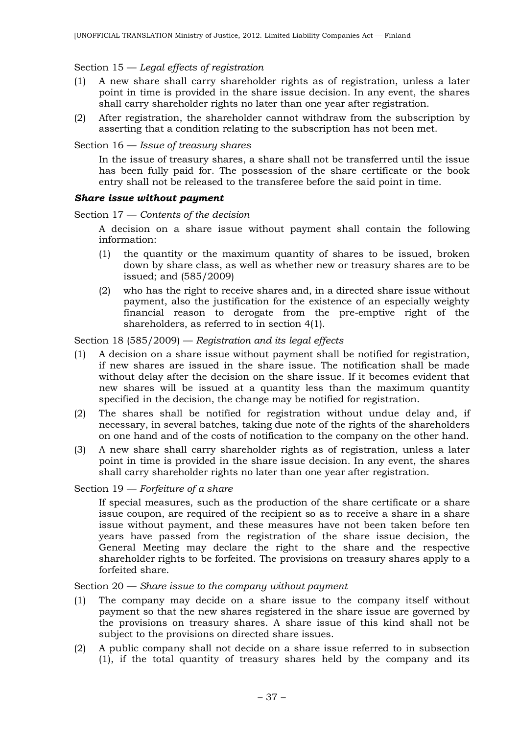Section 15 — *Legal effects of registration*

(1) A new share shall carry shareholder rights as of registration, unless a later point in time is provided in the share issue decision. In any event, the shares shall carry shareholder rights no later than one year after registration.

(2) After registration, the shareholder cannot withdraw from the subscription by asserting that a condition relating to the subscription has not been met.

Section 16 — *Issue of treasury shares*

In the issue of treasury shares, a share shall not be transferred until the issue has been fully paid for. The possession of the share certificate or the book entry shall not be released to the transferee before the said point in time.

***Share issue without payment***

Section 17 — *Contents of the decision*

A decision on a share issue without payment shall contain the following information:

(1) the quantity or the maximum quantity of shares to be issued, broken down by share class, as well as whether new or treasury shares are to be issued; and (585/2009)

(2) who has the right to receive shares and, in a directed share issue without payment, also the justification for the existence of an especially weighty financial reason to derogate from the pre-emptive right of the shareholders, as referred to in section 4(1).

Section 18 (585/2009) — *Registration and its legal effects*

(1) A decision on a share issue without payment shall be notified for registration, if new shares are issued in the share issue. The notification shall be made without delay after the decision on the share issue. If it becomes evident that new shares will be issued at a quantity less than the maximum quantity specified in the decision, the change may be notified for registration.

(2) The shares shall be notified for registration without undue delay and, if necessary, in several batches, taking due note of the rights of the shareholders on one hand and of the costs of notification to the company on the other hand.

(3) A new share shall carry shareholder rights as of registration, unless a later point in time is provided in the share issue decision. In any event, the shares shall carry shareholder rights no later than one year after registration.

Section 19 — *Forfeiture of a share*

If special measures, such as the production of the share certificate or a share issue coupon, are required of the recipient so as to receive a share in a share issue without payment, and these measures have not been taken before ten years have passed from the registration of the share issue decision, the General Meeting may declare the right to the share and the respective shareholder rights to be forfeited. The provisions on treasury shares apply to a forfeited share.

Section 20 — *Share issue to the company without payment*

(1) The company may decide on a share issue to the company itself without payment so that the new shares registered in the share issue are governed by the provisions on treasury shares. A share issue of this kind shall not be subject to the provisions on directed share issues.

(2) A public company shall not decide on a share issue referred to in subsection (1), if the total quantity of treasury shares held by the company and its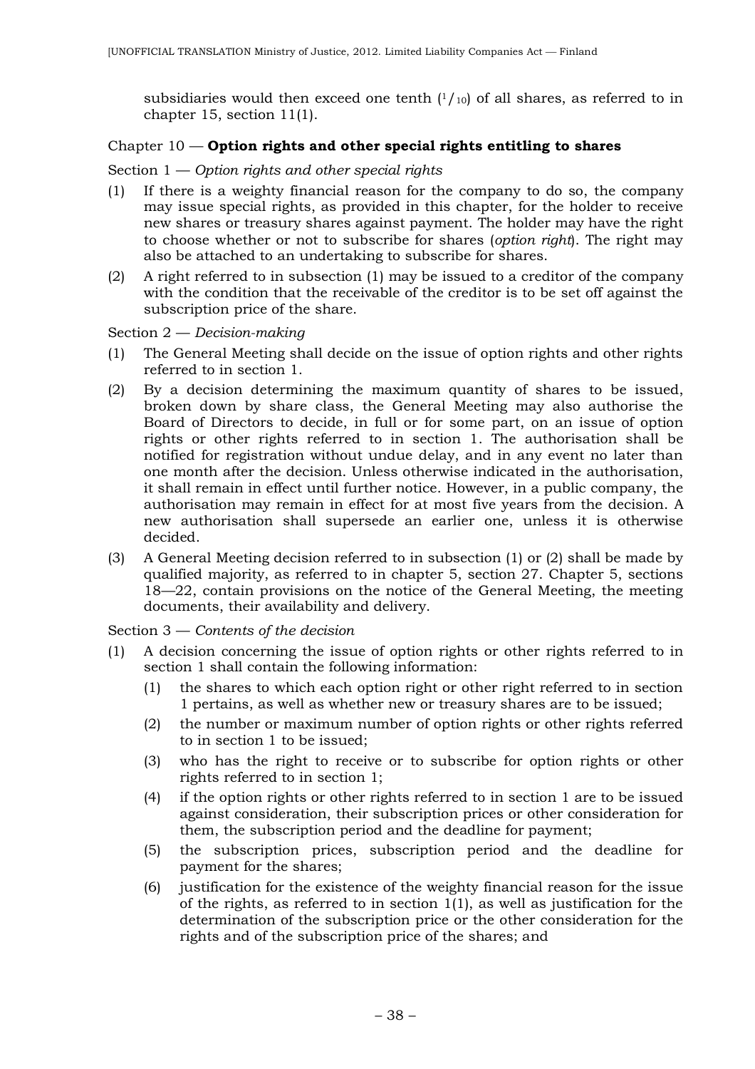subsidiaries would then exceed one tenth ($^1/_{10}$) of all shares, as referred to in chapter 15, section 11(1).

## Chapter 10 — **Option rights and other special rights entitling to shares**

Section 1 — *Option rights and other special rights*

(1) If there is a weighty financial reason for the company to do so, the company may issue special rights, as provided in this chapter, for the holder to receive new shares or treasury shares against payment. The holder may have the right to choose whether or not to subscribe for shares (*option right*). The right may also be attached to an undertaking to subscribe for shares.

(2) A right referred to in subsection (1) may be issued to a creditor of the company with the condition that the receivable of the creditor is to be set off against the subscription price of the share.

Section 2 — *Decision-making*

(1) The General Meeting shall decide on the issue of option rights and other rights referred to in section 1.

(2) By a decision determining the maximum quantity of shares to be issued, broken down by share class, the General Meeting may also authorise the Board of Directors to decide, in full or for some part, on an issue of option rights or other rights referred to in section 1. The authorisation shall be notified for registration without undue delay, and in any event no later than one month after the decision. Unless otherwise indicated in the authorisation, it shall remain in effect until further notice. However, in a public company, the authorisation may remain in effect for at most five years from the decision. A new authorisation shall supersede an earlier one, unless it is otherwise decided.

(3) A General Meeting decision referred to in subsection (1) or (2) shall be made by qualified majority, as referred to in chapter 5, section 27. Chapter 5, sections 18—22, contain provisions on the notice of the General Meeting, the meeting documents, their availability and delivery.

Section 3 — *Contents of the decision*

(1) A decision concerning the issue of option rights or other rights referred to in section 1 shall contain the following information:

   (1) the shares to which each option right or other right referred to in section 1 pertains, as well as whether new or treasury shares are to be issued;

   (2) the number or maximum number of option rights or other rights referred to in section 1 to be issued;

   (3) who has the right to receive or to subscribe for option rights or other rights referred to in section 1;

   (4) if the option rights or other rights referred to in section 1 are to be issued against consideration, their subscription prices or other consideration for them, the subscription period and the deadline for payment;

   (5) the subscription prices, subscription period and the deadline for payment for the shares;

   (6) justification for the existence of the weighty financial reason for the issue of the rights, as referred to in section 1(1), as well as justification for the determination of the subscription price or the other consideration for the rights and of the subscription price of the shares; and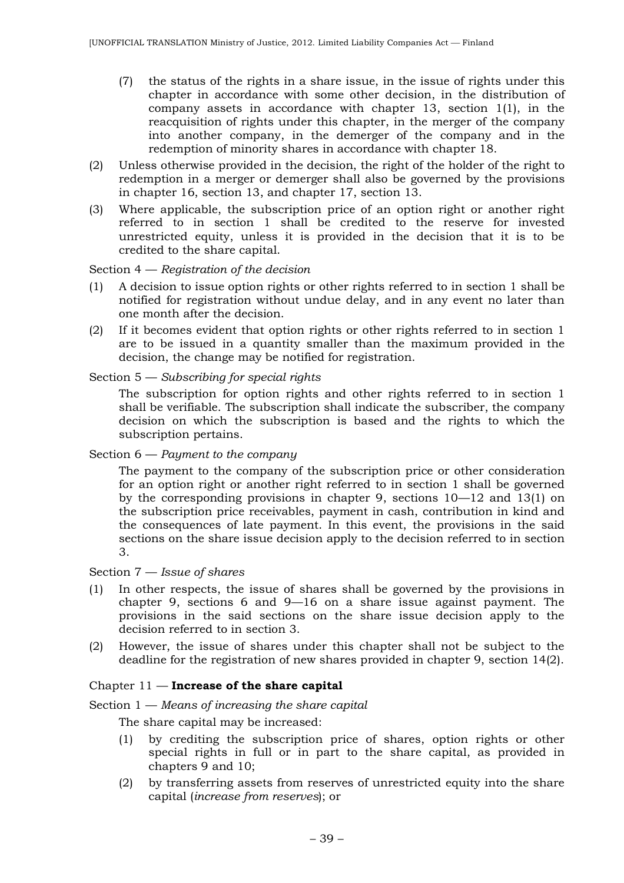(7) the status of the rights in a share issue, in the issue of rights under this chapter in accordance with some other decision, in the distribution of company assets in accordance with chapter 13, section 1(1), in the reacquisition of rights under this chapter, in the merger of the company into another company, in the demerger of the company and in the redemption of minority shares in accordance with chapter 18.

(2) Unless otherwise provided in the decision, the right of the holder of the right to redemption in a merger or demerger shall also be governed by the provisions in chapter 16, section 13, and chapter 17, section 13.

(3) Where applicable, the subscription price of an option right or another right referred to in section 1 shall be credited to the reserve for invested unrestricted equity, unless it is provided in the decision that it is to be credited to the share capital.

Section 4 — *Registration of the decision*

(1) A decision to issue option rights or other rights referred to in section 1 shall be notified for registration without undue delay, and in any event no later than one month after the decision.

(2) If it becomes evident that option rights or other rights referred to in section 1 are to be issued in a quantity smaller than the maximum provided in the decision, the change may be notified for registration.

Section 5 — *Subscribing for special rights*

The subscription for option rights and other rights referred to in section 1 shall be verifiable. The subscription shall indicate the subscriber, the company decision on which the subscription is based and the rights to which the subscription pertains.

Section 6 — *Payment to the company*

The payment to the company of the subscription price or other consideration for an option right or another right referred to in section 1 shall be governed by the corresponding provisions in chapter 9, sections 10—12 and 13(1) on the subscription price receivables, payment in cash, contribution in kind and the consequences of late payment. In this event, the provisions in the said sections on the share issue decision apply to the decision referred to in section 3.

Section 7 — *Issue of shares*

(1) In other respects, the issue of shares shall be governed by the provisions in chapter 9, sections 6 and 9—16 on a share issue against payment. The provisions in the said sections on the share issue decision apply to the decision referred to in section 3.

(2) However, the issue of shares under this chapter shall not be subject to the deadline for the registration of new shares provided in chapter 9, section 14(2).

## Chapter 11 — **Increase of the share capital**

Section 1 — *Means of increasing the share capital*

The share capital may be increased:

(1) by crediting the subscription price of shares, option rights or other special rights in full or in part to the share capital, as provided in chapters 9 and 10;

(2) by transferring assets from reserves of unrestricted equity into the share capital (*increase from reserves*); or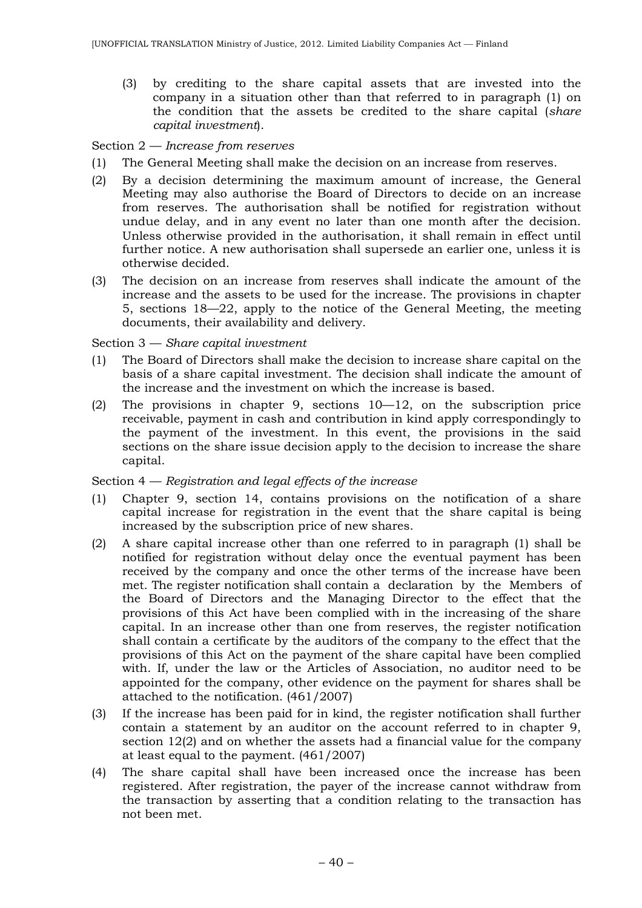(3) by crediting to the share capital assets that are invested into the company in a situation other than that referred to in paragraph (1) on the condition that the assets be credited to the share capital (*share capital investment*).

Section 2 — *Increase from reserves*

(1) The General Meeting shall make the decision on an increase from reserves.

(2) By a decision determining the maximum amount of increase, the General Meeting may also authorise the Board of Directors to decide on an increase from reserves. The authorisation shall be notified for registration without undue delay, and in any event no later than one month after the decision. Unless otherwise provided in the authorisation, it shall remain in effect until further notice. A new authorisation shall supersede an earlier one, unless it is otherwise decided.

(3) The decision on an increase from reserves shall indicate the amount of the increase and the assets to be used for the increase. The provisions in chapter 5, sections 18—22, apply to the notice of the General Meeting, the meeting documents, their availability and delivery.

Section 3 — *Share capital investment*

(1) The Board of Directors shall make the decision to increase share capital on the basis of a share capital investment. The decision shall indicate the amount of the increase and the investment on which the increase is based.

(2) The provisions in chapter 9, sections 10—12, on the subscription price receivable, payment in cash and contribution in kind apply correspondingly to the payment of the investment. In this event, the provisions in the said sections on the share issue decision apply to the decision to increase the share capital.

Section 4 — *Registration and legal effects of the increase*

(1) Chapter 9, section 14, contains provisions on the notification of a share capital increase for registration in the event that the share capital is being increased by the subscription price of new shares.

(2) A share capital increase other than one referred to in paragraph (1) shall be notified for registration without delay once the eventual payment has been received by the company and once the other terms of the increase have been met. The register notification shall contain a declaration by the Members of the Board of Directors and the Managing Director to the effect that the provisions of this Act have been complied with in the increasing of the share capital. In an increase other than one from reserves, the register notification shall contain a certificate by the auditors of the company to the effect that the provisions of this Act on the payment of the share capital have been complied with. If, under the law or the Articles of Association, no auditor need to be appointed for the company, other evidence on the payment for shares shall be attached to the notification. (461/2007)

(3) If the increase has been paid for in kind, the register notification shall further contain a statement by an auditor on the account referred to in chapter 9, section 12(2) and on whether the assets had a financial value for the company at least equal to the payment. (461/2007)

(4) The share capital shall have been increased once the increase has been registered. After registration, the payer of the increase cannot withdraw from the transaction by asserting that a condition relating to the transaction has not been met.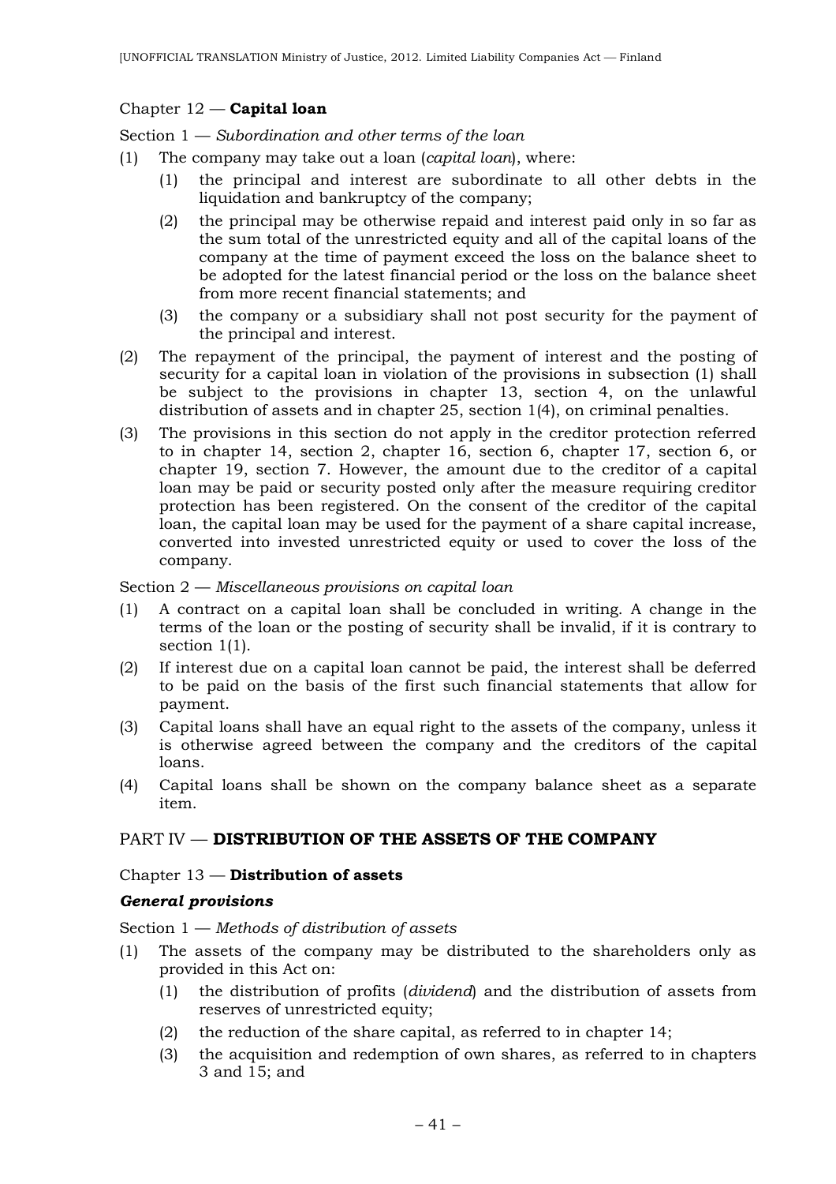## Chapter 12 — **Capital loan**

Section 1 — *Subordination and other terms of the loan*

(1) The company may take out a loan (*capital loan*), where:

  (1) the principal and interest are subordinate to all other debts in the liquidation and bankruptcy of the company;

  (2) the principal may be otherwise repaid and interest paid only in so far as the sum total of the unrestricted equity and all of the capital loans of the company at the time of payment exceed the loss on the balance sheet to be adopted for the latest financial period or the loss on the balance sheet from more recent financial statements; and

  (3) the company or a subsidiary shall not post security for the payment of the principal and interest.

(2) The repayment of the principal, the payment of interest and the posting of security for a capital loan in violation of the provisions in subsection (1) shall be subject to the provisions in chapter 13, section 4, on the unlawful distribution of assets and in chapter 25, section 1(4), on criminal penalties.

(3) The provisions in this section do not apply in the creditor protection referred to in chapter 14, section 2, chapter 16, section 6, chapter 17, section 6, or chapter 19, section 7. However, the amount due to the creditor of a capital loan may be paid or security posted only after the measure requiring creditor protection has been registered. On the consent of the creditor of the capital loan, the capital loan may be used for the payment of a share capital increase, converted into invested unrestricted equity or used to cover the loss of the company.

Section 2 — *Miscellaneous provisions on capital loan*

(1) A contract on a capital loan shall be concluded in writing. A change in the terms of the loan or the posting of security shall be invalid, if it is contrary to section 1(1).

(2) If interest due on a capital loan cannot be paid, the interest shall be deferred to be paid on the basis of the first such financial statements that allow for payment.

(3) Capital loans shall have an equal right to the assets of the company, unless it is otherwise agreed between the company and the creditors of the capital loans.

(4) Capital loans shall be shown on the company balance sheet as a separate item.

# PART IV — **DISTRIBUTION OF THE ASSETS OF THE COMPANY**

## Chapter 13 — **Distribution of assets**

### ***General provisions***

Section 1 — *Methods of distribution of assets*

(1) The assets of the company may be distributed to the shareholders only as provided in this Act on:

  (1) the distribution of profits (*dividend*) and the distribution of assets from reserves of unrestricted equity;

  (2) the reduction of the share capital, as referred to in chapter 14;

  (3) the acquisition and redemption of own shares, as referred to in chapters 3 and 15; and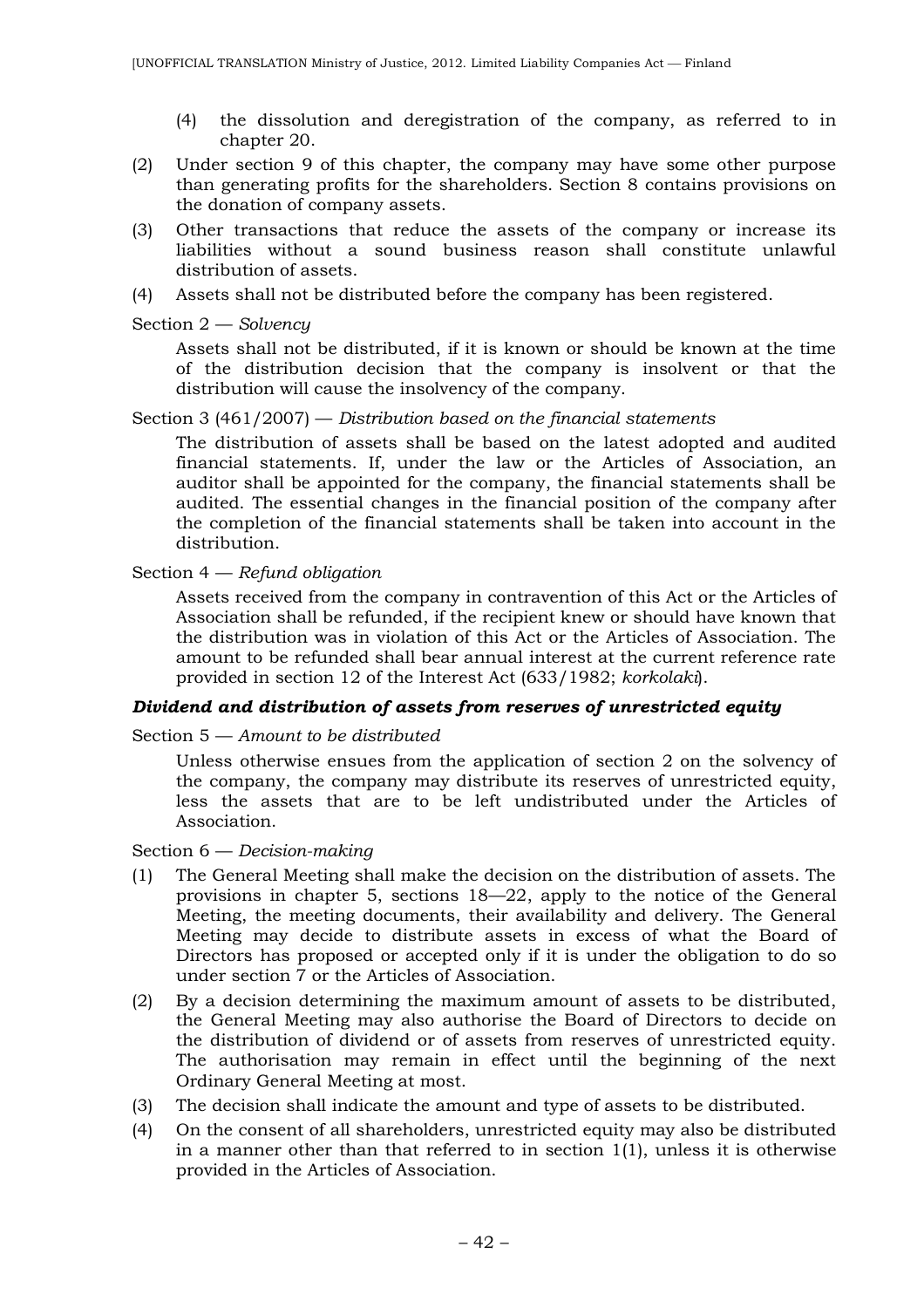(4) the dissolution and deregistration of the company, as referred to in chapter 20.

(2) Under section 9 of this chapter, the company may have some other purpose than generating profits for the shareholders. Section 8 contains provisions on the donation of company assets.

(3) Other transactions that reduce the assets of the company or increase its liabilities without a sound business reason shall constitute unlawful distribution of assets.

(4) Assets shall not be distributed before the company has been registered.

Section 2 — *Solvency*

Assets shall not be distributed, if it is known or should be known at the time of the distribution decision that the company is insolvent or that the distribution will cause the insolvency of the company.

Section 3 (461/2007) — *Distribution based on the financial statements*

The distribution of assets shall be based on the latest adopted and audited financial statements. If, under the law or the Articles of Association, an auditor shall be appointed for the company, the financial statements shall be audited. The essential changes in the financial position of the company after the completion of the financial statements shall be taken into account in the distribution.

Section 4 — *Refund obligation*

Assets received from the company in contravention of this Act or the Articles of Association shall be refunded, if the recipient knew or should have known that the distribution was in violation of this Act or the Articles of Association. The amount to be refunded shall bear annual interest at the current reference rate provided in section 12 of the Interest Act (633/1982; *korkolaki*).

### ***Dividend and distribution of assets from reserves of unrestricted equity***

Section 5 — *Amount to be distributed*

Unless otherwise ensues from the application of section 2 on the solvency of the company, the company may distribute its reserves of unrestricted equity, less the assets that are to be left undistributed under the Articles of Association.

Section 6 — *Decision-making*

(1) The General Meeting shall make the decision on the distribution of assets. The provisions in chapter 5, sections 18—22, apply to the notice of the General Meeting, the meeting documents, their availability and delivery. The General Meeting may decide to distribute assets in excess of what the Board of Directors has proposed or accepted only if it is under the obligation to do so under section 7 or the Articles of Association.

(2) By a decision determining the maximum amount of assets to be distributed, the General Meeting may also authorise the Board of Directors to decide on the distribution of dividend or of assets from reserves of unrestricted equity. The authorisation may remain in effect until the beginning of the next Ordinary General Meeting at most.

(3) The decision shall indicate the amount and type of assets to be distributed.

(4) On the consent of all shareholders, unrestricted equity may also be distributed in a manner other than that referred to in section 1(1), unless it is otherwise provided in the Articles of Association.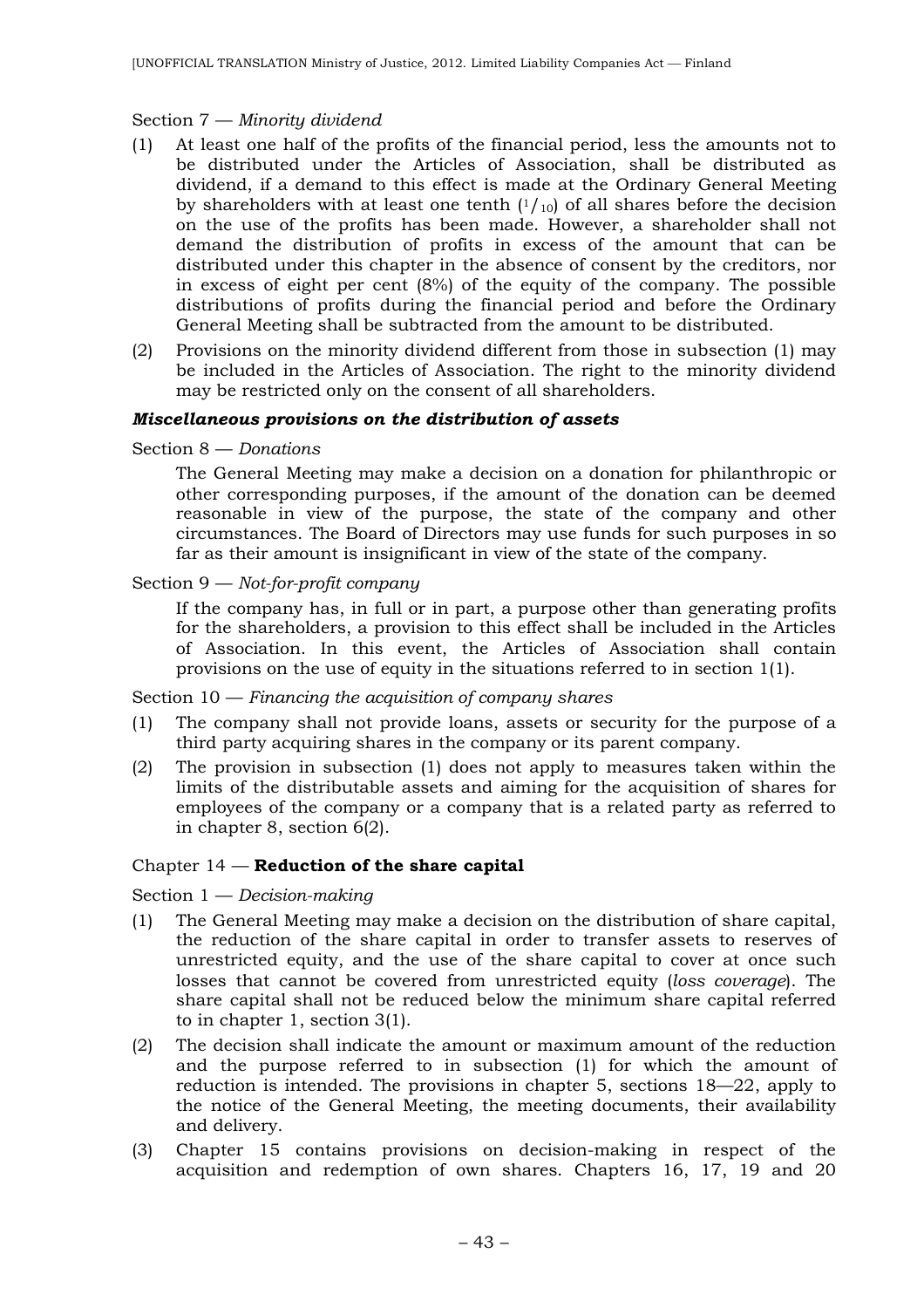Section 7 — *Minority dividend*

(1) At least one half of the profits of the financial period, less the amounts not to be distributed under the Articles of Association, shall be distributed as dividend, if a demand to this effect is made at the Ordinary General Meeting by shareholders with at least one tenth ($^{1}/_{10}$) of all shares before the decision on the use of the profits has been made. However, a shareholder shall not demand the distribution of profits in excess of the amount that can be distributed under this chapter in the absence of consent by the creditors, nor in excess of eight per cent (8%) of the equity of the company. The possible distributions of profits during the financial period and before the Ordinary General Meeting shall be subtracted from the amount to be distributed.

(2) Provisions on the minority dividend different from those in subsection (1) may be included in the Articles of Association. The right to the minority dividend may be restricted only on the consent of all shareholders.

***Miscellaneous provisions on the distribution of assets***

Section 8 — *Donations*

The General Meeting may make a decision on a donation for philanthropic or other corresponding purposes, if the amount of the donation can be deemed reasonable in view of the purpose, the state of the company and other circumstances. The Board of Directors may use funds for such purposes in so far as their amount is insignificant in view of the state of the company.

Section 9 — *Not-for-profit company*

If the company has, in full or in part, a purpose other than generating profits for the shareholders, a provision to this effect shall be included in the Articles of Association. In this event, the Articles of Association shall contain provisions on the use of equity in the situations referred to in section 1(1).

Section 10 — *Financing the acquisition of company shares*

(1) The company shall not provide loans, assets or security for the purpose of a third party acquiring shares in the company or its parent company.

(2) The provision in subsection (1) does not apply to measures taken within the limits of the distributable assets and aiming for the acquisition of shares for employees of the company or a company that is a related party as referred to in chapter 8, section 6(2).

## Chapter 14 — **Reduction of the share capital**

Section 1 — *Decision-making*

(1) The General Meeting may make a decision on the distribution of share capital, the reduction of the share capital in order to transfer assets to reserves of unrestricted equity, and the use of the share capital to cover at once such losses that cannot be covered from unrestricted equity (*loss coverage*). The share capital shall not be reduced below the minimum share capital referred to in chapter 1, section 3(1).

(2) The decision shall indicate the amount or maximum amount of the reduction and the purpose referred to in subsection (1) for which the amount of reduction is intended. The provisions in chapter 5, sections 18—22, apply to the notice of the General Meeting, the meeting documents, their availability and delivery.

(3) Chapter 15 contains provisions on decision-making in respect of the acquisition and redemption of own shares. Chapters 16, 17, 19 and 20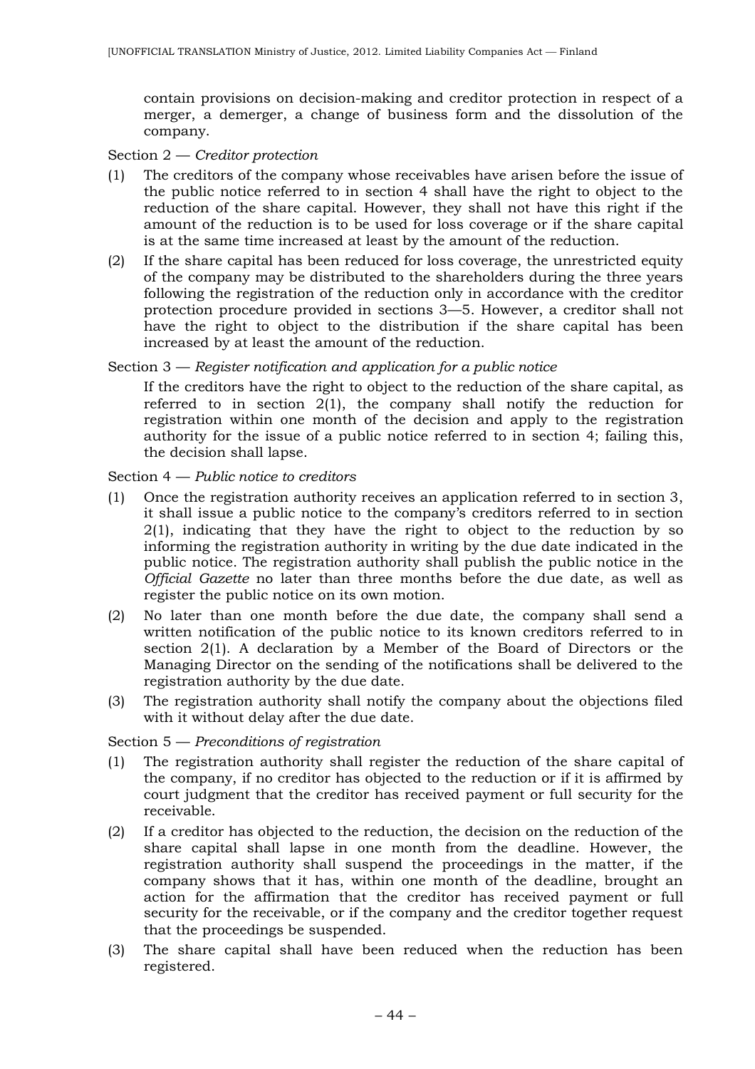contain provisions on decision-making and creditor protection in respect of a merger, a demerger, a change of business form and the dissolution of the company.

Section 2 — *Creditor protection*

(1) The creditors of the company whose receivables have arisen before the issue of the public notice referred to in section 4 shall have the right to object to the reduction of the share capital. However, they shall not have this right if the amount of the reduction is to be used for loss coverage or if the share capital is at the same time increased at least by the amount of the reduction.

(2) If the share capital has been reduced for loss coverage, the unrestricted equity of the company may be distributed to the shareholders during the three years following the registration of the reduction only in accordance with the creditor protection procedure provided in sections 3—5. However, a creditor shall not have the right to object to the distribution if the share capital has been increased by at least the amount of the reduction.

Section 3 — *Register notification and application for a public notice*

If the creditors have the right to object to the reduction of the share capital, as referred to in section 2(1), the company shall notify the reduction for registration within one month of the decision and apply to the registration authority for the issue of a public notice referred to in section 4; failing this, the decision shall lapse.

Section 4 — *Public notice to creditors*

(1) Once the registration authority receives an application referred to in section 3, it shall issue a public notice to the company's creditors referred to in section 2(1), indicating that they have the right to object to the reduction by so informing the registration authority in writing by the due date indicated in the public notice. The registration authority shall publish the public notice in the *Official Gazette* no later than three months before the due date, as well as register the public notice on its own motion.

(2) No later than one month before the due date, the company shall send a written notification of the public notice to its known creditors referred to in section 2(1). A declaration by a Member of the Board of Directors or the Managing Director on the sending of the notifications shall be delivered to the registration authority by the due date.

(3) The registration authority shall notify the company about the objections filed with it without delay after the due date.

Section 5 — *Preconditions of registration*

(1) The registration authority shall register the reduction of the share capital of the company, if no creditor has objected to the reduction or if it is affirmed by court judgment that the creditor has received payment or full security for the receivable.

(2) If a creditor has objected to the reduction, the decision on the reduction of the share capital shall lapse in one month from the deadline. However, the registration authority shall suspend the proceedings in the matter, if the company shows that it has, within one month of the deadline, brought an action for the affirmation that the creditor has received payment or full security for the receivable, or if the company and the creditor together request that the proceedings be suspended.

(3) The share capital shall have been reduced when the reduction has been registered.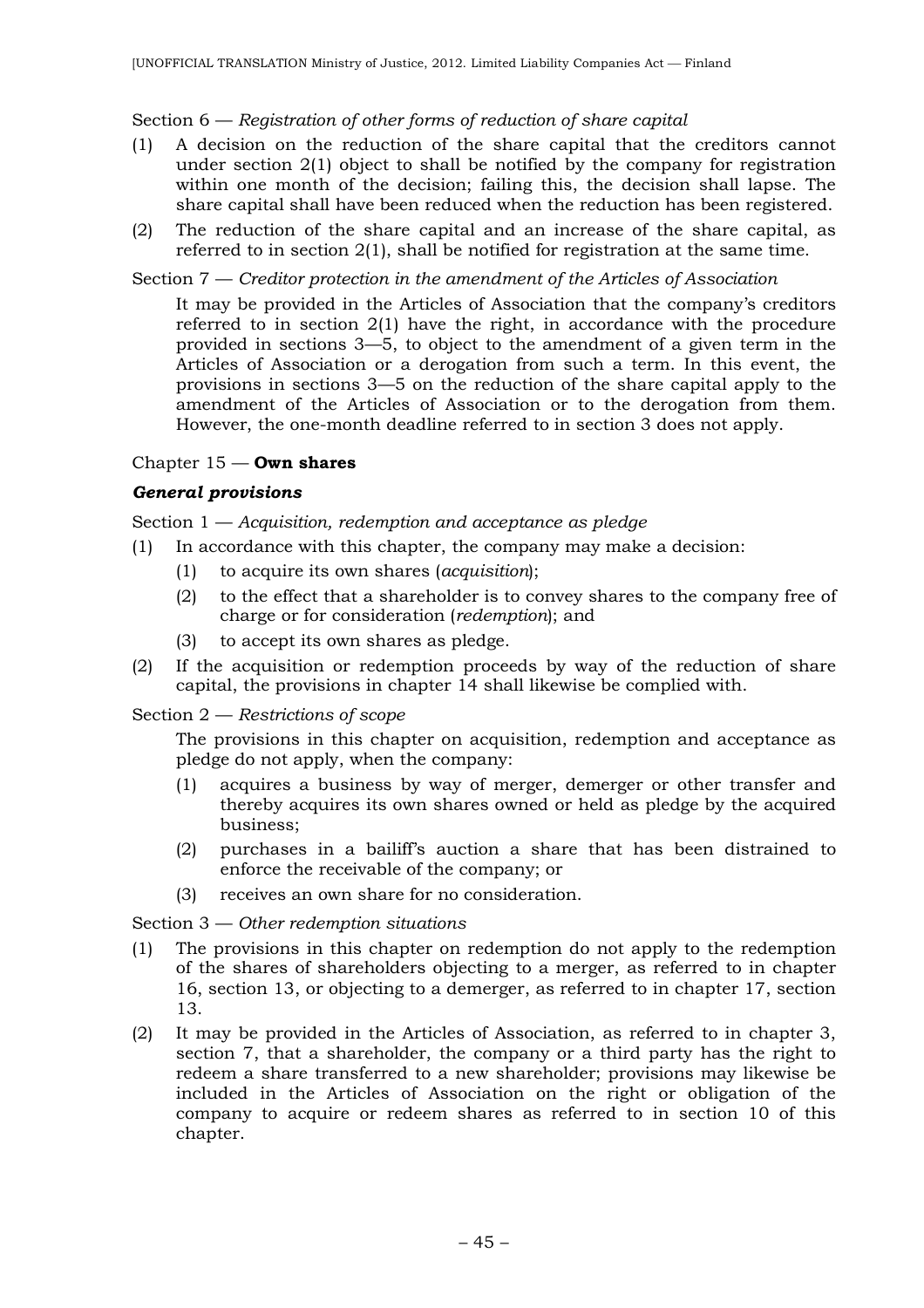Section 6 — *Registration of other forms of reduction of share capital*

(1) A decision on the reduction of the share capital that the creditors cannot under section 2(1) object to shall be notified by the company for registration within one month of the decision; failing this, the decision shall lapse. The share capital shall have been reduced when the reduction has been registered.

(2) The reduction of the share capital and an increase of the share capital, as referred to in section 2(1), shall be notified for registration at the same time.

Section 7 — *Creditor protection in the amendment of the Articles of Association*

It may be provided in the Articles of Association that the company's creditors referred to in section 2(1) have the right, in accordance with the procedure provided in sections 3—5, to object to the amendment of a given term in the Articles of Association or a derogation from such a term. In this event, the provisions in sections 3—5 on the reduction of the share capital apply to the amendment of the Articles of Association or to the derogation from them. However, the one-month deadline referred to in section 3 does not apply.

## Chapter 15 — **Own shares**

### *General provisions*

Section 1 — *Acquisition, redemption and acceptance as pledge*

(1) In accordance with this chapter, the company may make a decision:
   (1) to acquire its own shares (*acquisition*);
   (2) to the effect that a shareholder is to convey shares to the company free of charge or for consideration (*redemption*); and
   (3) to accept its own shares as pledge.

(2) If the acquisition or redemption proceeds by way of the reduction of share capital, the provisions in chapter 14 shall likewise be complied with.

Section 2 — *Restrictions of scope*

The provisions in this chapter on acquisition, redemption and acceptance as pledge do not apply, when the company:
   (1) acquires a business by way of merger, demerger or other transfer and thereby acquires its own shares owned or held as pledge by the acquired business;
   (2) purchases in a bailiff's auction a share that has been distrained to enforce the receivable of the company; or
   (3) receives an own share for no consideration.

Section 3 — *Other redemption situations*

(1) The provisions in this chapter on redemption do not apply to the redemption of the shares of shareholders objecting to a merger, as referred to in chapter 16, section 13, or objecting to a demerger, as referred to in chapter 17, section 13.

(2) It may be provided in the Articles of Association, as referred to in chapter 3, section 7, that a shareholder, the company or a third party has the right to redeem a share transferred to a new shareholder; provisions may likewise be included in the Articles of Association on the right or obligation of the company to acquire or redeem shares as referred to in section 10 of this chapter.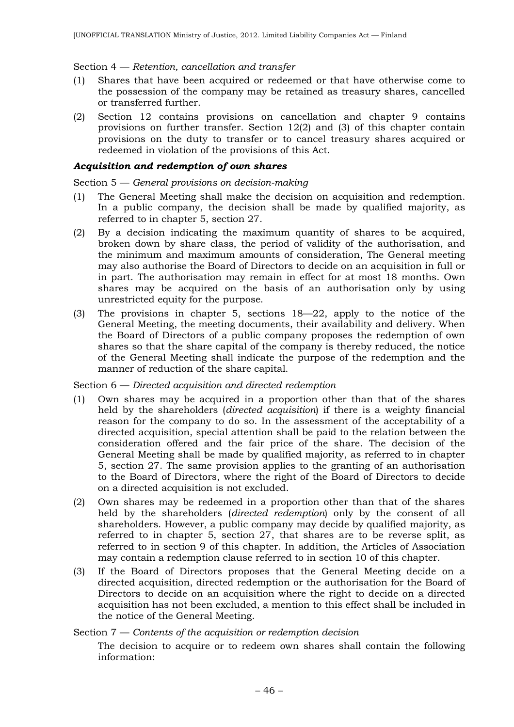Section 4 — *Retention, cancellation and transfer*

(1) Shares that have been acquired or redeemed or that have otherwise come to the possession of the company may be retained as treasury shares, cancelled or transferred further.

(2) Section 12 contains provisions on cancellation and chapter 9 contains provisions on further transfer. Section 12(2) and (3) of this chapter contain provisions on the duty to transfer or to cancel treasury shares acquired or redeemed in violation of the provisions of this Act.

### *Acquisition and redemption of own shares*

Section 5 — *General provisions on decision-making*

(1) The General Meeting shall make the decision on acquisition and redemption. In a public company, the decision shall be made by qualified majority, as referred to in chapter 5, section 27.

(2) By a decision indicating the maximum quantity of shares to be acquired, broken down by share class, the period of validity of the authorisation, and the minimum and maximum amounts of consideration, The General meeting may also authorise the Board of Directors to decide on an acquisition in full or in part. The authorisation may remain in effect for at most 18 months. Own shares may be acquired on the basis of an authorisation only by using unrestricted equity for the purpose.

(3) The provisions in chapter 5, sections 18—22, apply to the notice of the General Meeting, the meeting documents, their availability and delivery. When the Board of Directors of a public company proposes the redemption of own shares so that the share capital of the company is thereby reduced, the notice of the General Meeting shall indicate the purpose of the redemption and the manner of reduction of the share capital.

Section 6 — *Directed acquisition and directed redemption*

(1) Own shares may be acquired in a proportion other than that of the shares held by the shareholders (*directed acquisition*) if there is a weighty financial reason for the company to do so. In the assessment of the acceptability of a directed acquisition, special attention shall be paid to the relation between the consideration offered and the fair price of the share. The decision of the General Meeting shall be made by qualified majority, as referred to in chapter 5, section 27. The same provision applies to the granting of an authorisation to the Board of Directors, where the right of the Board of Directors to decide on a directed acquisition is not excluded.

(2) Own shares may be redeemed in a proportion other than that of the shares held by the shareholders (*directed redemption*) only by the consent of all shareholders. However, a public company may decide by qualified majority, as referred to in chapter 5, section 27, that shares are to be reverse split, as referred to in section 9 of this chapter. In addition, the Articles of Association may contain a redemption clause referred to in section 10 of this chapter.

(3) If the Board of Directors proposes that the General Meeting decide on a directed acquisition, directed redemption or the authorisation for the Board of Directors to decide on an acquisition where the right to decide on a directed acquisition has not been excluded, a mention to this effect shall be included in the notice of the General Meeting.

Section 7 — *Contents of the acquisition or redemption decision*

The decision to acquire or to redeem own shares shall contain the following information: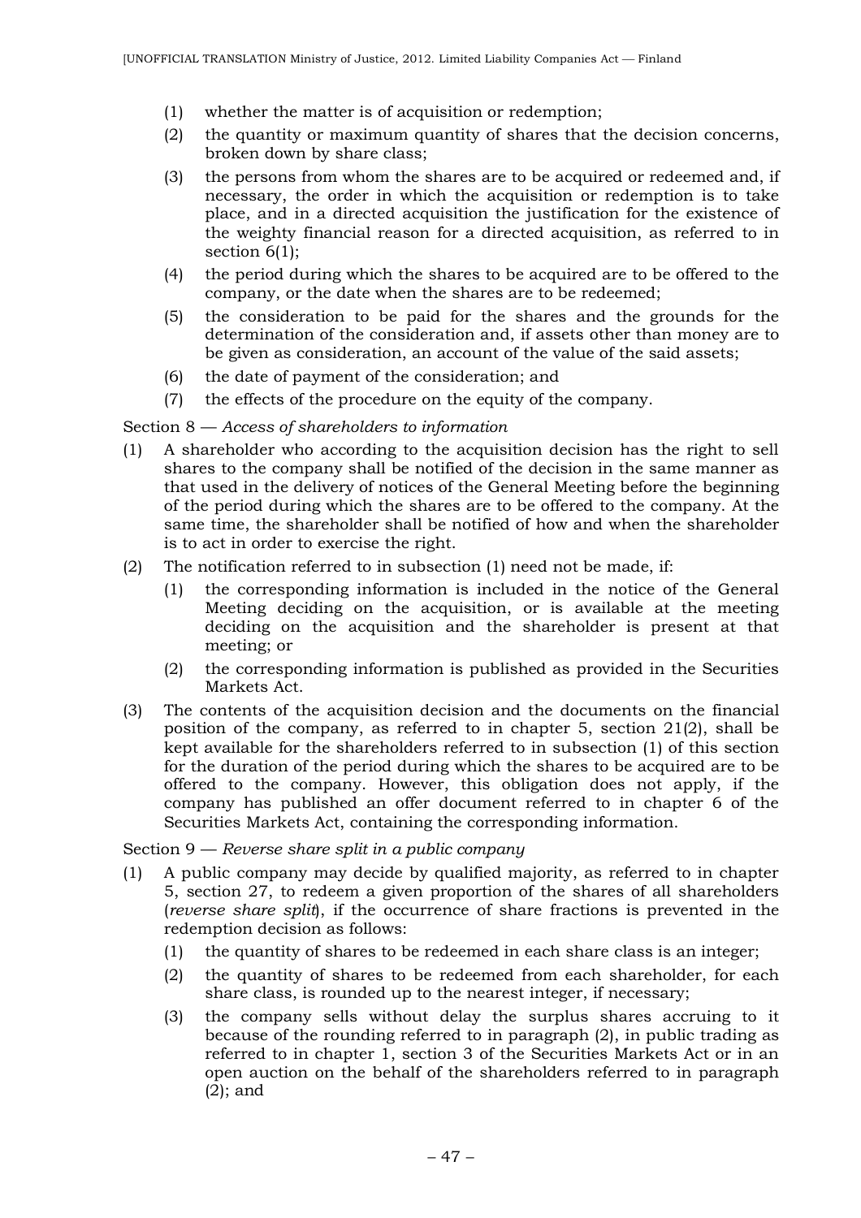(1) whether the matter is of acquisition or redemption;

(2) the quantity or maximum quantity of shares that the decision concerns, broken down by share class;

(3) the persons from whom the shares are to be acquired or redeemed and, if necessary, the order in which the acquisition or redemption is to take place, and in a directed acquisition the justification for the existence of the weighty financial reason for a directed acquisition, as referred to in section 6(1);

(4) the period during which the shares to be acquired are to be offered to the company, or the date when the shares are to be redeemed;

(5) the consideration to be paid for the shares and the grounds for the determination of the consideration and, if assets other than money are to be given as consideration, an account of the value of the said assets;

(6) the date of payment of the consideration; and

(7) the effects of the procedure on the equity of the company.

Section 8 — *Access of shareholders to information*

(1) A shareholder who according to the acquisition decision has the right to sell shares to the company shall be notified of the decision in the same manner as that used in the delivery of notices of the General Meeting before the beginning of the period during which the shares are to be offered to the company. At the same time, the shareholder shall be notified of how and when the shareholder is to act in order to exercise the right.

(2) The notification referred to in subsection (1) need not be made, if:

   (1) the corresponding information is included in the notice of the General Meeting deciding on the acquisition, or is available at the meeting deciding on the acquisition and the shareholder is present at that meeting; or

   (2) the corresponding information is published as provided in the Securities Markets Act.

(3) The contents of the acquisition decision and the documents on the financial position of the company, as referred to in chapter 5, section 21(2), shall be kept available for the shareholders referred to in subsection (1) of this section for the duration of the period during which the shares to be acquired are to be offered to the company. However, this obligation does not apply, if the company has published an offer document referred to in chapter 6 of the Securities Markets Act, containing the corresponding information.

Section 9 — *Reverse share split in a public company*

(1) A public company may decide by qualified majority, as referred to in chapter 5, section 27, to redeem a given proportion of the shares of all shareholders (*reverse share split*), if the occurrence of share fractions is prevented in the redemption decision as follows:

   (1) the quantity of shares to be redeemed in each share class is an integer;

   (2) the quantity of shares to be redeemed from each shareholder, for each share class, is rounded up to the nearest integer, if necessary;

   (3) the company sells without delay the surplus shares accruing to it because of the rounding referred to in paragraph (2), in public trading as referred to in chapter 1, section 3 of the Securities Markets Act or in an open auction on the behalf of the shareholders referred to in paragraph (2); and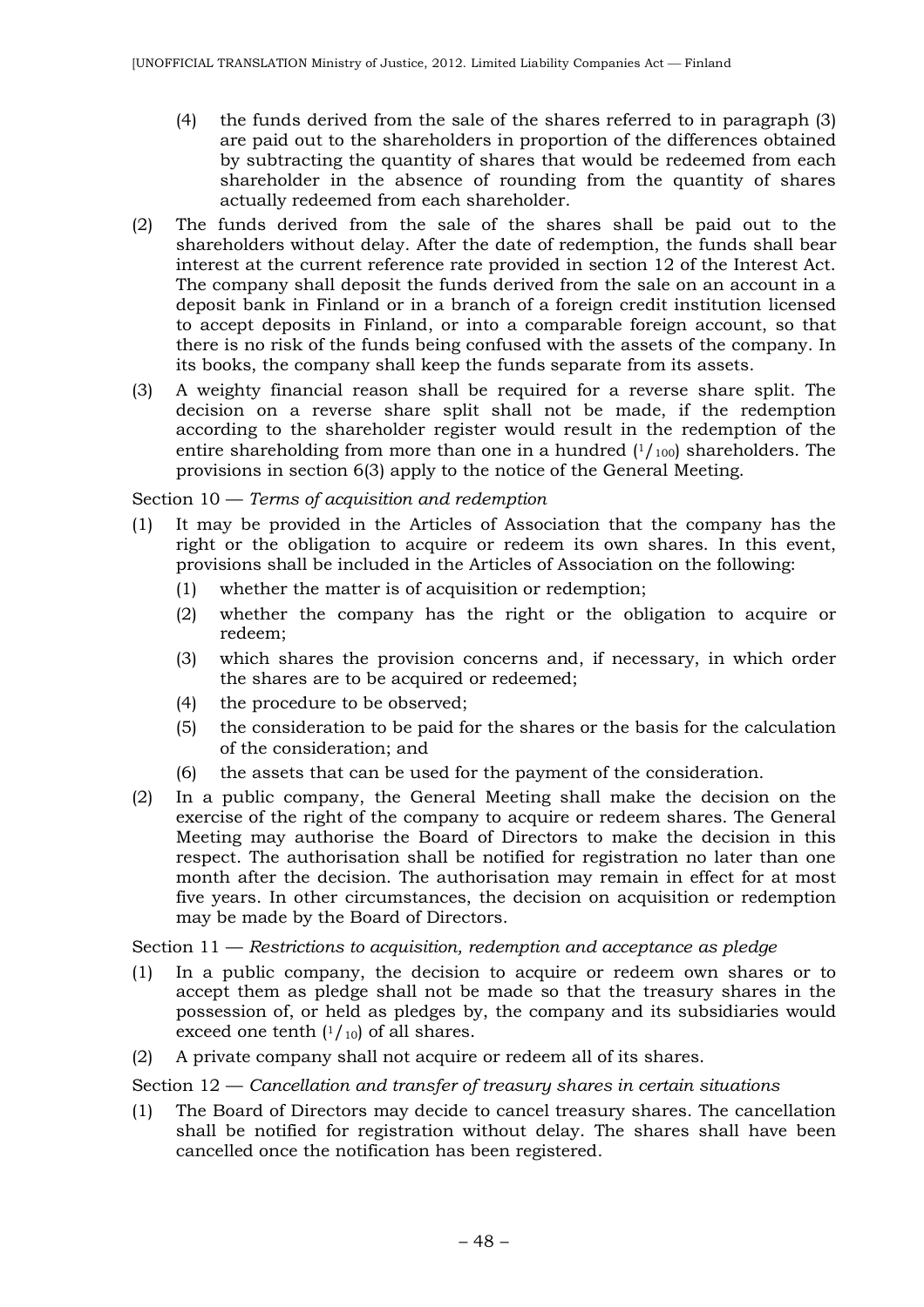(4) the funds derived from the sale of the shares referred to in paragraph (3) are paid out to the shareholders in proportion of the differences obtained by subtracting the quantity of shares that would be redeemed from each shareholder in the absence of rounding from the quantity of shares actually redeemed from each shareholder.

(2) The funds derived from the sale of the shares shall be paid out to the shareholders without delay. After the date of redemption, the funds shall bear interest at the current reference rate provided in section 12 of the Interest Act. The company shall deposit the funds derived from the sale on an account in a deposit bank in Finland or in a branch of a foreign credit institution licensed to accept deposits in Finland, or into a comparable foreign account, so that there is no risk of the funds being confused with the assets of the company. In its books, the company shall keep the funds separate from its assets.

(3) A weighty financial reason shall be required for a reverse share split. The decision on a reverse share split shall not be made, if the redemption according to the shareholder register would result in the redemption of the entire shareholding from more than one in a hundred ($^1/_{100}$) shareholders. The provisions in section 6(3) apply to the notice of the General Meeting.

Section 10 — *Terms of acquisition and redemption*

(1) It may be provided in the Articles of Association that the company has the right or the obligation to acquire or redeem its own shares. In this event, provisions shall be included in the Articles of Association on the following:
   - (1) whether the matter is of acquisition or redemption;
   - (2) whether the company has the right or the obligation to acquire or redeem;
   - (3) which shares the provision concerns and, if necessary, in which order the shares are to be acquired or redeemed;
   - (4) the procedure to be observed;
   - (5) the consideration to be paid for the shares or the basis for the calculation of the consideration; and
   - (6) the assets that can be used for the payment of the consideration.

(2) In a public company, the General Meeting shall make the decision on the exercise of the right of the company to acquire or redeem shares. The General Meeting may authorise the Board of Directors to make the decision in this respect. The authorisation shall be notified for registration no later than one month after the decision. The authorisation may remain in effect for at most five years. In other circumstances, the decision on acquisition or redemption may be made by the Board of Directors.

Section 11 — *Restrictions to acquisition, redemption and acceptance as pledge*

(1) In a public company, the decision to acquire or redeem own shares or to accept them as pledge shall not be made so that the treasury shares in the possession of, or held as pledges by, the company and its subsidiaries would exceed one tenth ($^1/_{10}$) of all shares.

(2) A private company shall not acquire or redeem all of its shares.

Section 12 — *Cancellation and transfer of treasury shares in certain situations*

(1) The Board of Directors may decide to cancel treasury shares. The cancellation shall be notified for registration without delay. The shares shall have been cancelled once the notification has been registered.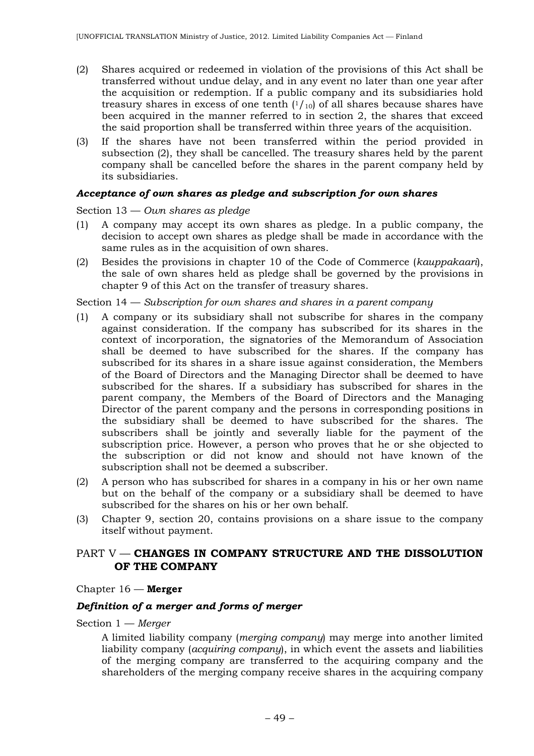(2) Shares acquired or redeemed in violation of the provisions of this Act shall be transferred without undue delay, and in any event no later than one year after the acquisition or redemption. If a public company and its subsidiaries hold treasury shares in excess of one tenth ($^1/_{10}$) of all shares because shares have been acquired in the manner referred to in section 2, the shares that exceed the said proportion shall be transferred within three years of the acquisition.

(3) If the shares have not been transferred within the period provided in subsection (2), they shall be cancelled. The treasury shares held by the parent company shall be cancelled before the shares in the parent company held by its subsidiaries.

#### ***Acceptance of own shares as pledge and subscription for own shares***

Section 13 — *Own shares as pledge*

(1) A company may accept its own shares as pledge. In a public company, the decision to accept own shares as pledge shall be made in accordance with the same rules as in the acquisition of own shares.

(2) Besides the provisions in chapter 10 of the Code of Commerce (*kauppakaari*), the sale of own shares held as pledge shall be governed by the provisions in chapter 9 of this Act on the transfer of treasury shares.

Section 14 — *Subscription for own shares and shares in a parent company*

(1) A company or its subsidiary shall not subscribe for shares in the company against consideration. If the company has subscribed for its shares in the context of incorporation, the signatories of the Memorandum of Association shall be deemed to have subscribed for the shares. If the company has subscribed for its shares in a share issue against consideration, the Members of the Board of Directors and the Managing Director shall be deemed to have subscribed for the shares. If a subsidiary has subscribed for shares in the parent company, the Members of the Board of Directors and the Managing Director of the parent company and the persons in corresponding positions in the subsidiary shall be deemed to have subscribed for the shares. The subscribers shall be jointly and severally liable for the payment of the subscription price. However, a person who proves that he or she objected to the subscription or did not know and should not have known of the subscription shall not be deemed a subscriber.

(2) A person who has subscribed for shares in a company in his or her own name but on the behalf of the company or a subsidiary shall be deemed to have subscribed for the shares on his or her own behalf.

(3) Chapter 9, section 20, contains provisions on a share issue to the company itself without payment.

## PART V — **CHANGES IN COMPANY STRUCTURE AND THE DISSOLUTION OF THE COMPANY**

### Chapter 16 — **Merger**

#### ***Definition of a merger and forms of merger***

Section 1 — *Merger*

A limited liability company (*merging company*) may merge into another limited liability company (*acquiring company*), in which event the assets and liabilities of the merging company are transferred to the acquiring company and the shareholders of the merging company receive shares in the acquiring company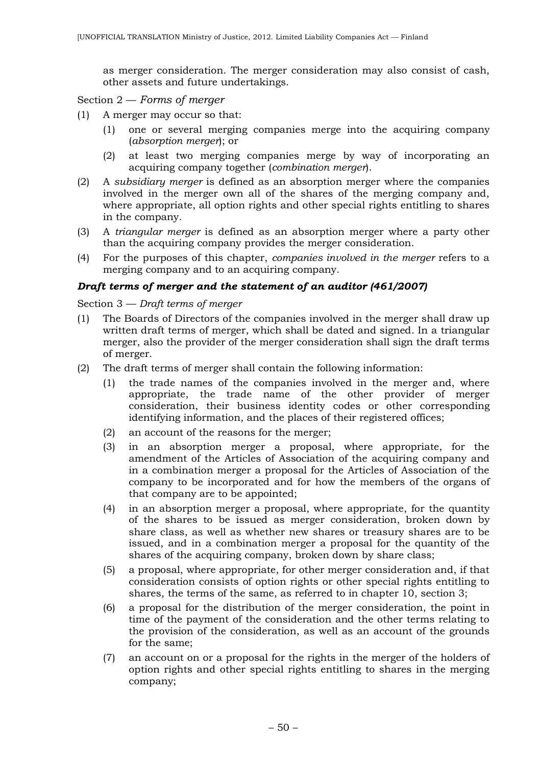as merger consideration. The merger consideration may also consist of cash, other assets and future undertakings.

Section 2 — *Forms of merger*

(1) A merger may occur so that:

   (1) one or several merging companies merge into the acquiring company (*absorption merger*); or

   (2) at least two merging companies merge by way of incorporating an acquiring company together (*combination merger*).

(2) A *subsidiary merger* is defined as an absorption merger where the companies involved in the merger own all of the shares of the merging company and, where appropriate, all option rights and other special rights entitling to shares in the company.

(3) A *triangular merger* is defined as an absorption merger where a party other than the acquiring company provides the merger consideration.

(4) For the purposes of this chapter, *companies involved in the merger* refers to a merging company and to an acquiring company.

### ***Draft terms of merger and the statement of an auditor (461/2007)***

Section 3 — *Draft terms of merger*

(1) The Boards of Directors of the companies involved in the merger shall draw up written draft terms of merger, which shall be dated and signed. In a triangular merger, also the provider of the merger consideration shall sign the draft terms of merger.

(2) The draft terms of merger shall contain the following information:

   (1) the trade names of the companies involved in the merger and, where appropriate, the trade name of the other provider of merger consideration, their business identity codes or other corresponding identifying information, and the places of their registered offices;

   (2) an account of the reasons for the merger;

   (3) in an absorption merger a proposal, where appropriate, for the amendment of the Articles of Association of the acquiring company and in a combination merger a proposal for the Articles of Association of the company to be incorporated and for how the members of the organs of that company are to be appointed;

   (4) in an absorption merger a proposal, where appropriate, for the quantity of the shares to be issued as merger consideration, broken down by share class, as well as whether new shares or treasury shares are to be issued, and in a combination merger a proposal for the quantity of the shares of the acquiring company, broken down by share class;

   (5) a proposal, where appropriate, for other merger consideration and, if that consideration consists of option rights or other special rights entitling to shares, the terms of the same, as referred to in chapter 10, section 3;

   (6) a proposal for the distribution of the merger consideration, the point in time of the payment of the consideration and the other terms relating to the provision of the consideration, as well as an account of the grounds for the same;

   (7) an account on or a proposal for the rights in the merger of the holders of option rights and other special rights entitling to shares in the merging company;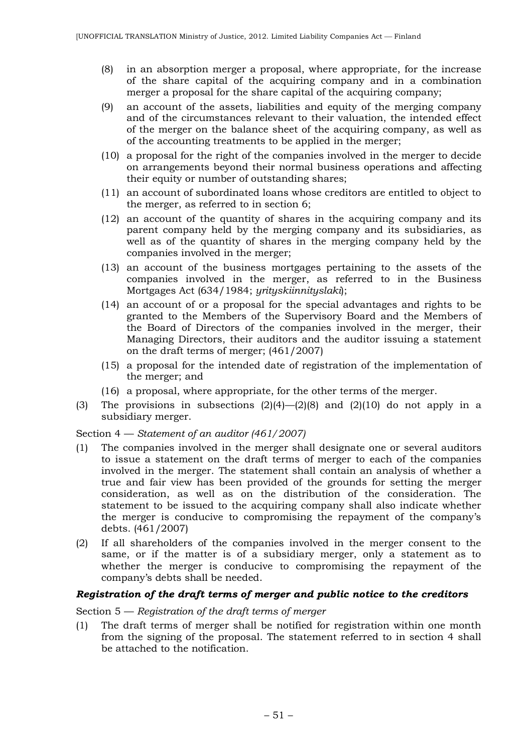(8) in an absorption merger a proposal, where appropriate, for the increase of the share capital of the acquiring company and in a combination merger a proposal for the share capital of the acquiring company;

(9) an account of the assets, liabilities and equity of the merging company and of the circumstances relevant to their valuation, the intended effect of the merger on the balance sheet of the acquiring company, as well as of the accounting treatments to be applied in the merger;

(10) a proposal for the right of the companies involved in the merger to decide on arrangements beyond their normal business operations and affecting their equity or number of outstanding shares;

(11) an account of subordinated loans whose creditors are entitled to object to the merger, as referred to in section 6;

(12) an account of the quantity of shares in the acquiring company and its parent company held by the merging company and its subsidiaries, as well as of the quantity of shares in the merging company held by the companies involved in the merger;

(13) an account of the business mortgages pertaining to the assets of the companies involved in the merger, as referred to in the Business Mortgages Act (634/1984; *yrityskiinnityslaki*);

(14) an account of or a proposal for the special advantages and rights to be granted to the Members of the Supervisory Board and the Members of the Board of Directors of the companies involved in the merger, their Managing Directors, their auditors and the auditor issuing a statement on the draft terms of merger; (461/2007)

(15) a proposal for the intended date of registration of the implementation of the merger; and

(16) a proposal, where appropriate, for the other terms of the merger.

(3) The provisions in subsections (2)(4)—(2)(8) and (2)(10) do not apply in a subsidiary merger.

Section 4 — *Statement of an auditor (461/2007)*

(1) The companies involved in the merger shall designate one or several auditors to issue a statement on the draft terms of merger to each of the companies involved in the merger. The statement shall contain an analysis of whether a true and fair view has been provided of the grounds for setting the merger consideration, as well as on the distribution of the consideration. The statement to be issued to the acquiring company shall also indicate whether the merger is conducive to compromising the repayment of the company's debts. (461/2007)

(2) If all shareholders of the companies involved in the merger consent to the same, or if the matter is of a subsidiary merger, only a statement as to whether the merger is conducive to compromising the repayment of the company's debts shall be needed.

### *Registration of the draft terms of merger and public notice to the creditors*

Section 5 — *Registration of the draft terms of merger*

(1) The draft terms of merger shall be notified for registration within one month from the signing of the proposal. The statement referred to in section 4 shall be attached to the notification.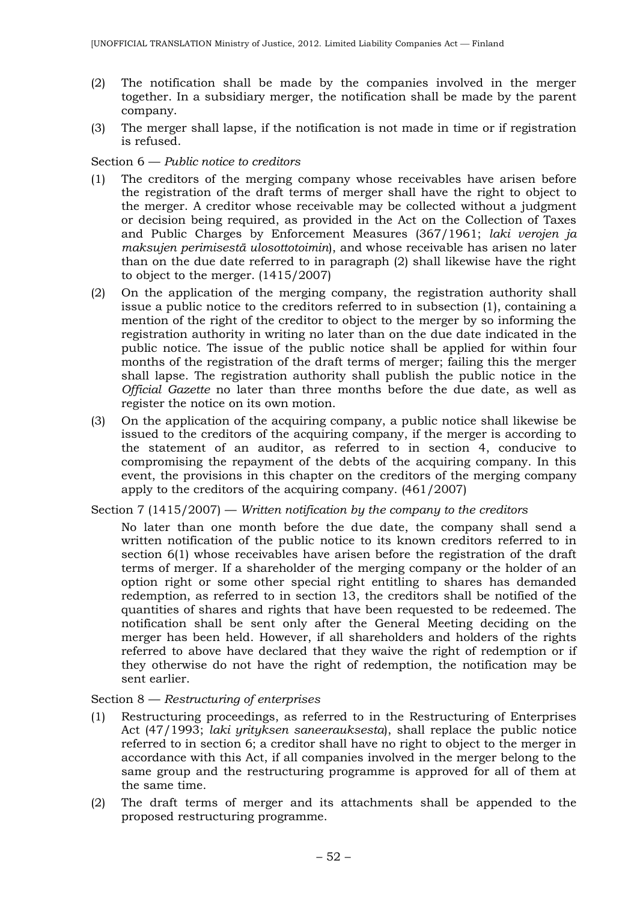(2) The notification shall be made by the companies involved in the merger together. In a subsidiary merger, the notification shall be made by the parent company.

(3) The merger shall lapse, if the notification is not made in time or if registration is refused.

Section 6 — *Public notice to creditors*

(1) The creditors of the merging company whose receivables have arisen before the registration of the draft terms of merger shall have the right to object to the merger. A creditor whose receivable may be collected without a judgment or decision being required, as provided in the Act on the Collection of Taxes and Public Charges by Enforcement Measures (367/1961; *laki verojen ja maksujen perimisestä ulosottotoimin*), and whose receivable has arisen no later than on the due date referred to in paragraph (2) shall likewise have the right to object to the merger. (1415/2007)

(2) On the application of the merging company, the registration authority shall issue a public notice to the creditors referred to in subsection (1), containing a mention of the right of the creditor to object to the merger by so informing the registration authority in writing no later than on the due date indicated in the public notice. The issue of the public notice shall be applied for within four months of the registration of the draft terms of merger; failing this the merger shall lapse. The registration authority shall publish the public notice in the *Official Gazette* no later than three months before the due date, as well as register the notice on its own motion.

(3) On the application of the acquiring company, a public notice shall likewise be issued to the creditors of the acquiring company, if the merger is according to the statement of an auditor, as referred to in section 4, conducive to compromising the repayment of the debts of the acquiring company. In this event, the provisions in this chapter on the creditors of the merging company apply to the creditors of the acquiring company. (461/2007)

Section 7 (1415/2007) — *Written notification by the company to the creditors*

No later than one month before the due date, the company shall send a written notification of the public notice to its known creditors referred to in section 6(1) whose receivables have arisen before the registration of the draft terms of merger. If a shareholder of the merging company or the holder of an option right or some other special right entitling to shares has demanded redemption, as referred to in section 13, the creditors shall be notified of the quantities of shares and rights that have been requested to be redeemed. The notification shall be sent only after the General Meeting deciding on the merger has been held. However, if all shareholders and holders of the rights referred to above have declared that they waive the right of redemption or if they otherwise do not have the right of redemption, the notification may be sent earlier.

Section 8 — *Restructuring of enterprises*

(1) Restructuring proceedings, as referred to in the Restructuring of Enterprises Act (47/1993; *laki yrityksen saneerauksesta*), shall replace the public notice referred to in section 6; a creditor shall have no right to object to the merger in accordance with this Act, if all companies involved in the merger belong to the same group and the restructuring programme is approved for all of them at the same time.

(2) The draft terms of merger and its attachments shall be appended to the proposed restructuring programme.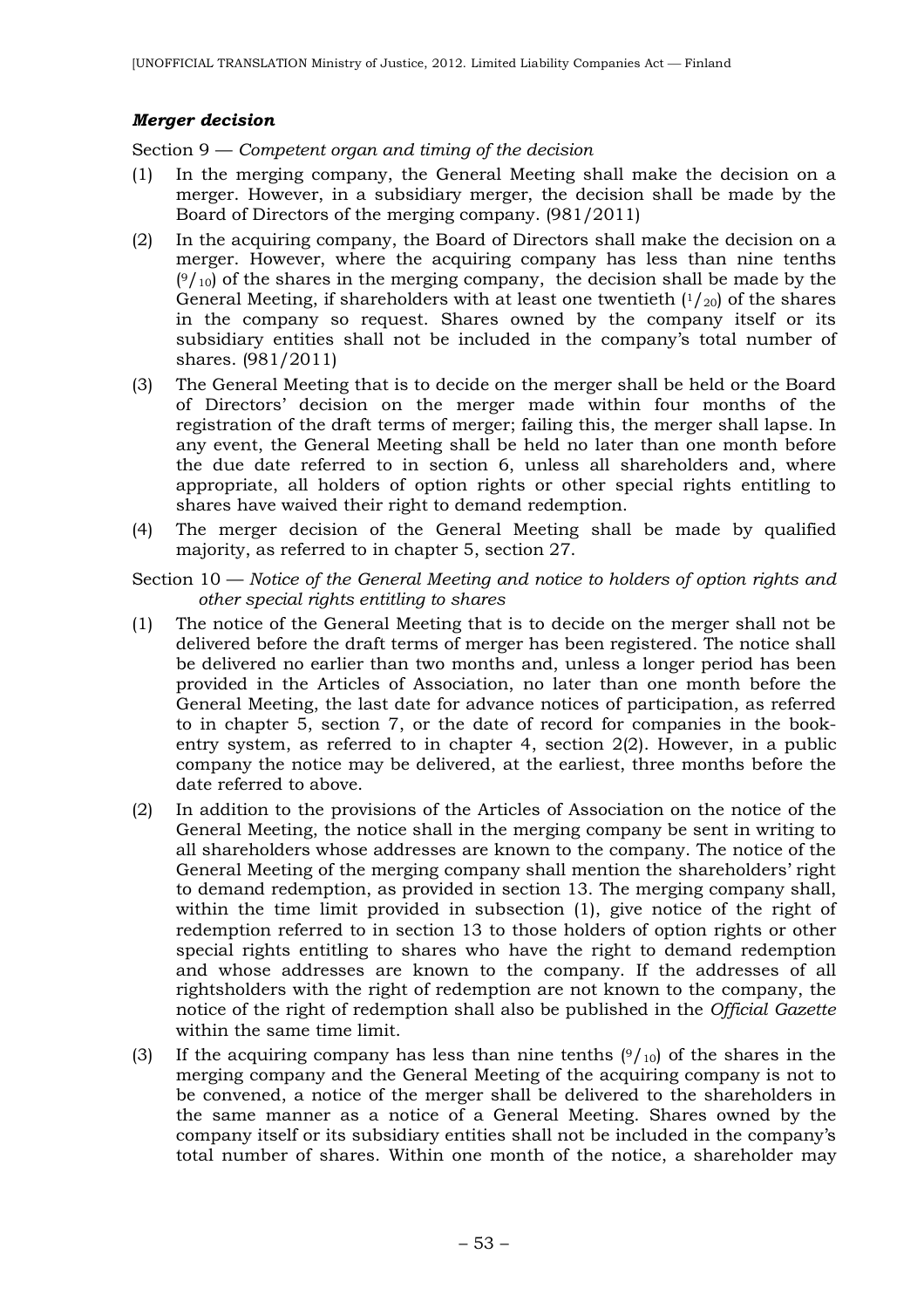### *Merger decision*

Section 9 — *Competent organ and timing of the decision*

(1) In the merging company, the General Meeting shall make the decision on a merger. However, in a subsidiary merger, the decision shall be made by the Board of Directors of the merging company. (981/2011)

(2) In the acquiring company, the Board of Directors shall make the decision on a merger. However, where the acquiring company has less than nine tenths ($^9/_{10}$) of the shares in the merging company, the decision shall be made by the General Meeting, if shareholders with at least one twentieth ($^1/_{20}$) of the shares in the company so request. Shares owned by the company itself or its subsidiary entities shall not be included in the company's total number of shares. (981/2011)

(3) The General Meeting that is to decide on the merger shall be held or the Board of Directors' decision on the merger made within four months of the registration of the draft terms of merger; failing this, the merger shall lapse. In any event, the General Meeting shall be held no later than one month before the due date referred to in section 6, unless all shareholders and, where appropriate, all holders of option rights or other special rights entitling to shares have waived their right to demand redemption.

(4) The merger decision of the General Meeting shall be made by qualified majority, as referred to in chapter 5, section 27.

Section 10 — *Notice of the General Meeting and notice to holders of option rights and other special rights entitling to shares*

(1) The notice of the General Meeting that is to decide on the merger shall not be delivered before the draft terms of merger has been registered. The notice shall be delivered no earlier than two months and, unless a longer period has been provided in the Articles of Association, no later than one month before the General Meeting, the last date for advance notices of participation, as referred to in chapter 5, section 7, or the date of record for companies in the book-entry system, as referred to in chapter 4, section 2(2). However, in a public company the notice may be delivered, at the earliest, three months before the date referred to above.

(2) In addition to the provisions of the Articles of Association on the notice of the General Meeting, the notice shall in the merging company be sent in writing to all shareholders whose addresses are known to the company. The notice of the General Meeting of the merging company shall mention the shareholders' right to demand redemption, as provided in section 13. The merging company shall, within the time limit provided in subsection (1), give notice of the right of redemption referred to in section 13 to those holders of option rights or other special rights entitling to shares who have the right to demand redemption and whose addresses are known to the company. If the addresses of all rightsholders with the right of redemption are not known to the company, the notice of the right of redemption shall also be published in the *Official Gazette* within the same time limit.

(3) If the acquiring company has less than nine tenths ($^9/_{10}$) of the shares in the merging company and the General Meeting of the acquiring company is not to be convened, a notice of the merger shall be delivered to the shareholders in the same manner as a notice of a General Meeting. Shares owned by the company itself or its subsidiary entities shall not be included in the company's total number of shares. Within one month of the notice, a shareholder may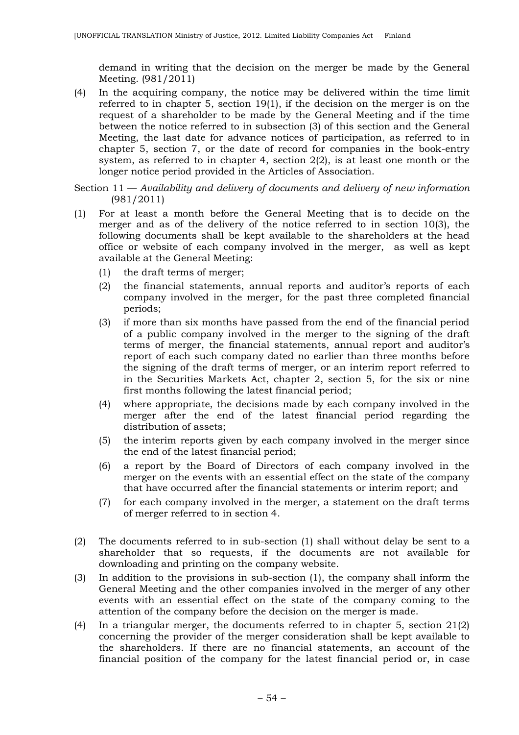demand in writing that the decision on the merger be made by the General Meeting. (981/2011)

(4) In the acquiring company, the notice may be delivered within the time limit referred to in chapter 5, section 19(1), if the decision on the merger is on the request of a shareholder to be made by the General Meeting and if the time between the notice referred to in subsection (3) of this section and the General Meeting, the last date for advance notices of participation, as referred to in chapter 5, section 7, or the date of record for companies in the book-entry system, as referred to in chapter 4, section 2(2), is at least one month or the longer notice period provided in the Articles of Association.

Section 11 — *Availability and delivery of documents and delivery of new information* (981/2011)

(1) For at least a month before the General Meeting that is to decide on the merger and as of the delivery of the notice referred to in section 10(3), the following documents shall be kept available to the shareholders at the head office or website of each company involved in the merger, as well as kept available at the General Meeting:

  (1) the draft terms of merger;

  (2) the financial statements, annual reports and auditor's reports of each company involved in the merger, for the past three completed financial periods;

  (3) if more than six months have passed from the end of the financial period of a public company involved in the merger to the signing of the draft terms of merger, the financial statements, annual report and auditor's report of each such company dated no earlier than three months before the signing of the draft terms of merger, or an interim report referred to in the Securities Markets Act, chapter 2, section 5, for the six or nine first months following the latest financial period;

  (4) where appropriate, the decisions made by each company involved in the merger after the end of the latest financial period regarding the distribution of assets;

  (5) the interim reports given by each company involved in the merger since the end of the latest financial period;

  (6) a report by the Board of Directors of each company involved in the merger on the events with an essential effect on the state of the company that have occurred after the financial statements or interim report; and

  (7) for each company involved in the merger, a statement on the draft terms of merger referred to in section 4.

(2) The documents referred to in sub-section (1) shall without delay be sent to a shareholder that so requests, if the documents are not available for downloading and printing on the company website.

(3) In addition to the provisions in sub-section (1), the company shall inform the General Meeting and the other companies involved in the merger of any other events with an essential effect on the state of the company coming to the attention of the company before the decision on the merger is made.

(4) In a triangular merger, the documents referred to in chapter 5, section 21(2) concerning the provider of the merger consideration shall be kept available to the shareholders. If there are no financial statements, an account of the financial position of the company for the latest financial period or, in case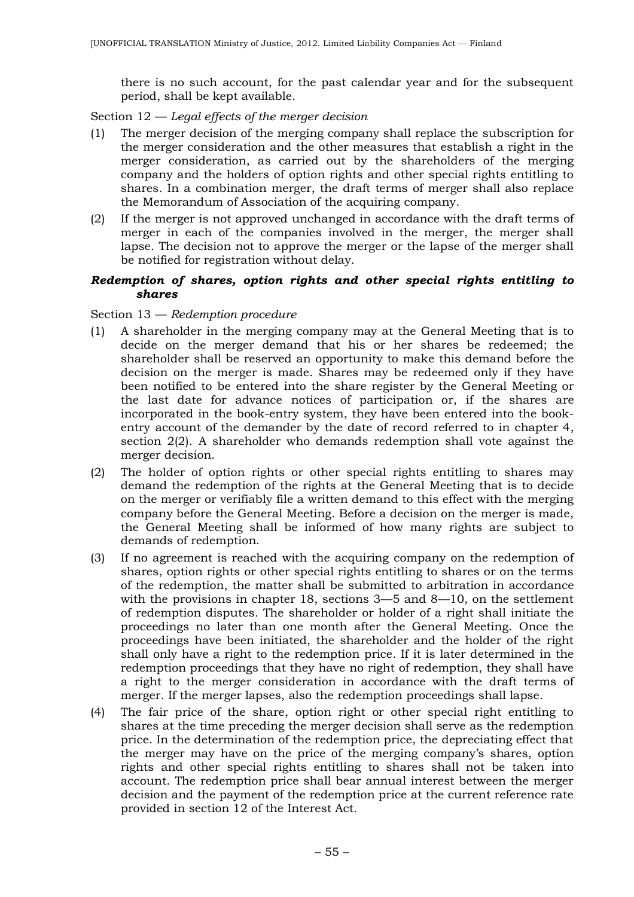there is no such account, for the past calendar year and for the subsequent period, shall be kept available.

Section 12 — *Legal effects of the merger decision*

(1) The merger decision of the merging company shall replace the subscription for the merger consideration and the other measures that establish a right in the merger consideration, as carried out by the shareholders of the merging company and the holders of option rights and other special rights entitling to shares. In a combination merger, the draft terms of merger shall also replace the Memorandum of Association of the acquiring company.

(2) If the merger is not approved unchanged in accordance with the draft terms of merger in each of the companies involved in the merger, the merger shall lapse. The decision not to approve the merger or the lapse of the merger shall be notified for registration without delay.

***Redemption of shares, option rights and other special rights entitling to shares***

Section 13 — *Redemption procedure*

(1) A shareholder in the merging company may at the General Meeting that is to decide on the merger demand that his or her shares be redeemed; the shareholder shall be reserved an opportunity to make this demand before the decision on the merger is made. Shares may be redeemed only if they have been notified to be entered into the share register by the General Meeting or the last date for advance notices of participation or, if the shares are incorporated in the book-entry system, they have been entered into the book-entry account of the demander by the date of record referred to in chapter 4, section 2(2). A shareholder who demands redemption shall vote against the merger decision.

(2) The holder of option rights or other special rights entitling to shares may demand the redemption of the rights at the General Meeting that is to decide on the merger or verifiably file a written demand to this effect with the merging company before the General Meeting. Before a decision on the merger is made, the General Meeting shall be informed of how many rights are subject to demands of redemption.

(3) If no agreement is reached with the acquiring company on the redemption of shares, option rights or other special rights entitling to shares or on the terms of the redemption, the matter shall be submitted to arbitration in accordance with the provisions in chapter 18, sections 3—5 and 8—10, on the settlement of redemption disputes. The shareholder or holder of a right shall initiate the proceedings no later than one month after the General Meeting. Once the proceedings have been initiated, the shareholder and the holder of the right shall only have a right to the redemption price. If it is later determined in the redemption proceedings that they have no right of redemption, they shall have a right to the merger consideration in accordance with the draft terms of merger. If the merger lapses, also the redemption proceedings shall lapse.

(4) The fair price of the share, option right or other special right entitling to shares at the time preceding the merger decision shall serve as the redemption price. In the determination of the redemption price, the depreciating effect that the merger may have on the price of the merging company's shares, option rights and other special rights entitling to shares shall not be taken into account. The redemption price shall bear annual interest between the merger decision and the payment of the redemption price at the current reference rate provided in section 12 of the Interest Act.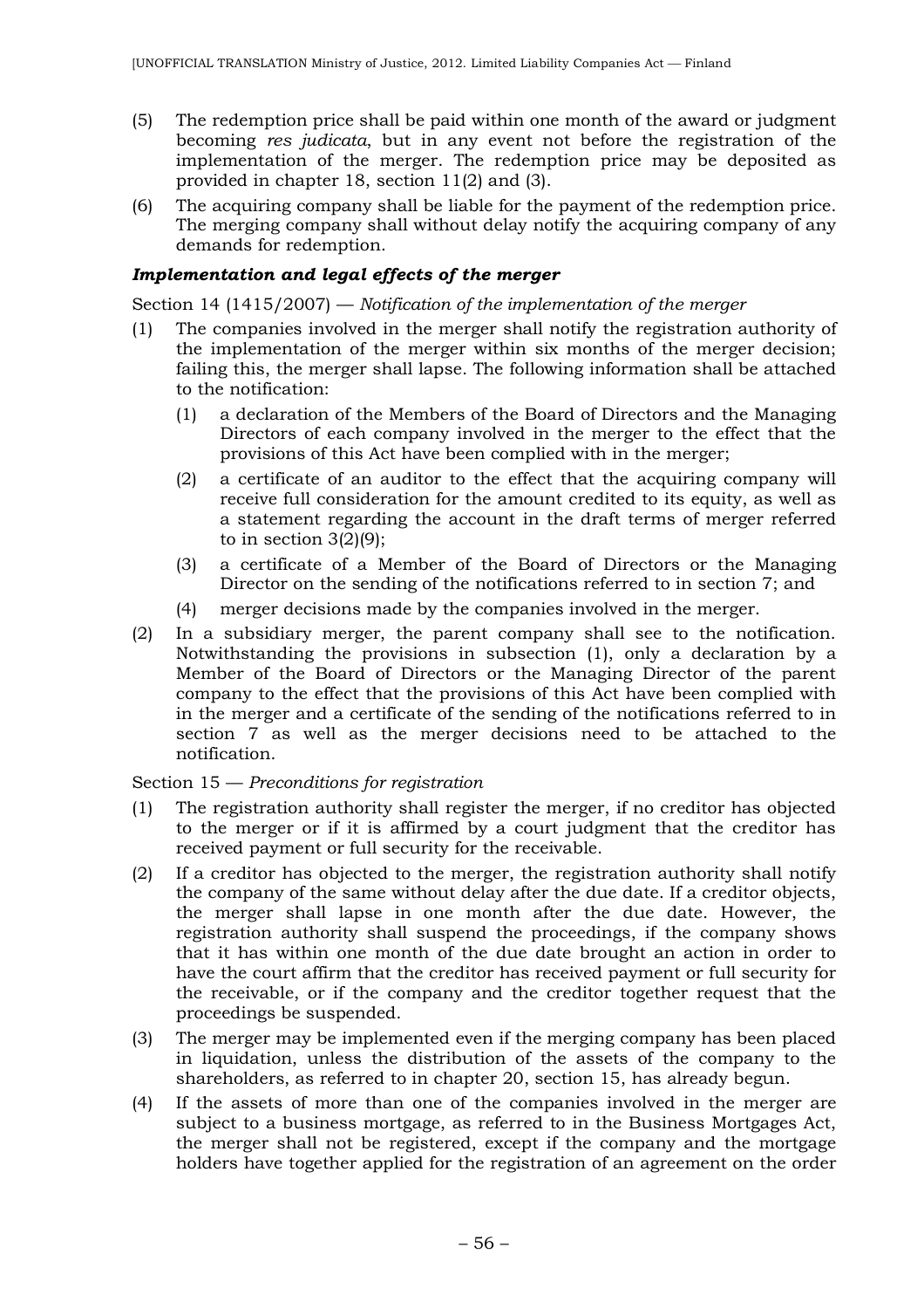(5) The redemption price shall be paid within one month of the award or judgment becoming *res judicata*, but in any event not before the registration of the implementation of the merger. The redemption price may be deposited as provided in chapter 18, section 11(2) and (3).

(6) The acquiring company shall be liable for the payment of the redemption price. The merging company shall without delay notify the acquiring company of any demands for redemption.

### *Implementation and legal effects of the merger*

Section 14 (1415/2007) — *Notification of the implementation of the merger*

(1) The companies involved in the merger shall notify the registration authority of the implementation of the merger within six months of the merger decision; failing this, the merger shall lapse. The following information shall be attached to the notification:

   (1) a declaration of the Members of the Board of Directors and the Managing Directors of each company involved in the merger to the effect that the provisions of this Act have been complied with in the merger;

   (2) a certificate of an auditor to the effect that the acquiring company will receive full consideration for the amount credited to its equity, as well as a statement regarding the account in the draft terms of merger referred to in section 3(2)(9);

   (3) a certificate of a Member of the Board of Directors or the Managing Director on the sending of the notifications referred to in section 7; and

   (4) merger decisions made by the companies involved in the merger.

(2) In a subsidiary merger, the parent company shall see to the notification. Notwithstanding the provisions in subsection (1), only a declaration by a Member of the Board of Directors or the Managing Director of the parent company to the effect that the provisions of this Act have been complied with in the merger and a certificate of the sending of the notifications referred to in section 7 as well as the merger decisions need to be attached to the notification.

Section 15 — *Preconditions for registration*

(1) The registration authority shall register the merger, if no creditor has objected to the merger or if it is affirmed by a court judgment that the creditor has received payment or full security for the receivable.

(2) If a creditor has objected to the merger, the registration authority shall notify the company of the same without delay after the due date. If a creditor objects, the merger shall lapse in one month after the due date. However, the registration authority shall suspend the proceedings, if the company shows that it has within one month of the due date brought an action in order to have the court affirm that the creditor has received payment or full security for the receivable, or if the company and the creditor together request that the proceedings be suspended.

(3) The merger may be implemented even if the merging company has been placed in liquidation, unless the distribution of the assets of the company to the shareholders, as referred to in chapter 20, section 15, has already begun.

(4) If the assets of more than one of the companies involved in the merger are subject to a business mortgage, as referred to in the Business Mortgages Act, the merger shall not be registered, except if the company and the mortgage holders have together applied for the registration of an agreement on the order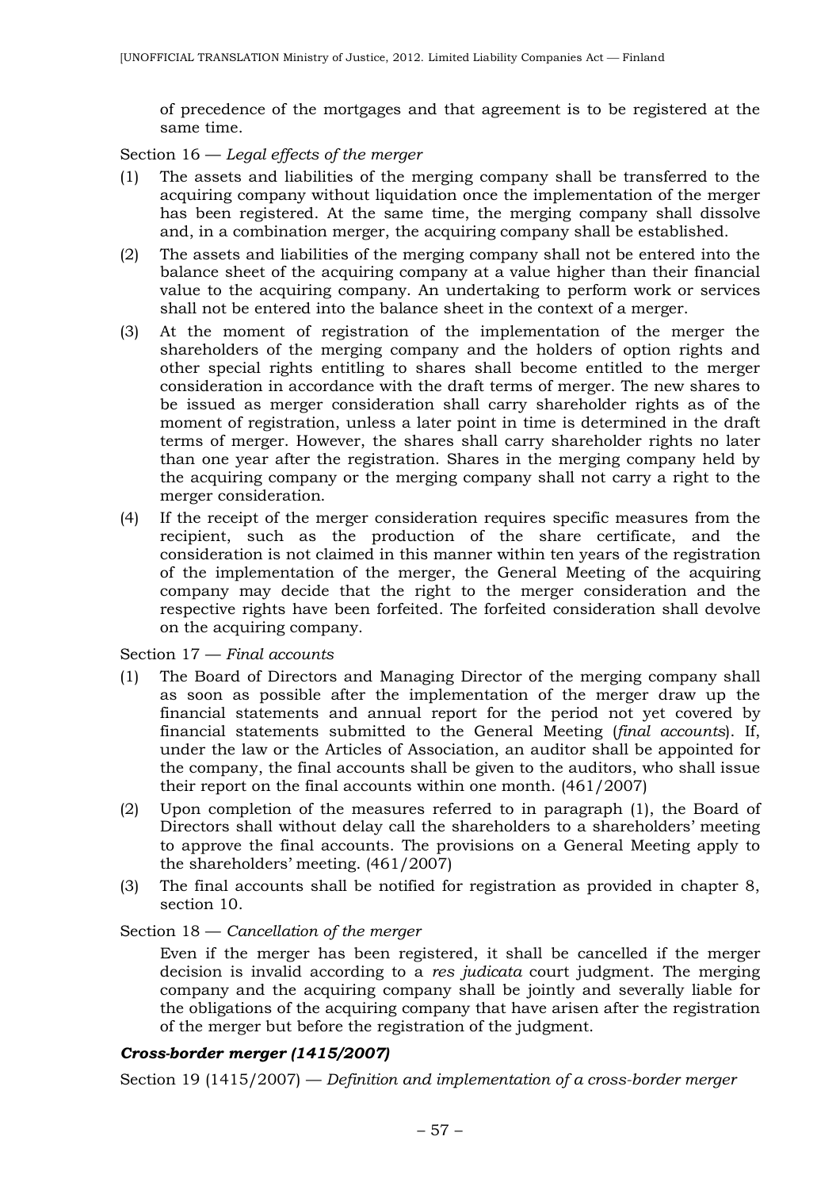of precedence of the mortgages and that agreement is to be registered at the same time.

Section 16 — *Legal effects of the merger*

(1) The assets and liabilities of the merging company shall be transferred to the acquiring company without liquidation once the implementation of the merger has been registered. At the same time, the merging company shall dissolve and, in a combination merger, the acquiring company shall be established.

(2) The assets and liabilities of the merging company shall not be entered into the balance sheet of the acquiring company at a value higher than their financial value to the acquiring company. An undertaking to perform work or services shall not be entered into the balance sheet in the context of a merger.

(3) At the moment of registration of the implementation of the merger the shareholders of the merging company and the holders of option rights and other special rights entitling to shares shall become entitled to the merger consideration in accordance with the draft terms of merger. The new shares to be issued as merger consideration shall carry shareholder rights as of the moment of registration, unless a later point in time is determined in the draft terms of merger. However, the shares shall carry shareholder rights no later than one year after the registration. Shares in the merging company held by the acquiring company or the merging company shall not carry a right to the merger consideration.

(4) If the receipt of the merger consideration requires specific measures from the recipient, such as the production of the share certificate, and the consideration is not claimed in this manner within ten years of the registration of the implementation of the merger, the General Meeting of the acquiring company may decide that the right to the merger consideration and the respective rights have been forfeited. The forfeited consideration shall devolve on the acquiring company.

Section 17 — *Final accounts*

(1) The Board of Directors and Managing Director of the merging company shall as soon as possible after the implementation of the merger draw up the financial statements and annual report for the period not yet covered by financial statements submitted to the General Meeting (*final accounts*). If, under the law or the Articles of Association, an auditor shall be appointed for the company, the final accounts shall be given to the auditors, who shall issue their report on the final accounts within one month. (461/2007)

(2) Upon completion of the measures referred to in paragraph (1), the Board of Directors shall without delay call the shareholders to a shareholders' meeting to approve the final accounts. The provisions on a General Meeting apply to the shareholders' meeting. (461/2007)

(3) The final accounts shall be notified for registration as provided in chapter 8, section 10.

Section 18 — *Cancellation of the merger*

Even if the merger has been registered, it shall be cancelled if the merger decision is invalid according to a *res judicata* court judgment. The merging company and the acquiring company shall be jointly and severally liable for the obligations of the acquiring company that have arisen after the registration of the merger but before the registration of the judgment.

### ***Cross-border merger (1415/2007)***

Section 19 (1415/2007) — *Definition and implementation of a cross-border merger*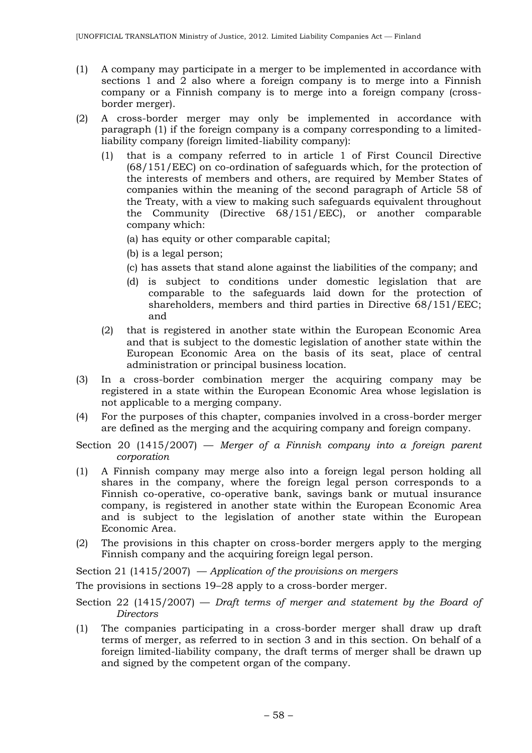(1) A company may participate in a merger to be implemented in accordance with sections 1 and 2 also where a foreign company is to merge into a Finnish company or a Finnish company is to merge into a foreign company (cross-border merger).

(2) A cross-border merger may only be implemented in accordance with paragraph (1) if the foreign company is a company corresponding to a limited-liability company (foreign limited-liability company):

   (1) that is a company referred to in article 1 of First Council Directive (68/151/EEC) on co-ordination of safeguards which, for the protection of the interests of members and others, are required by Member States of companies within the meaning of the second paragraph of Article 58 of the Treaty, with a view to making such safeguards equivalent throughout the Community (Directive 68/151/EEC), or another comparable company which:

      (a) has equity or other comparable capital;

      (b) is a legal person;

      (c) has assets that stand alone against the liabilities of the company; and

      (d) is subject to conditions under domestic legislation that are comparable to the safeguards laid down for the protection of shareholders, members and third parties in Directive 68/151/EEC; and

   (2) that is registered in another state within the European Economic Area and that is subject to the domestic legislation of another state within the European Economic Area on the basis of its seat, place of central administration or principal business location.

(3) In a cross-border combination merger the acquiring company may be registered in a state within the European Economic Area whose legislation is not applicable to a merging company.

(4) For the purposes of this chapter, companies involved in a cross-border merger are defined as the merging and the acquiring company and foreign company.

Section 20 (1415/2007) — *Merger of a Finnish company into a foreign parent corporation*

(1) A Finnish company may merge also into a foreign legal person holding all shares in the company, where the foreign legal person corresponds to a Finnish co-operative, co-operative bank, savings bank or mutual insurance company, is registered in another state within the European Economic Area and is subject to the legislation of another state within the European Economic Area.

(2) The provisions in this chapter on cross-border mergers apply to the merging Finnish company and the acquiring foreign legal person.

Section 21 (1415/2007) — *Application of the provisions on mergers*

The provisions in sections 19–28 apply to a cross-border merger.

Section 22 (1415/2007) — *Draft terms of merger and statement by the Board of Directors*

(1) The companies participating in a cross-border merger shall draw up draft terms of merger, as referred to in section 3 and in this section. On behalf of a foreign limited-liability company, the draft terms of merger shall be drawn up and signed by the competent organ of the company.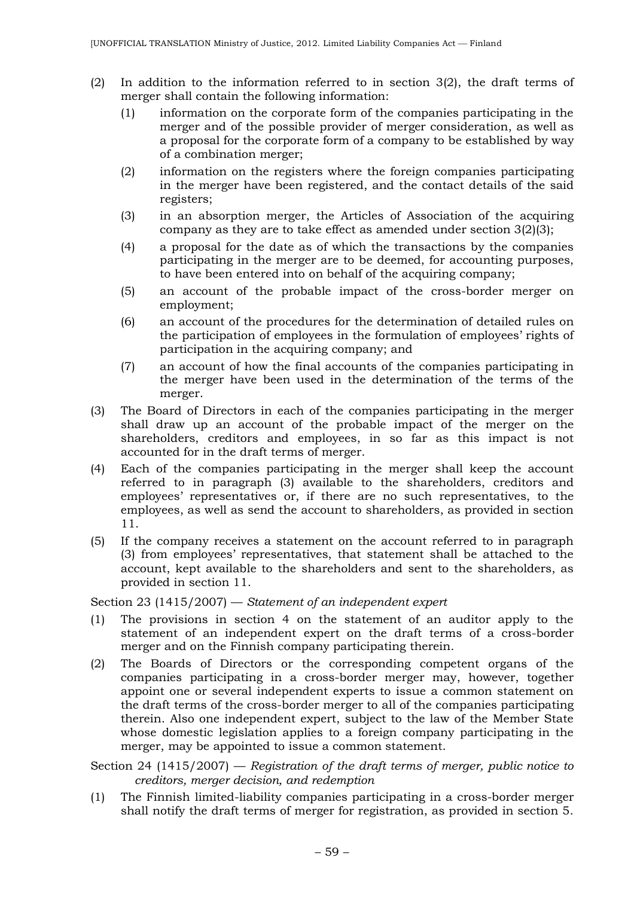(2) In addition to the information referred to in section 3(2), the draft terms of merger shall contain the following information:

   (1) information on the corporate form of the companies participating in the merger and of the possible provider of merger consideration, as well as a proposal for the corporate form of a company to be established by way of a combination merger;

   (2) information on the registers where the foreign companies participating in the merger have been registered, and the contact details of the said registers;

   (3) in an absorption merger, the Articles of Association of the acquiring company as they are to take effect as amended under section 3(2)(3);

   (4) a proposal for the date as of which the transactions by the companies participating in the merger are to be deemed, for accounting purposes, to have been entered into on behalf of the acquiring company;

   (5) an account of the probable impact of the cross-border merger on employment;

   (6) an account of the procedures for the determination of detailed rules on the participation of employees in the formulation of employees' rights of participation in the acquiring company; and

   (7) an account of how the final accounts of the companies participating in the merger have been used in the determination of the terms of the merger.

(3) The Board of Directors in each of the companies participating in the merger shall draw up an account of the probable impact of the merger on the shareholders, creditors and employees, in so far as this impact is not accounted for in the draft terms of merger.

(4) Each of the companies participating in the merger shall keep the account referred to in paragraph (3) available to the shareholders, creditors and employees' representatives or, if there are no such representatives, to the employees, as well as send the account to shareholders, as provided in section 11.

(5) If the company receives a statement on the account referred to in paragraph (3) from employees' representatives, that statement shall be attached to the account, kept available to the shareholders and sent to the shareholders, as provided in section 11.

Section 23 (1415/2007) — *Statement of an independent expert*

(1) The provisions in section 4 on the statement of an auditor apply to the statement of an independent expert on the draft terms of a cross-border merger and on the Finnish company participating therein.

(2) The Boards of Directors or the corresponding competent organs of the companies participating in a cross-border merger may, however, together appoint one or several independent experts to issue a common statement on the draft terms of the cross-border merger to all of the companies participating therein. Also one independent expert, subject to the law of the Member State whose domestic legislation applies to a foreign company participating in the merger, may be appointed to issue a common statement.

Section 24 (1415/2007) — *Registration of the draft terms of merger, public notice to creditors, merger decision, and redemption*

(1) The Finnish limited-liability companies participating in a cross-border merger shall notify the draft terms of merger for registration, as provided in section 5.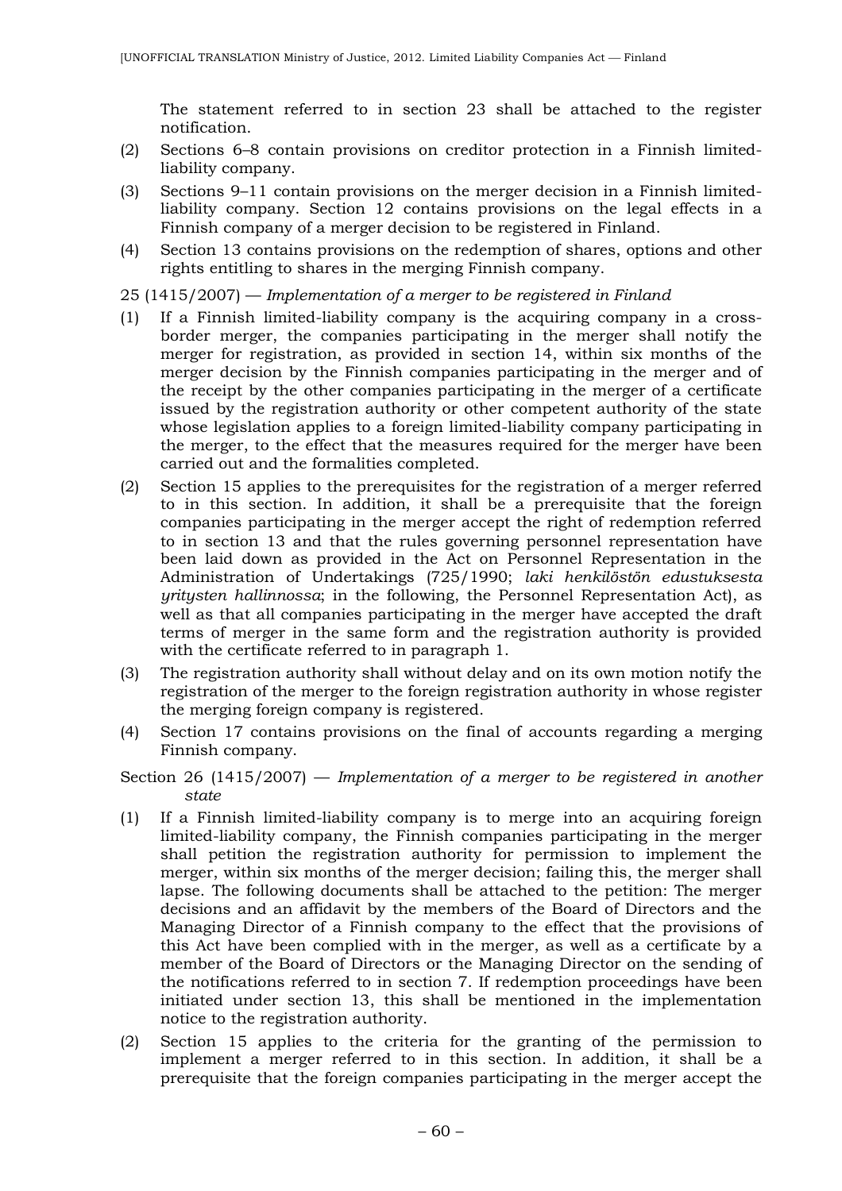The statement referred to in section 23 shall be attached to the register notification.

(2) Sections 6–8 contain provisions on creditor protection in a Finnish limited-liability company.

(3) Sections 9–11 contain provisions on the merger decision in a Finnish limited-liability company. Section 12 contains provisions on the legal effects in a Finnish company of a merger decision to be registered in Finland.

(4) Section 13 contains provisions on the redemption of shares, options and other rights entitling to shares in the merging Finnish company.

25 (1415/2007) — *Implementation of a merger to be registered in Finland*

(1) If a Finnish limited-liability company is the acquiring company in a cross-border merger, the companies participating in the merger shall notify the merger for registration, as provided in section 14, within six months of the merger decision by the Finnish companies participating in the merger and of the receipt by the other companies participating in the merger of a certificate issued by the registration authority or other competent authority of the state whose legislation applies to a foreign limited-liability company participating in the merger, to the effect that the measures required for the merger have been carried out and the formalities completed.

(2) Section 15 applies to the prerequisites for the registration of a merger referred to in this section. In addition, it shall be a prerequisite that the foreign companies participating in the merger accept the right of redemption referred to in section 13 and that the rules governing personnel representation have been laid down as provided in the Act on Personnel Representation in the Administration of Undertakings (725/1990; *laki henkilöstön edustuksesta yritysten hallinnossa*; in the following, the Personnel Representation Act), as well as that all companies participating in the merger have accepted the draft terms of merger in the same form and the registration authority is provided with the certificate referred to in paragraph 1.

(3) The registration authority shall without delay and on its own motion notify the registration of the merger to the foreign registration authority in whose register the merging foreign company is registered.

(4) Section 17 contains provisions on the final of accounts regarding a merging Finnish company.

Section 26 (1415/2007) — *Implementation of a merger to be registered in another state*

(1) If a Finnish limited-liability company is to merge into an acquiring foreign limited-liability company, the Finnish companies participating in the merger shall petition the registration authority for permission to implement the merger, within six months of the merger decision; failing this, the merger shall lapse. The following documents shall be attached to the petition: The merger decisions and an affidavit by the members of the Board of Directors and the Managing Director of a Finnish company to the effect that the provisions of this Act have been complied with in the merger, as well as a certificate by a member of the Board of Directors or the Managing Director on the sending of the notifications referred to in section 7. If redemption proceedings have been initiated under section 13, this shall be mentioned in the implementation notice to the registration authority.

(2) Section 15 applies to the criteria for the granting of the permission to implement a merger referred to in this section. In addition, it shall be a prerequisite that the foreign companies participating in the merger accept the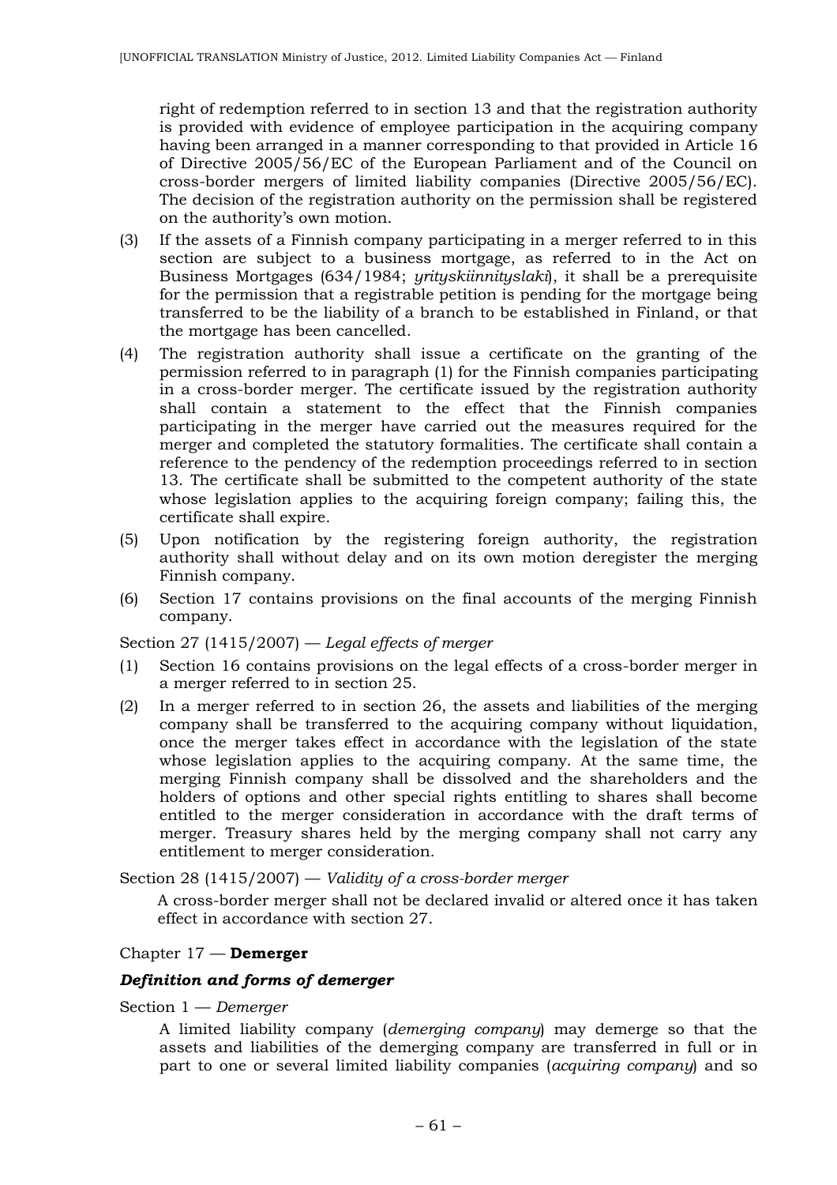right of redemption referred to in section 13 and that the registration authority is provided with evidence of employee participation in the acquiring company having been arranged in a manner corresponding to that provided in Article 16 of Directive 2005/56/EC of the European Parliament and of the Council on cross-border mergers of limited liability companies (Directive 2005/56/EC). The decision of the registration authority on the permission shall be registered on the authority's own motion.

(3) If the assets of a Finnish company participating in a merger referred to in this section are subject to a business mortgage, as referred to in the Act on Business Mortgages (634/1984; *yrityskiinnityslaki*), it shall be a prerequisite for the permission that a registrable petition is pending for the mortgage being transferred to be the liability of a branch to be established in Finland, or that the mortgage has been cancelled.

(4) The registration authority shall issue a certificate on the granting of the permission referred to in paragraph (1) for the Finnish companies participating in a cross-border merger. The certificate issued by the registration authority shall contain a statement to the effect that the Finnish companies participating in the merger have carried out the measures required for the merger and completed the statutory formalities. The certificate shall contain a reference to the pendency of the redemption proceedings referred to in section 13. The certificate shall be submitted to the competent authority of the state whose legislation applies to the acquiring foreign company; failing this, the certificate shall expire.

(5) Upon notification by the registering foreign authority, the registration authority shall without delay and on its own motion deregister the merging Finnish company.

(6) Section 17 contains provisions on the final accounts of the merging Finnish company.

Section 27 (1415/2007) — *Legal effects of merger*

(1) Section 16 contains provisions on the legal effects of a cross-border merger in a merger referred to in section 25.

(2) In a merger referred to in section 26, the assets and liabilities of the merging company shall be transferred to the acquiring company without liquidation, once the merger takes effect in accordance with the legislation of the state whose legislation applies to the acquiring company. At the same time, the merging Finnish company shall be dissolved and the shareholders and the holders of options and other special rights entitling to shares shall become entitled to the merger consideration in accordance with the draft terms of merger. Treasury shares held by the merging company shall not carry any entitlement to merger consideration.

Section 28 (1415/2007) — *Validity of a cross-border merger*

A cross-border merger shall not be declared invalid or altered once it has taken effect in accordance with section 27.

## Chapter 17 — **Demerger**

### *Definition and forms of demerger*

Section 1 — *Demerger*

A limited liability company (*demerging company*) may demerge so that the assets and liabilities of the demerging company are transferred in full or in part to one or several limited liability companies (*acquiring company*) and so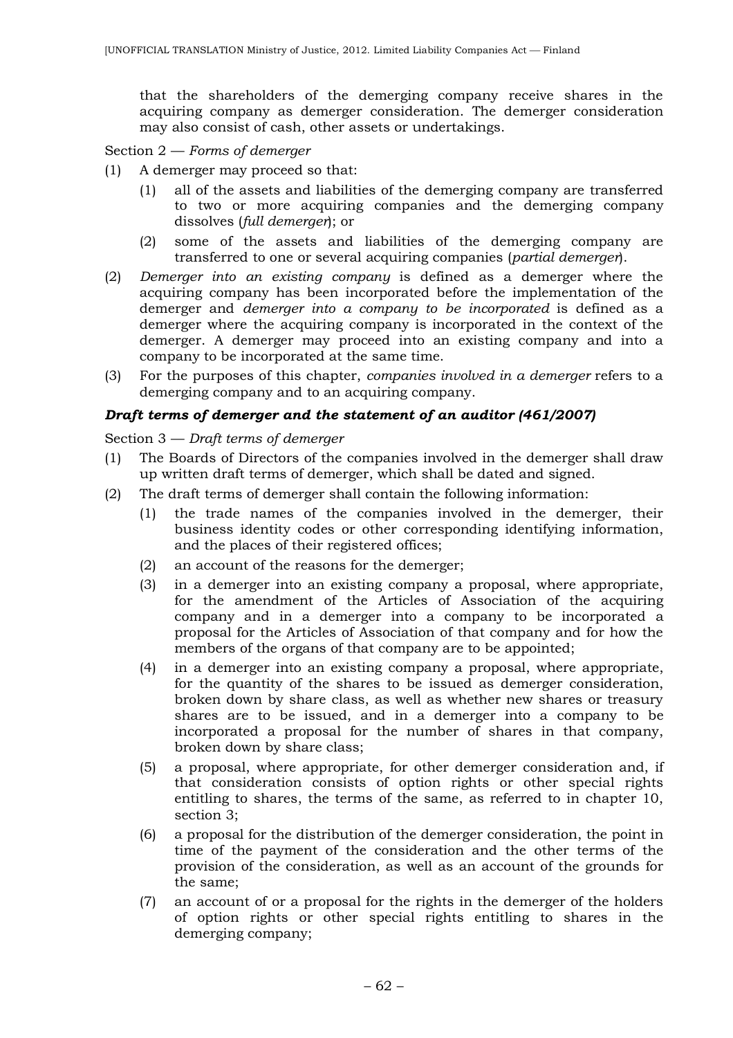that the shareholders of the demerging company receive shares in the acquiring company as demerger consideration. The demerger consideration may also consist of cash, other assets or undertakings.

Section 2 — *Forms of demerger*

(1) A demerger may proceed so that:

  (1) all of the assets and liabilities of the demerging company are transferred to two or more acquiring companies and the demerging company dissolves (*full demerger*); or

  (2) some of the assets and liabilities of the demerging company are transferred to one or several acquiring companies (*partial demerger*).

(2) *Demerger into an existing company* is defined as a demerger where the acquiring company has been incorporated before the implementation of the demerger and *demerger into a company to be incorporated* is defined as a demerger where the acquiring company is incorporated in the context of the demerger. A demerger may proceed into an existing company and into a company to be incorporated at the same time.

(3) For the purposes of this chapter, *companies involved in a demerger* refers to a demerging company and to an acquiring company.

### ***Draft terms of demerger and the statement of an auditor (461/2007)***

Section 3 — *Draft terms of demerger*

(1) The Boards of Directors of the companies involved in the demerger shall draw up written draft terms of demerger, which shall be dated and signed.

(2) The draft terms of demerger shall contain the following information:

  (1) the trade names of the companies involved in the demerger, their business identity codes or other corresponding identifying information, and the places of their registered offices;

  (2) an account of the reasons for the demerger;

  (3) in a demerger into an existing company a proposal, where appropriate, for the amendment of the Articles of Association of the acquiring company and in a demerger into a company to be incorporated a proposal for the Articles of Association of that company and for how the members of the organs of that company are to be appointed;

  (4) in a demerger into an existing company a proposal, where appropriate, for the quantity of the shares to be issued as demerger consideration, broken down by share class, as well as whether new shares or treasury shares are to be issued, and in a demerger into a company to be incorporated a proposal for the number of shares in that company, broken down by share class;

  (5) a proposal, where appropriate, for other demerger consideration and, if that consideration consists of option rights or other special rights entitling to shares, the terms of the same, as referred to in chapter 10, section 3;

  (6) a proposal for the distribution of the demerger consideration, the point in time of the payment of the consideration and the other terms of the provision of the consideration, as well as an account of the grounds for the same;

  (7) an account of or a proposal for the rights in the demerger of the holders of option rights or other special rights entitling to shares in the demerging company;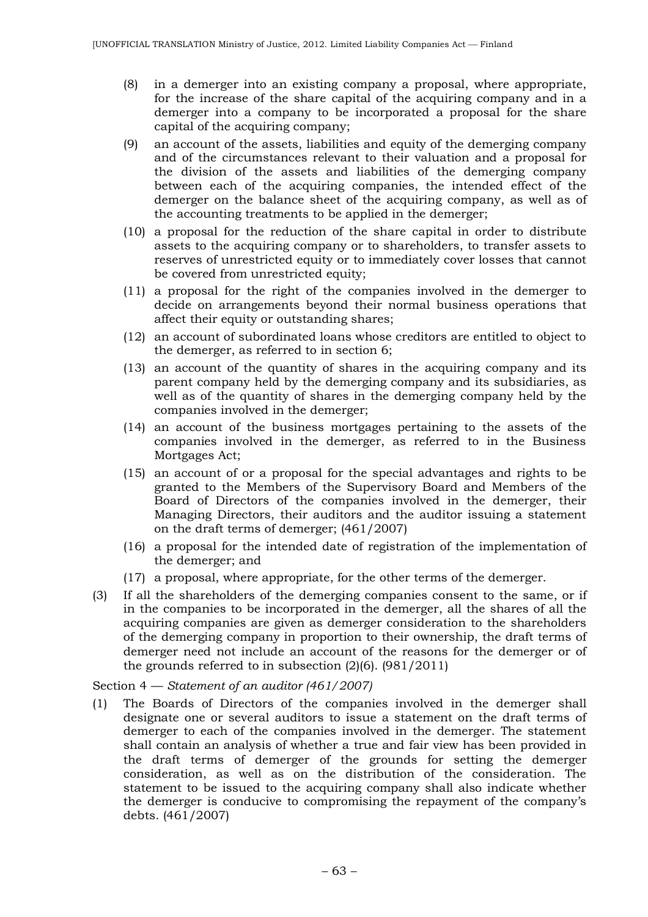(8) in a demerger into an existing company a proposal, where appropriate, for the increase of the share capital of the acquiring company and in a demerger into a company to be incorporated a proposal for the share capital of the acquiring company;

(9) an account of the assets, liabilities and equity of the demerging company and of the circumstances relevant to their valuation and a proposal for the division of the assets and liabilities of the demerging company between each of the acquiring companies, the intended effect of the demerger on the balance sheet of the acquiring company, as well as of the accounting treatments to be applied in the demerger;

(10) a proposal for the reduction of the share capital in order to distribute assets to the acquiring company or to shareholders, to transfer assets to reserves of unrestricted equity or to immediately cover losses that cannot be covered from unrestricted equity;

(11) a proposal for the right of the companies involved in the demerger to decide on arrangements beyond their normal business operations that affect their equity or outstanding shares;

(12) an account of subordinated loans whose creditors are entitled to object to the demerger, as referred to in section 6;

(13) an account of the quantity of shares in the acquiring company and its parent company held by the demerging company and its subsidiaries, as well as of the quantity of shares in the demerging company held by the companies involved in the demerger;

(14) an account of the business mortgages pertaining to the assets of the companies involved in the demerger, as referred to in the Business Mortgages Act;

(15) an account of or a proposal for the special advantages and rights to be granted to the Members of the Supervisory Board and Members of the Board of Directors of the companies involved in the demerger, their Managing Directors, their auditors and the auditor issuing a statement on the draft terms of demerger; (461/2007)

(16) a proposal for the intended date of registration of the implementation of the demerger; and

(17) a proposal, where appropriate, for the other terms of the demerger.

(3) If all the shareholders of the demerging companies consent to the same, or if in the companies to be incorporated in the demerger, all the shares of all the acquiring companies are given as demerger consideration to the shareholders of the demerging company in proportion to their ownership, the draft terms of demerger need not include an account of the reasons for the demerger or of the grounds referred to in subsection (2)(6). (981/2011)

Section 4 — *Statement of an auditor (461/2007)*

(1) The Boards of Directors of the companies involved in the demerger shall designate one or several auditors to issue a statement on the draft terms of demerger to each of the companies involved in the demerger. The statement shall contain an analysis of whether a true and fair view has been provided in the draft terms of demerger of the grounds for setting the demerger consideration, as well as on the distribution of the consideration. The statement to be issued to the acquiring company shall also indicate whether the demerger is conducive to compromising the repayment of the company's debts. (461/2007)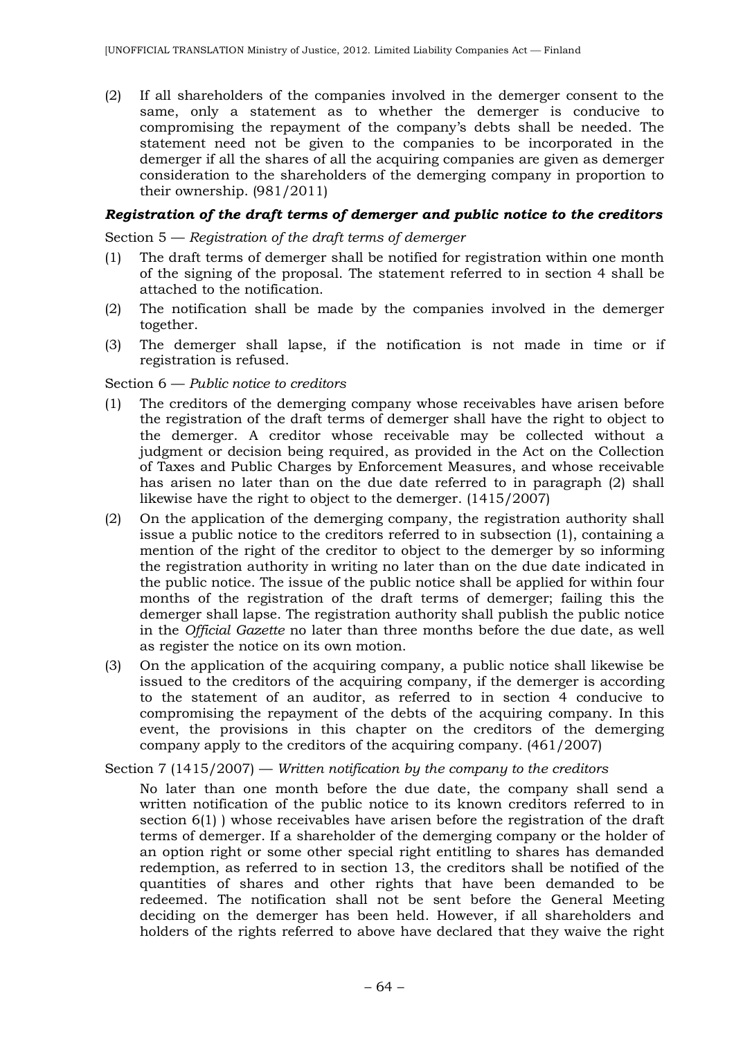(2) If all shareholders of the companies involved in the demerger consent to the same, only a statement as to whether the demerger is conducive to compromising the repayment of the company's debts shall be needed. The statement need not be given to the companies to be incorporated in the demerger if all the shares of all the acquiring companies are given as demerger consideration to the shareholders of the demerging company in proportion to their ownership. (981/2011)

***Registration of the draft terms of demerger and public notice to the creditors***

Section 5 — *Registration of the draft terms of demerger*

(1) The draft terms of demerger shall be notified for registration within one month of the signing of the proposal. The statement referred to in section 4 shall be attached to the notification.

(2) The notification shall be made by the companies involved in the demerger together.

(3) The demerger shall lapse, if the notification is not made in time or if registration is refused.

Section 6 — *Public notice to creditors*

(1) The creditors of the demerging company whose receivables have arisen before the registration of the draft terms of demerger shall have the right to object to the demerger. A creditor whose receivable may be collected without a judgment or decision being required, as provided in the Act on the Collection of Taxes and Public Charges by Enforcement Measures, and whose receivable has arisen no later than on the due date referred to in paragraph (2) shall likewise have the right to object to the demerger. (1415/2007)

(2) On the application of the demerging company, the registration authority shall issue a public notice to the creditors referred to in subsection (1), containing a mention of the right of the creditor to object to the demerger by so informing the registration authority in writing no later than on the due date indicated in the public notice. The issue of the public notice shall be applied for within four months of the registration of the draft terms of demerger; failing this the demerger shall lapse. The registration authority shall publish the public notice in the *Official Gazette* no later than three months before the due date, as well as register the notice on its own motion.

(3) On the application of the acquiring company, a public notice shall likewise be issued to the creditors of the acquiring company, if the demerger is according to the statement of an auditor, as referred to in section 4 conducive to compromising the repayment of the debts of the acquiring company. In this event, the provisions in this chapter on the creditors of the demerging company apply to the creditors of the acquiring company. (461/2007)

Section 7 (1415/2007) — *Written notification by the company to the creditors*

No later than one month before the due date, the company shall send a written notification of the public notice to its known creditors referred to in section 6(1) ) whose receivables have arisen before the registration of the draft terms of demerger. If a shareholder of the demerging company or the holder of an option right or some other special right entitling to shares has demanded redemption, as referred to in section 13, the creditors shall be notified of the quantities of shares and other rights that have been demanded to be redeemed. The notification shall not be sent before the General Meeting deciding on the demerger has been held. However, if all shareholders and holders of the rights referred to above have declared that they waive the right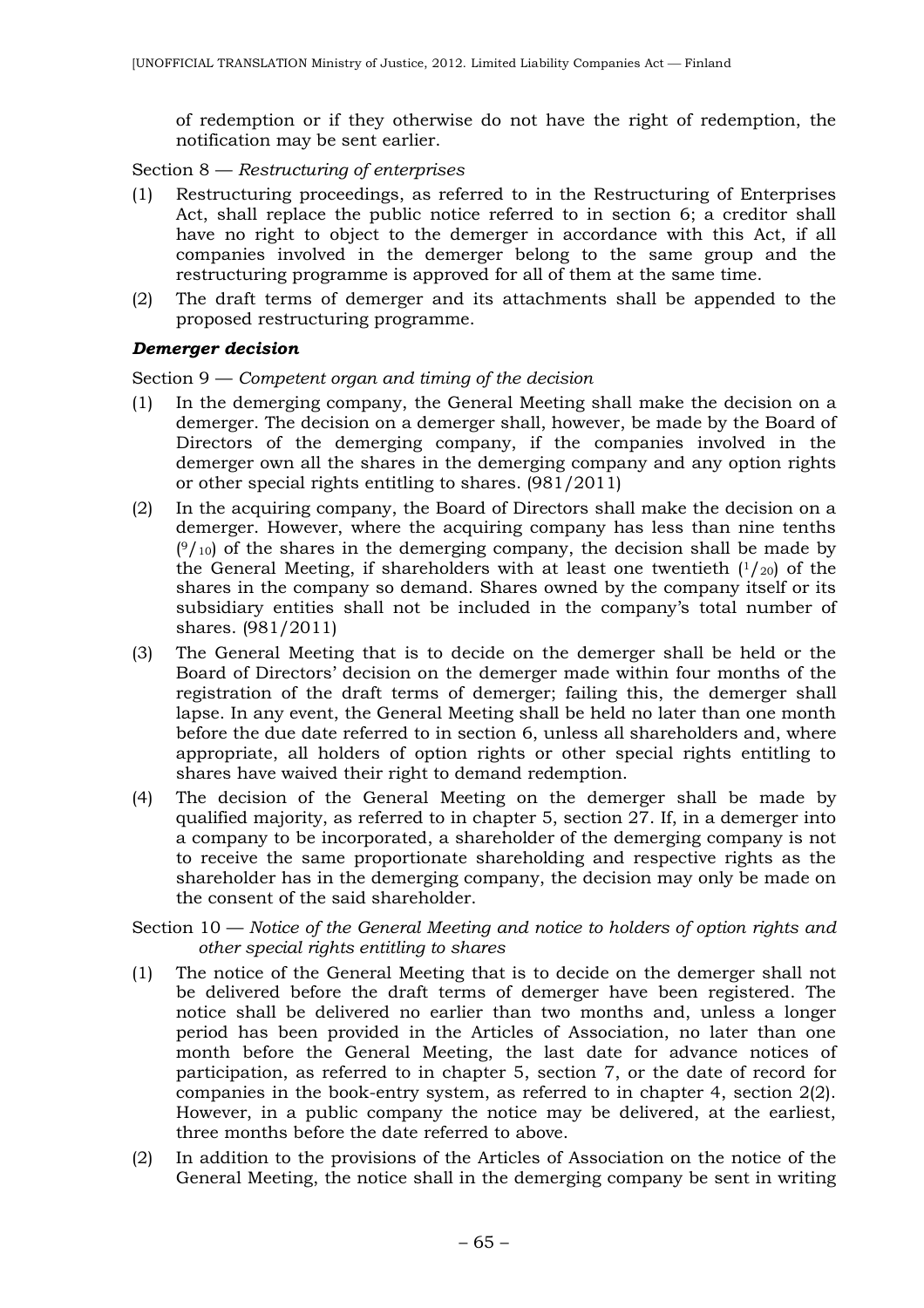of redemption or if they otherwise do not have the right of redemption, the notification may be sent earlier.

Section 8 — *Restructuring of enterprises*

(1) Restructuring proceedings, as referred to in the Restructuring of Enterprises Act, shall replace the public notice referred to in section 6; a creditor shall have no right to object to the demerger in accordance with this Act, if all companies involved in the demerger belong to the same group and the restructuring programme is approved for all of them at the same time.

(2) The draft terms of demerger and its attachments shall be appended to the proposed restructuring programme.

***Demerger decision***

Section 9 — *Competent organ and timing of the decision*

(1) In the demerging company, the General Meeting shall make the decision on a demerger. The decision on a demerger shall, however, be made by the Board of Directors of the demerging company, if the companies involved in the demerger own all the shares in the demerging company and any option rights or other special rights entitling to shares. (981/2011)

(2) In the acquiring company, the Board of Directors shall make the decision on a demerger. However, where the acquiring company has less than nine tenths ($^{9}/_{10}$) of the shares in the demerging company, the decision shall be made by the General Meeting, if shareholders with at least one twentieth ($^{1}/_{20}$) of the shares in the company so demand. Shares owned by the company itself or its subsidiary entities shall not be included in the company's total number of shares. (981/2011)

(3) The General Meeting that is to decide on the demerger shall be held or the Board of Directors' decision on the demerger made within four months of the registration of the draft terms of demerger; failing this, the demerger shall lapse. In any event, the General Meeting shall be held no later than one month before the due date referred to in section 6, unless all shareholders and, where appropriate, all holders of option rights or other special rights entitling to shares have waived their right to demand redemption.

(4) The decision of the General Meeting on the demerger shall be made by qualified majority, as referred to in chapter 5, section 27. If, in a demerger into a company to be incorporated, a shareholder of the demerging company is not to receive the same proportionate shareholding and respective rights as the shareholder has in the demerging company, the decision may only be made on the consent of the said shareholder.

Section 10 — *Notice of the General Meeting and notice to holders of option rights and other special rights entitling to shares*

(1) The notice of the General Meeting that is to decide on the demerger shall not be delivered before the draft terms of demerger have been registered. The notice shall be delivered no earlier than two months and, unless a longer period has been provided in the Articles of Association, no later than one month before the General Meeting, the last date for advance notices of participation, as referred to in chapter 5, section 7, or the date of record for companies in the book-entry system, as referred to in chapter 4, section 2(2). However, in a public company the notice may be delivered, at the earliest, three months before the date referred to above.

(2) In addition to the provisions of the Articles of Association on the notice of the General Meeting, the notice shall in the demerging company be sent in writing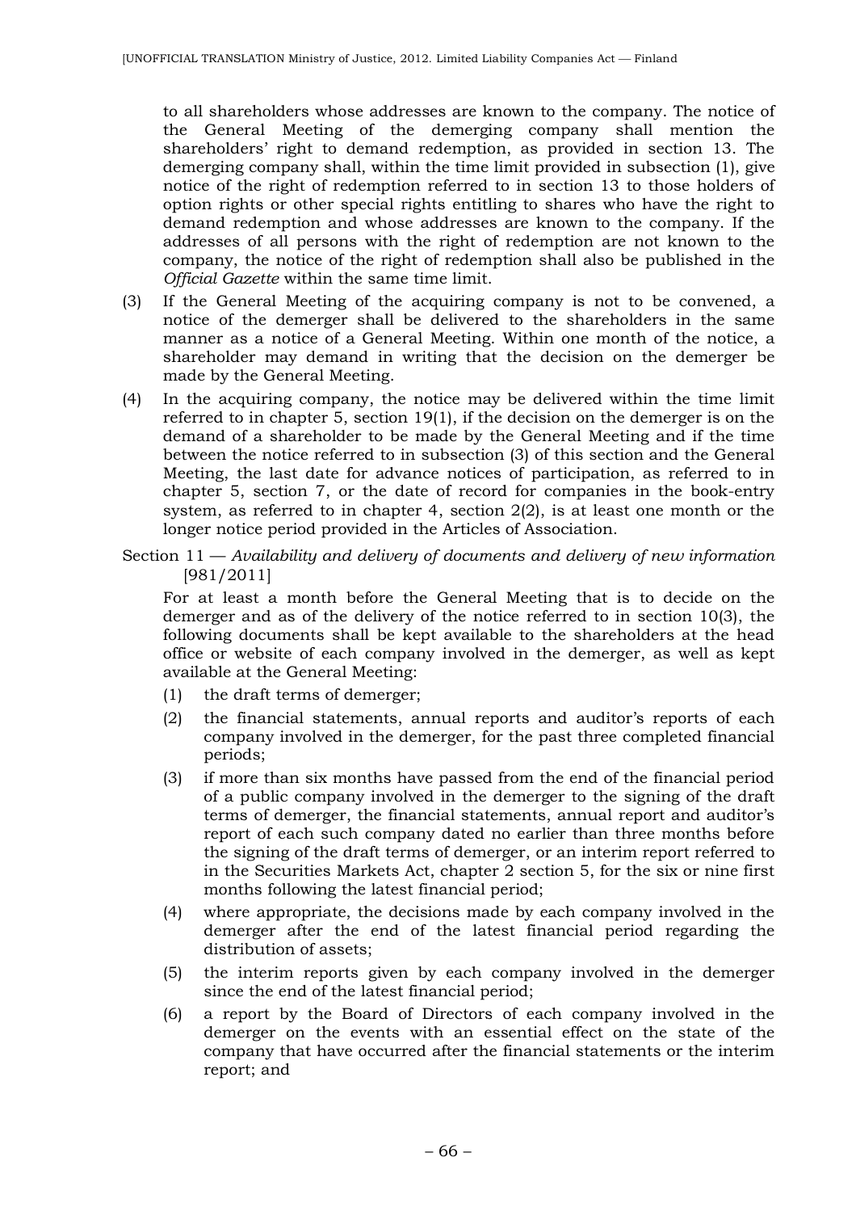to all shareholders whose addresses are known to the company. The notice of the General Meeting of the demerging company shall mention the shareholders' right to demand redemption, as provided in section 13. The demerging company shall, within the time limit provided in subsection (1), give notice of the right of redemption referred to in section 13 to those holders of option rights or other special rights entitling to shares who have the right to demand redemption and whose addresses are known to the company. If the addresses of all persons with the right of redemption are not known to the company, the notice of the right of redemption shall also be published in the *Official Gazette* within the same time limit.

(3) If the General Meeting of the acquiring company is not to be convened, a notice of the demerger shall be delivered to the shareholders in the same manner as a notice of a General Meeting. Within one month of the notice, a shareholder may demand in writing that the decision on the demerger be made by the General Meeting.

(4) In the acquiring company, the notice may be delivered within the time limit referred to in chapter 5, section 19(1), if the decision on the demerger is on the demand of a shareholder to be made by the General Meeting and if the time between the notice referred to in subsection (3) of this section and the General Meeting, the last date for advance notices of participation, as referred to in chapter 5, section 7, or the date of record for companies in the book-entry system, as referred to in chapter 4, section 2(2), is at least one month or the longer notice period provided in the Articles of Association.

Section 11 — *Availability and delivery of documents and delivery of new information* [981/2011]

For at least a month before the General Meeting that is to decide on the demerger and as of the delivery of the notice referred to in section 10(3), the following documents shall be kept available to the shareholders at the head office or website of each company involved in the demerger, as well as kept available at the General Meeting:

(1) the draft terms of demerger;

(2) the financial statements, annual reports and auditor's reports of each company involved in the demerger, for the past three completed financial periods;

(3) if more than six months have passed from the end of the financial period of a public company involved in the demerger to the signing of the draft terms of demerger, the financial statements, annual report and auditor's report of each such company dated no earlier than three months before the signing of the draft terms of demerger, or an interim report referred to in the Securities Markets Act, chapter 2 section 5, for the six or nine first months following the latest financial period;

(4) where appropriate, the decisions made by each company involved in the demerger after the end of the latest financial period regarding the distribution of assets;

(5) the interim reports given by each company involved in the demerger since the end of the latest financial period;

(6) a report by the Board of Directors of each company involved in the demerger on the events with an essential effect on the state of the company that have occurred after the financial statements or the interim report; and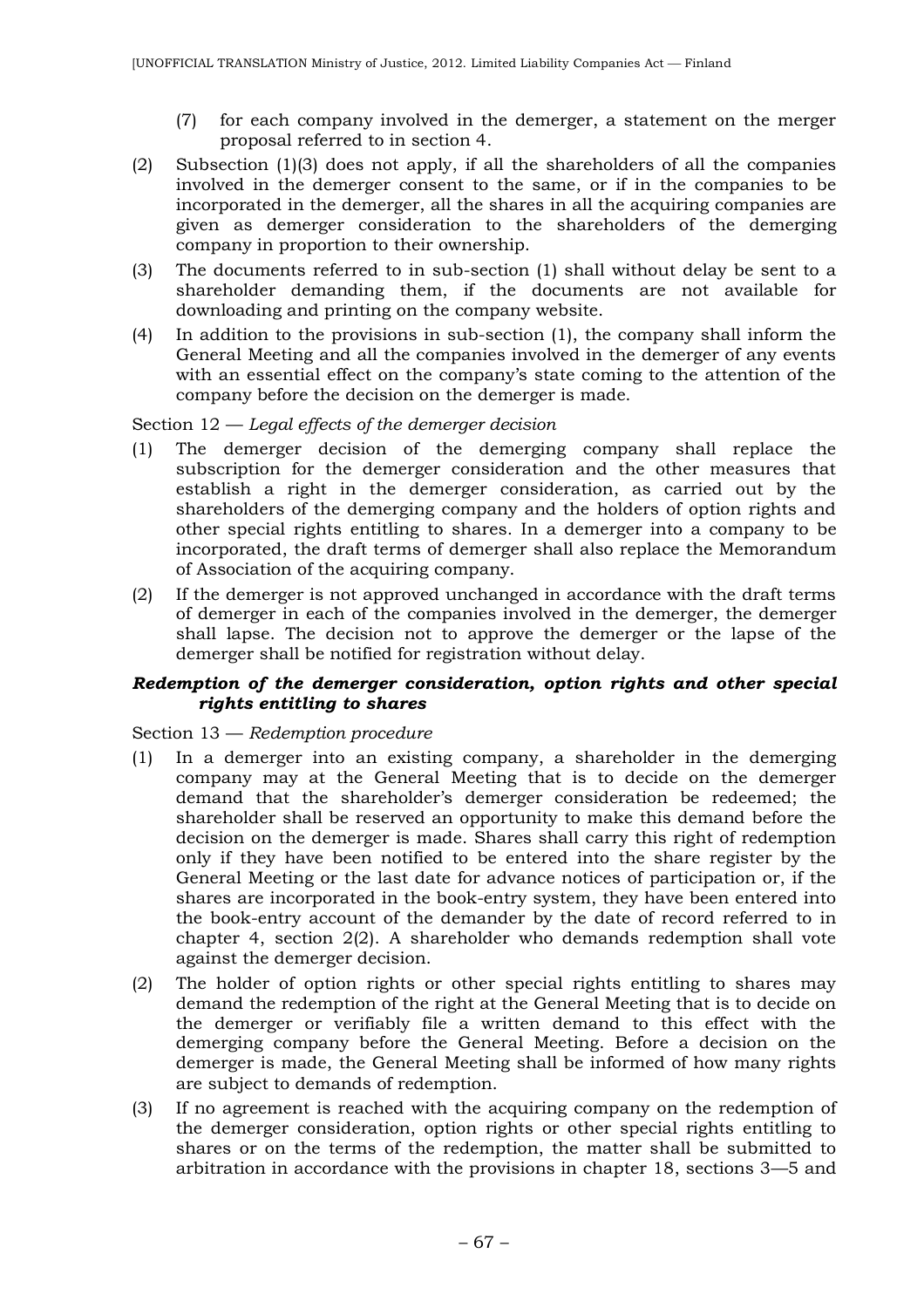(7) for each company involved in the demerger, a statement on the merger proposal referred to in section 4.

(2) Subsection (1)(3) does not apply, if all the shareholders of all the companies involved in the demerger consent to the same, or if in the companies to be incorporated in the demerger, all the shares in all the acquiring companies are given as demerger consideration to the shareholders of the demerging company in proportion to their ownership.

(3) The documents referred to in sub-section (1) shall without delay be sent to a shareholder demanding them, if the documents are not available for downloading and printing on the company website.

(4) In addition to the provisions in sub-section (1), the company shall inform the General Meeting and all the companies involved in the demerger of any events with an essential effect on the company's state coming to the attention of the company before the decision on the demerger is made.

Section 12 — *Legal effects of the demerger decision*

(1) The demerger decision of the demerging company shall replace the subscription for the demerger consideration and the other measures that establish a right in the demerger consideration, as carried out by the shareholders of the demerging company and the holders of option rights and other special rights entitling to shares. In a demerger into a company to be incorporated, the draft terms of demerger shall also replace the Memorandum of Association of the acquiring company.

(2) If the demerger is not approved unchanged in accordance with the draft terms of demerger in each of the companies involved in the demerger, the demerger shall lapse. The decision not to approve the demerger or the lapse of the demerger shall be notified for registration without delay.

***Redemption of the demerger consideration, option rights and other special rights entitling to shares***

Section 13 — *Redemption procedure*

(1) In a demerger into an existing company, a shareholder in the demerging company may at the General Meeting that is to decide on the demerger demand that the shareholder's demerger consideration be redeemed; the shareholder shall be reserved an opportunity to make this demand before the decision on the demerger is made. Shares shall carry this right of redemption only if they have been notified to be entered into the share register by the General Meeting or the last date for advance notices of participation or, if the shares are incorporated in the book-entry system, they have been entered into the book-entry account of the demander by the date of record referred to in chapter 4, section 2(2). A shareholder who demands redemption shall vote against the demerger decision.

(2) The holder of option rights or other special rights entitling to shares may demand the redemption of the right at the General Meeting that is to decide on the demerger or verifiably file a written demand to this effect with the demerging company before the General Meeting. Before a decision on the demerger is made, the General Meeting shall be informed of how many rights are subject to demands of redemption.

(3) If no agreement is reached with the acquiring company on the redemption of the demerger consideration, option rights or other special rights entitling to shares or on the terms of the redemption, the matter shall be submitted to arbitration in accordance with the provisions in chapter 18, sections 3—5 and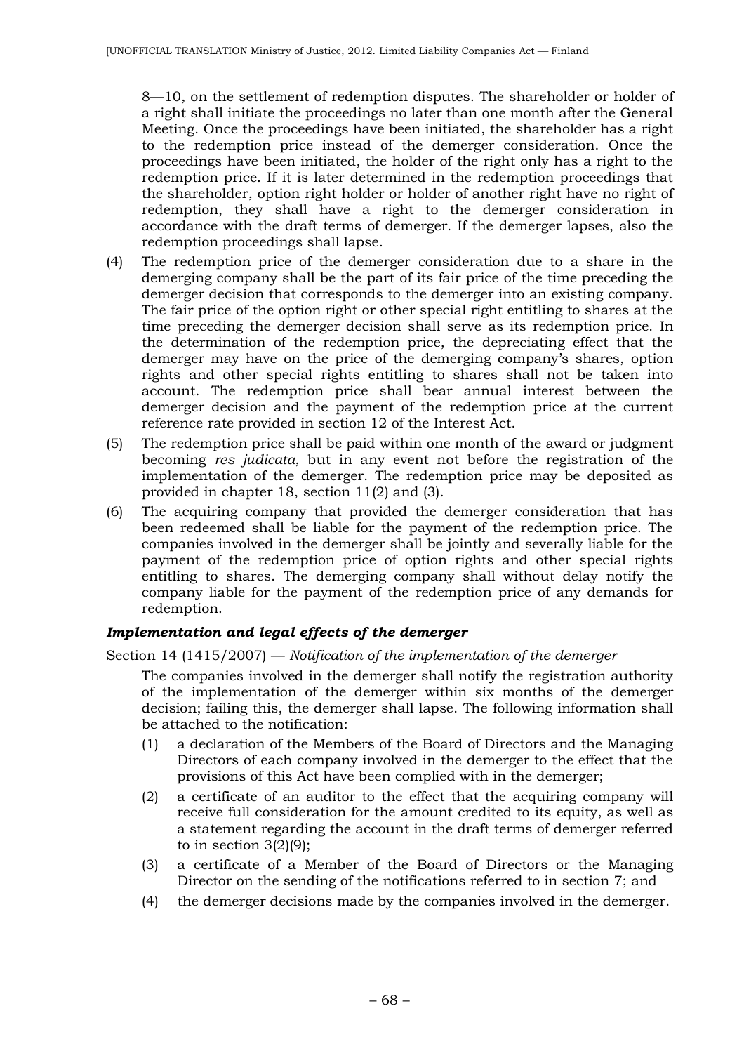8—10, on the settlement of redemption disputes. The shareholder or holder of a right shall initiate the proceedings no later than one month after the General Meeting. Once the proceedings have been initiated, the shareholder has a right to the redemption price instead of the demerger consideration. Once the proceedings have been initiated, the holder of the right only has a right to the redemption price. If it is later determined in the redemption proceedings that the shareholder, option right holder or holder of another right have no right of redemption, they shall have a right to the demerger consideration in accordance with the draft terms of demerger. If the demerger lapses, also the redemption proceedings shall lapse.

(4) The redemption price of the demerger consideration due to a share in the demerging company shall be the part of its fair price of the time preceding the demerger decision that corresponds to the demerger into an existing company. The fair price of the option right or other special right entitling to shares at the time preceding the demerger decision shall serve as its redemption price. In the determination of the redemption price, the depreciating effect that the demerger may have on the price of the demerging company's shares, option rights and other special rights entitling to shares shall not be taken into account. The redemption price shall bear annual interest between the demerger decision and the payment of the redemption price at the current reference rate provided in section 12 of the Interest Act.

(5) The redemption price shall be paid within one month of the award or judgment becoming *res judicata*, but in any event not before the registration of the implementation of the demerger. The redemption price may be deposited as provided in chapter 18, section 11(2) and (3).

(6) The acquiring company that provided the demerger consideration that has been redeemed shall be liable for the payment of the redemption price. The companies involved in the demerger shall be jointly and severally liable for the payment of the redemption price of option rights and other special rights entitling to shares. The demerging company shall without delay notify the company liable for the payment of the redemption price of any demands for redemption.

### *Implementation and legal effects of the demerger*

Section 14 (1415/2007) — *Notification of the implementation of the demerger*

The companies involved in the demerger shall notify the registration authority of the implementation of the demerger within six months of the demerger decision; failing this, the demerger shall lapse. The following information shall be attached to the notification:

(1) a declaration of the Members of the Board of Directors and the Managing Directors of each company involved in the demerger to the effect that the provisions of this Act have been complied with in the demerger;

(2) a certificate of an auditor to the effect that the acquiring company will receive full consideration for the amount credited to its equity, as well as a statement regarding the account in the draft terms of demerger referred to in section 3(2)(9);

(3) a certificate of a Member of the Board of Directors or the Managing Director on the sending of the notifications referred to in section 7; and

(4) the demerger decisions made by the companies involved in the demerger.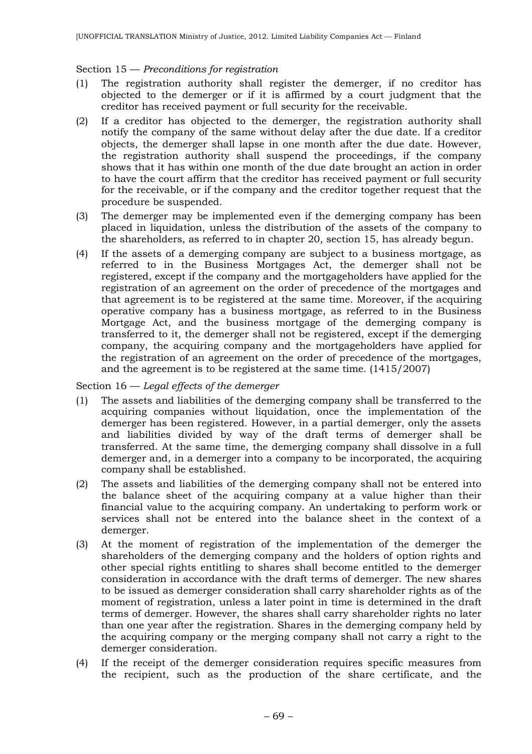Section 15 — *Preconditions for registration*

(1) The registration authority shall register the demerger, if no creditor has objected to the demerger or if it is affirmed by a court judgment that the creditor has received payment or full security for the receivable.

(2) If a creditor has objected to the demerger, the registration authority shall notify the company of the same without delay after the due date. If a creditor objects, the demerger shall lapse in one month after the due date. However, the registration authority shall suspend the proceedings, if the company shows that it has within one month of the due date brought an action in order to have the court affirm that the creditor has received payment or full security for the receivable, or if the company and the creditor together request that the procedure be suspended.

(3) The demerger may be implemented even if the demerging company has been placed in liquidation, unless the distribution of the assets of the company to the shareholders, as referred to in chapter 20, section 15, has already begun.

(4) If the assets of a demerging company are subject to a business mortgage, as referred to in the Business Mortgages Act, the demerger shall not be registered, except if the company and the mortgageholders have applied for the registration of an agreement on the order of precedence of the mortgages and that agreement is to be registered at the same time. Moreover, if the acquiring operative company has a business mortgage, as referred to in the Business Mortgage Act, and the business mortgage of the demerging company is transferred to it, the demerger shall not be registered, except if the demerging company, the acquiring company and the mortgageholders have applied for the registration of an agreement on the order of precedence of the mortgages, and the agreement is to be registered at the same time. (1415/2007)

Section 16 — *Legal effects of the demerger*

(1) The assets and liabilities of the demerging company shall be transferred to the acquiring companies without liquidation, once the implementation of the demerger has been registered. However, in a partial demerger, only the assets and liabilities divided by way of the draft terms of demerger shall be transferred. At the same time, the demerging company shall dissolve in a full demerger and, in a demerger into a company to be incorporated, the acquiring company shall be established.

(2) The assets and liabilities of the demerging company shall not be entered into the balance sheet of the acquiring company at a value higher than their financial value to the acquiring company. An undertaking to perform work or services shall not be entered into the balance sheet in the context of a demerger.

(3) At the moment of registration of the implementation of the demerger the shareholders of the demerging company and the holders of option rights and other special rights entitling to shares shall become entitled to the demerger consideration in accordance with the draft terms of demerger. The new shares to be issued as demerger consideration shall carry shareholder rights as of the moment of registration, unless a later point in time is determined in the draft terms of demerger. However, the shares shall carry shareholder rights no later than one year after the registration. Shares in the demerging company held by the acquiring company or the merging company shall not carry a right to the demerger consideration.

(4) If the receipt of the demerger consideration requires specific measures from the recipient, such as the production of the share certificate, and the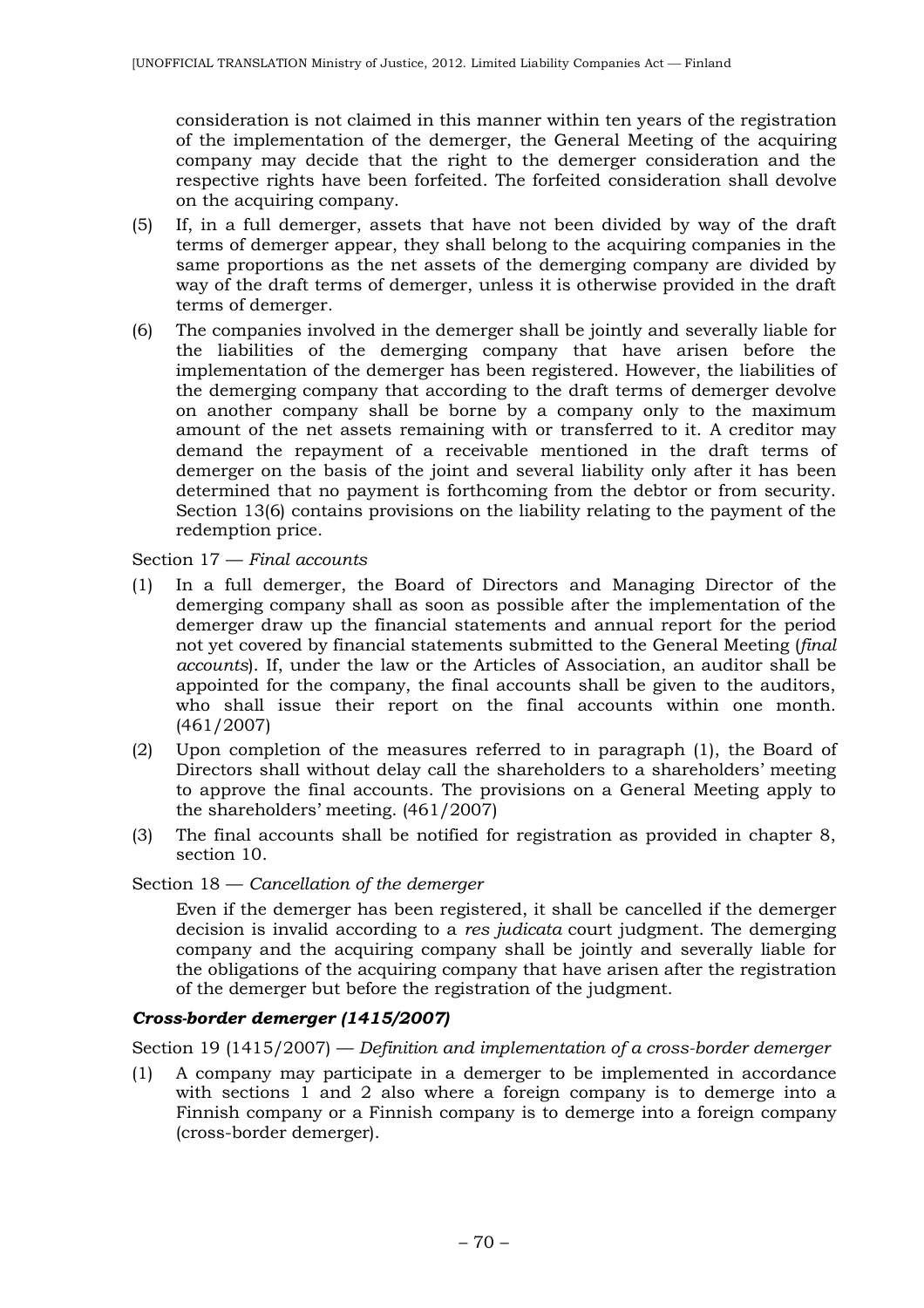consideration is not claimed in this manner within ten years of the registration of the implementation of the demerger, the General Meeting of the acquiring company may decide that the right to the demerger consideration and the respective rights have been forfeited. The forfeited consideration shall devolve on the acquiring company.

(5) If, in a full demerger, assets that have not been divided by way of the draft terms of demerger appear, they shall belong to the acquiring companies in the same proportions as the net assets of the demerging company are divided by way of the draft terms of demerger, unless it is otherwise provided in the draft terms of demerger.

(6) The companies involved in the demerger shall be jointly and severally liable for the liabilities of the demerging company that have arisen before the implementation of the demerger has been registered. However, the liabilities of the demerging company that according to the draft terms of demerger devolve on another company shall be borne by a company only to the maximum amount of the net assets remaining with or transferred to it. A creditor may demand the repayment of a receivable mentioned in the draft terms of demerger on the basis of the joint and several liability only after it has been determined that no payment is forthcoming from the debtor or from security. Section 13(6) contains provisions on the liability relating to the payment of the redemption price.

Section 17 — *Final accounts*

(1) In a full demerger, the Board of Directors and Managing Director of the demerging company shall as soon as possible after the implementation of the demerger draw up the financial statements and annual report for the period not yet covered by financial statements submitted to the General Meeting (*final accounts*). If, under the law or the Articles of Association, an auditor shall be appointed for the company, the final accounts shall be given to the auditors, who shall issue their report on the final accounts within one month. (461/2007)

(2) Upon completion of the measures referred to in paragraph (1), the Board of Directors shall without delay call the shareholders to a shareholders' meeting to approve the final accounts. The provisions on a General Meeting apply to the shareholders' meeting. (461/2007)

(3) The final accounts shall be notified for registration as provided in chapter 8, section 10.

Section 18 — *Cancellation of the demerger*

Even if the demerger has been registered, it shall be cancelled if the demerger decision is invalid according to a *res judicata* court judgment. The demerging company and the acquiring company shall be jointly and severally liable for the obligations of the acquiring company that have arisen after the registration of the demerger but before the registration of the judgment.

***Cross-border demerger (1415/2007)***

Section 19 (1415/2007) — *Definition and implementation of a cross-border demerger*

(1) A company may participate in a demerger to be implemented in accordance with sections 1 and 2 also where a foreign company is to demerge into a Finnish company or a Finnish company is to demerge into a foreign company (cross-border demerger).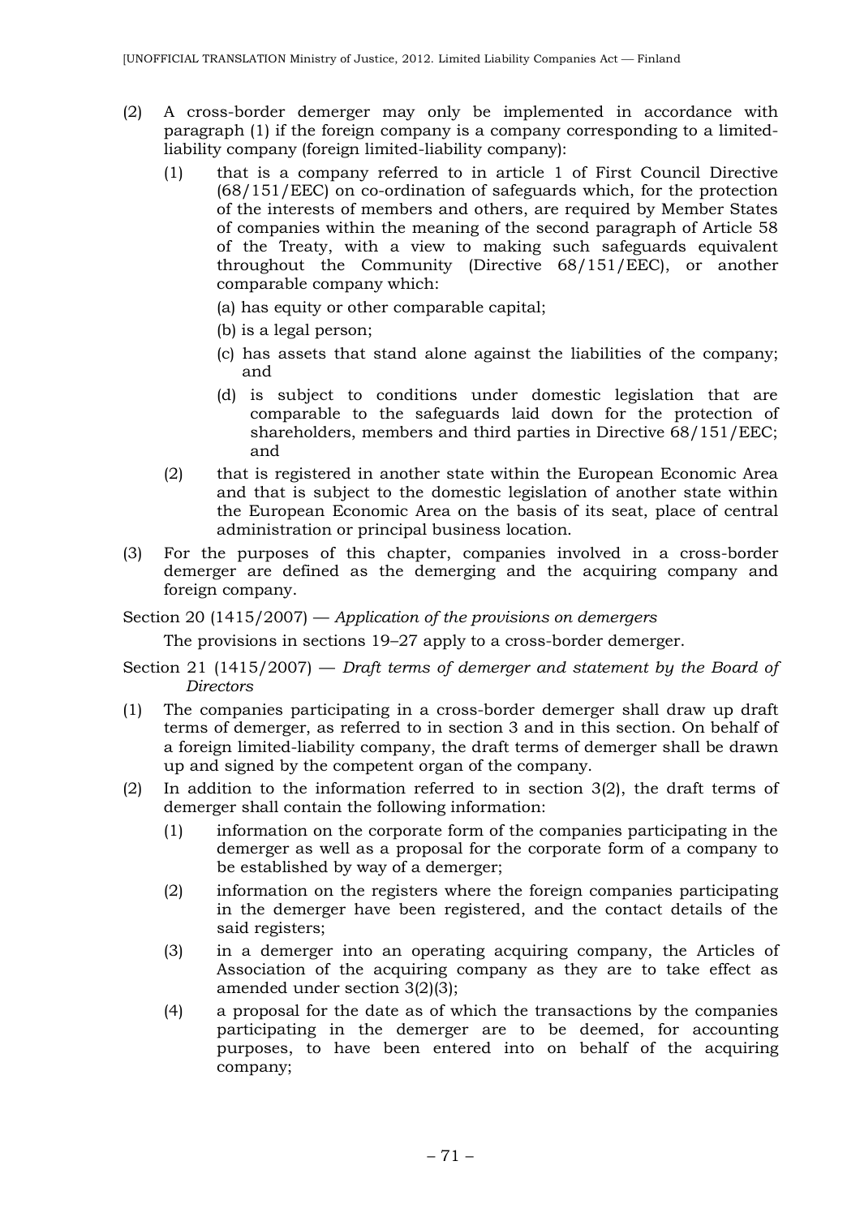(2) A cross-border demerger may only be implemented in accordance with paragraph (1) if the foreign company is a company corresponding to a limited-liability company (foreign limited-liability company):

   (1) that is a company referred to in article 1 of First Council Directive (68/151/EEC) on co-ordination of safeguards which, for the protection of the interests of members and others, are required by Member States of companies within the meaning of the second paragraph of Article 58 of the Treaty, with a view to making such safeguards equivalent throughout the Community (Directive 68/151/EEC), or another comparable company which:

      (a) has equity or other comparable capital;

      (b) is a legal person;

      (c) has assets that stand alone against the liabilities of the company; and

      (d) is subject to conditions under domestic legislation that are comparable to the safeguards laid down for the protection of shareholders, members and third parties in Directive 68/151/EEC; and

   (2) that is registered in another state within the European Economic Area and that is subject to the domestic legislation of another state within the European Economic Area on the basis of its seat, place of central administration or principal business location.

(3) For the purposes of this chapter, companies involved in a cross-border demerger are defined as the demerging and the acquiring company and foreign company.

Section 20 (1415/2007) — *Application of the provisions on demergers*

The provisions in sections 19–27 apply to a cross-border demerger.

Section 21 (1415/2007) — *Draft terms of demerger and statement by the Board of Directors*

(1) The companies participating in a cross-border demerger shall draw up draft terms of demerger, as referred to in section 3 and in this section. On behalf of a foreign limited-liability company, the draft terms of demerger shall be drawn up and signed by the competent organ of the company.

(2) In addition to the information referred to in section 3(2), the draft terms of demerger shall contain the following information:

   (1) information on the corporate form of the companies participating in the demerger as well as a proposal for the corporate form of a company to be established by way of a demerger;

   (2) information on the registers where the foreign companies participating in the demerger have been registered, and the contact details of the said registers;

   (3) in a demerger into an operating acquiring company, the Articles of Association of the acquiring company as they are to take effect as amended under section 3(2)(3);

   (4) a proposal for the date as of which the transactions by the companies participating in the demerger are to be deemed, for accounting purposes, to have been entered into on behalf of the acquiring company;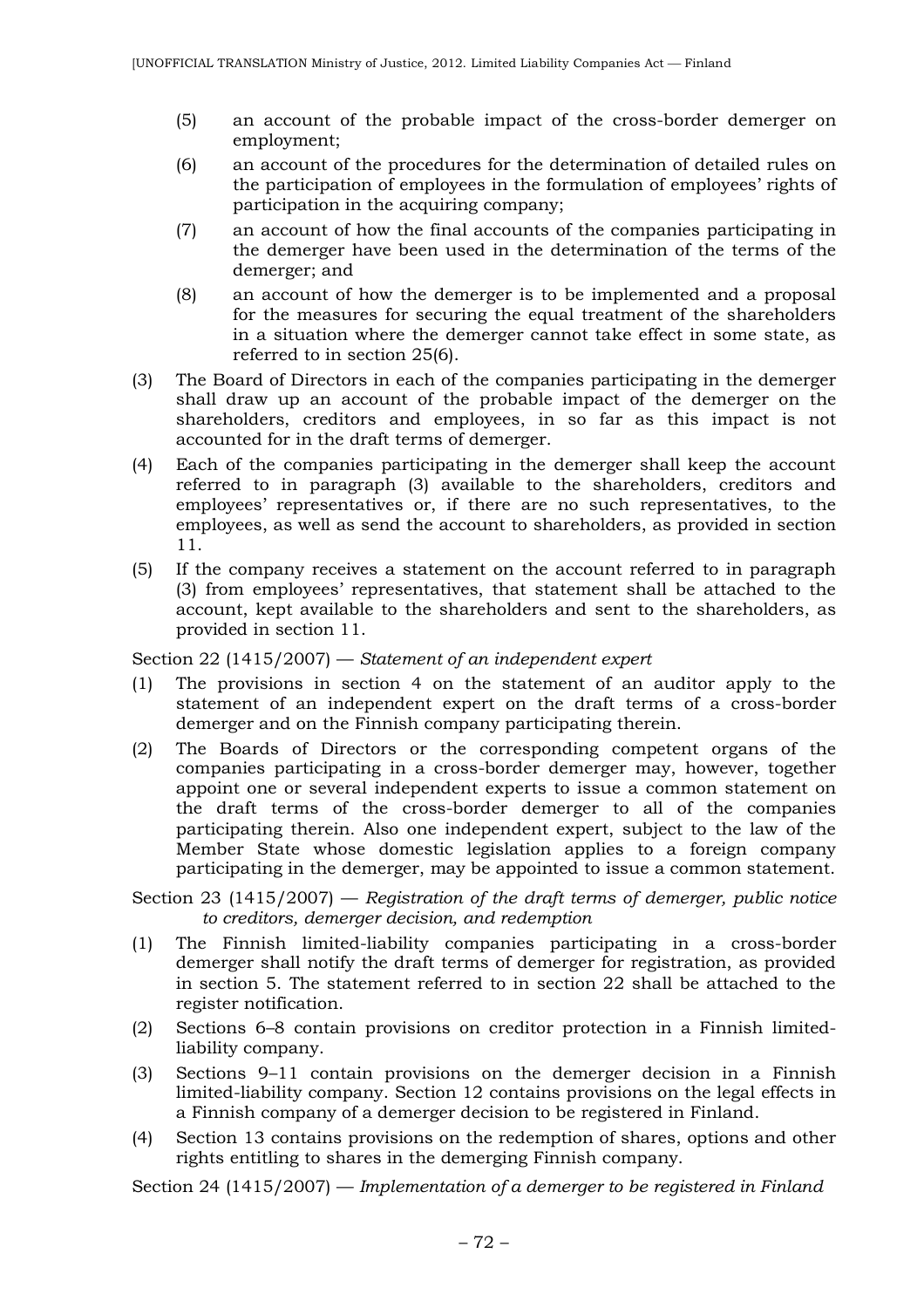(5) an account of the probable impact of the cross-border demerger on employment;

(6) an account of the procedures for the determination of detailed rules on the participation of employees in the formulation of employees' rights of participation in the acquiring company;

(7) an account of how the final accounts of the companies participating in the demerger have been used in the determination of the terms of the demerger; and

(8) an account of how the demerger is to be implemented and a proposal for the measures for securing the equal treatment of the shareholders in a situation where the demerger cannot take effect in some state, as referred to in section 25(6).

(3) The Board of Directors in each of the companies participating in the demerger shall draw up an account of the probable impact of the demerger on the shareholders, creditors and employees, in so far as this impact is not accounted for in the draft terms of demerger.

(4) Each of the companies participating in the demerger shall keep the account referred to in paragraph (3) available to the shareholders, creditors and employees' representatives or, if there are no such representatives, to the employees, as well as send the account to shareholders, as provided in section 11.

(5) If the company receives a statement on the account referred to in paragraph (3) from employees' representatives, that statement shall be attached to the account, kept available to the shareholders and sent to the shareholders, as provided in section 11.

Section 22 (1415/2007) — *Statement of an independent expert*

(1) The provisions in section 4 on the statement of an auditor apply to the statement of an independent expert on the draft terms of a cross-border demerger and on the Finnish company participating therein.

(2) The Boards of Directors or the corresponding competent organs of the companies participating in a cross-border demerger may, however, together appoint one or several independent experts to issue a common statement on the draft terms of the cross-border demerger to all of the companies participating therein. Also one independent expert, subject to the law of the Member State whose domestic legislation applies to a foreign company participating in the demerger, may be appointed to issue a common statement.

Section 23 (1415/2007) — *Registration of the draft terms of demerger, public notice to creditors, demerger decision, and redemption*

(1) The Finnish limited-liability companies participating in a cross-border demerger shall notify the draft terms of demerger for registration, as provided in section 5. The statement referred to in section 22 shall be attached to the register notification.

(2) Sections 6–8 contain provisions on creditor protection in a Finnish limited-liability company.

(3) Sections 9–11 contain provisions on the demerger decision in a Finnish limited-liability company. Section 12 contains provisions on the legal effects in a Finnish company of a demerger decision to be registered in Finland.

(4) Section 13 contains provisions on the redemption of shares, options and other rights entitling to shares in the demerging Finnish company.

Section 24 (1415/2007) — *Implementation of a demerger to be registered in Finland*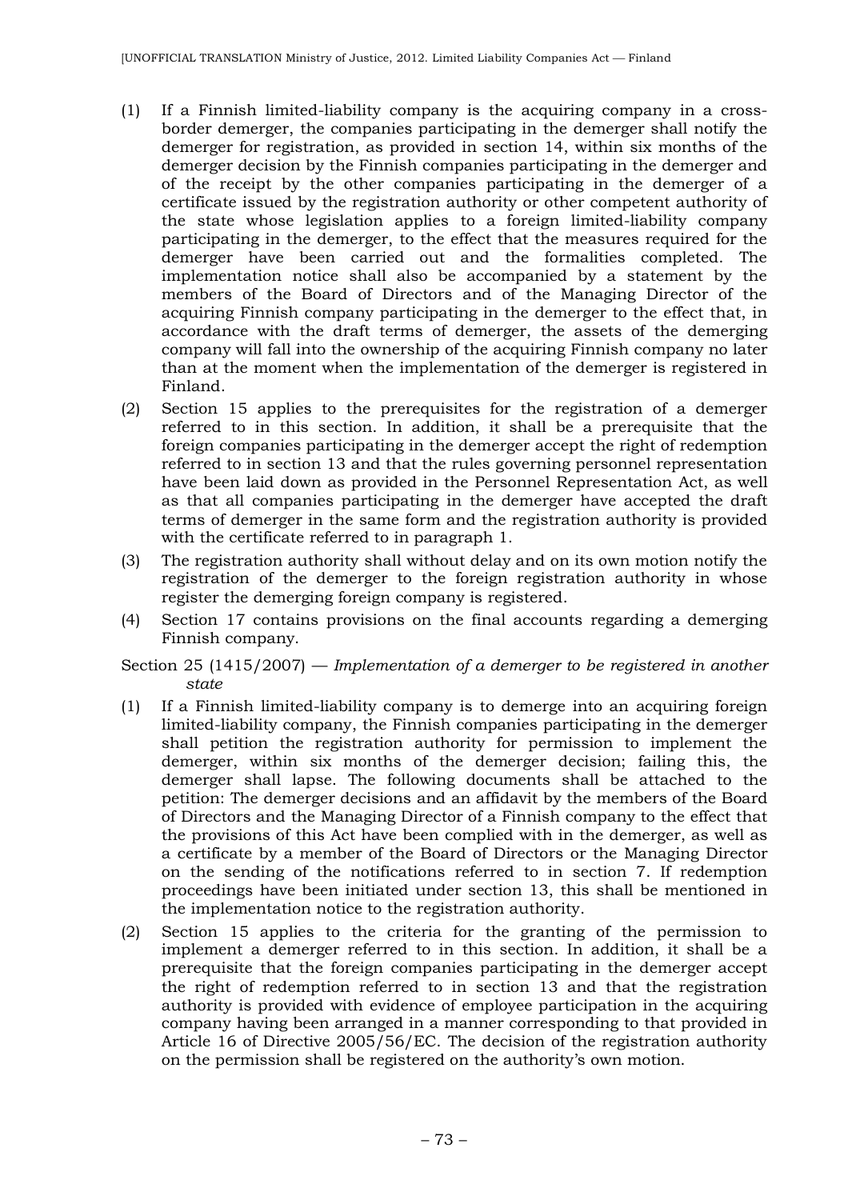(1) If a Finnish limited-liability company is the acquiring company in a cross-border demerger, the companies participating in the demerger shall notify the demerger for registration, as provided in section 14, within six months of the demerger decision by the Finnish companies participating in the demerger and of the receipt by the other companies participating in the demerger of a certificate issued by the registration authority or other competent authority of the state whose legislation applies to a foreign limited-liability company participating in the demerger, to the effect that the measures required for the demerger have been carried out and the formalities completed. The implementation notice shall also be accompanied by a statement by the members of the Board of Directors and of the Managing Director of the acquiring Finnish company participating in the demerger to the effect that, in accordance with the draft terms of demerger, the assets of the demerging company will fall into the ownership of the acquiring Finnish company no later than at the moment when the implementation of the demerger is registered in Finland.

(2) Section 15 applies to the prerequisites for the registration of a demerger referred to in this section. In addition, it shall be a prerequisite that the foreign companies participating in the demerger accept the right of redemption referred to in section 13 and that the rules governing personnel representation have been laid down as provided in the Personnel Representation Act, as well as that all companies participating in the demerger have accepted the draft terms of demerger in the same form and the registration authority is provided with the certificate referred to in paragraph 1.

(3) The registration authority shall without delay and on its own motion notify the registration of the demerger to the foreign registration authority in whose register the demerging foreign company is registered.

(4) Section 17 contains provisions on the final accounts regarding a demerging Finnish company.

Section 25 (1415/2007) — *Implementation of a demerger to be registered in another state*

(1) If a Finnish limited-liability company is to demerge into an acquiring foreign limited-liability company, the Finnish companies participating in the demerger shall petition the registration authority for permission to implement the demerger, within six months of the demerger decision; failing this, the demerger shall lapse. The following documents shall be attached to the petition: The demerger decisions and an affidavit by the members of the Board of Directors and the Managing Director of a Finnish company to the effect that the provisions of this Act have been complied with in the demerger, as well as a certificate by a member of the Board of Directors or the Managing Director on the sending of the notifications referred to in section 7. If redemption proceedings have been initiated under section 13, this shall be mentioned in the implementation notice to the registration authority.

(2) Section 15 applies to the criteria for the granting of the permission to implement a demerger referred to in this section. In addition, it shall be a prerequisite that the foreign companies participating in the demerger accept the right of redemption referred to in section 13 and that the registration authority is provided with evidence of employee participation in the acquiring company having been arranged in a manner corresponding to that provided in Article 16 of Directive 2005/56/EC. The decision of the registration authority on the permission shall be registered on the authority's own motion.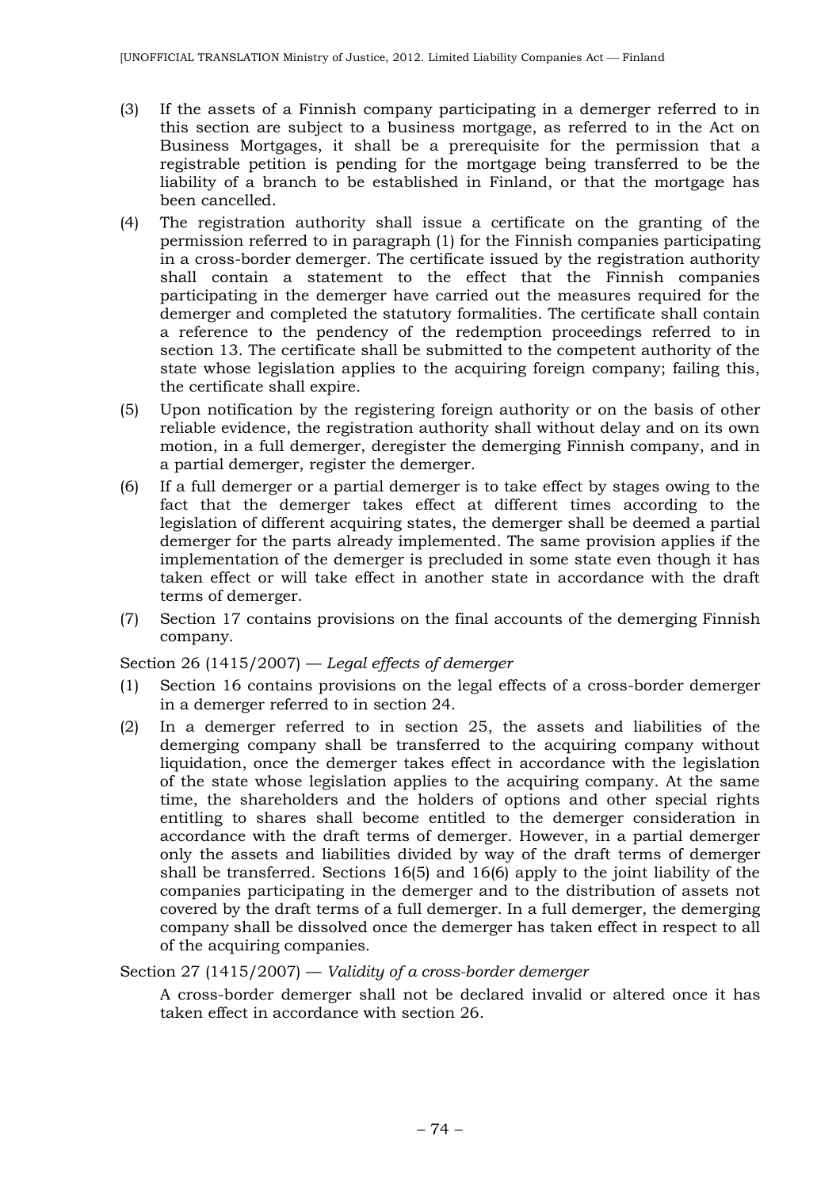(3) If the assets of a Finnish company participating in a demerger referred to in this section are subject to a business mortgage, as referred to in the Act on Business Mortgages, it shall be a prerequisite for the permission that a registrable petition is pending for the mortgage being transferred to be the liability of a branch to be established in Finland, or that the mortgage has been cancelled.

(4) The registration authority shall issue a certificate on the granting of the permission referred to in paragraph (1) for the Finnish companies participating in a cross-border demerger. The certificate issued by the registration authority shall contain a statement to the effect that the Finnish companies participating in the demerger have carried out the measures required for the demerger and completed the statutory formalities. The certificate shall contain a reference to the pendency of the redemption proceedings referred to in section 13. The certificate shall be submitted to the competent authority of the state whose legislation applies to the acquiring foreign company; failing this, the certificate shall expire.

(5) Upon notification by the registering foreign authority or on the basis of other reliable evidence, the registration authority shall without delay and on its own motion, in a full demerger, deregister the demerging Finnish company, and in a partial demerger, register the demerger.

(6) If a full demerger or a partial demerger is to take effect by stages owing to the fact that the demerger takes effect at different times according to the legislation of different acquiring states, the demerger shall be deemed a partial demerger for the parts already implemented. The same provision applies if the implementation of the demerger is precluded in some state even though it has taken effect or will take effect in another state in accordance with the draft terms of demerger.

(7) Section 17 contains provisions on the final accounts of the demerging Finnish company.

Section 26 (1415/2007) — *Legal effects of demerger*

(1) Section 16 contains provisions on the legal effects of a cross-border demerger in a demerger referred to in section 24.

(2) In a demerger referred to in section 25, the assets and liabilities of the demerging company shall be transferred to the acquiring company without liquidation, once the demerger takes effect in accordance with the legislation of the state whose legislation applies to the acquiring company. At the same time, the shareholders and the holders of options and other special rights entitling to shares shall become entitled to the demerger consideration in accordance with the draft terms of demerger. However, in a partial demerger only the assets and liabilities divided by way of the draft terms of demerger shall be transferred. Sections 16(5) and 16(6) apply to the joint liability of the companies participating in the demerger and to the distribution of assets not covered by the draft terms of a full demerger. In a full demerger, the demerging company shall be dissolved once the demerger has taken effect in respect to all of the acquiring companies.

Section 27 (1415/2007) — *Validity of a cross-border demerger*

A cross-border demerger shall not be declared invalid or altered once it has taken effect in accordance with section 26.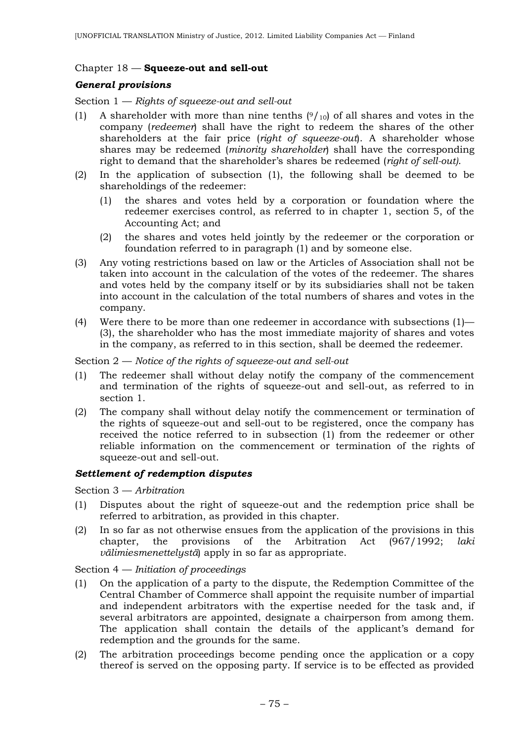Chapter 18 — **Squeeze-out and sell-out**

***General provisions***

Section 1 — *Rights of squeeze-out and sell-out*

(1) A shareholder with more than nine tenths ($^9/_{10}$) of all shares and votes in the company (*redeemer*) shall have the right to redeem the shares of the other shareholders at the fair price (*right of squeeze-out*). A shareholder whose shares may be redeemed (*minority shareholder*) shall have the corresponding right to demand that the shareholder's shares be redeemed (*right of sell-out)*.

(2) In the application of subsection (1), the following shall be deemed to be shareholdings of the redeemer:

  (1) the shares and votes held by a corporation or foundation where the redeemer exercises control, as referred to in chapter 1, section 5, of the Accounting Act; and

  (2) the shares and votes held jointly by the redeemer or the corporation or foundation referred to in paragraph (1) and by someone else.

(3) Any voting restrictions based on law or the Articles of Association shall not be taken into account in the calculation of the votes of the redeemer. The shares and votes held by the company itself or by its subsidiaries shall not be taken into account in the calculation of the total numbers of shares and votes in the company.

(4) Were there to be more than one redeemer in accordance with subsections (1)—(3), the shareholder who has the most immediate majority of shares and votes in the company, as referred to in this section, shall be deemed the redeemer.

Section 2 — *Notice of the rights of squeeze-out and sell-out*

(1) The redeemer shall without delay notify the company of the commencement and termination of the rights of squeeze-out and sell-out, as referred to in section 1.

(2) The company shall without delay notify the commencement or termination of the rights of squeeze-out and sell-out to be registered, once the company has received the notice referred to in subsection (1) from the redeemer or other reliable information on the commencement or termination of the rights of squeeze-out and sell-out.

***Settlement of redemption disputes***

Section 3 — *Arbitration*

(1) Disputes about the right of squeeze-out and the redemption price shall be referred to arbitration, as provided in this chapter.

(2) In so far as not otherwise ensues from the application of the provisions in this chapter, the provisions of the Arbitration Act (967/1992; *laki välimiesmenettelystä*) apply in so far as appropriate.

Section 4 — *Initiation of proceedings*

(1) On the application of a party to the dispute, the Redemption Committee of the Central Chamber of Commerce shall appoint the requisite number of impartial and independent arbitrators with the expertise needed for the task and, if several arbitrators are appointed, designate a chairperson from among them. The application shall contain the details of the applicant's demand for redemption and the grounds for the same.

(2) The arbitration proceedings become pending once the application or a copy thereof is served on the opposing party. If service is to be effected as provided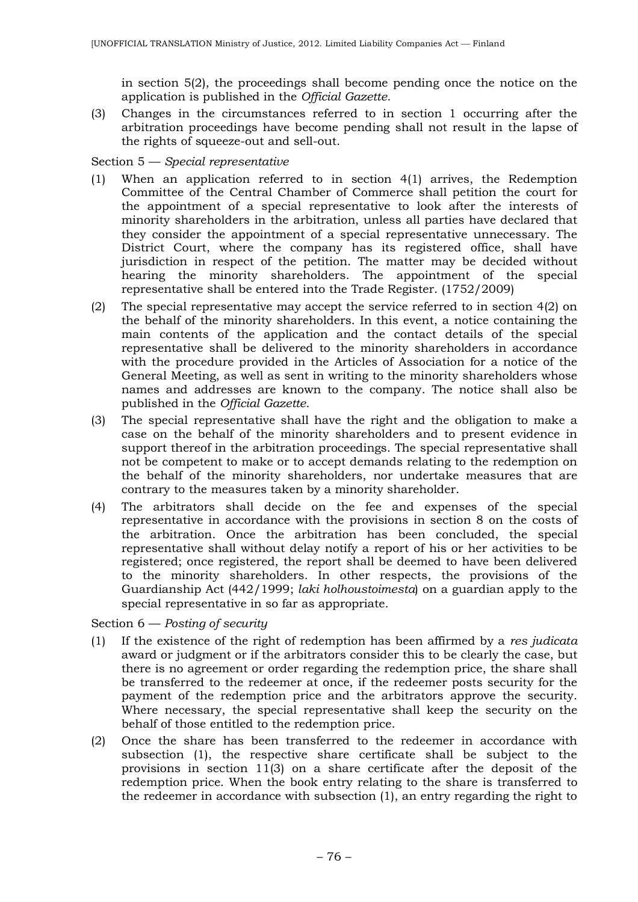in section 5(2), the proceedings shall become pending once the notice on the application is published in the *Official Gazette*.

(3) Changes in the circumstances referred to in section 1 occurring after the arbitration proceedings have become pending shall not result in the lapse of the rights of squeeze-out and sell-out.

Section 5 — *Special representative*

(1) When an application referred to in section 4(1) arrives, the Redemption Committee of the Central Chamber of Commerce shall petition the court for the appointment of a special representative to look after the interests of minority shareholders in the arbitration, unless all parties have declared that they consider the appointment of a special representative unnecessary. The District Court, where the company has its registered office, shall have jurisdiction in respect of the petition. The matter may be decided without hearing the minority shareholders. The appointment of the special representative shall be entered into the Trade Register. (1752/2009)

(2) The special representative may accept the service referred to in section 4(2) on the behalf of the minority shareholders. In this event, a notice containing the main contents of the application and the contact details of the special representative shall be delivered to the minority shareholders in accordance with the procedure provided in the Articles of Association for a notice of the General Meeting, as well as sent in writing to the minority shareholders whose names and addresses are known to the company. The notice shall also be published in the *Official Gazette*.

(3) The special representative shall have the right and the obligation to make a case on the behalf of the minority shareholders and to present evidence in support thereof in the arbitration proceedings. The special representative shall not be competent to make or to accept demands relating to the redemption on the behalf of the minority shareholders, nor undertake measures that are contrary to the measures taken by a minority shareholder.

(4) The arbitrators shall decide on the fee and expenses of the special representative in accordance with the provisions in section 8 on the costs of the arbitration. Once the arbitration has been concluded, the special representative shall without delay notify a report of his or her activities to be registered; once registered, the report shall be deemed to have been delivered to the minority shareholders. In other respects, the provisions of the Guardianship Act (442/1999; *laki holhoustoimesta*) on a guardian apply to the special representative in so far as appropriate.

Section 6 — *Posting of security*

(1) If the existence of the right of redemption has been affirmed by a *res judicata* award or judgment or if the arbitrators consider this to be clearly the case, but there is no agreement or order regarding the redemption price, the share shall be transferred to the redeemer at once, if the redeemer posts security for the payment of the redemption price and the arbitrators approve the security. Where necessary, the special representative shall keep the security on the behalf of those entitled to the redemption price.

(2) Once the share has been transferred to the redeemer in accordance with subsection (1), the respective share certificate shall be subject to the provisions in section 11(3) on a share certificate after the deposit of the redemption price. When the book entry relating to the share is transferred to the redeemer in accordance with subsection (1), an entry regarding the right to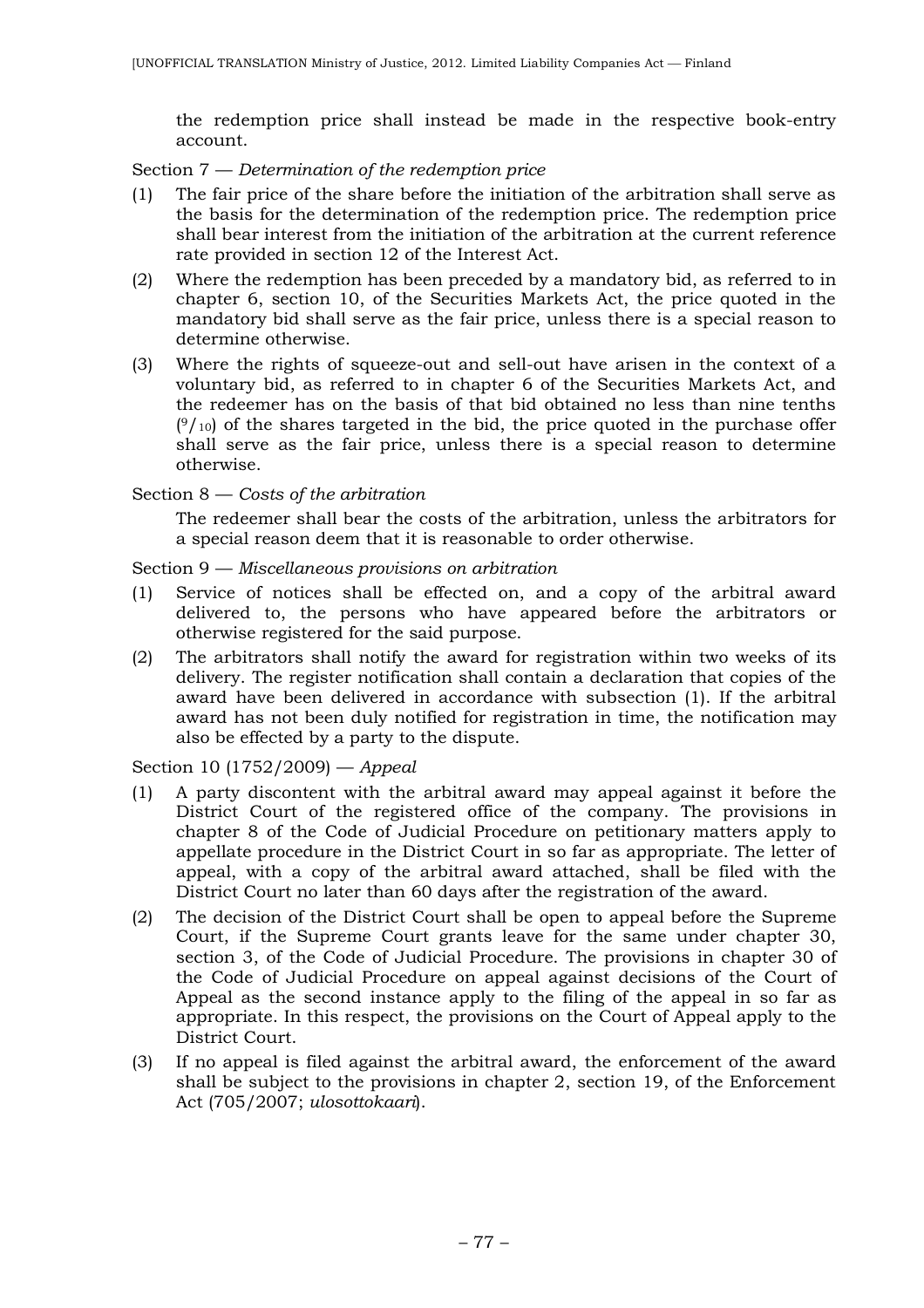the redemption price shall instead be made in the respective book-entry account.

Section 7 — *Determination of the redemption price*

(1) The fair price of the share before the initiation of the arbitration shall serve as the basis for the determination of the redemption price. The redemption price shall bear interest from the initiation of the arbitration at the current reference rate provided in section 12 of the Interest Act.

(2) Where the redemption has been preceded by a mandatory bid, as referred to in chapter 6, section 10, of the Securities Markets Act, the price quoted in the mandatory bid shall serve as the fair price, unless there is a special reason to determine otherwise.

(3) Where the rights of squeeze-out and sell-out have arisen in the context of a voluntary bid, as referred to in chapter 6 of the Securities Markets Act, and the redeemer has on the basis of that bid obtained no less than nine tenths ($^9/_{10}$) of the shares targeted in the bid, the price quoted in the purchase offer shall serve as the fair price, unless there is a special reason to determine otherwise.

Section 8 — *Costs of the arbitration*

The redeemer shall bear the costs of the arbitration, unless the arbitrators for a special reason deem that it is reasonable to order otherwise.

Section 9 — *Miscellaneous provisions on arbitration*

(1) Service of notices shall be effected on, and a copy of the arbitral award delivered to, the persons who have appeared before the arbitrators or otherwise registered for the said purpose.

(2) The arbitrators shall notify the award for registration within two weeks of its delivery. The register notification shall contain a declaration that copies of the award have been delivered in accordance with subsection (1). If the arbitral award has not been duly notified for registration in time, the notification may also be effected by a party to the dispute.

Section 10 (1752/2009) — *Appeal*

(1) A party discontent with the arbitral award may appeal against it before the District Court of the registered office of the company. The provisions in chapter 8 of the Code of Judicial Procedure on petitionary matters apply to appellate procedure in the District Court in so far as appropriate. The letter of appeal, with a copy of the arbitral award attached, shall be filed with the District Court no later than 60 days after the registration of the award.

(2) The decision of the District Court shall be open to appeal before the Supreme Court, if the Supreme Court grants leave for the same under chapter 30, section 3, of the Code of Judicial Procedure. The provisions in chapter 30 of the Code of Judicial Procedure on appeal against decisions of the Court of Appeal as the second instance apply to the filing of the appeal in so far as appropriate. In this respect, the provisions on the Court of Appeal apply to the District Court.

(3) If no appeal is filed against the arbitral award, the enforcement of the award shall be subject to the provisions in chapter 2, section 19, of the Enforcement Act (705/2007; *ulosottokaari*).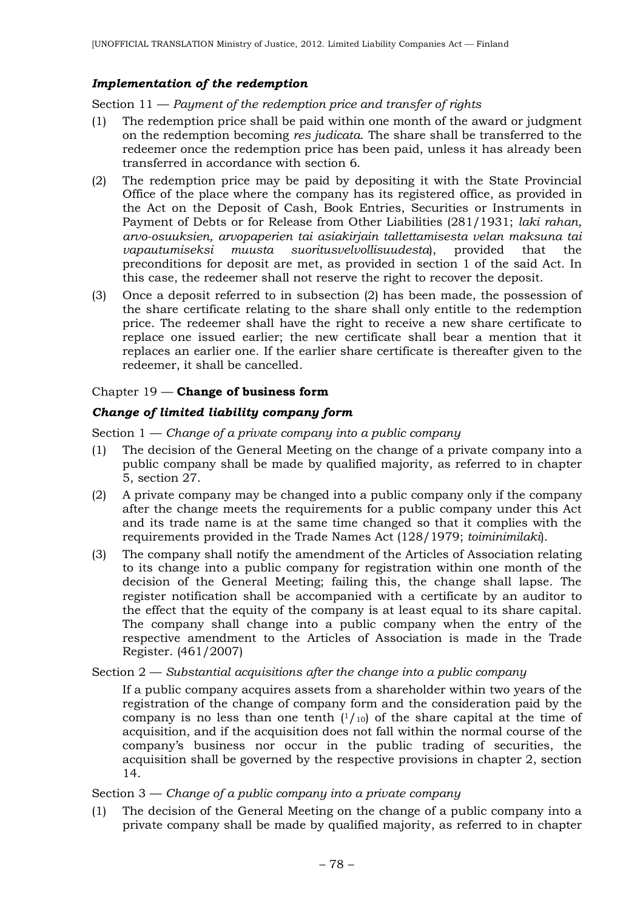### *Implementation of the redemption*

Section 11 — *Payment of the redemption price and transfer of rights*

(1) The redemption price shall be paid within one month of the award or judgment on the redemption becoming *res judicata*. The share shall be transferred to the redeemer once the redemption price has been paid, unless it has already been transferred in accordance with section 6.

(2) The redemption price may be paid by depositing it with the State Provincial Office of the place where the company has its registered office, as provided in the Act on the Deposit of Cash, Book Entries, Securities or Instruments in Payment of Debts or for Release from Other Liabilities (281/1931; *laki rahan, arvo-osuuksien, arvopaperien tai asiakirjain tallettamisesta velan maksuna tai vapautumiseksi muusta suoritusvelvollisuudesta*), provided that the preconditions for deposit are met, as provided in section 1 of the said Act. In this case, the redeemer shall not reserve the right to recover the deposit.

(3) Once a deposit referred to in subsection (2) has been made, the possession of the share certificate relating to the share shall only entitle to the redemption price. The redeemer shall have the right to receive a new share certificate to replace one issued earlier; the new certificate shall bear a mention that it replaces an earlier one. If the earlier share certificate is thereafter given to the redeemer, it shall be cancelled.

## Chapter 19 — **Change of business form**

### *Change of limited liability company form*

Section 1 — *Change of a private company into a public company*

(1) The decision of the General Meeting on the change of a private company into a public company shall be made by qualified majority, as referred to in chapter 5, section 27.

(2) A private company may be changed into a public company only if the company after the change meets the requirements for a public company under this Act and its trade name is at the same time changed so that it complies with the requirements provided in the Trade Names Act (128/1979; *toiminimilaki*).

(3) The company shall notify the amendment of the Articles of Association relating to its change into a public company for registration within one month of the decision of the General Meeting; failing this, the change shall lapse. The register notification shall be accompanied with a certificate by an auditor to the effect that the equity of the company is at least equal to its share capital. The company shall change into a public company when the entry of the respective amendment to the Articles of Association is made in the Trade Register. (461/2007)

Section 2 — *Substantial acquisitions after the change into a public company*

If a public company acquires assets from a shareholder within two years of the registration of the change of company form and the consideration paid by the company is no less than one tenth ($^1/_{10}$) of the share capital at the time of acquisition, and if the acquisition does not fall within the normal course of the company's business nor occur in the public trading of securities, the acquisition shall be governed by the respective provisions in chapter 2, section 14.

Section 3 — *Change of a public company into a private company*

(1) The decision of the General Meeting on the change of a public company into a private company shall be made by qualified majority, as referred to in chapter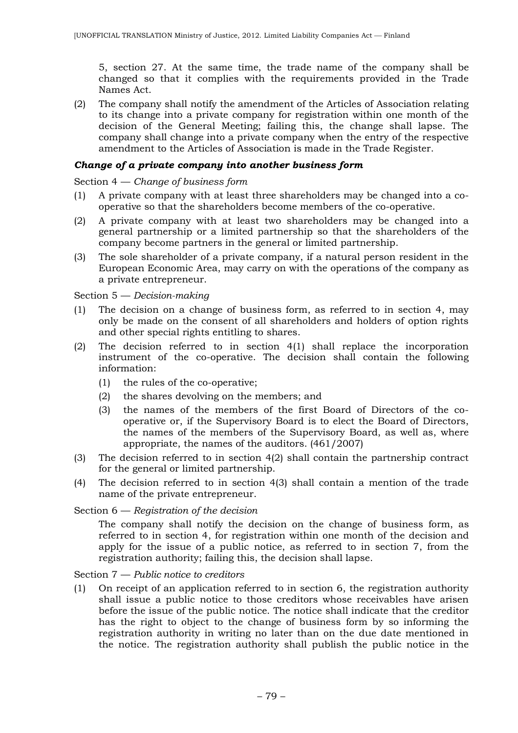5, section 27. At the same time, the trade name of the company shall be changed so that it complies with the requirements provided in the Trade Names Act.

(2) The company shall notify the amendment of the Articles of Association relating to its change into a private company for registration within one month of the decision of the General Meeting; failing this, the change shall lapse. The company shall change into a private company when the entry of the respective amendment to the Articles of Association is made in the Trade Register.

### *Change of a private company into another business form*

Section 4 — *Change of business form*

(1) A private company with at least three shareholders may be changed into a co-operative so that the shareholders become members of the co-operative.

(2) A private company with at least two shareholders may be changed into a general partnership or a limited partnership so that the shareholders of the company become partners in the general or limited partnership.

(3) The sole shareholder of a private company, if a natural person resident in the European Economic Area, may carry on with the operations of the company as a private entrepreneur.

Section 5 — *Decision-making*

(1) The decision on a change of business form, as referred to in section 4, may only be made on the consent of all shareholders and holders of option rights and other special rights entitling to shares.

(2) The decision referred to in section 4(1) shall replace the incorporation instrument of the co-operative. The decision shall contain the following information:
   (1) the rules of the co-operative;
   (2) the shares devolving on the members; and
   (3) the names of the members of the first Board of Directors of the co-operative or, if the Supervisory Board is to elect the Board of Directors, the names of the members of the Supervisory Board, as well as, where appropriate, the names of the auditors. (461/2007)

(3) The decision referred to in section 4(2) shall contain the partnership contract for the general or limited partnership.

(4) The decision referred to in section 4(3) shall contain a mention of the trade name of the private entrepreneur.

Section 6 — *Registration of the decision*

The company shall notify the decision on the change of business form, as referred to in section 4, for registration within one month of the decision and apply for the issue of a public notice, as referred to in section 7, from the registration authority; failing this, the decision shall lapse.

Section 7 — *Public notice to creditors*

(1) On receipt of an application referred to in section 6, the registration authority shall issue a public notice to those creditors whose receivables have arisen before the issue of the public notice. The notice shall indicate that the creditor has the right to object to the change of business form by so informing the registration authority in writing no later than on the due date mentioned in the notice. The registration authority shall publish the public notice in the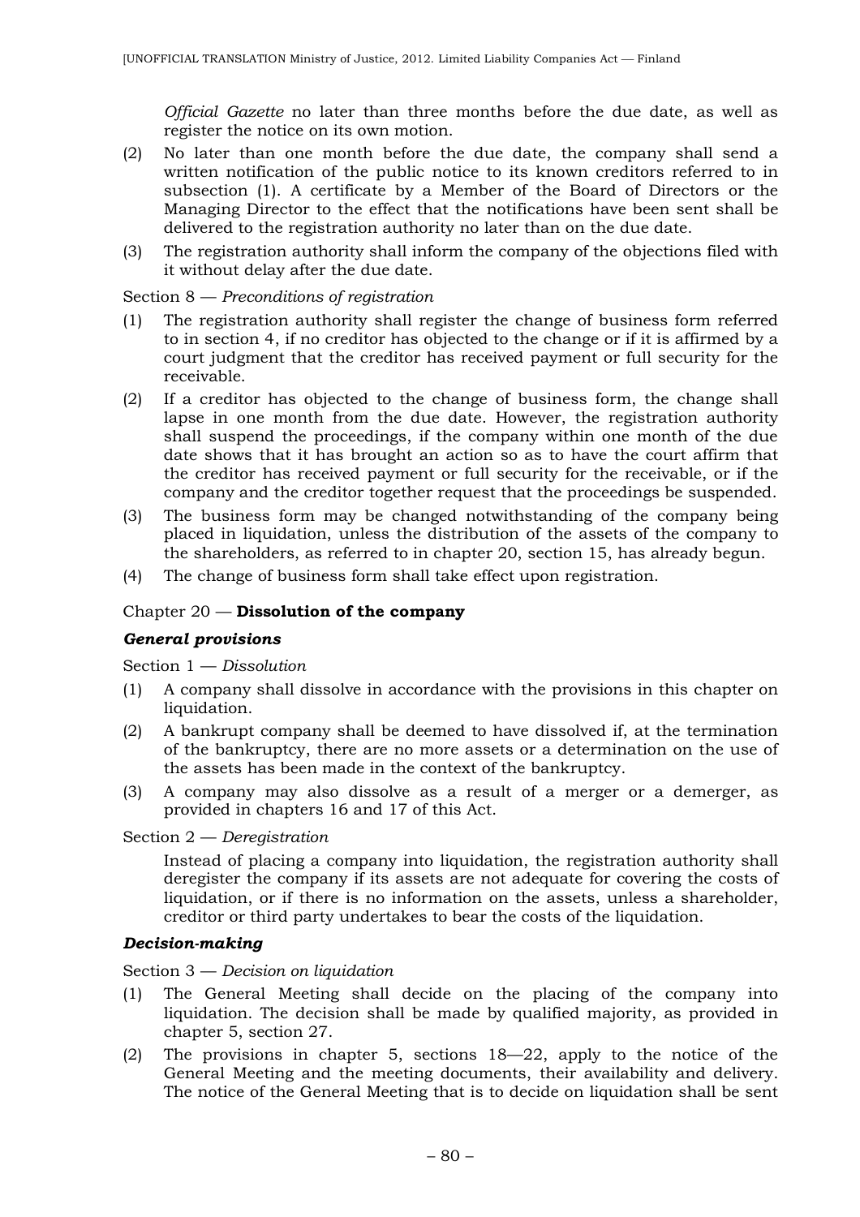*Official Gazette* no later than three months before the due date, as well as register the notice on its own motion.

(2) No later than one month before the due date, the company shall send a written notification of the public notice to its known creditors referred to in subsection (1). A certificate by a Member of the Board of Directors or the Managing Director to the effect that the notifications have been sent shall be delivered to the registration authority no later than on the due date.

(3) The registration authority shall inform the company of the objections filed with it without delay after the due date.

Section 8 — *Preconditions of registration*

(1) The registration authority shall register the change of business form referred to in section 4, if no creditor has objected to the change or if it is affirmed by a court judgment that the creditor has received payment or full security for the receivable.

(2) If a creditor has objected to the change of business form, the change shall lapse in one month from the due date. However, the registration authority shall suspend the proceedings, if the company within one month of the due date shows that it has brought an action so as to have the court affirm that the creditor has received payment or full security for the receivable, or if the company and the creditor together request that the proceedings be suspended.

(3) The business form may be changed notwithstanding of the company being placed in liquidation, unless the distribution of the assets of the company to the shareholders, as referred to in chapter 20, section 15, has already begun.

(4) The change of business form shall take effect upon registration.

## Chapter 20 — **Dissolution of the company**

### ***General provisions***

Section 1 — *Dissolution*

(1) A company shall dissolve in accordance with the provisions in this chapter on liquidation.

(2) A bankrupt company shall be deemed to have dissolved if, at the termination of the bankruptcy, there are no more assets or a determination on the use of the assets has been made in the context of the bankruptcy.

(3) A company may also dissolve as a result of a merger or a demerger, as provided in chapters 16 and 17 of this Act.

Section 2 — *Deregistration*

Instead of placing a company into liquidation, the registration authority shall deregister the company if its assets are not adequate for covering the costs of liquidation, or if there is no information on the assets, unless a shareholder, creditor or third party undertakes to bear the costs of the liquidation.

### ***Decision-making***

Section 3 — *Decision on liquidation*

(1) The General Meeting shall decide on the placing of the company into liquidation. The decision shall be made by qualified majority, as provided in chapter 5, section 27.

(2) The provisions in chapter 5, sections 18—22, apply to the notice of the General Meeting and the meeting documents, their availability and delivery. The notice of the General Meeting that is to decide on liquidation shall be sent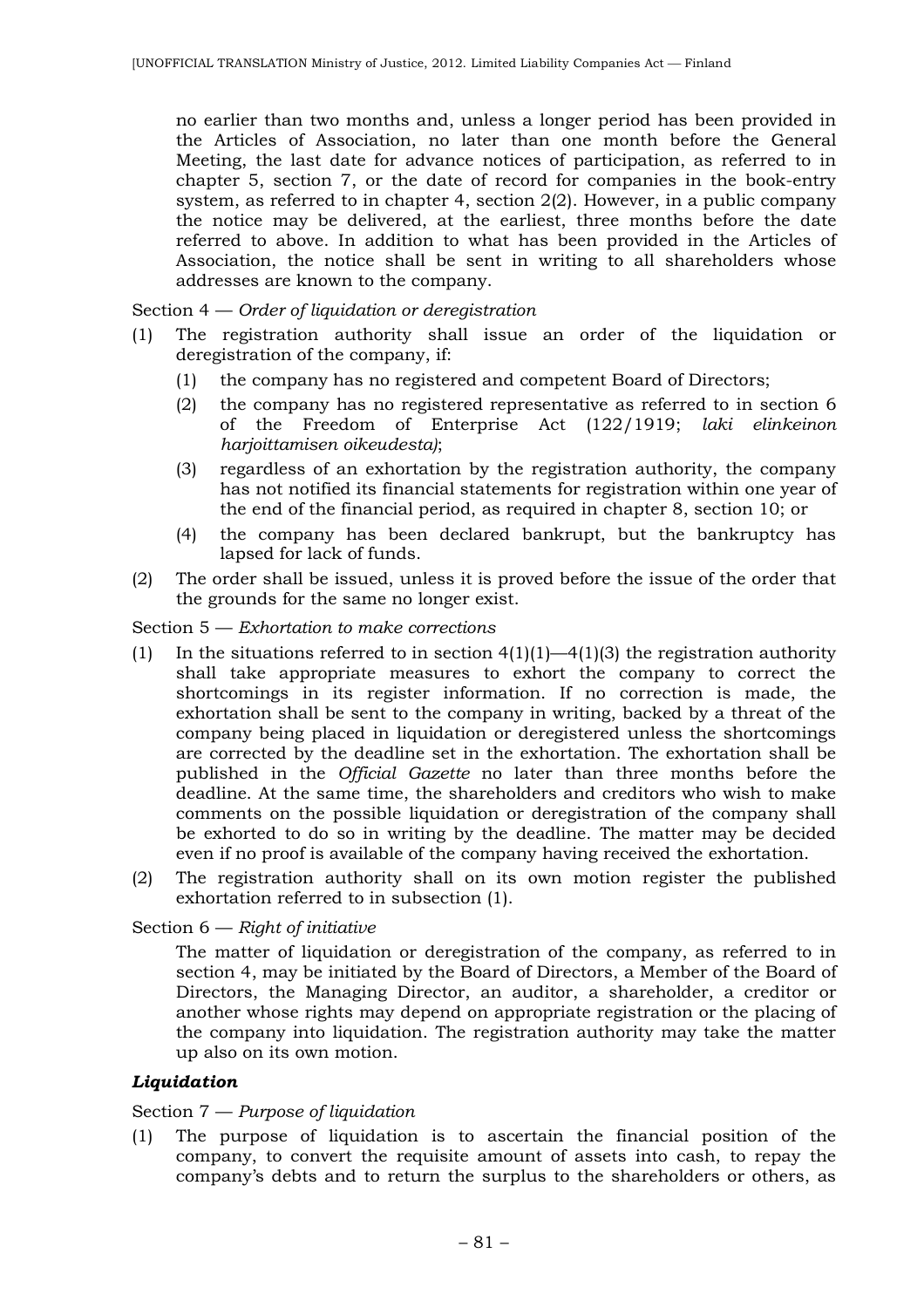no earlier than two months and, unless a longer period has been provided in the Articles of Association, no later than one month before the General Meeting, the last date for advance notices of participation, as referred to in chapter 5, section 7, or the date of record for companies in the book-entry system, as referred to in chapter 4, section 2(2). However, in a public company the notice may be delivered, at the earliest, three months before the date referred to above. In addition to what has been provided in the Articles of Association, the notice shall be sent in writing to all shareholders whose addresses are known to the company.

Section 4 — *Order of liquidation or deregistration*

(1) The registration authority shall issue an order of the liquidation or deregistration of the company, if:

  (1) the company has no registered and competent Board of Directors;

  (2) the company has no registered representative as referred to in section 6 of the Freedom of Enterprise Act (122/1919; *laki elinkeinon harjoittamisen oikeudesta)*;

  (3) regardless of an exhortation by the registration authority, the company has not notified its financial statements for registration within one year of the end of the financial period, as required in chapter 8, section 10; or

  (4) the company has been declared bankrupt, but the bankruptcy has lapsed for lack of funds.

(2) The order shall be issued, unless it is proved before the issue of the order that the grounds for the same no longer exist.

Section 5 — *Exhortation to make corrections*

(1) In the situations referred to in section 4(1)(1)—4(1)(3) the registration authority shall take appropriate measures to exhort the company to correct the shortcomings in its register information. If no correction is made, the exhortation shall be sent to the company in writing, backed by a threat of the company being placed in liquidation or deregistered unless the shortcomings are corrected by the deadline set in the exhortation. The exhortation shall be published in the *Official Gazette* no later than three months before the deadline. At the same time, the shareholders and creditors who wish to make comments on the possible liquidation or deregistration of the company shall be exhorted to do so in writing by the deadline. The matter may be decided even if no proof is available of the company having received the exhortation.

(2) The registration authority shall on its own motion register the published exhortation referred to in subsection (1).

Section 6 — *Right of initiative*

The matter of liquidation or deregistration of the company, as referred to in section 4, may be initiated by the Board of Directors, a Member of the Board of Directors, the Managing Director, an auditor, a shareholder, a creditor or another whose rights may depend on appropriate registration or the placing of the company into liquidation. The registration authority may take the matter up also on its own motion.

***Liquidation***

Section 7 — *Purpose of liquidation*

(1) The purpose of liquidation is to ascertain the financial position of the company, to convert the requisite amount of assets into cash, to repay the company's debts and to return the surplus to the shareholders or others, as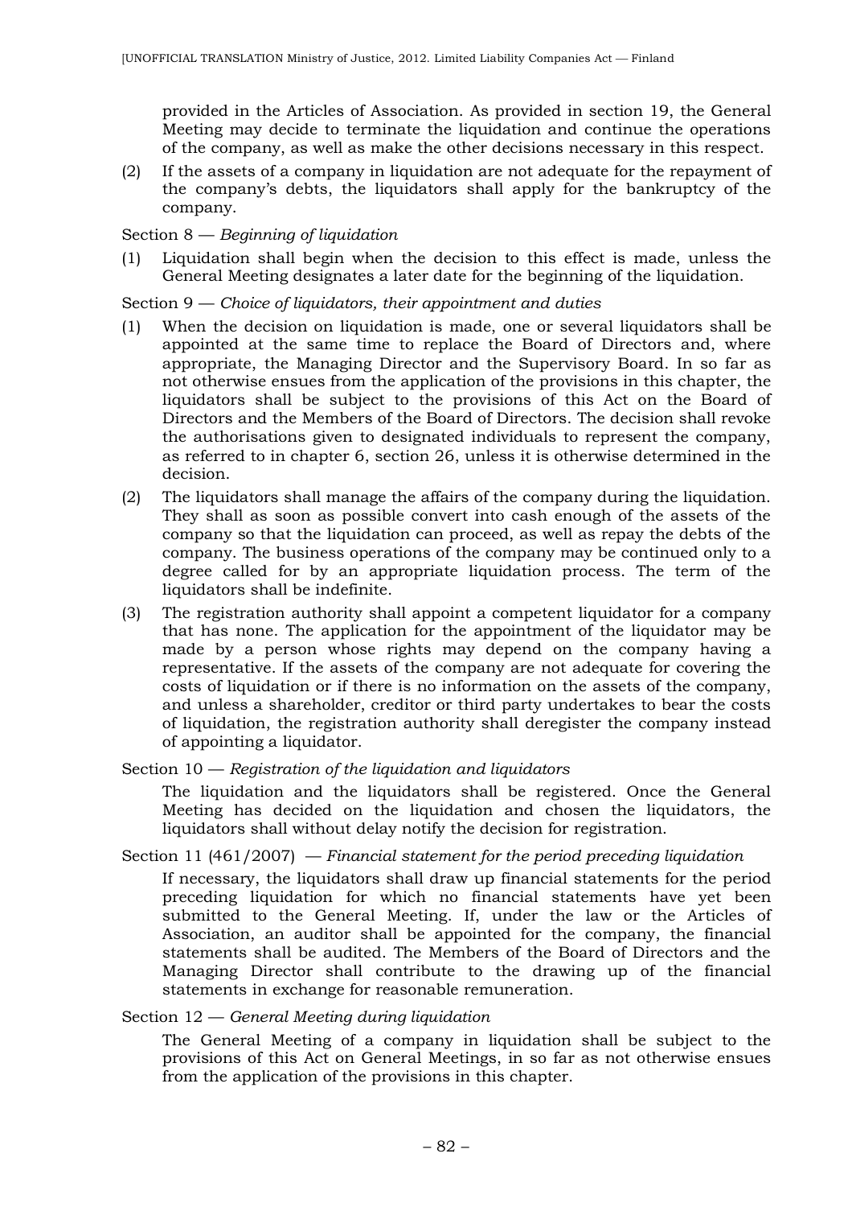provided in the Articles of Association. As provided in section 19, the General Meeting may decide to terminate the liquidation and continue the operations of the company, as well as make the other decisions necessary in this respect.

(2) If the assets of a company in liquidation are not adequate for the repayment of the company's debts, the liquidators shall apply for the bankruptcy of the company.

Section 8 — *Beginning of liquidation*

(1) Liquidation shall begin when the decision to this effect is made, unless the General Meeting designates a later date for the beginning of the liquidation.

Section 9 — *Choice of liquidators, their appointment and duties*

(1) When the decision on liquidation is made, one or several liquidators shall be appointed at the same time to replace the Board of Directors and, where appropriate, the Managing Director and the Supervisory Board. In so far as not otherwise ensues from the application of the provisions in this chapter, the liquidators shall be subject to the provisions of this Act on the Board of Directors and the Members of the Board of Directors. The decision shall revoke the authorisations given to designated individuals to represent the company, as referred to in chapter 6, section 26, unless it is otherwise determined in the decision.

(2) The liquidators shall manage the affairs of the company during the liquidation. They shall as soon as possible convert into cash enough of the assets of the company so that the liquidation can proceed, as well as repay the debts of the company. The business operations of the company may be continued only to a degree called for by an appropriate liquidation process. The term of the liquidators shall be indefinite.

(3) The registration authority shall appoint a competent liquidator for a company that has none. The application for the appointment of the liquidator may be made by a person whose rights may depend on the company having a representative. If the assets of the company are not adequate for covering the costs of liquidation or if there is no information on the assets of the company, and unless a shareholder, creditor or third party undertakes to bear the costs of liquidation, the registration authority shall deregister the company instead of appointing a liquidator.

Section 10 — *Registration of the liquidation and liquidators*

The liquidation and the liquidators shall be registered. Once the General Meeting has decided on the liquidation and chosen the liquidators, the liquidators shall without delay notify the decision for registration.

Section 11 (461/2007) — *Financial statement for the period preceding liquidation*

If necessary, the liquidators shall draw up financial statements for the period preceding liquidation for which no financial statements have yet been submitted to the General Meeting. If, under the law or the Articles of Association, an auditor shall be appointed for the company, the financial statements shall be audited. The Members of the Board of Directors and the Managing Director shall contribute to the drawing up of the financial statements in exchange for reasonable remuneration.

Section 12 — *General Meeting during liquidation*

The General Meeting of a company in liquidation shall be subject to the provisions of this Act on General Meetings, in so far as not otherwise ensues from the application of the provisions in this chapter.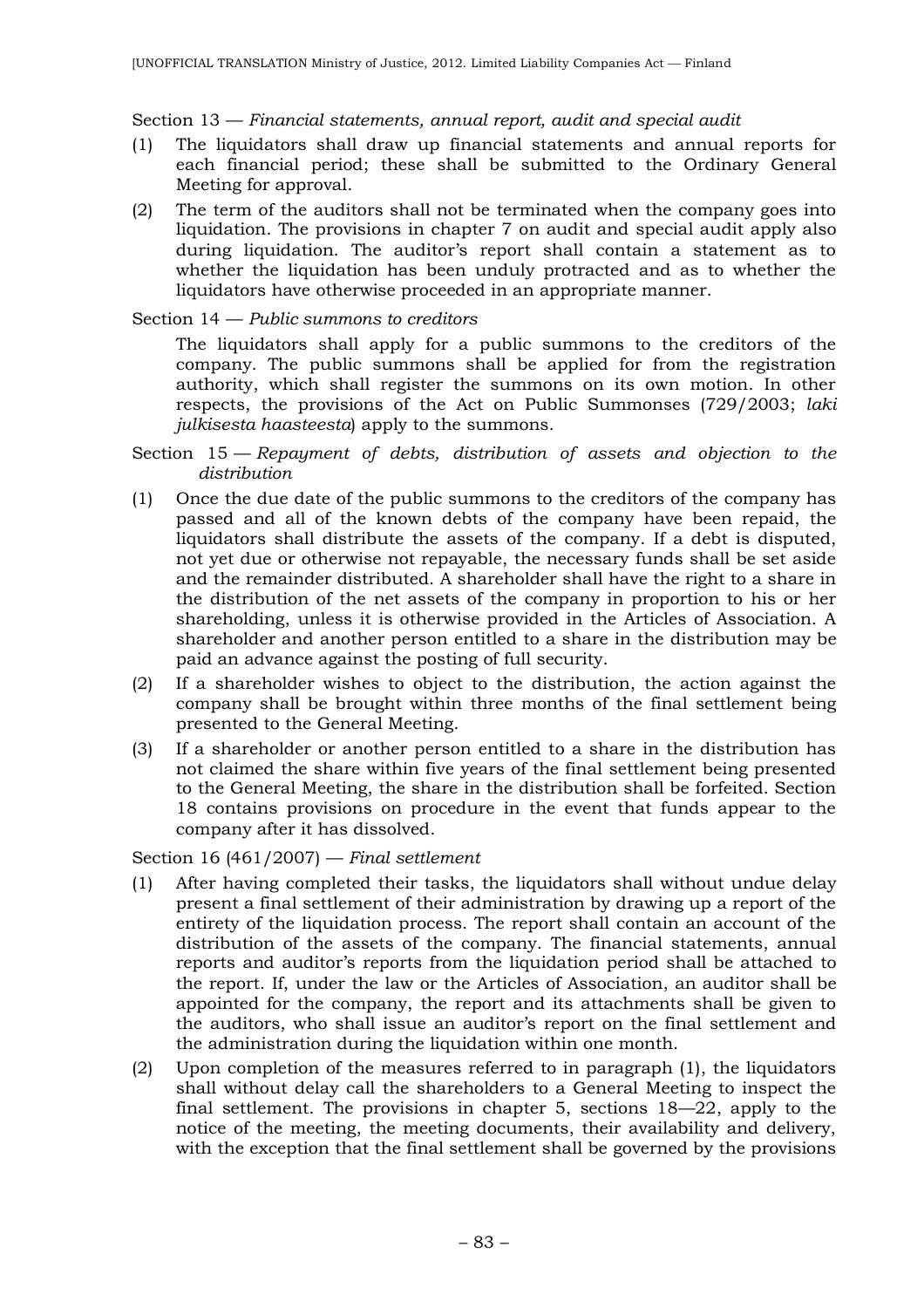Section 13 — *Financial statements, annual report, audit and special audit*

(1) The liquidators shall draw up financial statements and annual reports for each financial period; these shall be submitted to the Ordinary General Meeting for approval.

(2) The term of the auditors shall not be terminated when the company goes into liquidation. The provisions in chapter 7 on audit and special audit apply also during liquidation. The auditor's report shall contain a statement as to whether the liquidation has been unduly protracted and as to whether the liquidators have otherwise proceeded in an appropriate manner.

Section 14 — *Public summons to creditors*

The liquidators shall apply for a public summons to the creditors of the company. The public summons shall be applied for from the registration authority, which shall register the summons on its own motion. In other respects, the provisions of the Act on Public Summonses (729/2003; *laki julkisesta haasteesta*) apply to the summons.

Section 15 — *Repayment of debts, distribution of assets and objection to the distribution*

(1) Once the due date of the public summons to the creditors of the company has passed and all of the known debts of the company have been repaid, the liquidators shall distribute the assets of the company. If a debt is disputed, not yet due or otherwise not repayable, the necessary funds shall be set aside and the remainder distributed. A shareholder shall have the right to a share in the distribution of the net assets of the company in proportion to his or her shareholding, unless it is otherwise provided in the Articles of Association. A shareholder and another person entitled to a share in the distribution may be paid an advance against the posting of full security.

(2) If a shareholder wishes to object to the distribution, the action against the company shall be brought within three months of the final settlement being presented to the General Meeting.

(3) If a shareholder or another person entitled to a share in the distribution has not claimed the share within five years of the final settlement being presented to the General Meeting, the share in the distribution shall be forfeited. Section 18 contains provisions on procedure in the event that funds appear to the company after it has dissolved.

Section 16 (461/2007) — *Final settlement*

(1) After having completed their tasks, the liquidators shall without undue delay present a final settlement of their administration by drawing up a report of the entirety of the liquidation process. The report shall contain an account of the distribution of the assets of the company. The financial statements, annual reports and auditor's reports from the liquidation period shall be attached to the report. If, under the law or the Articles of Association, an auditor shall be appointed for the company, the report and its attachments shall be given to the auditors, who shall issue an auditor's report on the final settlement and the administration during the liquidation within one month.

(2) Upon completion of the measures referred to in paragraph (1), the liquidators shall without delay call the shareholders to a General Meeting to inspect the final settlement. The provisions in chapter 5, sections 18—22, apply to the notice of the meeting, the meeting documents, their availability and delivery, with the exception that the final settlement shall be governed by the provisions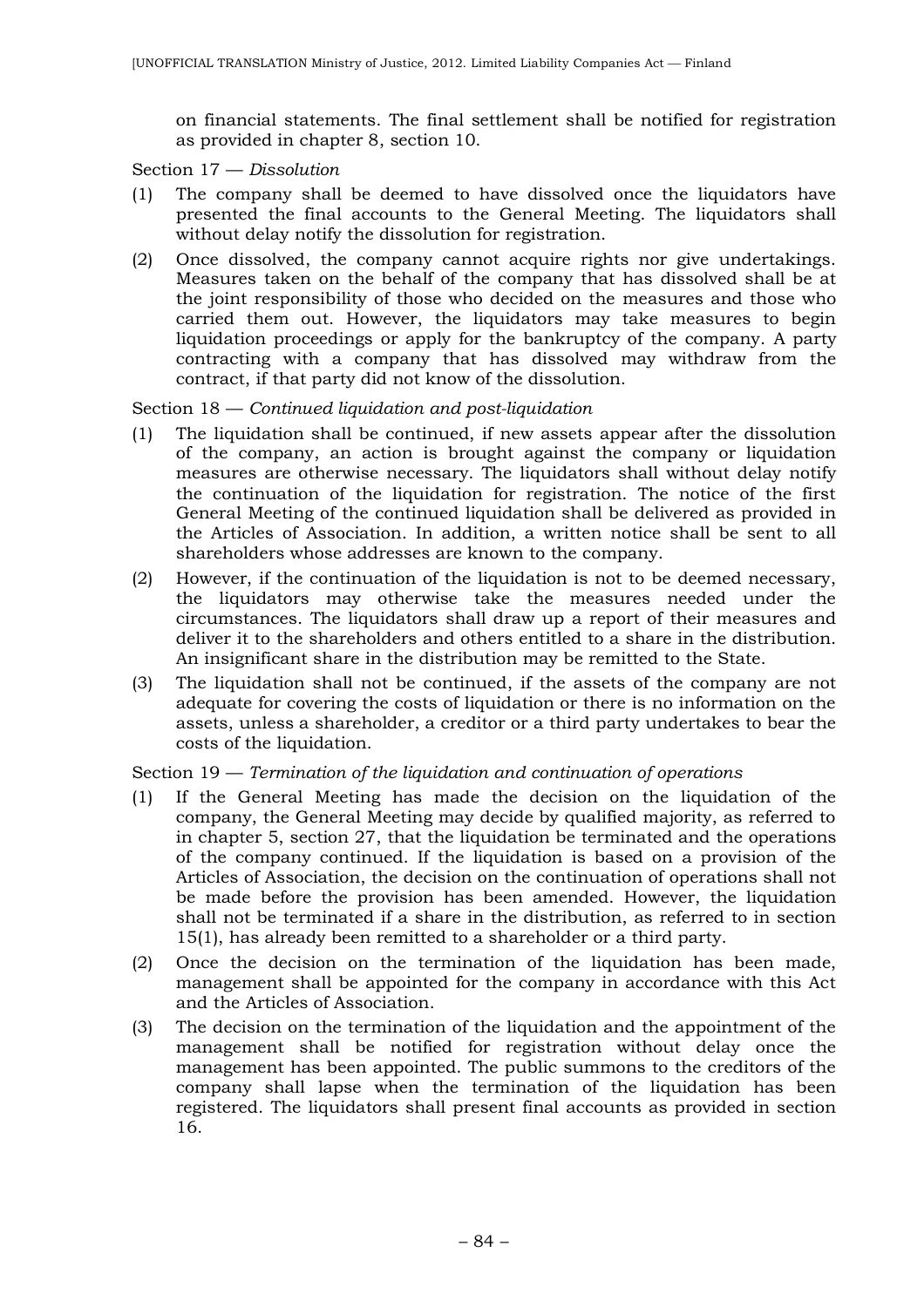on financial statements. The final settlement shall be notified for registration as provided in chapter 8, section 10.

Section 17 — *Dissolution*

(1) The company shall be deemed to have dissolved once the liquidators have presented the final accounts to the General Meeting. The liquidators shall without delay notify the dissolution for registration.

(2) Once dissolved, the company cannot acquire rights nor give undertakings. Measures taken on the behalf of the company that has dissolved shall be at the joint responsibility of those who decided on the measures and those who carried them out. However, the liquidators may take measures to begin liquidation proceedings or apply for the bankruptcy of the company. A party contracting with a company that has dissolved may withdraw from the contract, if that party did not know of the dissolution.

Section 18 — *Continued liquidation and post-liquidation*

(1) The liquidation shall be continued, if new assets appear after the dissolution of the company, an action is brought against the company or liquidation measures are otherwise necessary. The liquidators shall without delay notify the continuation of the liquidation for registration. The notice of the first General Meeting of the continued liquidation shall be delivered as provided in the Articles of Association. In addition, a written notice shall be sent to all shareholders whose addresses are known to the company.

(2) However, if the continuation of the liquidation is not to be deemed necessary, the liquidators may otherwise take the measures needed under the circumstances. The liquidators shall draw up a report of their measures and deliver it to the shareholders and others entitled to a share in the distribution. An insignificant share in the distribution may be remitted to the State.

(3) The liquidation shall not be continued, if the assets of the company are not adequate for covering the costs of liquidation or there is no information on the assets, unless a shareholder, a creditor or a third party undertakes to bear the costs of the liquidation.

Section 19 — *Termination of the liquidation and continuation of operations*

(1) If the General Meeting has made the decision on the liquidation of the company, the General Meeting may decide by qualified majority, as referred to in chapter 5, section 27, that the liquidation be terminated and the operations of the company continued. If the liquidation is based on a provision of the Articles of Association, the decision on the continuation of operations shall not be made before the provision has been amended. However, the liquidation shall not be terminated if a share in the distribution, as referred to in section 15(1), has already been remitted to a shareholder or a third party.

(2) Once the decision on the termination of the liquidation has been made, management shall be appointed for the company in accordance with this Act and the Articles of Association.

(3) The decision on the termination of the liquidation and the appointment of the management shall be notified for registration without delay once the management has been appointed. The public summons to the creditors of the company shall lapse when the termination of the liquidation has been registered. The liquidators shall present final accounts as provided in section 16.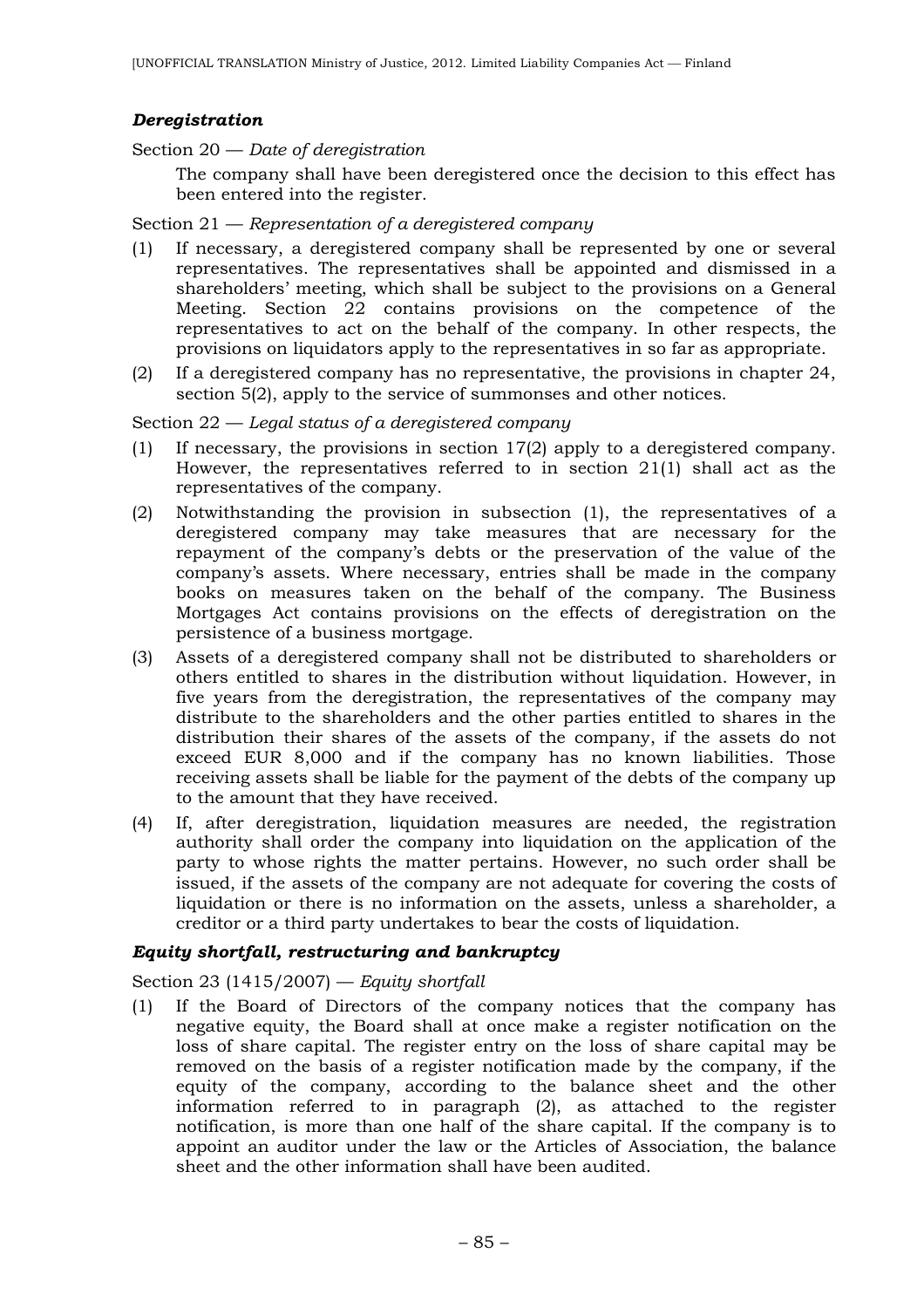### *Deregistration*

Section 20 — *Date of deregistration*

The company shall have been deregistered once the decision to this effect has been entered into the register.

Section 21 — *Representation of a deregistered company*

(1) If necessary, a deregistered company shall be represented by one or several representatives. The representatives shall be appointed and dismissed in a shareholders' meeting, which shall be subject to the provisions on a General Meeting. Section 22 contains provisions on the competence of the representatives to act on the behalf of the company. In other respects, the provisions on liquidators apply to the representatives in so far as appropriate.

(2) If a deregistered company has no representative, the provisions in chapter 24, section 5(2), apply to the service of summonses and other notices.

Section 22 — *Legal status of a deregistered company*

(1) If necessary, the provisions in section 17(2) apply to a deregistered company. However, the representatives referred to in section 21(1) shall act as the representatives of the company.

(2) Notwithstanding the provision in subsection (1), the representatives of a deregistered company may take measures that are necessary for the repayment of the company's debts or the preservation of the value of the company's assets. Where necessary, entries shall be made in the company books on measures taken on the behalf of the company. The Business Mortgages Act contains provisions on the effects of deregistration on the persistence of a business mortgage.

(3) Assets of a deregistered company shall not be distributed to shareholders or others entitled to shares in the distribution without liquidation. However, in five years from the deregistration, the representatives of the company may distribute to the shareholders and the other parties entitled to shares in the distribution their shares of the assets of the company, if the assets do not exceed EUR 8,000 and if the company has no known liabilities. Those receiving assets shall be liable for the payment of the debts of the company up to the amount that they have received.

(4) If, after deregistration, liquidation measures are needed, the registration authority shall order the company into liquidation on the application of the party to whose rights the matter pertains. However, no such order shall be issued, if the assets of the company are not adequate for covering the costs of liquidation or there is no information on the assets, unless a shareholder, a creditor or a third party undertakes to bear the costs of liquidation.

### *Equity shortfall, restructuring and bankruptcy*

Section 23 (1415/2007) — *Equity shortfall*

(1) If the Board of Directors of the company notices that the company has negative equity, the Board shall at once make a register notification on the loss of share capital. The register entry on the loss of share capital may be removed on the basis of a register notification made by the company, if the equity of the company, according to the balance sheet and the other information referred to in paragraph (2), as attached to the register notification, is more than one half of the share capital. If the company is to appoint an auditor under the law or the Articles of Association, the balance sheet and the other information shall have been audited.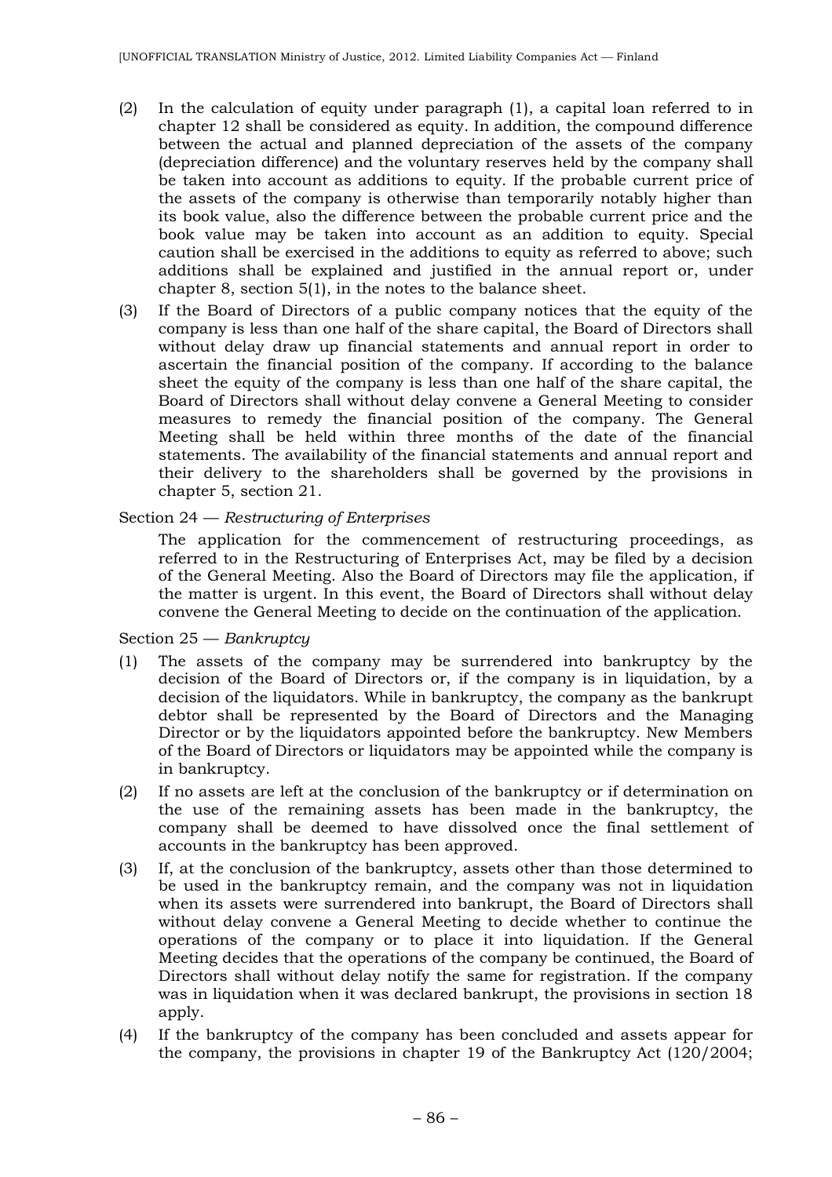(2) In the calculation of equity under paragraph (1), a capital loan referred to in chapter 12 shall be considered as equity. In addition, the compound difference between the actual and planned depreciation of the assets of the company (depreciation difference) and the voluntary reserves held by the company shall be taken into account as additions to equity. If the probable current price of the assets of the company is otherwise than temporarily notably higher than its book value, also the difference between the probable current price and the book value may be taken into account as an addition to equity. Special caution shall be exercised in the additions to equity as referred to above; such additions shall be explained and justified in the annual report or, under chapter 8, section 5(1), in the notes to the balance sheet.

(3) If the Board of Directors of a public company notices that the equity of the company is less than one half of the share capital, the Board of Directors shall without delay draw up financial statements and annual report in order to ascertain the financial position of the company. If according to the balance sheet the equity of the company is less than one half of the share capital, the Board of Directors shall without delay convene a General Meeting to consider measures to remedy the financial position of the company. The General Meeting shall be held within three months of the date of the financial statements. The availability of the financial statements and annual report and their delivery to the shareholders shall be governed by the provisions in chapter 5, section 21.

Section 24 — *Restructuring of Enterprises*

The application for the commencement of restructuring proceedings, as referred to in the Restructuring of Enterprises Act, may be filed by a decision of the General Meeting. Also the Board of Directors may file the application, if the matter is urgent. In this event, the Board of Directors shall without delay convene the General Meeting to decide on the continuation of the application.

Section 25 — *Bankruptcy*

(1) The assets of the company may be surrendered into bankruptcy by the decision of the Board of Directors or, if the company is in liquidation, by a decision of the liquidators. While in bankruptcy, the company as the bankrupt debtor shall be represented by the Board of Directors and the Managing Director or by the liquidators appointed before the bankruptcy. New Members of the Board of Directors or liquidators may be appointed while the company is in bankruptcy.

(2) If no assets are left at the conclusion of the bankruptcy or if determination on the use of the remaining assets has been made in the bankruptcy, the company shall be deemed to have dissolved once the final settlement of accounts in the bankruptcy has been approved.

(3) If, at the conclusion of the bankruptcy, assets other than those determined to be used in the bankruptcy remain, and the company was not in liquidation when its assets were surrendered into bankrupt, the Board of Directors shall without delay convene a General Meeting to decide whether to continue the operations of the company or to place it into liquidation. If the General Meeting decides that the operations of the company be continued, the Board of Directors shall without delay notify the same for registration. If the company was in liquidation when it was declared bankrupt, the provisions in section 18 apply.

(4) If the bankruptcy of the company has been concluded and assets appear for the company, the provisions in chapter 19 of the Bankruptcy Act (120/2004;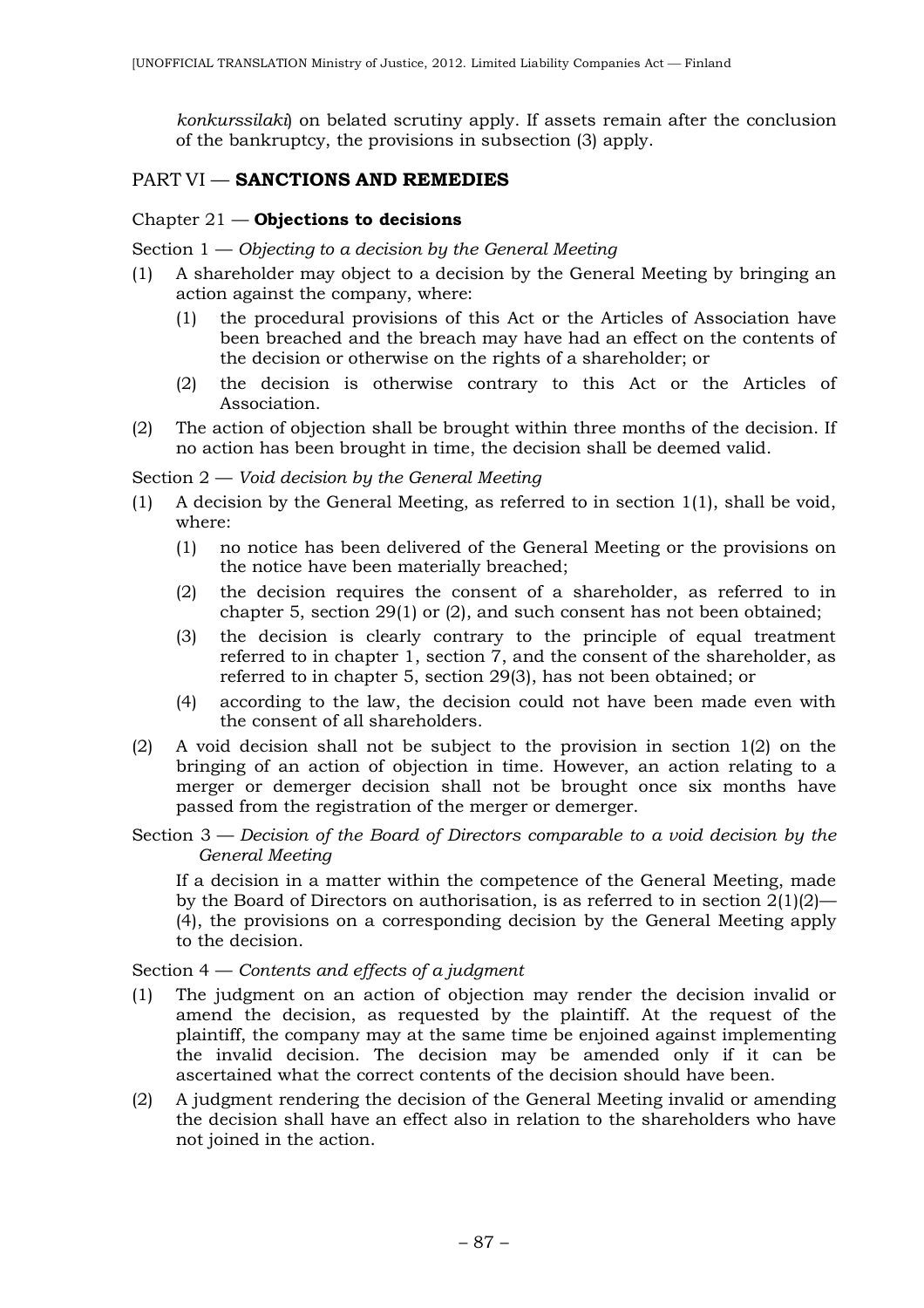*konkurssilaki*) on belated scrutiny apply. If assets remain after the conclusion of the bankruptcy, the provisions in subsection (3) apply.

## PART VI — **SANCTIONS AND REMEDIES**

### Chapter 21 — **Objections to decisions**

Section 1 — *Objecting to a decision by the General Meeting*

(1) A shareholder may object to a decision by the General Meeting by bringing an action against the company, where:

  (1) the procedural provisions of this Act or the Articles of Association have been breached and the breach may have had an effect on the contents of the decision or otherwise on the rights of a shareholder; or

  (2) the decision is otherwise contrary to this Act or the Articles of Association.

(2) The action of objection shall be brought within three months of the decision. If no action has been brought in time, the decision shall be deemed valid.

Section 2 — *Void decision by the General Meeting*

(1) A decision by the General Meeting, as referred to in section 1(1), shall be void, where:

  (1) no notice has been delivered of the General Meeting or the provisions on the notice have been materially breached;

  (2) the decision requires the consent of a shareholder, as referred to in chapter 5, section 29(1) or (2), and such consent has not been obtained;

  (3) the decision is clearly contrary to the principle of equal treatment referred to in chapter 1, section 7, and the consent of the shareholder, as referred to in chapter 5, section 29(3), has not been obtained; or

  (4) according to the law, the decision could not have been made even with the consent of all shareholders.

(2) A void decision shall not be subject to the provision in section 1(2) on the bringing of an action of objection in time. However, an action relating to a merger or demerger decision shall not be brought once six months have passed from the registration of the merger or demerger.

Section 3 — *Decision of the Board of Directors comparable to a void decision by the General Meeting*

If a decision in a matter within the competence of the General Meeting, made by the Board of Directors on authorisation, is as referred to in section 2(1)(2)—(4), the provisions on a corresponding decision by the General Meeting apply to the decision.

Section 4 — *Contents and effects of a judgment*

(1) The judgment on an action of objection may render the decision invalid or amend the decision, as requested by the plaintiff. At the request of the plaintiff, the company may at the same time be enjoined against implementing the invalid decision. The decision may be amended only if it can be ascertained what the correct contents of the decision should have been.

(2) A judgment rendering the decision of the General Meeting invalid or amending the decision shall have an effect also in relation to the shareholders who have not joined in the action.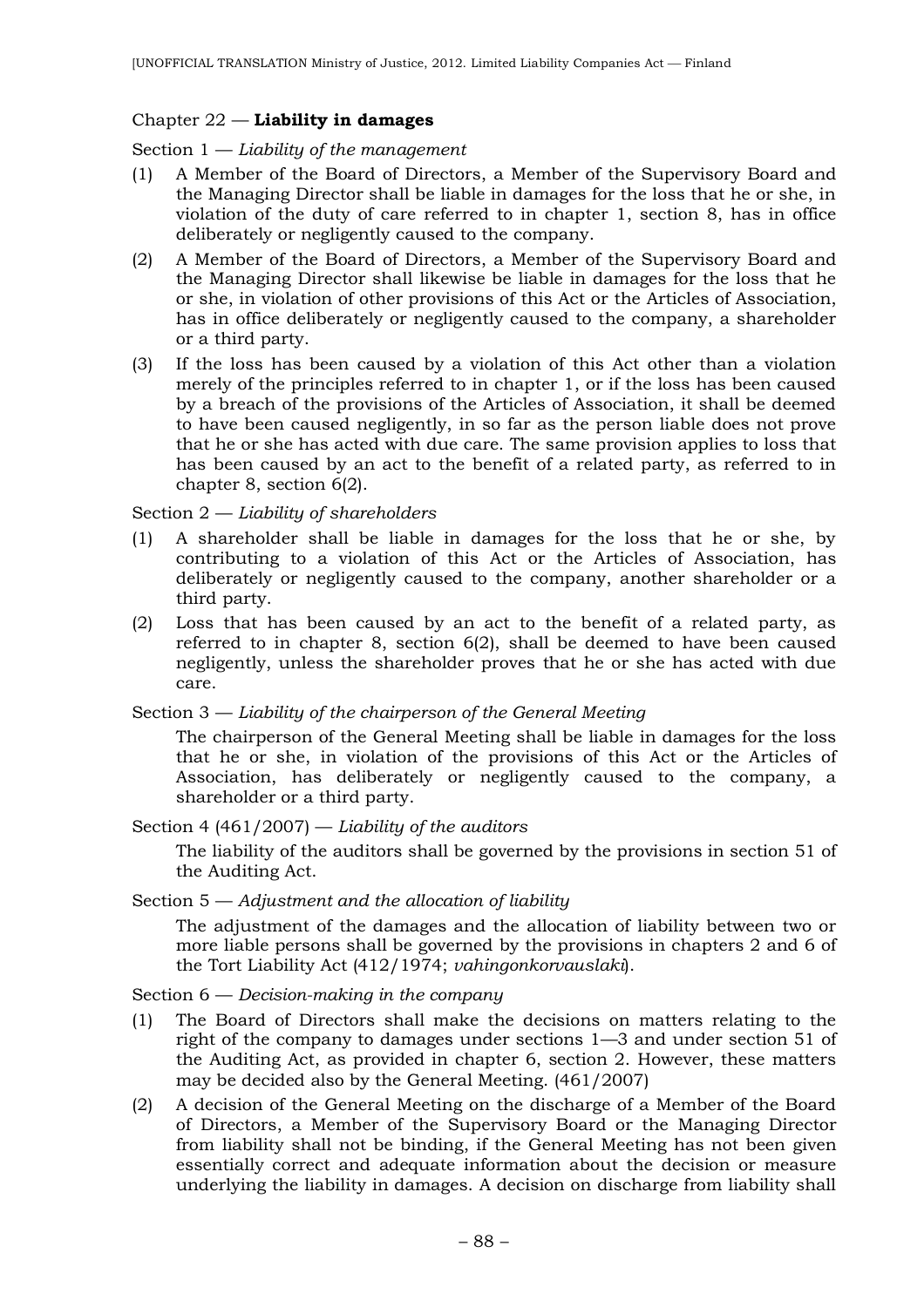## Chapter 22 — **Liability in damages**

### Section 1 — *Liability of the management*

(1) A Member of the Board of Directors, a Member of the Supervisory Board and the Managing Director shall be liable in damages for the loss that he or she, in violation of the duty of care referred to in chapter 1, section 8, has in office deliberately or negligently caused to the company.

(2) A Member of the Board of Directors, a Member of the Supervisory Board and the Managing Director shall likewise be liable in damages for the loss that he or she, in violation of other provisions of this Act or the Articles of Association, has in office deliberately or negligently caused to the company, a shareholder or a third party.

(3) If the loss has been caused by a violation of this Act other than a violation merely of the principles referred to in chapter 1, or if the loss has been caused by a breach of the provisions of the Articles of Association, it shall be deemed to have been caused negligently, in so far as the person liable does not prove that he or she has acted with due care. The same provision applies to loss that has been caused by an act to the benefit of a related party, as referred to in chapter 8, section 6(2).

### Section 2 — *Liability of shareholders*

(1) A shareholder shall be liable in damages for the loss that he or she, by contributing to a violation of this Act or the Articles of Association, has deliberately or negligently caused to the company, another shareholder or a third party.

(2) Loss that has been caused by an act to the benefit of a related party, as referred to in chapter 8, section 6(2), shall be deemed to have been caused negligently, unless the shareholder proves that he or she has acted with due care.

### Section 3 — *Liability of the chairperson of the General Meeting*

The chairperson of the General Meeting shall be liable in damages for the loss that he or she, in violation of the provisions of this Act or the Articles of Association, has deliberately or negligently caused to the company, a shareholder or a third party.

### Section 4 (461/2007) — *Liability of the auditors*

The liability of the auditors shall be governed by the provisions in section 51 of the Auditing Act.

### Section 5 — *Adjustment and the allocation of liability*

The adjustment of the damages and the allocation of liability between two or more liable persons shall be governed by the provisions in chapters 2 and 6 of the Tort Liability Act (412/1974; *vahingonkorvauslaki*).

### Section 6 — *Decision-making in the company*

(1) The Board of Directors shall make the decisions on matters relating to the right of the company to damages under sections 1—3 and under section 51 of the Auditing Act, as provided in chapter 6, section 2. However, these matters may be decided also by the General Meeting. (461/2007)

(2) A decision of the General Meeting on the discharge of a Member of the Board of Directors, a Member of the Supervisory Board or the Managing Director from liability shall not be binding, if the General Meeting has not been given essentially correct and adequate information about the decision or measure underlying the liability in damages. A decision on discharge from liability shall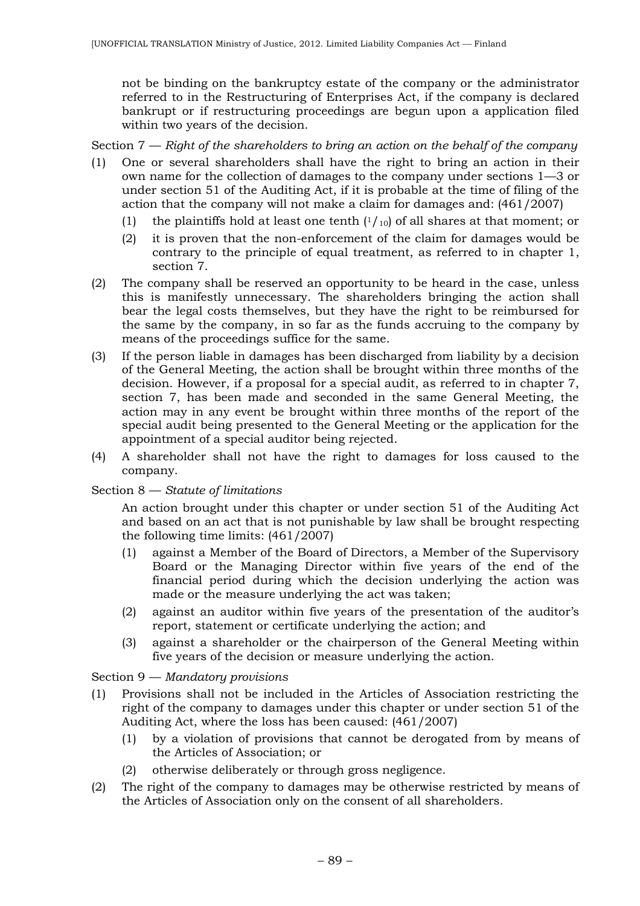not be binding on the bankruptcy estate of the company or the administrator referred to in the Restructuring of Enterprises Act, if the company is declared bankrupt or if restructuring proceedings are begun upon a application filed within two years of the decision.

Section 7 — *Right of the shareholders to bring an action on the behalf of the company*

(1) One or several shareholders shall have the right to bring an action in their own name for the collection of damages to the company under sections 1—3 or under section 51 of the Auditing Act, if it is probable at the time of filing of the action that the company will not make a claim for damages and: (461/2007)

   (1) the plaintiffs hold at least one tenth ($^1/_{10}$) of all shares at that moment; or

   (2) it is proven that the non-enforcement of the claim for damages would be contrary to the principle of equal treatment, as referred to in chapter 1, section 7.

(2) The company shall be reserved an opportunity to be heard in the case, unless this is manifestly unnecessary. The shareholders bringing the action shall bear the legal costs themselves, but they have the right to be reimbursed for the same by the company, in so far as the funds accruing to the company by means of the proceedings suffice for the same.

(3) If the person liable in damages has been discharged from liability by a decision of the General Meeting, the action shall be brought within three months of the decision. However, if a proposal for a special audit, as referred to in chapter 7, section 7, has been made and seconded in the same General Meeting, the action may in any event be brought within three months of the report of the special audit being presented to the General Meeting or the application for the appointment of a special auditor being rejected.

(4) A shareholder shall not have the right to damages for loss caused to the company.

Section 8 — *Statute of limitations*

An action brought under this chapter or under section 51 of the Auditing Act and based on an act that is not punishable by law shall be brought respecting the following time limits: (461/2007)

   (1) against a Member of the Board of Directors, a Member of the Supervisory Board or the Managing Director within five years of the end of the financial period during which the decision underlying the action was made or the measure underlying the act was taken;

   (2) against an auditor within five years of the presentation of the auditor's report, statement or certificate underlying the action; and

   (3) against a shareholder or the chairperson of the General Meeting within five years of the decision or measure underlying the action.

Section 9 — *Mandatory provisions*

(1) Provisions shall not be included in the Articles of Association restricting the right of the company to damages under this chapter or under section 51 of the Auditing Act, where the loss has been caused: (461/2007)

   (1) by a violation of provisions that cannot be derogated from by means of the Articles of Association; or

   (2) otherwise deliberately or through gross negligence.

(2) The right of the company to damages may be otherwise restricted by means of the Articles of Association only on the consent of all shareholders.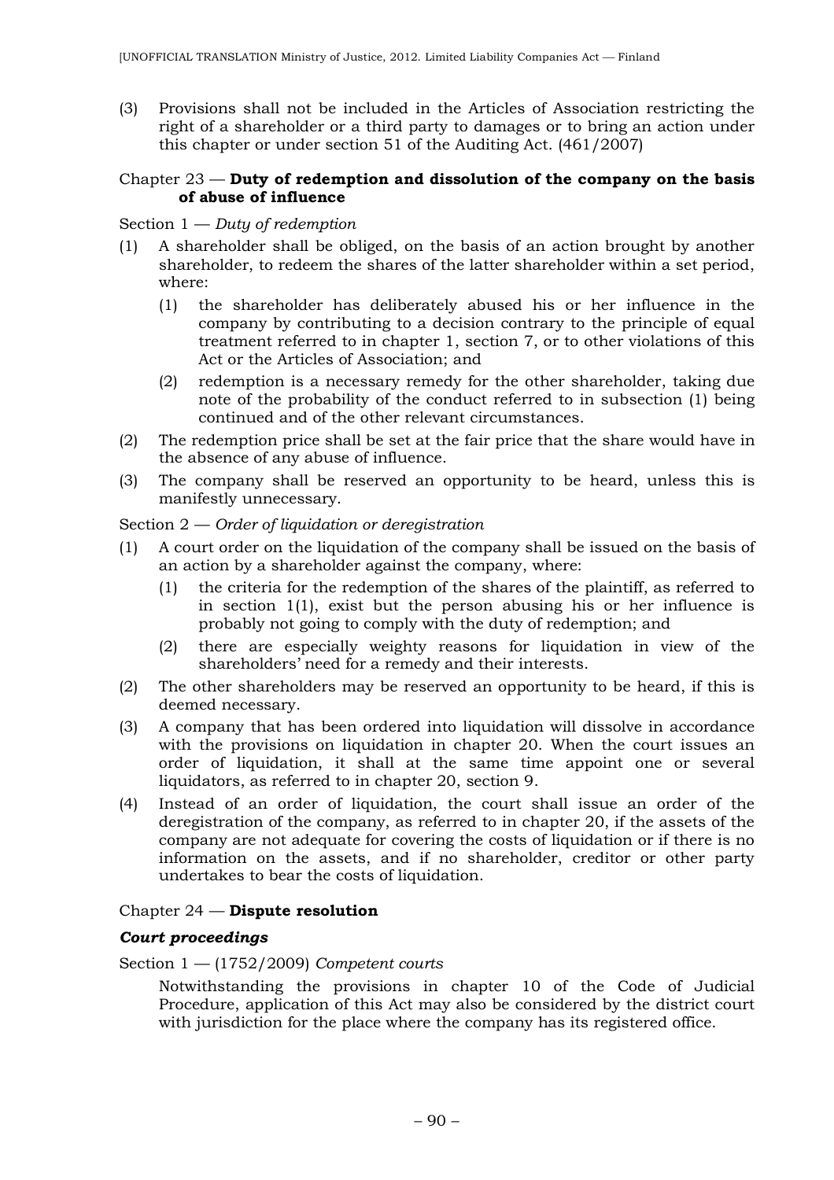(3) Provisions shall not be included in the Articles of Association restricting the right of a shareholder or a third party to damages or to bring an action under this chapter or under section 51 of the Auditing Act. (461/2007)

## Chapter 23 — **Duty of redemption and dissolution of the company on the basis of abuse of influence**

Section 1 — *Duty of redemption*

(1) A shareholder shall be obliged, on the basis of an action brought by another shareholder, to redeem the shares of the latter shareholder within a set period, where:

   (1) the shareholder has deliberately abused his or her influence in the company by contributing to a decision contrary to the principle of equal treatment referred to in chapter 1, section 7, or to other violations of this Act or the Articles of Association; and

   (2) redemption is a necessary remedy for the other shareholder, taking due note of the probability of the conduct referred to in subsection (1) being continued and of the other relevant circumstances.

(2) The redemption price shall be set at the fair price that the share would have in the absence of any abuse of influence.

(3) The company shall be reserved an opportunity to be heard, unless this is manifestly unnecessary.

Section 2 — *Order of liquidation or deregistration*

(1) A court order on the liquidation of the company shall be issued on the basis of an action by a shareholder against the company, where:

   (1) the criteria for the redemption of the shares of the plaintiff, as referred to in section 1(1), exist but the person abusing his or her influence is probably not going to comply with the duty of redemption; and

   (2) there are especially weighty reasons for liquidation in view of the shareholders' need for a remedy and their interests.

(2) The other shareholders may be reserved an opportunity to be heard, if this is deemed necessary.

(3) A company that has been ordered into liquidation will dissolve in accordance with the provisions on liquidation in chapter 20. When the court issues an order of liquidation, it shall at the same time appoint one or several liquidators, as referred to in chapter 20, section 9.

(4) Instead of an order of liquidation, the court shall issue an order of the deregistration of the company, as referred to in chapter 20, if the assets of the company are not adequate for covering the costs of liquidation or if there is no information on the assets, and if no shareholder, creditor or other party undertakes to bear the costs of liquidation.

## Chapter 24 — **Dispute resolution**

### *Court proceedings*

Section 1 — (1752/2009) *Competent courts*

Notwithstanding the provisions in chapter 10 of the Code of Judicial Procedure, application of this Act may also be considered by the district court with jurisdiction for the place where the company has its registered office.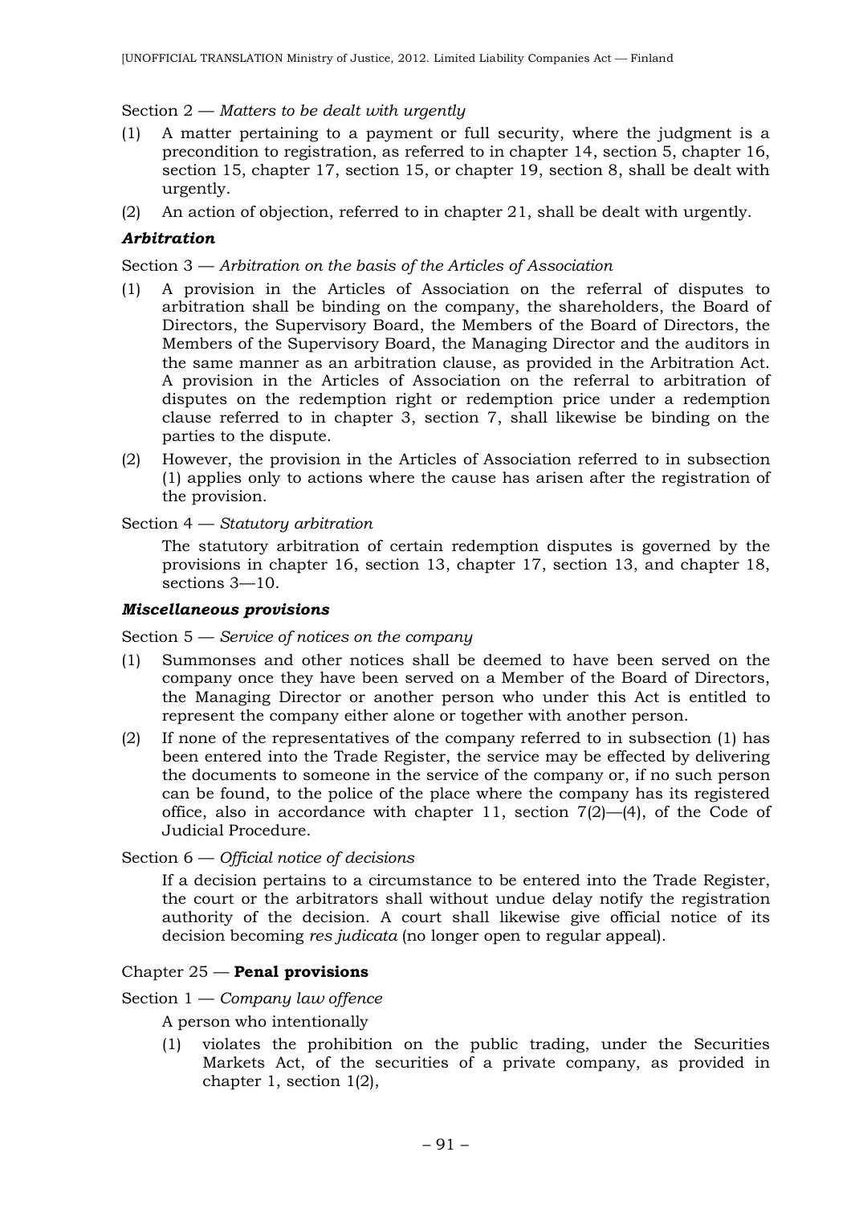Section 2 — *Matters to be dealt with urgently*

(1) A matter pertaining to a payment or full security, where the judgment is a precondition to registration, as referred to in chapter 14, section 5, chapter 16, section 15, chapter 17, section 15, or chapter 19, section 8, shall be dealt with urgently.

(2) An action of objection, referred to in chapter 21, shall be dealt with urgently.

### ***Arbitration***

Section 3 — *Arbitration on the basis of the Articles of Association*

(1) A provision in the Articles of Association on the referral of disputes to arbitration shall be binding on the company, the shareholders, the Board of Directors, the Supervisory Board, the Members of the Board of Directors, the Members of the Supervisory Board, the Managing Director and the auditors in the same manner as an arbitration clause, as provided in the Arbitration Act. A provision in the Articles of Association on the referral to arbitration of disputes on the redemption right or redemption price under a redemption clause referred to in chapter 3, section 7, shall likewise be binding on the parties to the dispute.

(2) However, the provision in the Articles of Association referred to in subsection (1) applies only to actions where the cause has arisen after the registration of the provision.

Section 4 — *Statutory arbitration*

The statutory arbitration of certain redemption disputes is governed by the provisions in chapter 16, section 13, chapter 17, section 13, and chapter 18, sections 3—10.

### ***Miscellaneous provisions***

Section 5 — *Service of notices on the company*

(1) Summonses and other notices shall be deemed to have been served on the company once they have been served on a Member of the Board of Directors, the Managing Director or another person who under this Act is entitled to represent the company either alone or together with another person.

(2) If none of the representatives of the company referred to in subsection (1) has been entered into the Trade Register, the service may be effected by delivering the documents to someone in the service of the company or, if no such person can be found, to the police of the place where the company has its registered office, also in accordance with chapter 11, section 7(2)—(4), of the Code of Judicial Procedure.

Section 6 — *Official notice of decisions*

If a decision pertains to a circumstance to be entered into the Trade Register, the court or the arbitrators shall without undue delay notify the registration authority of the decision. A court shall likewise give official notice of its decision becoming *res judicata* (no longer open to regular appeal).

## Chapter 25 — **Penal provisions**

Section 1 — *Company law offence*

A person who intentionally

(1) violates the prohibition on the public trading, under the Securities Markets Act, of the securities of a private company, as provided in chapter 1, section 1(2),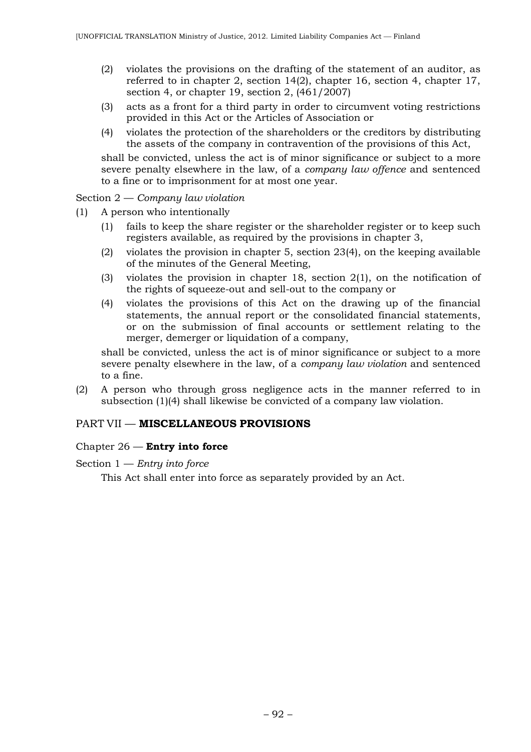(2) violates the provisions on the drafting of the statement of an auditor, as referred to in chapter 2, section 14(2), chapter 16, section 4, chapter 17, section 4, or chapter 19, section 2, (461/2007)

(3) acts as a front for a third party in order to circumvent voting restrictions provided in this Act or the Articles of Association or

(4) violates the protection of the shareholders or the creditors by distributing the assets of the company in contravention of the provisions of this Act,

shall be convicted, unless the act is of minor significance or subject to a more severe penalty elsewhere in the law, of a *company law offence* and sentenced to a fine or to imprisonment for at most one year.

Section 2 — *Company law violation*

(1) A person who intentionally

(1) fails to keep the share register or the shareholder register or to keep such registers available, as required by the provisions in chapter 3,

(2) violates the provision in chapter 5, section 23(4), on the keeping available of the minutes of the General Meeting,

(3) violates the provision in chapter 18, section 2(1), on the notification of the rights of squeeze-out and sell-out to the company or

(4) violates the provisions of this Act on the drawing up of the financial statements, the annual report or the consolidated financial statements, or on the submission of final accounts or settlement relating to the merger, demerger or liquidation of a company,

shall be convicted, unless the act is of minor significance or subject to a more severe penalty elsewhere in the law, of a *company law violation* and sentenced to a fine.

(2) A person who through gross negligence acts in the manner referred to in subsection (1)(4) shall likewise be convicted of a company law violation.

## PART VII — **MISCELLANEOUS PROVISIONS**

### Chapter 26 — **Entry into force**

Section 1 — *Entry into force*

This Act shall enter into force as separately provided by an Act.